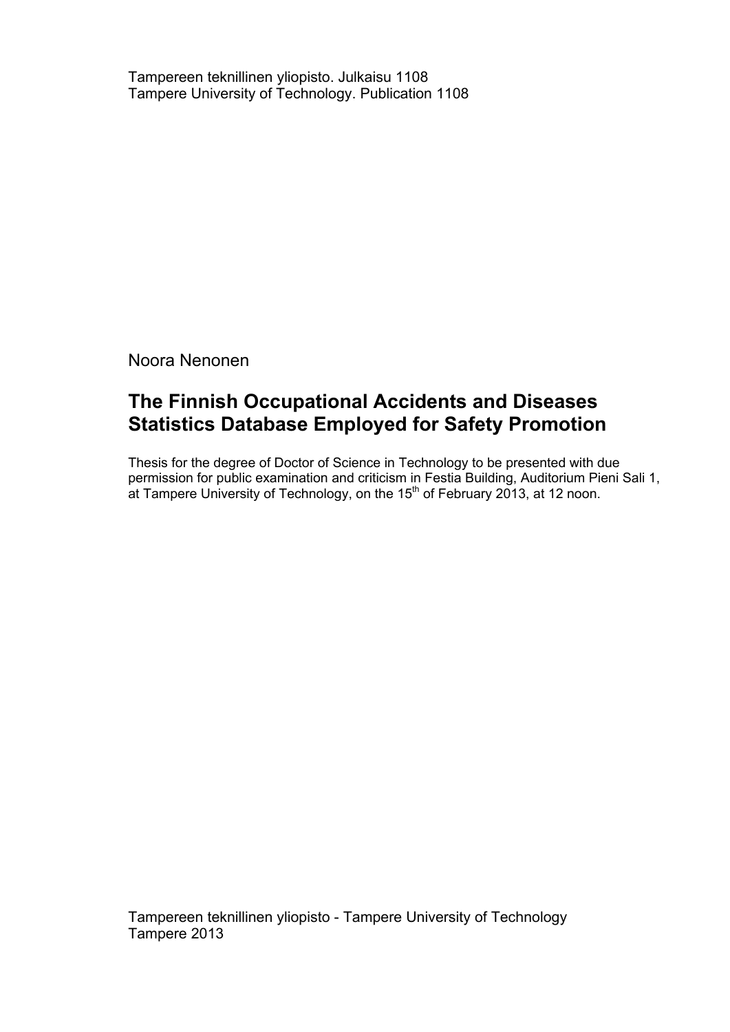Tampereen teknillinen yliopisto. Julkaisu 1108
Tampere University of Technology. Publication 1108

Noora Nenonen

# The Finnish Occupational Accidents and Diseases Statistics Database Employed for Safety Promotion

Thesis for the degree of Doctor of Science in Technology to be presented with due permission for public examination and criticism in Festia Building, Auditorium Pieni Sali 1, at Tampere University of Technology, on the 15th of February 2013, at 12 noon.

Tampereen teknillinen yliopisto - Tampere University of Technology
Tampere 2013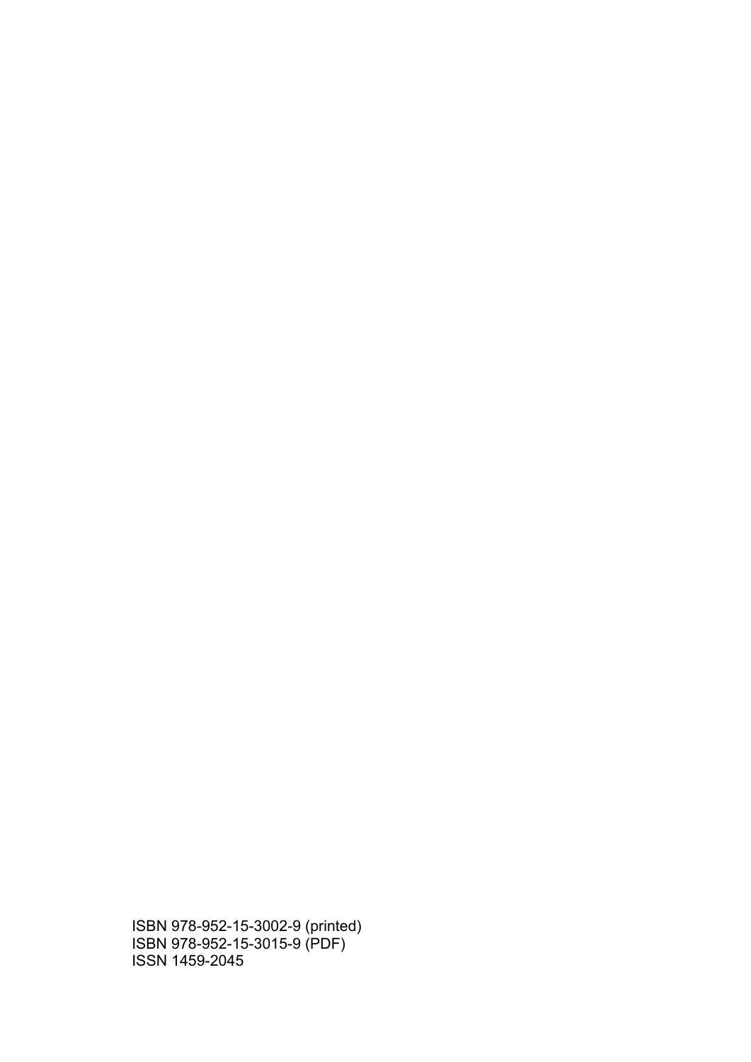ISBN 978-952-15-3002-9 (printed)
ISBN 978-952-15-3015-9 (PDF)
ISSN 1459-2045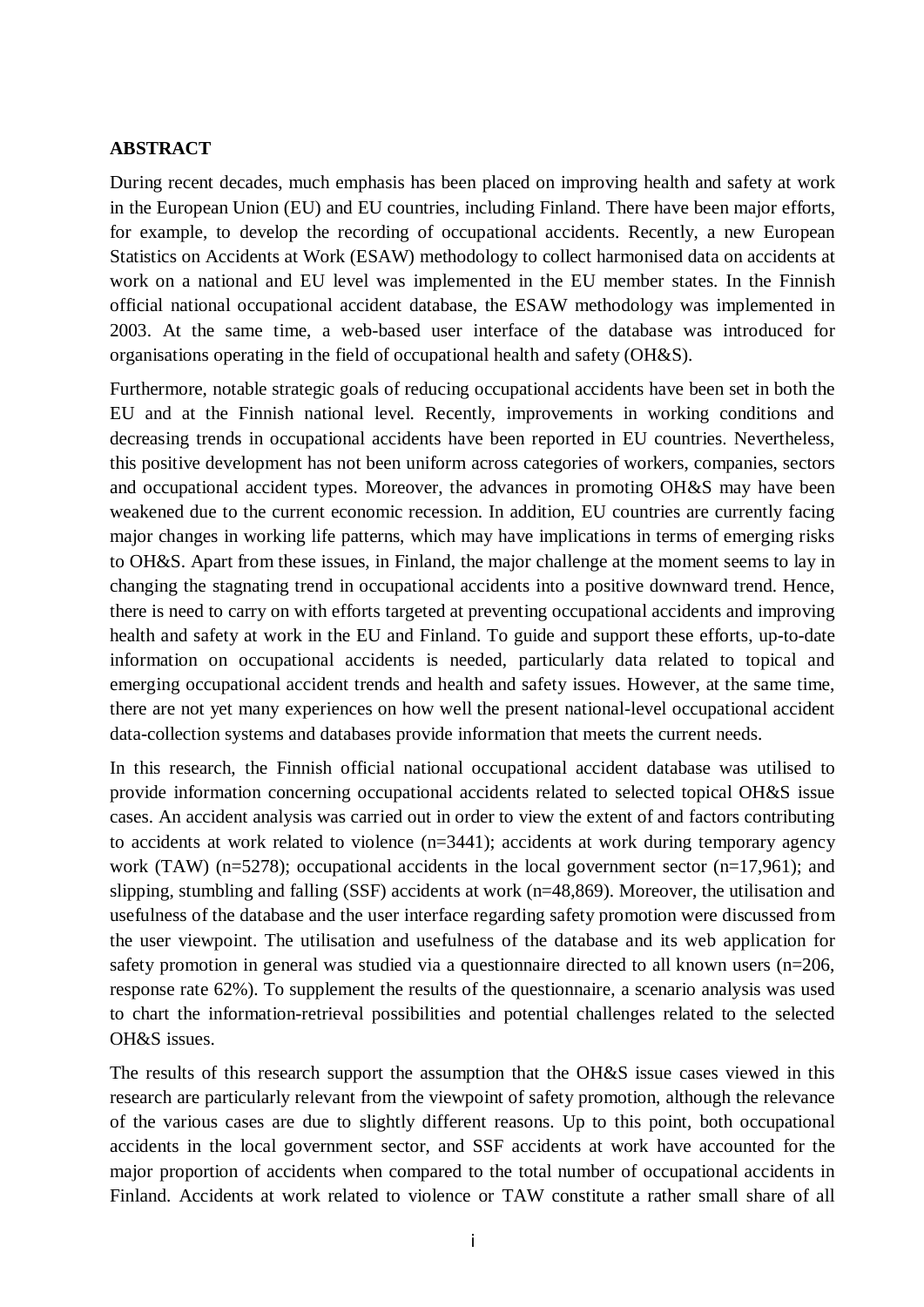**ABSTRACT**

During recent decades, much emphasis has been placed on improving health and safety at work in the European Union (EU) and EU countries, including Finland. There have been major efforts, for example, to develop the recording of occupational accidents. Recently, a new European Statistics on Accidents at Work (ESAW) methodology to collect harmonised data on accidents at work on a national and EU level was implemented in the EU member states. In the Finnish official national occupational accident database, the ESAW methodology was implemented in 2003. At the same time, a web-based user interface of the database was introduced for organisations operating in the field of occupational health and safety (OH&S).

Furthermore, notable strategic goals of reducing occupational accidents have been set in both the EU and at the Finnish national level. Recently, improvements in working conditions and decreasing trends in occupational accidents have been reported in EU countries. Nevertheless, this positive development has not been uniform across categories of workers, companies, sectors and occupational accident types. Moreover, the advances in promoting OH&S may have been weakened due to the current economic recession. In addition, EU countries are currently facing major changes in working life patterns, which may have implications in terms of emerging risks to OH&S. Apart from these issues, in Finland, the major challenge at the moment seems to lay in changing the stagnating trend in occupational accidents into a positive downward trend. Hence, there is need to carry on with efforts targeted at preventing occupational accidents and improving health and safety at work in the EU and Finland. To guide and support these efforts, up-to-date information on occupational accidents is needed, particularly data related to topical and emerging occupational accident trends and health and safety issues. However, at the same time, there are not yet many experiences on how well the present national-level occupational accident data-collection systems and databases provide information that meets the current needs.

In this research, the Finnish official national occupational accident database was utilised to provide information concerning occupational accidents related to selected topical OH&S issue cases. An accident analysis was carried out in order to view the extent of and factors contributing to accidents at work related to violence (n=3441); accidents at work during temporary agency work (TAW) (n=5278); occupational accidents in the local government sector (n=17,961); and slipping, stumbling and falling (SSF) accidents at work (n=48,869). Moreover, the utilisation and usefulness of the database and the user interface regarding safety promotion were discussed from the user viewpoint. The utilisation and usefulness of the database and its web application for safety promotion in general was studied via a questionnaire directed to all known users (n=206, response rate 62%). To supplement the results of the questionnaire, a scenario analysis was used to chart the information-retrieval possibilities and potential challenges related to the selected OH&S issues.

The results of this research support the assumption that the OH&S issue cases viewed in this research are particularly relevant from the viewpoint of safety promotion, although the relevance of the various cases are due to slightly different reasons. Up to this point, both occupational accidents in the local government sector, and SSF accidents at work have accounted for the major proportion of accidents when compared to the total number of occupational accidents in Finland. Accidents at work related to violence or TAW constitute a rather small share of all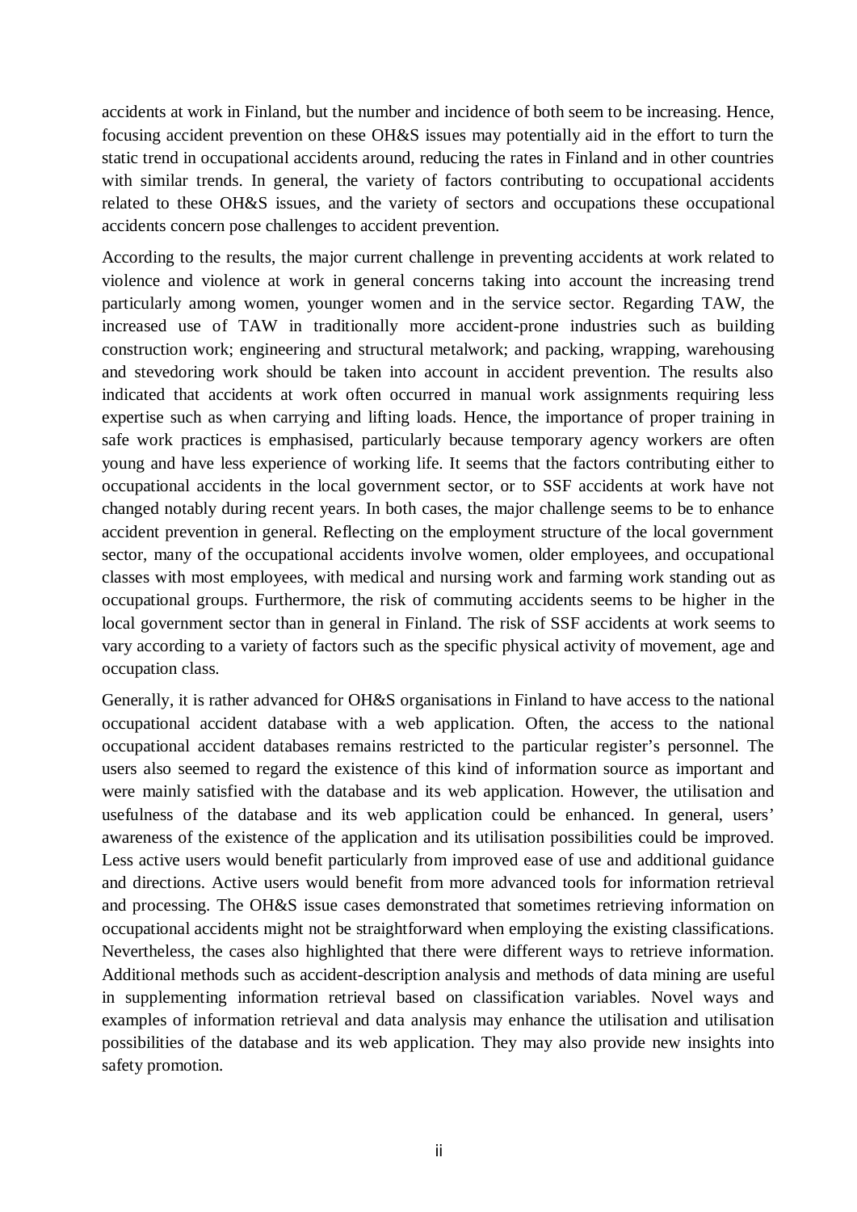accidents at work in Finland, but the number and incidence of both seem to be increasing. Hence, focusing accident prevention on these OH&S issues may potentially aid in the effort to turn the static trend in occupational accidents around, reducing the rates in Finland and in other countries with similar trends. In general, the variety of factors contributing to occupational accidents related to these OH&S issues, and the variety of sectors and occupations these occupational accidents concern pose challenges to accident prevention.

According to the results, the major current challenge in preventing accidents at work related to violence and violence at work in general concerns taking into account the increasing trend particularly among women, younger women and in the service sector. Regarding TAW, the increased use of TAW in traditionally more accident-prone industries such as building construction work; engineering and structural metalwork; and packing, wrapping, warehousing and stevedoring work should be taken into account in accident prevention. The results also indicated that accidents at work often occurred in manual work assignments requiring less expertise such as when carrying and lifting loads. Hence, the importance of proper training in safe work practices is emphasised, particularly because temporary agency workers are often young and have less experience of working life. It seems that the factors contributing either to occupational accidents in the local government sector, or to SSF accidents at work have not changed notably during recent years. In both cases, the major challenge seems to be to enhance accident prevention in general. Reflecting on the employment structure of the local government sector, many of the occupational accidents involve women, older employees, and occupational classes with most employees, with medical and nursing work and farming work standing out as occupational groups. Furthermore, the risk of commuting accidents seems to be higher in the local government sector than in general in Finland. The risk of SSF accidents at work seems to vary according to a variety of factors such as the specific physical activity of movement, age and occupation class.

Generally, it is rather advanced for OH&S organisations in Finland to have access to the national occupational accident database with a web application. Often, the access to the national occupational accident databases remains restricted to the particular register's personnel. The users also seemed to regard the existence of this kind of information source as important and were mainly satisfied with the database and its web application. However, the utilisation and usefulness of the database and its web application could be enhanced. In general, users' awareness of the existence of the application and its utilisation possibilities could be improved. Less active users would benefit particularly from improved ease of use and additional guidance and directions. Active users would benefit from more advanced tools for information retrieval and processing. The OH&S issue cases demonstrated that sometimes retrieving information on occupational accidents might not be straightforward when employing the existing classifications. Nevertheless, the cases also highlighted that there were different ways to retrieve information. Additional methods such as accident-description analysis and methods of data mining are useful in supplementing information retrieval based on classification variables. Novel ways and examples of information retrieval and data analysis may enhance the utilisation and utilisation possibilities of the database and its web application. They may also provide new insights into safety promotion.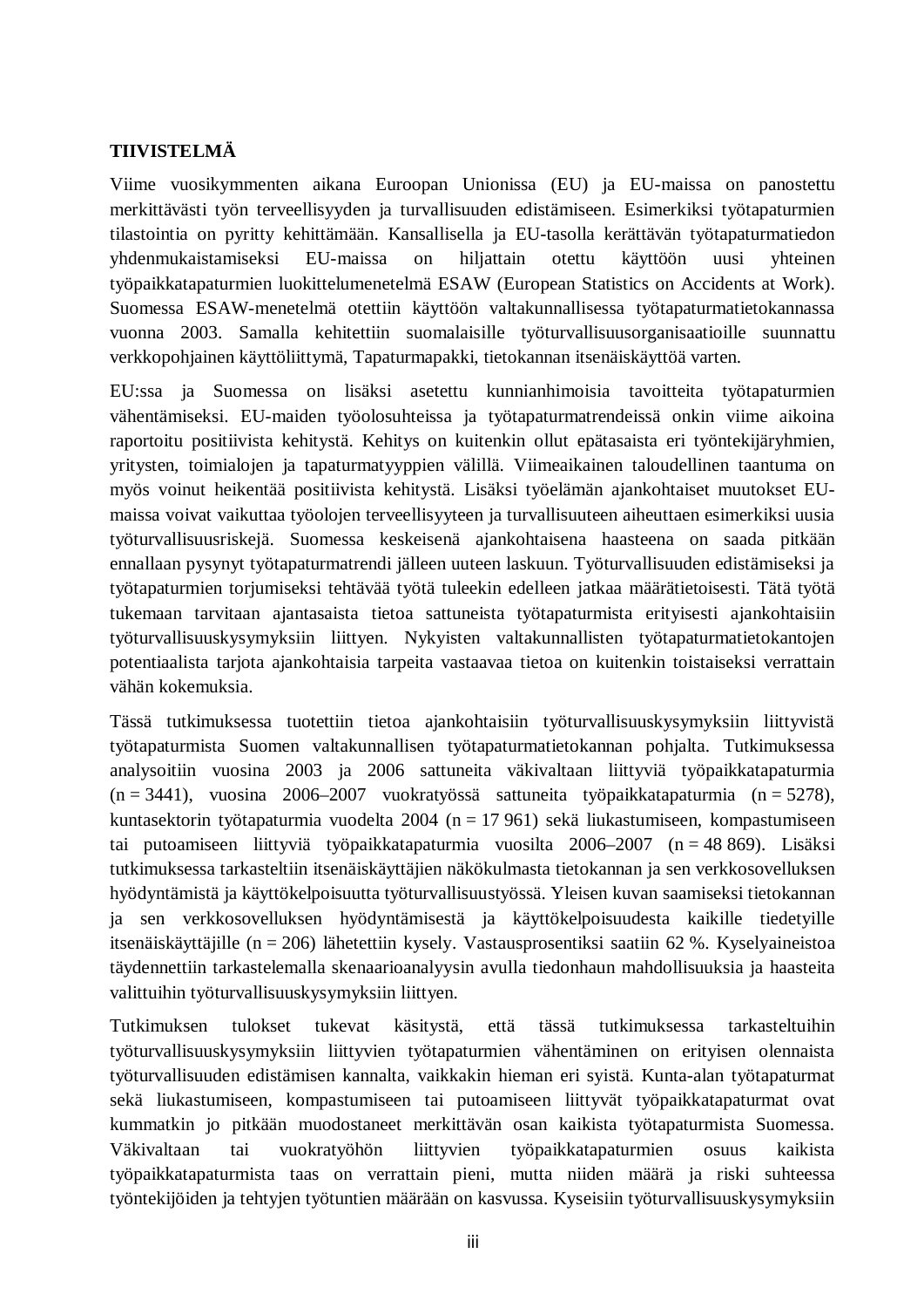**TIIVISTELMÄ**

Viime vuosikymmenten aikana Euroopan Unionissa (EU) ja EU-maissa on panostettu merkittävästi työn terveellisyyden ja turvallisuuden edistämiseen. Esimerkiksi työtapaturmien tilastointia on pyritty kehittämään. Kansallisella ja EU-tasolla kerättävän työtapaturmatiedon yhdenmukaistamiseksi EU-maissa on hiljattain otettu käyttöön uusi yhteinen työpaikkatapaturmien luokittelumenetelmä ESAW (European Statistics on Accidents at Work). Suomessa ESAW-menetelmä otettiin käyttöön valtakunnallisessa työtapaturmatietokannassa vuonna 2003. Samalla kehitettiin suomalaisille työturvallisuusorganisaatioille suunnattu verkkopohjainen käyttöliittymä, Tapaturmapakki, tietokannan itsenäiskäyttöä varten.

EU:ssa ja Suomessa on lisäksi asetettu kunnianhimoisia tavoitteita työtapaturmien vähentämiseksi. EU-maiden työolosuhteissa ja työtapaturmatrendeissä onkin viime aikoina raportoitu positiivista kehitystä. Kehitys on kuitenkin ollut epätasaista eri työntekijäryhmien, yritysten, toimialojen ja tapaturmatyyppien välillä. Viimeaikainen taloudellinen taantuma on myös voinut heikentää positiivista kehitystä. Lisäksi työelämän ajankohtaiset muutokset EU-maissa voivat vaikuttaa työolojen terveellisyyteen ja turvallisuuteen aiheuttaen esimerkiksi uusia työturvallisuusriskejä. Suomessa keskeisenä ajankohtaisena haasteena on saada pitkään ennallaan pysynyt työtapaturmatrendi jälleen uuteen laskuun. Työturvallisuuden edistämiseksi ja työtapaturmien torjumiseksi tehtävää työtä tuleekin edelleen jatkaa määrätietoisesti. Tätä työtä tukemaan tarvitaan ajantasaista tietoa sattuneista työtapaturmista erityisesti ajankohtaisiin työturvallisuuskysymyksiin liittyen. Nykyisten valtakunnallisten työtapaturmatietokantojen potentiaalista tarjota ajankohtaisia tarpeita vastaavaa tietoa on kuitenkin toistaiseksi verrattain vähän kokemuksia.

Tässä tutkimuksessa tuotettiin tietoa ajankohtaisiin työturvallisuuskysymyksiin liittyvistä työtapaturmista Suomen valtakunnallisen työtapaturmatietokannan pohjalta. Tutkimuksessa analysoitiin vuosina 2003 ja 2006 sattuneita väkivaltaan liittyviä työpaikkatapaturmia (n = 3441), vuosina 2006–2007 vuokratyössä sattuneita työpaikkatapaturmia (n = 5278), kuntasektorin työtapaturmia vuodelta 2004 (n = 17 961) sekä liukastumiseen, kompastumiseen tai putoamiseen liittyviä työpaikkatapaturmia vuosilta 2006–2007 (n = 48 869). Lisäksi tutkimuksessa tarkasteltiin itsenäiskäyttäjien näkökulmasta tietokannan ja sen verkkosovelluksen hyödyntämistä ja käyttökelpoisuutta työturvallisuustyössä. Yleisen kuvan saamiseksi tietokannan ja sen verkkosovelluksen hyödyntämisestä ja käyttökelpoisuudesta kaikille tiedetyille itsenäiskäyttäjille (n = 206) lähetettiin kysely. Vastausprosentiksi saatiin 62 %. Kyselyaineistoa täydennettiin tarkastelemalla skenaarioanalyysin avulla tiedonhaun mahdollisuuksia ja haasteita valittuihin työturvallisuuskysymyksiin liittyen.

Tutkimuksen tulokset tukevat käsitystä, että tässä tutkimuksessa tarkasteltuihin työturvallisuuskysymyksiin liittyvien työtapaturmien vähentäminen on erityisen olennaista työturvallisuuden edistämisen kannalta, vaikkakin hieman eri syistä. Kunta-alan työtapaturmat sekä liukastumiseen, kompastumiseen tai putoamiseen liittyvät työpaikkatapaturmat ovat kummatkin jo pitkään muodostaneet merkittävän osan kaikista työtapaturmista Suomessa. Väkivaltaan tai vuokratyöhön liittyvien työpaikkatapaturmien osuus kaikista työpaikkatapaturmista taas on verrattain pieni, mutta niiden määrä ja riski suhteessa työntekijöiden ja tehtyjen työtuntien määrään on kasvussa. Kyseisiin työturvallisuuskysymyksiin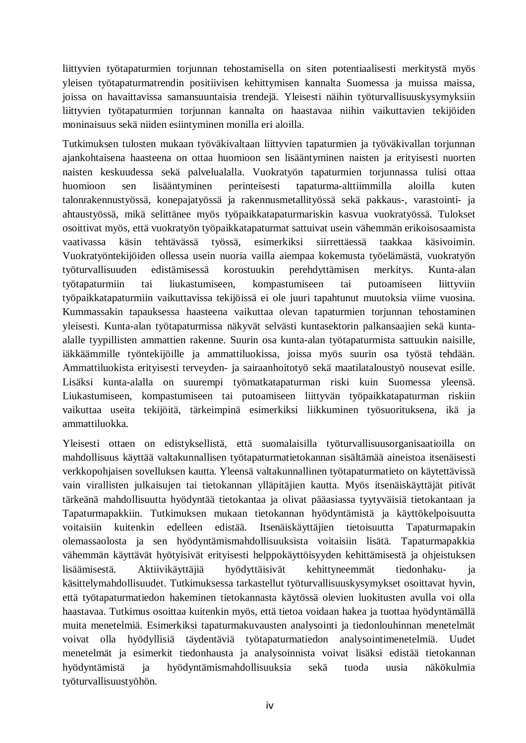liittyvien työtapaturmien torjunnan tehostamisella on siten potentiaalisesti merkitystä myös yleisen työtapaturmatrendin positiivisen kehittymisen kannalta Suomessa ja muissa maissa, joissa on havaittavissa samansuuntaisia trendejä. Yleisesti näihin työturvallisuuskysymyksiin liittyvien työtapaturmien torjunnan kannalta on haastavaa niihin vaikuttavien tekijöiden moninaisuus sekä niiden esiintyminen monilla eri aloilla.

Tutkimuksen tulosten mukaan työväkivaltaan liittyvien tapaturmien ja työväkivallan torjunnan ajankohtaisena haasteena on ottaa huomioon sen lisääntyminen naisten ja erityisesti nuorten naisten keskuudessa sekä palvelualalla. Vuokratyön tapaturmien torjunnassa tulisi ottaa huomioon sen lisääntyminen perinteisesti tapaturma-alttiimmilla aloilla kuten talonrakennustyössä, konepajatyössä ja rakennusmetallityössä sekä pakkaus-, varastointi- ja ahtaustyössä, mikä selittänee myös työpaikkatapaturmariskin kasvua vuokratyössä. Tulokset osoittivat myös, että vuokratyön työpaikkatapaturmat sattuivat usein vähemmän erikoisosaamista vaativassa käsin tehtävässä työssä, esimerkiksi siirrettäessä taakkaa käsivoimin. Vuokratyöntekijöiden ollessa usein nuoria vailla aiempaa kokemusta työelämästä, vuokratyön työturvallisuuden edistämisessä korostuukin perehdyttämisen merkitys. Kunta-alan työtapaturmiin tai liukastumiseen, kompastumiseen tai putoamiseen liittyviin työpaikkatapaturmiin vaikuttavissa tekijöissä ei ole juuri tapahtunut muutoksia viime vuosina. Kummassakin tapauksessa haasteena vaikuttaa olevan tapaturmien torjunnan tehostaminen yleisesti. Kunta-alan työtapaturmissa näkyvät selvästi kuntasektorin palkansaajien sekä kunta-alalle tyypillisten ammattien rakenne. Suurin osa kunta-alan työtapaturmista sattuukin naisille, iäkkäämmille työntekijöille ja ammattiluokissa, joissa myös suurin osa työstä tehdään. Ammattiluokista erityisesti terveyden- ja sairaanhoitotyö sekä maatilataloustyö nousevat esille. Lisäksi kunta-alalla on suurempi työmatkatapaturman riski kuin Suomessa yleensä. Liukastumiseen, kompastumiseen tai putoamiseen liittyvän työpaikkatapaturman riskiin vaikuttaa useita tekijöitä, tärkeimpinä esimerkiksi liikkuminen työsuorituksena, ikä ja ammattiluokka.

Yleisesti ottaen on edistyksellistä, että suomalaisilla työturvallisuusorganisaatioilla on mahdollisuus käyttää valtakunnallisen työtapaturmatietokannan sisältämää aineistoa itsenäisesti verkkopohjaisen sovelluksen kautta. Yleensä valtakunnallinen työtapaturmatieto on käytettävissä vain virallisten julkaisujen tai tietokannan ylläpitäjien kautta. Myös itsenäiskäyttäjät pitivät tärkeänä mahdollisuutta hyödyntää tietokantaa ja olivat pääasiassa tyytyväisiä tietokantaan ja Tapaturmapakkiin. Tutkimuksen mukaan tietokannan hyödyntämistä ja käyttökelpoisuutta voitaisiin kuitenkin edelleen edistää. Itsenäiskäyttäjien tietoisuutta Tapaturmapakin olemassaolosta ja sen hyödyntämismahdollisuuksista voitaisiin lisätä. Tapaturmapakkia vähemmän käyttävät hyötyisivät erityisesti helppokäyttöisyyden kehittämisestä ja ohjeistuksen lisäämisestä. Aktiivikäyttäjiä hyödyttäisivät kehittyneemmät tiedonhaku- ja käsittelymahdollisuudet. Tutkimuksessa tarkastellut työturvallisuuskysymykset osoittavat hyvin, että työtapaturmatiedon hakeminen tietokannasta käytössä olevien luokitusten avulla voi olla haastavaa. Tutkimus osoittaa kuitenkin myös, että tietoa voidaan hakea ja tuottaa hyödyntämällä muita menetelmiä. Esimerkiksi tapaturmakuvausten analysointi ja tiedonlouhinnan menetelmät voivat olla hyödyllisiä täydentäviä työtapaturmatiedon analysointimenetelmiä. Uudet menetelmät ja esimerkit tiedonhausta ja analysoinnista voivat lisäksi edistää tietokannan hyödyntämistä ja hyödyntämismahdollisuuksia sekä tuoda uusia näkökulmia työturvallisuustyöhön.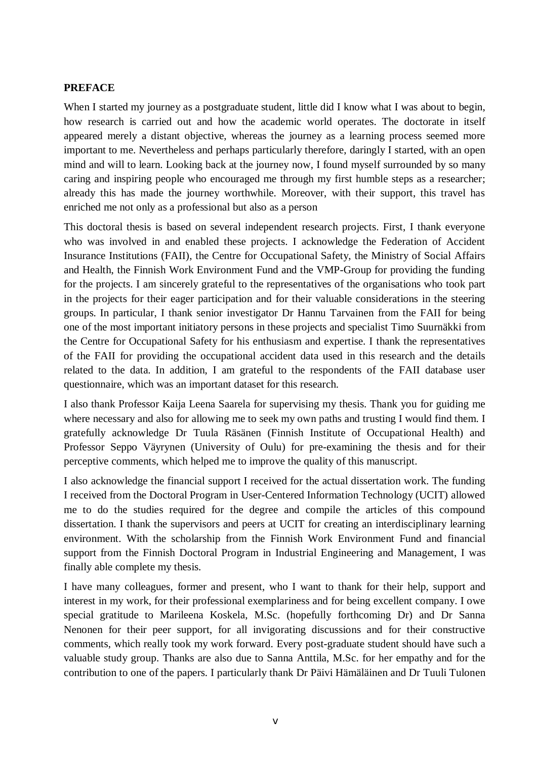**PREFACE**

When I started my journey as a postgraduate student, little did I know what I was about to begin, how research is carried out and how the academic world operates. The doctorate in itself appeared merely a distant objective, whereas the journey as a learning process seemed more important to me. Nevertheless and perhaps particularly therefore, daringly I started, with an open mind and will to learn. Looking back at the journey now, I found myself surrounded by so many caring and inspiring people who encouraged me through my first humble steps as a researcher; already this has made the journey worthwhile. Moreover, with their support, this travel has enriched me not only as a professional but also as a person

This doctoral thesis is based on several independent research projects. First, I thank everyone who was involved in and enabled these projects. I acknowledge the Federation of Accident Insurance Institutions (FAII), the Centre for Occupational Safety, the Ministry of Social Affairs and Health, the Finnish Work Environment Fund and the VMP-Group for providing the funding for the projects. I am sincerely grateful to the representatives of the organisations who took part in the projects for their eager participation and for their valuable considerations in the steering groups. In particular, I thank senior investigator Dr Hannu Tarvainen from the FAII for being one of the most important initiatory persons in these projects and specialist Timo Suurnäkki from the Centre for Occupational Safety for his enthusiasm and expertise. I thank the representatives of the FAII for providing the occupational accident data used in this research and the details related to the data. In addition, I am grateful to the respondents of the FAII database user questionnaire, which was an important dataset for this research.

I also thank Professor Kaija Leena Saarela for supervising my thesis. Thank you for guiding me where necessary and also for allowing me to seek my own paths and trusting I would find them. I gratefully acknowledge Dr Tuula Räsänen (Finnish Institute of Occupational Health) and Professor Seppo Väyrynen (University of Oulu) for pre-examining the thesis and for their perceptive comments, which helped me to improve the quality of this manuscript.

I also acknowledge the financial support I received for the actual dissertation work. The funding I received from the Doctoral Program in User-Centered Information Technology (UCIT) allowed me to do the studies required for the degree and compile the articles of this compound dissertation. I thank the supervisors and peers at UCIT for creating an interdisciplinary learning environment. With the scholarship from the Finnish Work Environment Fund and financial support from the Finnish Doctoral Program in Industrial Engineering and Management, I was finally able complete my thesis.

I have many colleagues, former and present, who I want to thank for their help, support and interest in my work, for their professional exemplariness and for being excellent company. I owe special gratitude to Marileena Koskela, M.Sc. (hopefully forthcoming Dr) and Dr Sanna Nenonen for their peer support, for all invigorating discussions and for their constructive comments, which really took my work forward. Every post-graduate student should have such a valuable study group. Thanks are also due to Sanna Anttila, M.Sc. for her empathy and for the contribution to one of the papers. I particularly thank Dr Päivi Hämäläinen and Dr Tuuli Tulonen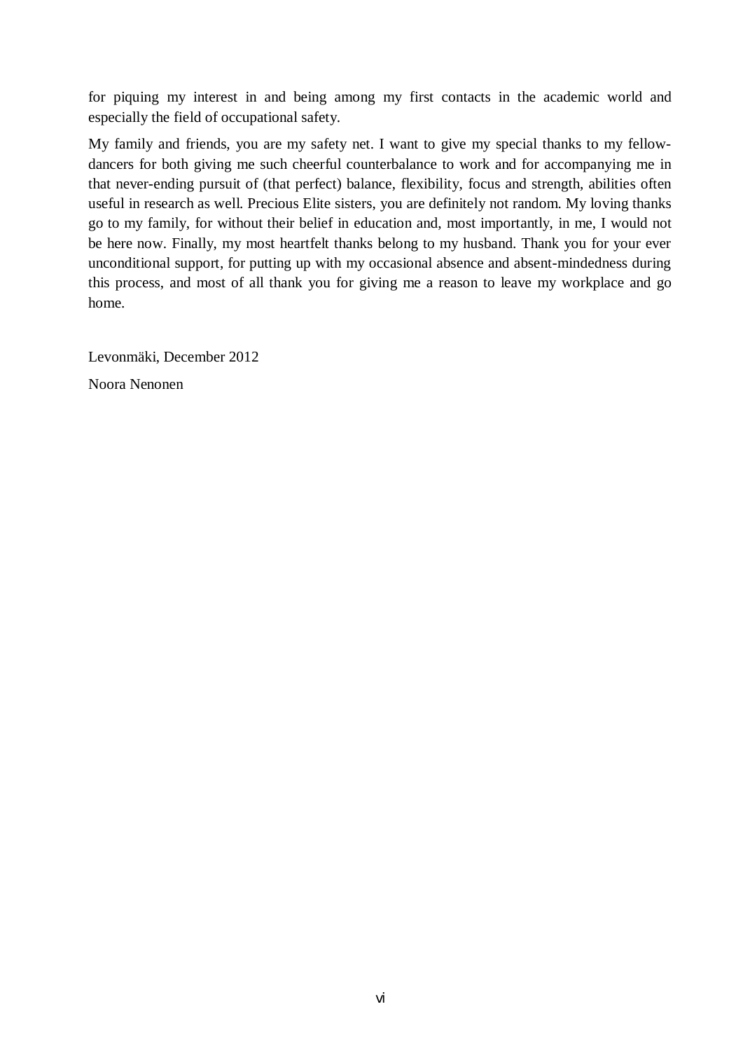for piquing my interest in and being among my first contacts in the academic world and especially the field of occupational safety.

My family and friends, you are my safety net. I want to give my special thanks to my fellow-dancers for both giving me such cheerful counterbalance to work and for accompanying me in that never-ending pursuit of (that perfect) balance, flexibility, focus and strength, abilities often useful in research as well. Precious Elite sisters, you are definitely not random. My loving thanks go to my family, for without their belief in education and, most importantly, in me, I would not be here now. Finally, my most heartfelt thanks belong to my husband. Thank you for your ever unconditional support, for putting up with my occasional absence and absent-mindedness during this process, and most of all thank you for giving me a reason to leave my workplace and go home.

Levonmäki, December 2012

Noora Nenonen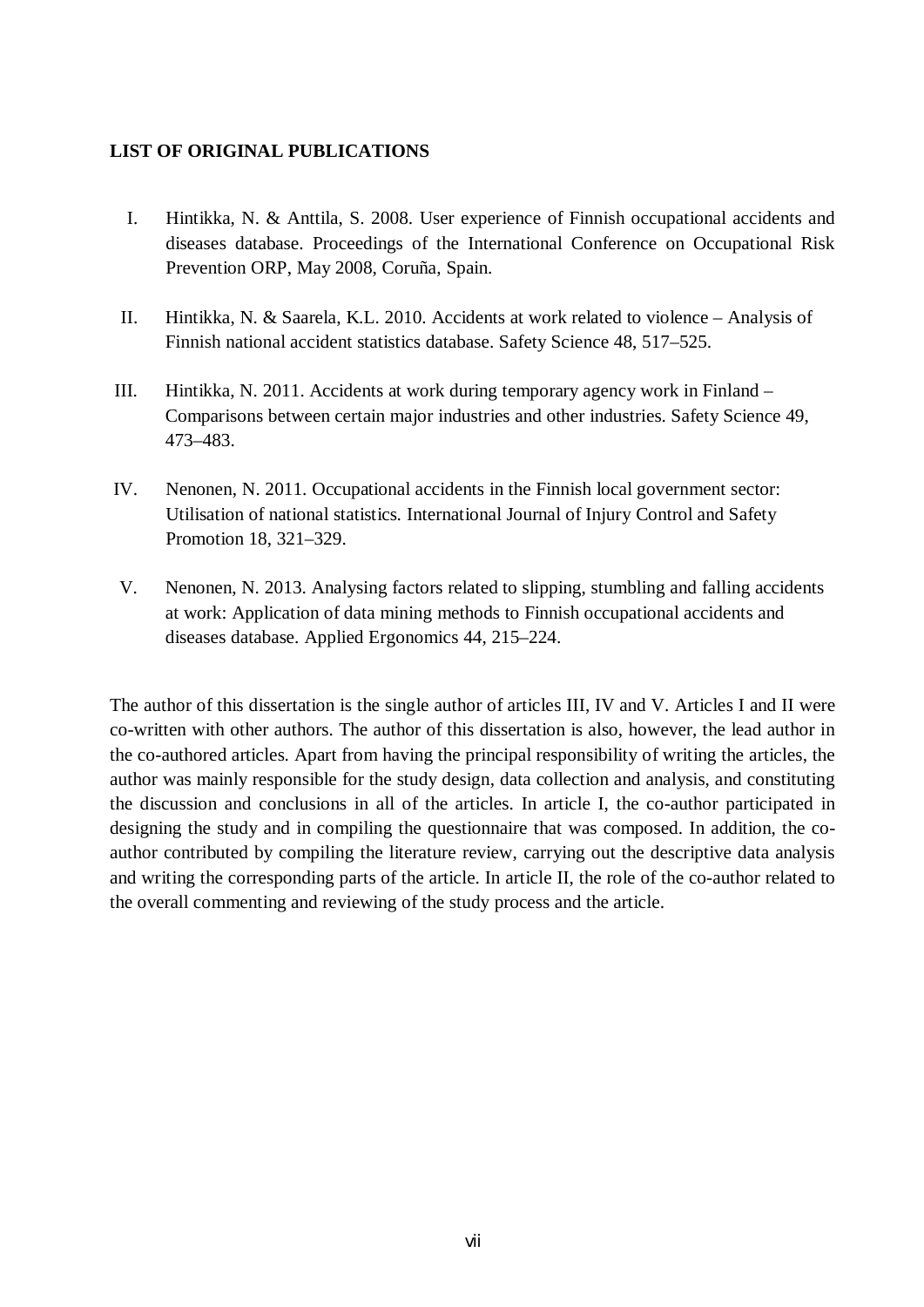**LIST OF ORIGINAL PUBLICATIONS**

I. Hintikka, N. & Anttila, S. 2008. User experience of Finnish occupational accidents and diseases database. Proceedings of the International Conference on Occupational Risk Prevention ORP, May 2008, Coruña, Spain.

II. Hintikka, N. & Saarela, K.L. 2010. Accidents at work related to violence – Analysis of Finnish national accident statistics database. Safety Science 48, 517–525.

III. Hintikka, N. 2011. Accidents at work during temporary agency work in Finland – Comparisons between certain major industries and other industries. Safety Science 49, 473–483.

IV. Nenonen, N. 2011. Occupational accidents in the Finnish local government sector: Utilisation of national statistics. International Journal of Injury Control and Safety Promotion 18, 321–329.

V. Nenonen, N. 2013. Analysing factors related to slipping, stumbling and falling accidents at work: Application of data mining methods to Finnish occupational accidents and diseases database. Applied Ergonomics 44, 215–224.

The author of this dissertation is the single author of articles III, IV and V. Articles I and II were co-written with other authors. The author of this dissertation is also, however, the lead author in the co-authored articles. Apart from having the principal responsibility of writing the articles, the author was mainly responsible for the study design, data collection and analysis, and constituting the discussion and conclusions in all of the articles. In article I, the co-author participated in designing the study and in compiling the questionnaire that was composed. In addition, the co-author contributed by compiling the literature review, carrying out the descriptive data analysis and writing the corresponding parts of the article. In article II, the role of the co-author related to the overall commenting and reviewing of the study process and the article.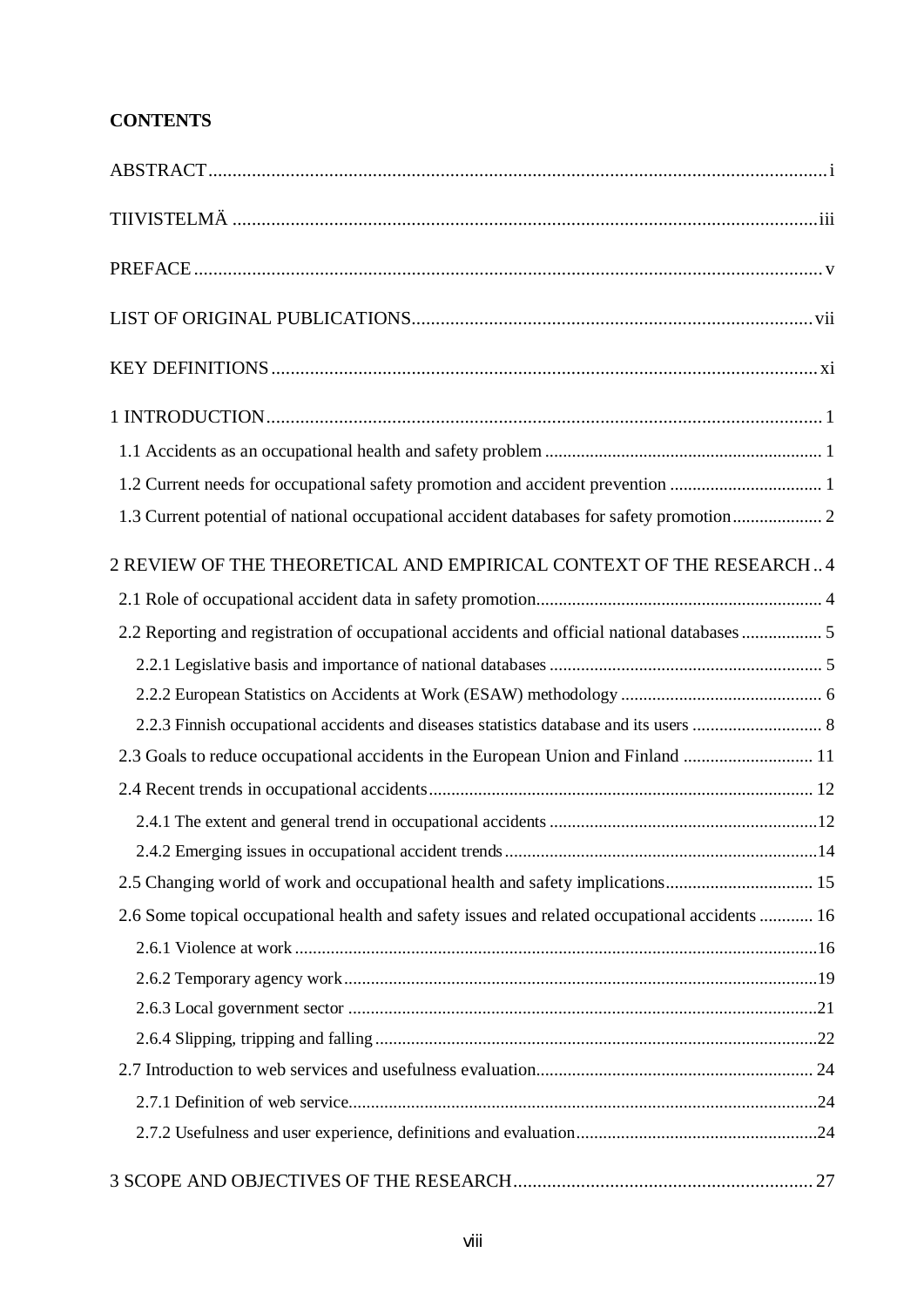**CONTENTS**

ABSTRACT ..... i

TIIVISTELMÄ ..... iii

PREFACE ..... v

LIST OF ORIGINAL PUBLICATIONS ..... vii

KEY DEFINITIONS ..... xi

1 INTRODUCTION ..... 1

- 1.1 Accidents as an occupational health and safety problem ..... 1
- 1.2 Current needs for occupational safety promotion and accident prevention ..... 1
- 1.3 Current potential of national occupational accident databases for safety promotion ..... 2

2 REVIEW OF THE THEORETICAL AND EMPIRICAL CONTEXT OF THE RESEARCH .. 4

- 2.1 Role of occupational accident data in safety promotion ..... 4
- 2.2 Reporting and registration of occupational accidents and official national databases ..... 5
  - 2.2.1 Legislative basis and importance of national databases ..... 5
  - 2.2.2 European Statistics on Accidents at Work (ESAW) methodology ..... 6
  - 2.2.3 Finnish occupational accidents and diseases statistics database and its users ..... 8
- 2.3 Goals to reduce occupational accidents in the European Union and Finland ..... 11
- 2.4 Recent trends in occupational accidents ..... 12
  - 2.4.1 The extent and general trend in occupational accidents ..... 12
  - 2.4.2 Emerging issues in occupational accident trends ..... 14
- 2.5 Changing world of work and occupational health and safety implications ..... 15
- 2.6 Some topical occupational health and safety issues and related occupational accidents ..... 16
  - 2.6.1 Violence at work ..... 16
  - 2.6.2 Temporary agency work ..... 19
  - 2.6.3 Local government sector ..... 21
  - 2.6.4 Slipping, tripping and falling ..... 22
- 2.7 Introduction to web services and usefulness evaluation ..... 24
  - 2.7.1 Definition of web service ..... 24
  - 2.7.2 Usefulness and user experience, definitions and evaluation ..... 24

3 SCOPE AND OBJECTIVES OF THE RESEARCH ..... 27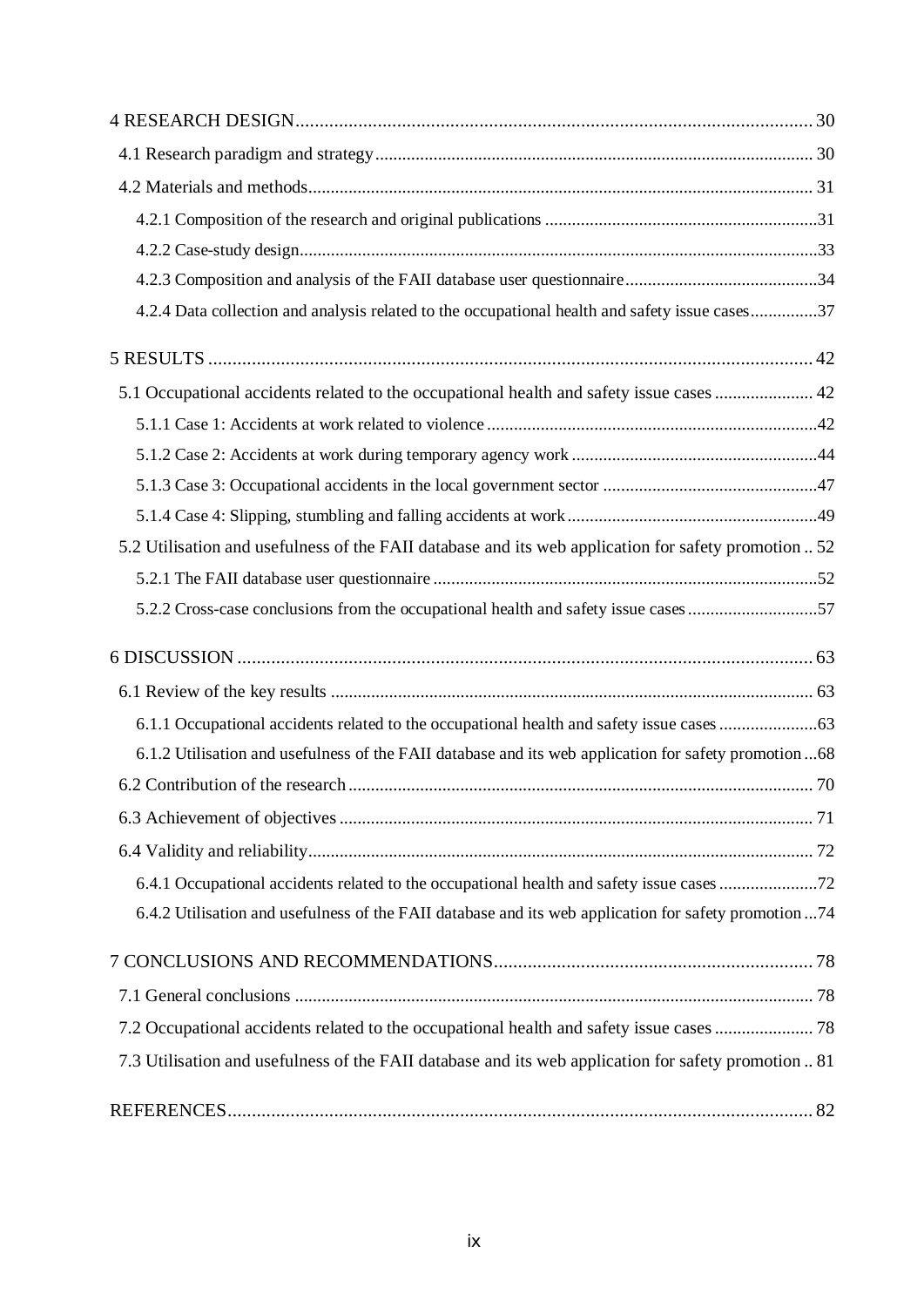4 RESEARCH DESIGN ... 30

- 4.1 Research paradigm and strategy ... 30
- 4.2 Materials and methods ... 31
  - 4.2.1 Composition of the research and original publications ... 31
  - 4.2.2 Case-study design ... 33
  - 4.2.3 Composition and analysis of the FAII database user questionnaire ... 34
  - 4.2.4 Data collection and analysis related to the occupational health and safety issue cases ... 37

5 RESULTS ... 42

- 5.1 Occupational accidents related to the occupational health and safety issue cases ... 42
  - 5.1.1 Case 1: Accidents at work related to violence ... 42
  - 5.1.2 Case 2: Accidents at work during temporary agency work ... 44
  - 5.1.3 Case 3: Occupational accidents in the local government sector ... 47
  - 5.1.4 Case 4: Slipping, stumbling and falling accidents at work ... 49
- 5.2 Utilisation and usefulness of the FAII database and its web application for safety promotion .. 52
  - 5.2.1 The FAII database user questionnaire ... 52
  - 5.2.2 Cross-case conclusions from the occupational health and safety issue cases ... 57

6 DISCUSSION ... 63

- 6.1 Review of the key results ... 63
  - 6.1.1 Occupational accidents related to the occupational health and safety issue cases ... 63
  - 6.1.2 Utilisation and usefulness of the FAII database and its web application for safety promotion ... 68
- 6.2 Contribution of the research ... 70
- 6.3 Achievement of objectives ... 71
- 6.4 Validity and reliability ... 72
  - 6.4.1 Occupational accidents related to the occupational health and safety issue cases ... 72
  - 6.4.2 Utilisation and usefulness of the FAII database and its web application for safety promotion ... 74

7 CONCLUSIONS AND RECOMMENDATIONS ... 78

- 7.1 General conclusions ... 78
- 7.2 Occupational accidents related to the occupational health and safety issue cases ... 78
- 7.3 Utilisation and usefulness of the FAII database and its web application for safety promotion .. 81

REFERENCES ... 82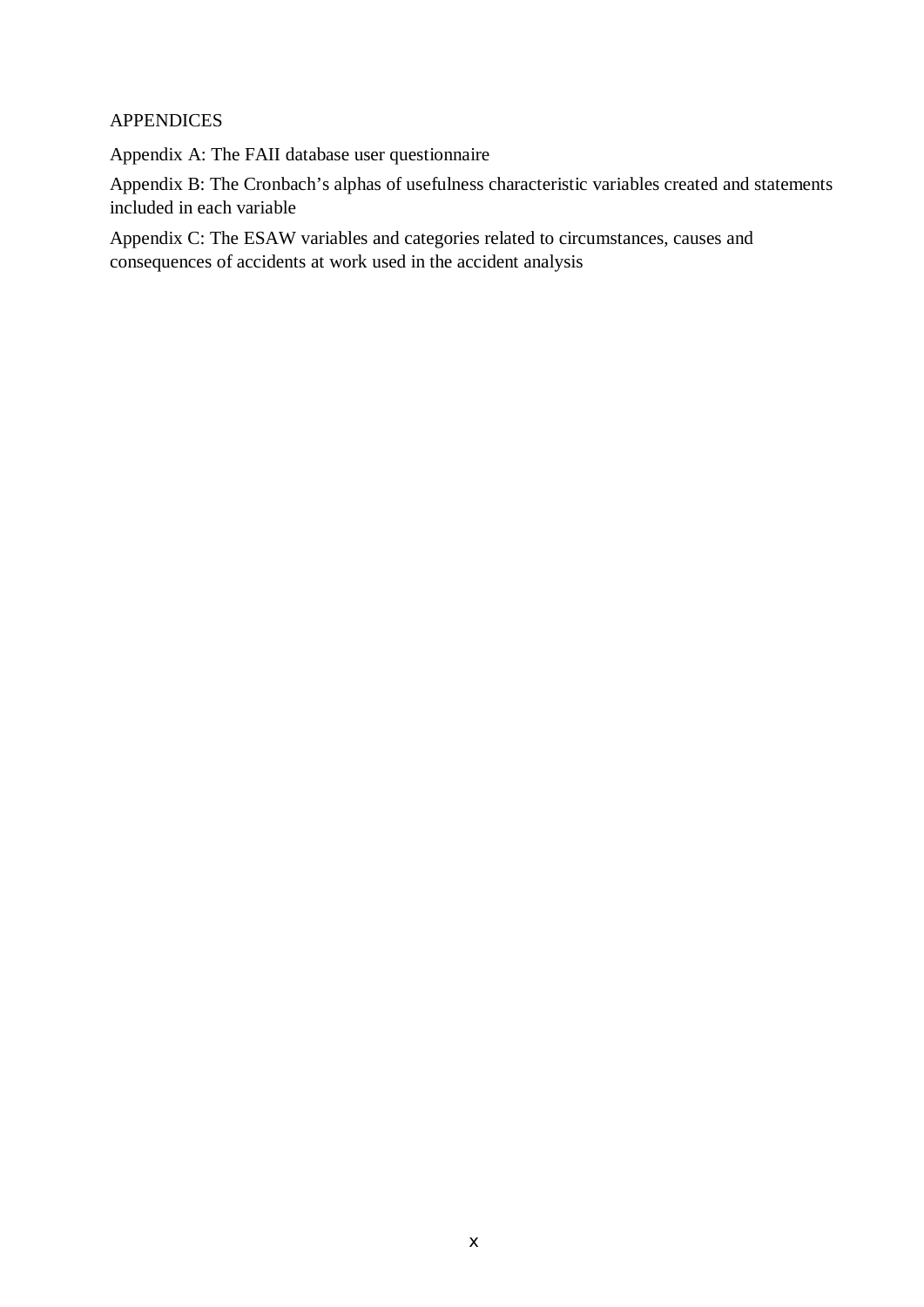# APPENDICES

Appendix A: The FAII database user questionnaire

Appendix B: The Cronbach's alphas of usefulness characteristic variables created and statements included in each variable

Appendix C: The ESAW variables and categories related to circumstances, causes and consequences of accidents at work used in the accident analysis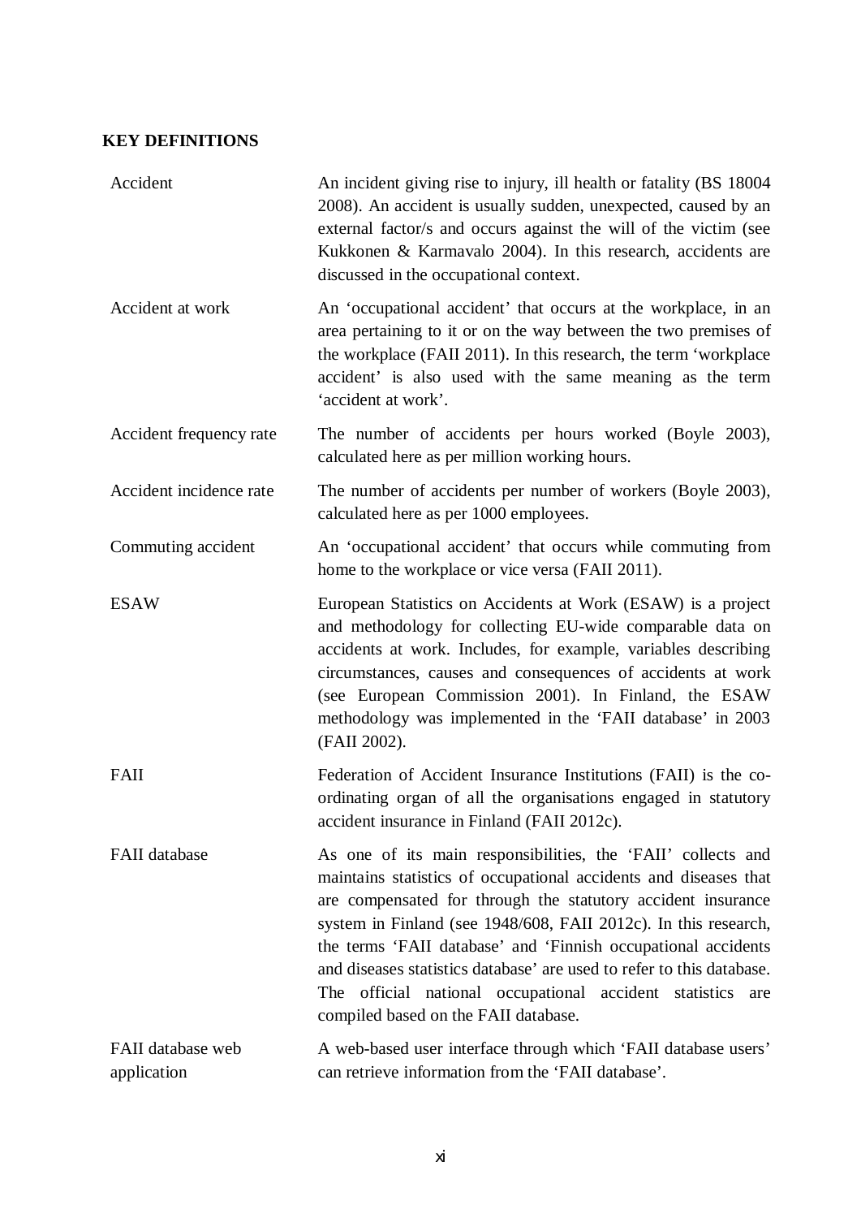## KEY DEFINITIONS

| | |
|---|---|
| Accident | An incident giving rise to injury, ill health or fatality (BS 18004 2008). An accident is usually sudden, unexpected, caused by an external factor/s and occurs against the will of the victim (see Kukkonen & Karmavalo 2004). In this research, accidents are discussed in the occupational context. |
| Accident at work | An 'occupational accident' that occurs at the workplace, in an area pertaining to it or on the way between the two premises of the workplace (FAII 2011). In this research, the term 'workplace accident' is also used with the same meaning as the term 'accident at work'. |
| Accident frequency rate | The number of accidents per hours worked (Boyle 2003), calculated here as per million working hours. |
| Accident incidence rate | The number of accidents per number of workers (Boyle 2003), calculated here as per 1000 employees. |
| Commuting accident | An 'occupational accident' that occurs while commuting from home to the workplace or vice versa (FAII 2011). |
| ESAW | European Statistics on Accidents at Work (ESAW) is a project and methodology for collecting EU-wide comparable data on accidents at work. Includes, for example, variables describing circumstances, causes and consequences of accidents at work (see European Commission 2001). In Finland, the ESAW methodology was implemented in the 'FAII database' in 2003 (FAII 2002). |
| FAII | Federation of Accident Insurance Institutions (FAII) is the co-ordinating organ of all the organisations engaged in statutory accident insurance in Finland (FAII 2012c). |
| FAII database | As one of its main responsibilities, the 'FAII' collects and maintains statistics of occupational accidents and diseases that are compensated for through the statutory accident insurance system in Finland (see 1948/608, FAII 2012c). In this research, the terms 'FAII database' and 'Finnish occupational accidents and diseases statistics database' are used to refer to this database. The official national occupational accident statistics are compiled based on the FAII database. |
| FAII database web application | A web-based user interface through which 'FAII database users' can retrieve information from the 'FAII database'. |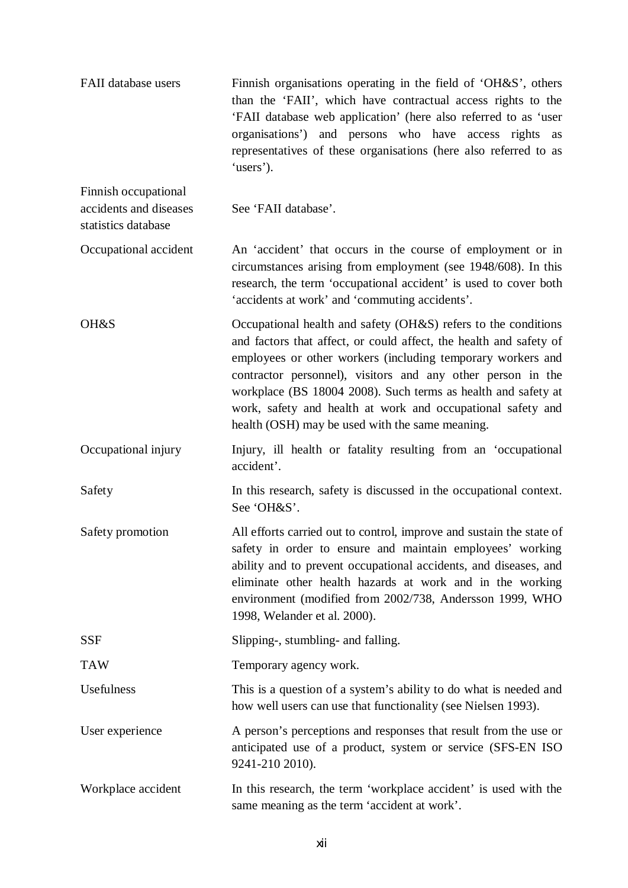| | |
|---|---|
| FAII database users | Finnish organisations operating in the field of 'OH&S', others than the 'FAII', which have contractual access rights to the 'FAII database web application' (here also referred to as 'user organisations') and persons who have access rights as representatives of these organisations (here also referred to as 'users'). |
| Finnish occupational accidents and diseases statistics database | See 'FAII database'. |
| Occupational accident | An 'accident' that occurs in the course of employment or in circumstances arising from employment (see 1948/608). In this research, the term 'occupational accident' is used to cover both 'accidents at work' and 'commuting accidents'. |
| OH&S | Occupational health and safety (OH&S) refers to the conditions and factors that affect, or could affect, the health and safety of employees or other workers (including temporary workers and contractor personnel), visitors and any other person in the workplace (BS 18004 2008). Such terms as health and safety at work, safety and health at work and occupational safety and health (OSH) may be used with the same meaning. |
| Occupational injury | Injury, ill health or fatality resulting from an 'occupational accident'. |
| Safety | In this research, safety is discussed in the occupational context. See 'OH&S'. |
| Safety promotion | All efforts carried out to control, improve and sustain the state of safety in order to ensure and maintain employees' working ability and to prevent occupational accidents, and diseases, and eliminate other health hazards at work and in the working environment (modified from 2002/738, Andersson 1999, WHO 1998, Welander et al. 2000). |
| SSF | Slipping-, stumbling- and falling. |
| TAW | Temporary agency work. |
| Usefulness | This is a question of a system's ability to do what is needed and how well users can use that functionality (see Nielsen 1993). |
| User experience | A person's perceptions and responses that result from the use or anticipated use of a product, system or service (SFS-EN ISO 9241-210 2010). |
| Workplace accident | In this research, the term 'workplace accident' is used with the same meaning as the term 'accident at work'. |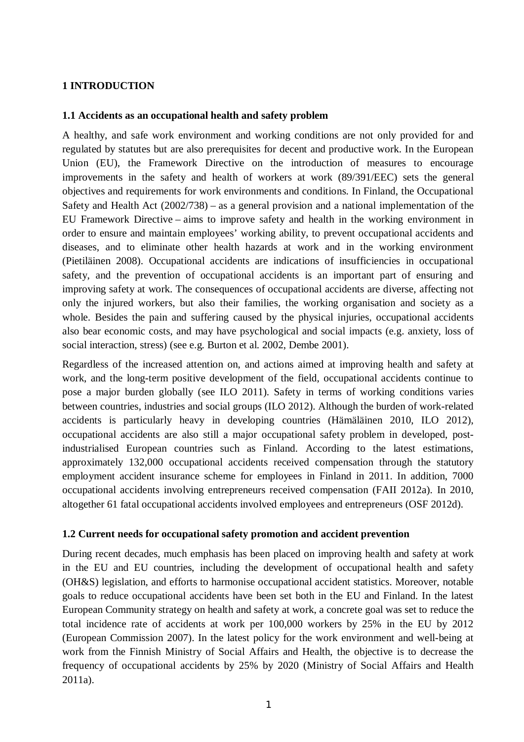# 1 INTRODUCTION

## 1.1 Accidents as an occupational health and safety problem

A healthy, and safe work environment and working conditions are not only provided for and regulated by statutes but are also prerequisites for decent and productive work. In the European Union (EU), the Framework Directive on the introduction of measures to encourage improvements in the safety and health of workers at work (89/391/EEC) sets the general objectives and requirements for work environments and conditions. In Finland, the Occupational Safety and Health Act (2002/738) – as a general provision and a national implementation of the EU Framework Directive – aims to improve safety and health in the working environment in order to ensure and maintain employees' working ability, to prevent occupational accidents and diseases, and to eliminate other health hazards at work and in the working environment (Pietiläinen 2008). Occupational accidents are indications of insufficiencies in occupational safety, and the prevention of occupational accidents is an important part of ensuring and improving safety at work. The consequences of occupational accidents are diverse, affecting not only the injured workers, but also their families, the working organisation and society as a whole. Besides the pain and suffering caused by the physical injuries, occupational accidents also bear economic costs, and may have psychological and social impacts (e.g. anxiety, loss of social interaction, stress) (see e.g. Burton et al. 2002, Dembe 2001).

Regardless of the increased attention on, and actions aimed at improving health and safety at work, and the long-term positive development of the field, occupational accidents continue to pose a major burden globally (see ILO 2011). Safety in terms of working conditions varies between countries, industries and social groups (ILO 2012). Although the burden of work-related accidents is particularly heavy in developing countries (Hämäläinen 2010, ILO 2012), occupational accidents are also still a major occupational safety problem in developed, post-industrialised European countries such as Finland. According to the latest estimations, approximately 132,000 occupational accidents received compensation through the statutory employment accident insurance scheme for employees in Finland in 2011. In addition, 7000 occupational accidents involving entrepreneurs received compensation (FAII 2012a). In 2010, altogether 61 fatal occupational accidents involved employees and entrepreneurs (OSF 2012d).

## 1.2 Current needs for occupational safety promotion and accident prevention

During recent decades, much emphasis has been placed on improving health and safety at work in the EU and EU countries, including the development of occupational health and safety (OH&S) legislation, and efforts to harmonise occupational accident statistics. Moreover, notable goals to reduce occupational accidents have been set both in the EU and Finland. In the latest European Community strategy on health and safety at work, a concrete goal was set to reduce the total incidence rate of accidents at work per 100,000 workers by 25% in the EU by 2012 (European Commission 2007). In the latest policy for the work environment and well-being at work from the Finnish Ministry of Social Affairs and Health, the objective is to decrease the frequency of occupational accidents by 25% by 2020 (Ministry of Social Affairs and Health 2011a).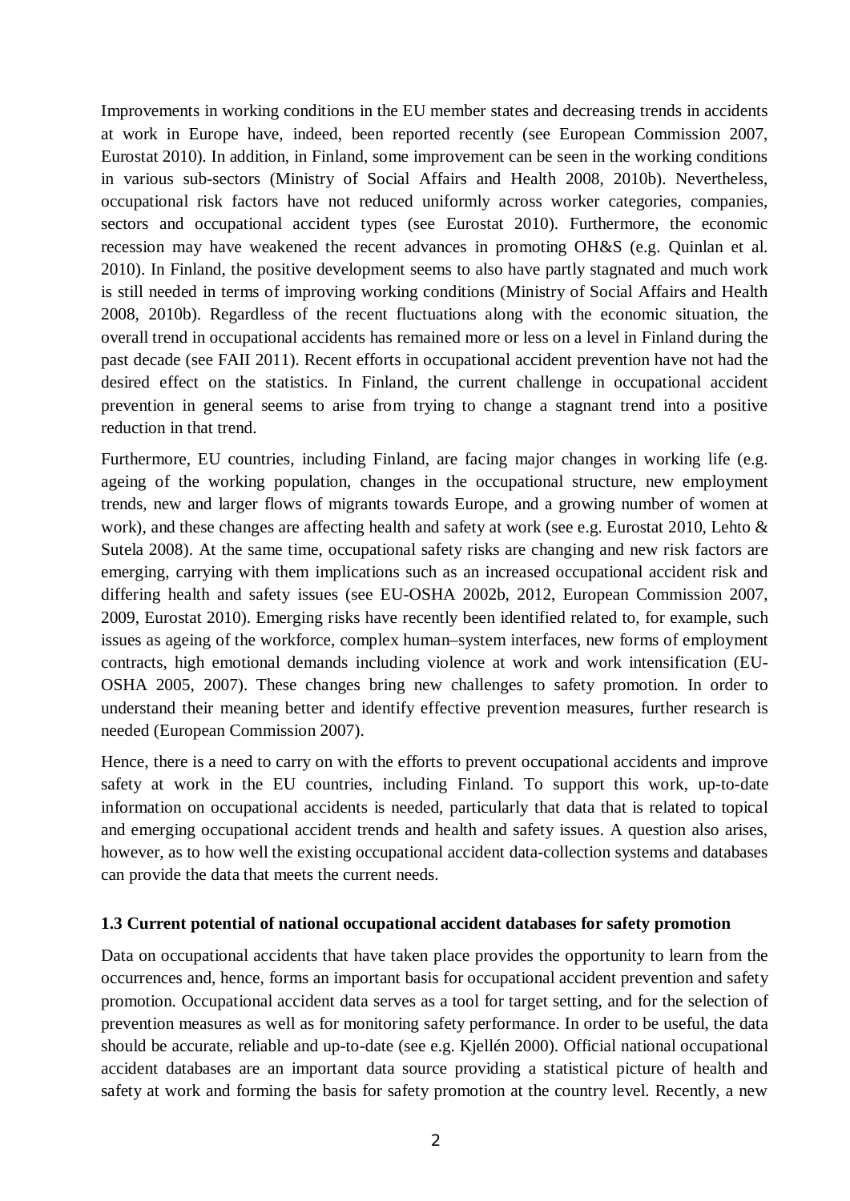Improvements in working conditions in the EU member states and decreasing trends in accidents at work in Europe have, indeed, been reported recently (see European Commission 2007, Eurostat 2010). In addition, in Finland, some improvement can be seen in the working conditions in various sub-sectors (Ministry of Social Affairs and Health 2008, 2010b). Nevertheless, occupational risk factors have not reduced uniformly across worker categories, companies, sectors and occupational accident types (see Eurostat 2010). Furthermore, the economic recession may have weakened the recent advances in promoting OH&S (e.g. Quinlan et al. 2010). In Finland, the positive development seems to also have partly stagnated and much work is still needed in terms of improving working conditions (Ministry of Social Affairs and Health 2008, 2010b). Regardless of the recent fluctuations along with the economic situation, the overall trend in occupational accidents has remained more or less on a level in Finland during the past decade (see FAII 2011). Recent efforts in occupational accident prevention have not had the desired effect on the statistics. In Finland, the current challenge in occupational accident prevention in general seems to arise from trying to change a stagnant trend into a positive reduction in that trend.

Furthermore, EU countries, including Finland, are facing major changes in working life (e.g. ageing of the working population, changes in the occupational structure, new employment trends, new and larger flows of migrants towards Europe, and a growing number of women at work), and these changes are affecting health and safety at work (see e.g. Eurostat 2010, Lehto & Sutela 2008). At the same time, occupational safety risks are changing and new risk factors are emerging, carrying with them implications such as an increased occupational accident risk and differing health and safety issues (see EU-OSHA 2002b, 2012, European Commission 2007, 2009, Eurostat 2010). Emerging risks have recently been identified related to, for example, such issues as ageing of the workforce, complex human–system interfaces, new forms of employment contracts, high emotional demands including violence at work and work intensification (EU-OSHA 2005, 2007). These changes bring new challenges to safety promotion. In order to understand their meaning better and identify effective prevention measures, further research is needed (European Commission 2007).

Hence, there is a need to carry on with the efforts to prevent occupational accidents and improve safety at work in the EU countries, including Finland. To support this work, up-to-date information on occupational accidents is needed, particularly that data that is related to topical and emerging occupational accident trends and health and safety issues. A question also arises, however, as to how well the existing occupational accident data-collection systems and databases can provide the data that meets the current needs.

### 1.3 Current potential of national occupational accident databases for safety promotion

Data on occupational accidents that have taken place provides the opportunity to learn from the occurrences and, hence, forms an important basis for occupational accident prevention and safety promotion. Occupational accident data serves as a tool for target setting, and for the selection of prevention measures as well as for monitoring safety performance. In order to be useful, the data should be accurate, reliable and up-to-date (see e.g. Kjellén 2000). Official national occupational accident databases are an important data source providing a statistical picture of health and safety at work and forming the basis for safety promotion at the country level. Recently, a new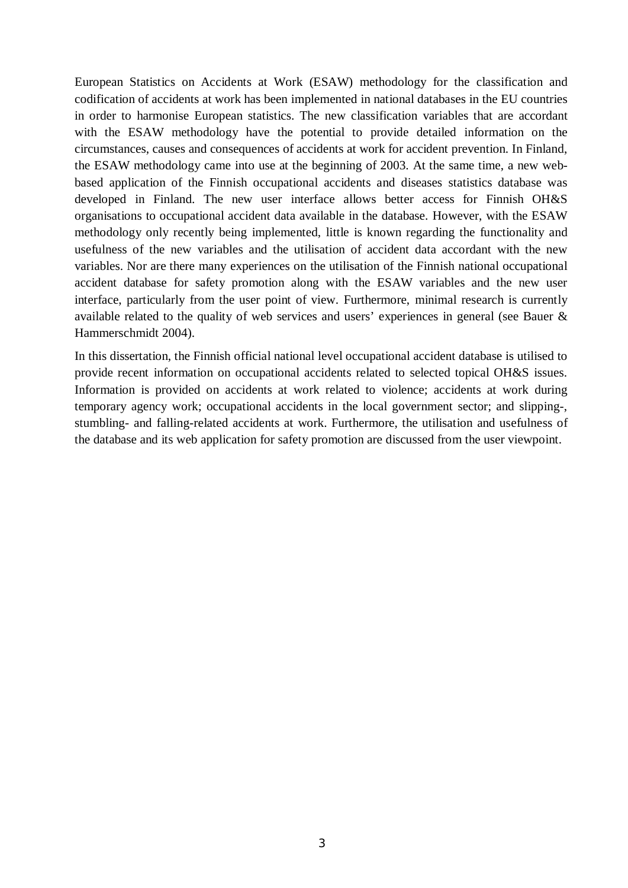European Statistics on Accidents at Work (ESAW) methodology for the classification and codification of accidents at work has been implemented in national databases in the EU countries in order to harmonise European statistics. The new classification variables that are accordant with the ESAW methodology have the potential to provide detailed information on the circumstances, causes and consequences of accidents at work for accident prevention. In Finland, the ESAW methodology came into use at the beginning of 2003. At the same time, a new web-based application of the Finnish occupational accidents and diseases statistics database was developed in Finland. The new user interface allows better access for Finnish OH&S organisations to occupational accident data available in the database. However, with the ESAW methodology only recently being implemented, little is known regarding the functionality and usefulness of the new variables and the utilisation of accident data accordant with the new variables. Nor are there many experiences on the utilisation of the Finnish national occupational accident database for safety promotion along with the ESAW variables and the new user interface, particularly from the user point of view. Furthermore, minimal research is currently available related to the quality of web services and users' experiences in general (see Bauer & Hammerschmidt 2004).

In this dissertation, the Finnish official national level occupational accident database is utilised to provide recent information on occupational accidents related to selected topical OH&S issues. Information is provided on accidents at work related to violence; accidents at work during temporary agency work; occupational accidents in the local government sector; and slipping-, stumbling- and falling-related accidents at work. Furthermore, the utilisation and usefulness of the database and its web application for safety promotion are discussed from the user viewpoint.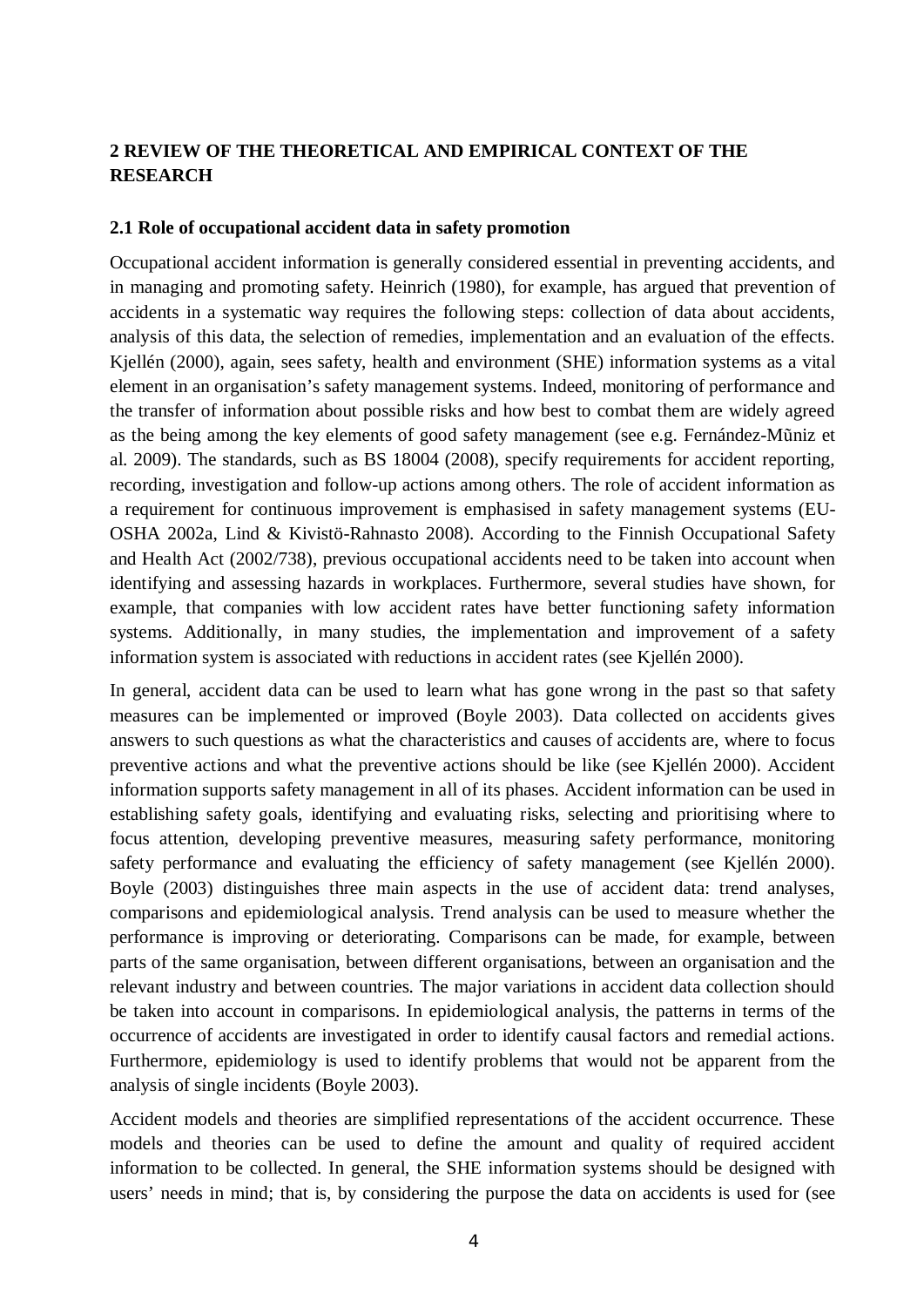## 2 REVIEW OF THE THEORETICAL AND EMPIRICAL CONTEXT OF THE RESEARCH

### 2.1 Role of occupational accident data in safety promotion

Occupational accident information is generally considered essential in preventing accidents, and in managing and promoting safety. Heinrich (1980), for example, has argued that prevention of accidents in a systematic way requires the following steps: collection of data about accidents, analysis of this data, the selection of remedies, implementation and an evaluation of the effects. Kjellén (2000), again, sees safety, health and environment (SHE) information systems as a vital element in an organisation's safety management systems. Indeed, monitoring of performance and the transfer of information about possible risks and how best to combat them are widely agreed as the being among the key elements of good safety management (see e.g. Fernández-Mũniz et al. 2009). The standards, such as BS 18004 (2008), specify requirements for accident reporting, recording, investigation and follow-up actions among others. The role of accident information as a requirement for continuous improvement is emphasised in safety management systems (EU-OSHA 2002a, Lind & Kivistö-Rahnasto 2008). According to the Finnish Occupational Safety and Health Act (2002/738), previous occupational accidents need to be taken into account when identifying and assessing hazards in workplaces. Furthermore, several studies have shown, for example, that companies with low accident rates have better functioning safety information systems. Additionally, in many studies, the implementation and improvement of a safety information system is associated with reductions in accident rates (see Kjellén 2000).

In general, accident data can be used to learn what has gone wrong in the past so that safety measures can be implemented or improved (Boyle 2003). Data collected on accidents gives answers to such questions as what the characteristics and causes of accidents are, where to focus preventive actions and what the preventive actions should be like (see Kjellén 2000). Accident information supports safety management in all of its phases. Accident information can be used in establishing safety goals, identifying and evaluating risks, selecting and prioritising where to focus attention, developing preventive measures, measuring safety performance, monitoring safety performance and evaluating the efficiency of safety management (see Kjellén 2000). Boyle (2003) distinguishes three main aspects in the use of accident data: trend analyses, comparisons and epidemiological analysis. Trend analysis can be used to measure whether the performance is improving or deteriorating. Comparisons can be made, for example, between parts of the same organisation, between different organisations, between an organisation and the relevant industry and between countries. The major variations in accident data collection should be taken into account in comparisons. In epidemiological analysis, the patterns in terms of the occurrence of accidents are investigated in order to identify causal factors and remedial actions. Furthermore, epidemiology is used to identify problems that would not be apparent from the analysis of single incidents (Boyle 2003).

Accident models and theories are simplified representations of the accident occurrence. These models and theories can be used to define the amount and quality of required accident information to be collected. In general, the SHE information systems should be designed with users' needs in mind; that is, by considering the purpose the data on accidents is used for (see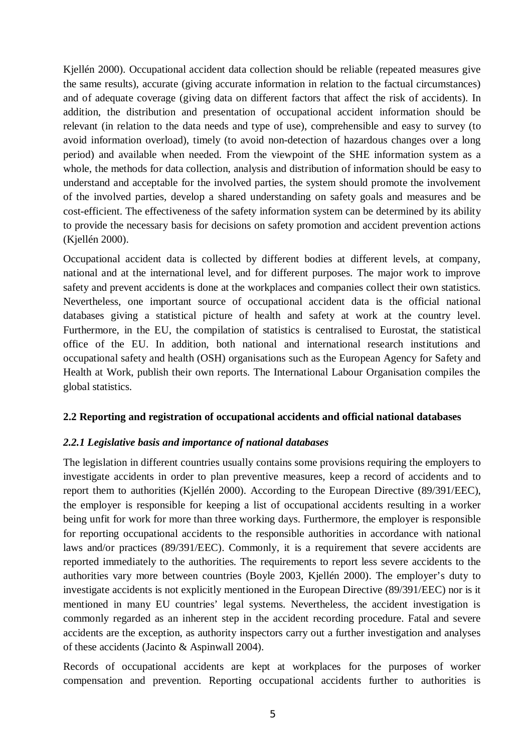Kjellén 2000). Occupational accident data collection should be reliable (repeated measures give the same results), accurate (giving accurate information in relation to the factual circumstances) and of adequate coverage (giving data on different factors that affect the risk of accidents). In addition, the distribution and presentation of occupational accident information should be relevant (in relation to the data needs and type of use), comprehensible and easy to survey (to avoid information overload), timely (to avoid non-detection of hazardous changes over a long period) and available when needed. From the viewpoint of the SHE information system as a whole, the methods for data collection, analysis and distribution of information should be easy to understand and acceptable for the involved parties, the system should promote the involvement of the involved parties, develop a shared understanding on safety goals and measures and be cost-efficient. The effectiveness of the safety information system can be determined by its ability to provide the necessary basis for decisions on safety promotion and accident prevention actions (Kjellén 2000).

Occupational accident data is collected by different bodies at different levels, at company, national and at the international level, and for different purposes. The major work to improve safety and prevent accidents is done at the workplaces and companies collect their own statistics. Nevertheless, one important source of occupational accident data is the official national databases giving a statistical picture of health and safety at work at the country level. Furthermore, in the EU, the compilation of statistics is centralised to Eurostat, the statistical office of the EU. In addition, both national and international research institutions and occupational safety and health (OSH) organisations such as the European Agency for Safety and Health at Work, publish their own reports. The International Labour Organisation compiles the global statistics.

## 2.2 Reporting and registration of occupational accidents and official national databases

### *2.2.1 Legislative basis and importance of national databases*

The legislation in different countries usually contains some provisions requiring the employers to investigate accidents in order to plan preventive measures, keep a record of accidents and to report them to authorities (Kjellén 2000). According to the European Directive (89/391/EEC), the employer is responsible for keeping a list of occupational accidents resulting in a worker being unfit for work for more than three working days. Furthermore, the employer is responsible for reporting occupational accidents to the responsible authorities in accordance with national laws and/or practices (89/391/EEC). Commonly, it is a requirement that severe accidents are reported immediately to the authorities. The requirements to report less severe accidents to the authorities vary more between countries (Boyle 2003, Kjellén 2000). The employer's duty to investigate accidents is not explicitly mentioned in the European Directive (89/391/EEC) nor is it mentioned in many EU countries' legal systems. Nevertheless, the accident investigation is commonly regarded as an inherent step in the accident recording procedure. Fatal and severe accidents are the exception, as authority inspectors carry out a further investigation and analyses of these accidents (Jacinto & Aspinwall 2004).

Records of occupational accidents are kept at workplaces for the purposes of worker compensation and prevention. Reporting occupational accidents further to authorities is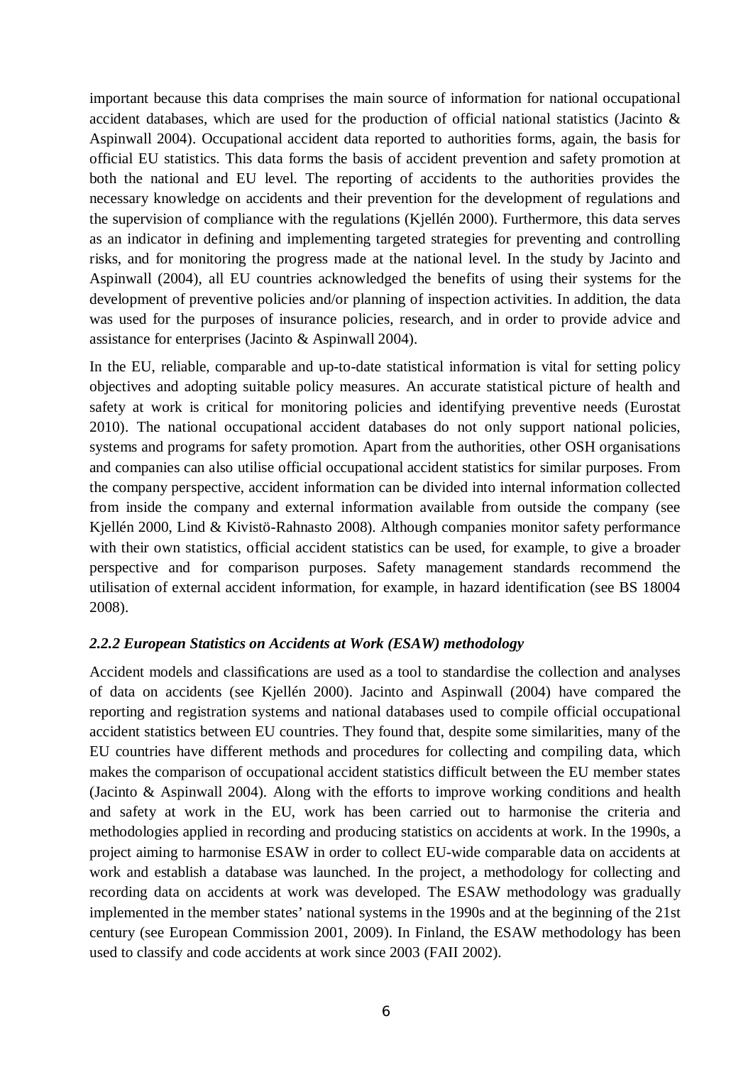important because this data comprises the main source of information for national occupational accident databases, which are used for the production of official national statistics (Jacinto & Aspinwall 2004). Occupational accident data reported to authorities forms, again, the basis for official EU statistics. This data forms the basis of accident prevention and safety promotion at both the national and EU level. The reporting of accidents to the authorities provides the necessary knowledge on accidents and their prevention for the development of regulations and the supervision of compliance with the regulations (Kjellén 2000). Furthermore, this data serves as an indicator in defining and implementing targeted strategies for preventing and controlling risks, and for monitoring the progress made at the national level. In the study by Jacinto and Aspinwall (2004), all EU countries acknowledged the benefits of using their systems for the development of preventive policies and/or planning of inspection activities. In addition, the data was used for the purposes of insurance policies, research, and in order to provide advice and assistance for enterprises (Jacinto & Aspinwall 2004).

In the EU, reliable, comparable and up-to-date statistical information is vital for setting policy objectives and adopting suitable policy measures. An accurate statistical picture of health and safety at work is critical for monitoring policies and identifying preventive needs (Eurostat 2010). The national occupational accident databases do not only support national policies, systems and programs for safety promotion. Apart from the authorities, other OSH organisations and companies can also utilise official occupational accident statistics for similar purposes. From the company perspective, accident information can be divided into internal information collected from inside the company and external information available from outside the company (see Kjellén 2000, Lind & Kivistö-Rahnasto 2008). Although companies monitor safety performance with their own statistics, official accident statistics can be used, for example, to give a broader perspective and for comparison purposes. Safety management standards recommend the utilisation of external accident information, for example, in hazard identification (see BS 18004 2008).

### *2.2.2 European Statistics on Accidents at Work (ESAW) methodology*

Accident models and classifications are used as a tool to standardise the collection and analyses of data on accidents (see Kjellén 2000). Jacinto and Aspinwall (2004) have compared the reporting and registration systems and national databases used to compile official occupational accident statistics between EU countries. They found that, despite some similarities, many of the EU countries have different methods and procedures for collecting and compiling data, which makes the comparison of occupational accident statistics difficult between the EU member states (Jacinto & Aspinwall 2004). Along with the efforts to improve working conditions and health and safety at work in the EU, work has been carried out to harmonise the criteria and methodologies applied in recording and producing statistics on accidents at work. In the 1990s, a project aiming to harmonise ESAW in order to collect EU-wide comparable data on accidents at work and establish a database was launched. In the project, a methodology for collecting and recording data on accidents at work was developed. The ESAW methodology was gradually implemented in the member states' national systems in the 1990s and at the beginning of the 21st century (see European Commission 2001, 2009). In Finland, the ESAW methodology has been used to classify and code accidents at work since 2003 (FAII 2002).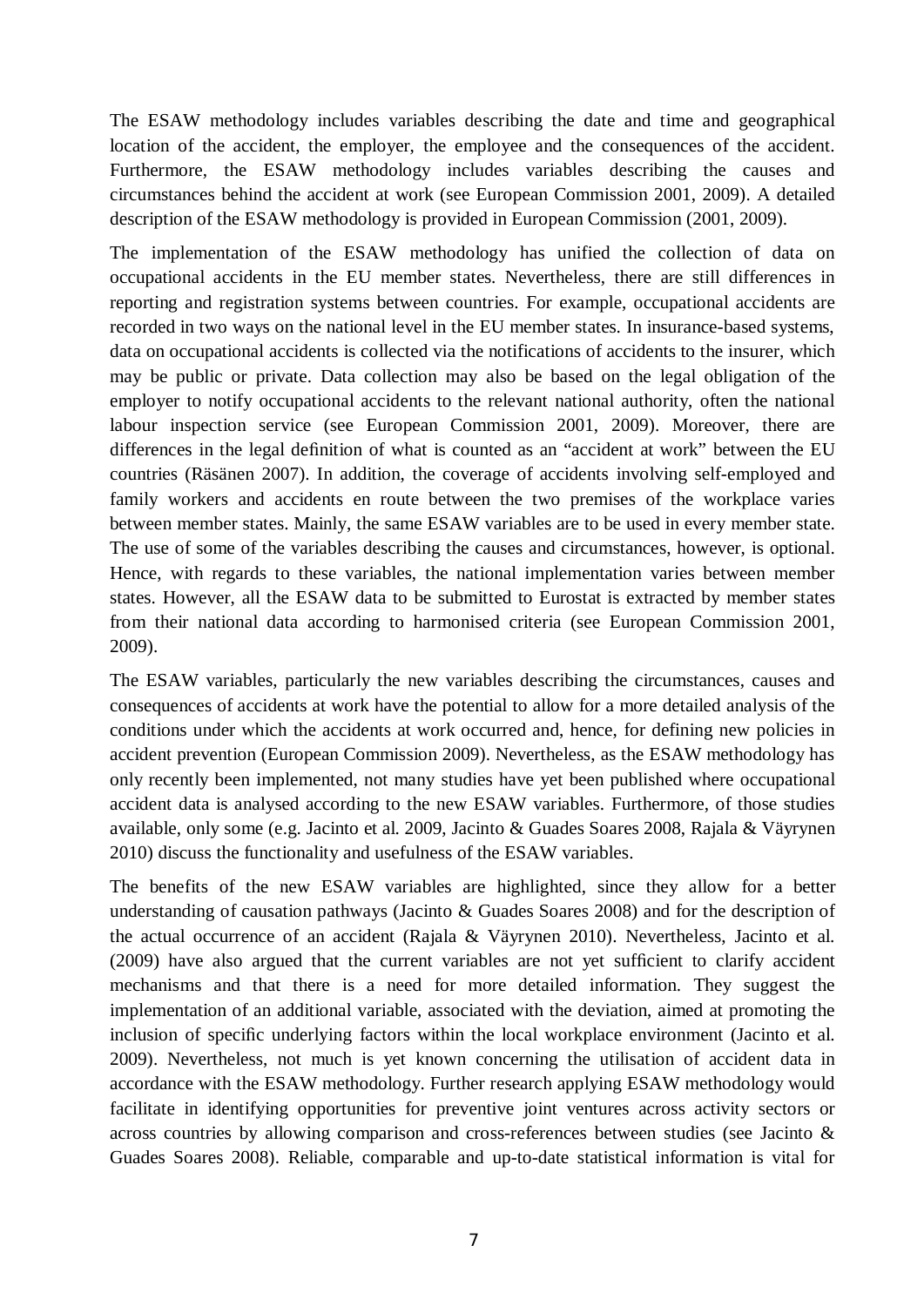The ESAW methodology includes variables describing the date and time and geographical location of the accident, the employer, the employee and the consequences of the accident. Furthermore, the ESAW methodology includes variables describing the causes and circumstances behind the accident at work (see European Commission 2001, 2009). A detailed description of the ESAW methodology is provided in European Commission (2001, 2009).

The implementation of the ESAW methodology has unified the collection of data on occupational accidents in the EU member states. Nevertheless, there are still differences in reporting and registration systems between countries. For example, occupational accidents are recorded in two ways on the national level in the EU member states. In insurance-based systems, data on occupational accidents is collected via the notifications of accidents to the insurer, which may be public or private. Data collection may also be based on the legal obligation of the employer to notify occupational accidents to the relevant national authority, often the national labour inspection service (see European Commission 2001, 2009). Moreover, there are differences in the legal definition of what is counted as an "accident at work" between the EU countries (Räsänen 2007). In addition, the coverage of accidents involving self-employed and family workers and accidents en route between the two premises of the workplace varies between member states. Mainly, the same ESAW variables are to be used in every member state. The use of some of the variables describing the causes and circumstances, however, is optional. Hence, with regards to these variables, the national implementation varies between member states. However, all the ESAW data to be submitted to Eurostat is extracted by member states from their national data according to harmonised criteria (see European Commission 2001, 2009).

The ESAW variables, particularly the new variables describing the circumstances, causes and consequences of accidents at work have the potential to allow for a more detailed analysis of the conditions under which the accidents at work occurred and, hence, for defining new policies in accident prevention (European Commission 2009). Nevertheless, as the ESAW methodology has only recently been implemented, not many studies have yet been published where occupational accident data is analysed according to the new ESAW variables. Furthermore, of those studies available, only some (e.g. Jacinto et al. 2009, Jacinto & Guades Soares 2008, Rajala & Väyrynen 2010) discuss the functionality and usefulness of the ESAW variables.

The benefits of the new ESAW variables are highlighted, since they allow for a better understanding of causation pathways (Jacinto & Guades Soares 2008) and for the description of the actual occurrence of an accident (Rajala & Väyrynen 2010). Nevertheless, Jacinto et al. (2009) have also argued that the current variables are not yet sufficient to clarify accident mechanisms and that there is a need for more detailed information. They suggest the implementation of an additional variable, associated with the deviation, aimed at promoting the inclusion of specific underlying factors within the local workplace environment (Jacinto et al. 2009). Nevertheless, not much is yet known concerning the utilisation of accident data in accordance with the ESAW methodology. Further research applying ESAW methodology would facilitate in identifying opportunities for preventive joint ventures across activity sectors or across countries by allowing comparison and cross-references between studies (see Jacinto & Guades Soares 2008). Reliable, comparable and up-to-date statistical information is vital for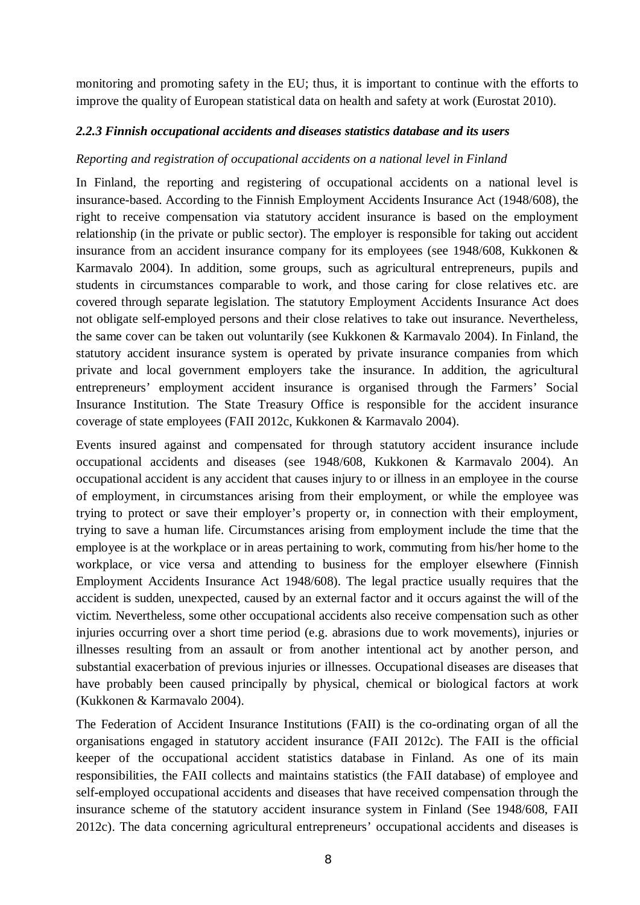monitoring and promoting safety in the EU; thus, it is important to continue with the efforts to improve the quality of European statistical data on health and safety at work (Eurostat 2010).

### *2.2.3 Finnish occupational accidents and diseases statistics database and its users*

*Reporting and registration of occupational accidents on a national level in Finland*

In Finland, the reporting and registering of occupational accidents on a national level is insurance-based. According to the Finnish Employment Accidents Insurance Act (1948/608), the right to receive compensation via statutory accident insurance is based on the employment relationship (in the private or public sector). The employer is responsible for taking out accident insurance from an accident insurance company for its employees (see 1948/608, Kukkonen & Karmavalo 2004). In addition, some groups, such as agricultural entrepreneurs, pupils and students in circumstances comparable to work, and those caring for close relatives etc. are covered through separate legislation. The statutory Employment Accidents Insurance Act does not obligate self-employed persons and their close relatives to take out insurance. Nevertheless, the same cover can be taken out voluntarily (see Kukkonen & Karmavalo 2004). In Finland, the statutory accident insurance system is operated by private insurance companies from which private and local government employers take the insurance. In addition, the agricultural entrepreneurs' employment accident insurance is organised through the Farmers' Social Insurance Institution. The State Treasury Office is responsible for the accident insurance coverage of state employees (FAII 2012c, Kukkonen & Karmavalo 2004).

Events insured against and compensated for through statutory accident insurance include occupational accidents and diseases (see 1948/608, Kukkonen & Karmavalo 2004). An occupational accident is any accident that causes injury to or illness in an employee in the course of employment, in circumstances arising from their employment, or while the employee was trying to protect or save their employer's property or, in connection with their employment, trying to save a human life. Circumstances arising from employment include the time that the employee is at the workplace or in areas pertaining to work, commuting from his/her home to the workplace, or vice versa and attending to business for the employer elsewhere (Finnish Employment Accidents Insurance Act 1948/608). The legal practice usually requires that the accident is sudden, unexpected, caused by an external factor and it occurs against the will of the victim. Nevertheless, some other occupational accidents also receive compensation such as other injuries occurring over a short time period (e.g. abrasions due to work movements), injuries or illnesses resulting from an assault or from another intentional act by another person, and substantial exacerbation of previous injuries or illnesses. Occupational diseases are diseases that have probably been caused principally by physical, chemical or biological factors at work (Kukkonen & Karmavalo 2004).

The Federation of Accident Insurance Institutions (FAII) is the co-ordinating organ of all the organisations engaged in statutory accident insurance (FAII 2012c). The FAII is the official keeper of the occupational accident statistics database in Finland. As one of its main responsibilities, the FAII collects and maintains statistics (the FAII database) of employee and self-employed occupational accidents and diseases that have received compensation through the insurance scheme of the statutory accident insurance system in Finland (See 1948/608, FAII 2012c). The data concerning agricultural entrepreneurs' occupational accidents and diseases is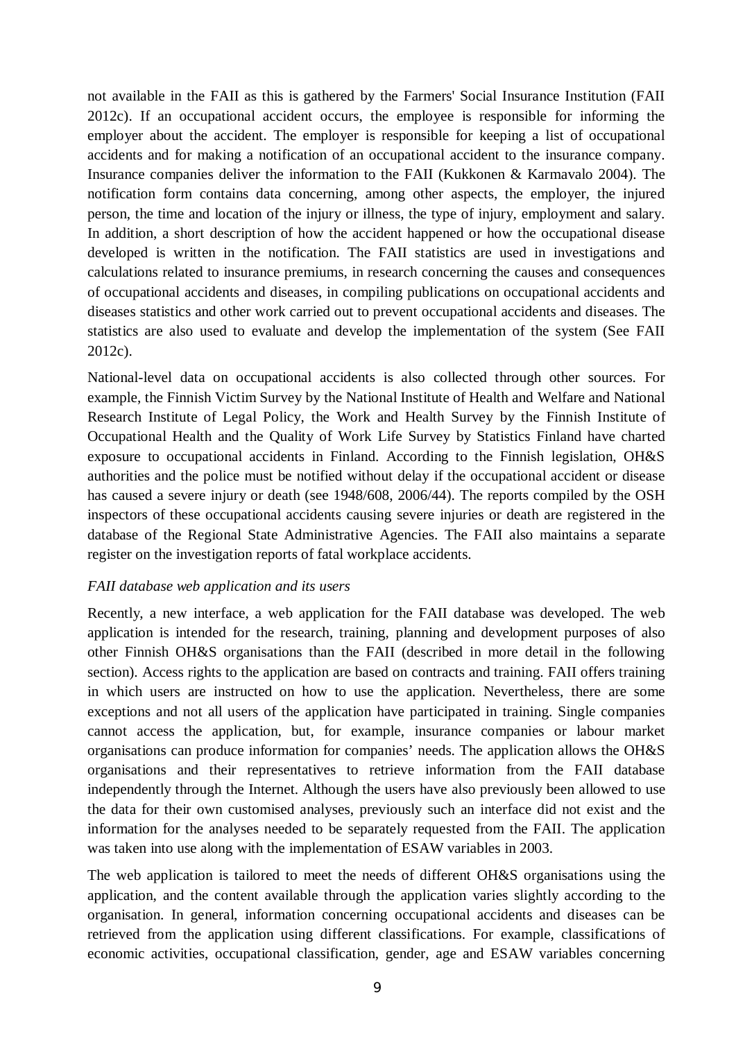not available in the FAII as this is gathered by the Farmers' Social Insurance Institution (FAII 2012c). If an occupational accident occurs, the employee is responsible for informing the employer about the accident. The employer is responsible for keeping a list of occupational accidents and for making a notification of an occupational accident to the insurance company. Insurance companies deliver the information to the FAII (Kukkonen & Karmavalo 2004). The notification form contains data concerning, among other aspects, the employer, the injured person, the time and location of the injury or illness, the type of injury, employment and salary. In addition, a short description of how the accident happened or how the occupational disease developed is written in the notification. The FAII statistics are used in investigations and calculations related to insurance premiums, in research concerning the causes and consequences of occupational accidents and diseases, in compiling publications on occupational accidents and diseases statistics and other work carried out to prevent occupational accidents and diseases. The statistics are also used to evaluate and develop the implementation of the system (See FAII 2012c).

National-level data on occupational accidents is also collected through other sources. For example, the Finnish Victim Survey by the National Institute of Health and Welfare and National Research Institute of Legal Policy, the Work and Health Survey by the Finnish Institute of Occupational Health and the Quality of Work Life Survey by Statistics Finland have charted exposure to occupational accidents in Finland. According to the Finnish legislation, OH&S authorities and the police must be notified without delay if the occupational accident or disease has caused a severe injury or death (see 1948/608, 2006/44). The reports compiled by the OSH inspectors of these occupational accidents causing severe injuries or death are registered in the database of the Regional State Administrative Agencies. The FAII also maintains a separate register on the investigation reports of fatal workplace accidents.

*FAII database web application and its users*

Recently, a new interface, a web application for the FAII database was developed. The web application is intended for the research, training, planning and development purposes of also other Finnish OH&S organisations than the FAII (described in more detail in the following section). Access rights to the application are based on contracts and training. FAII offers training in which users are instructed on how to use the application. Nevertheless, there are some exceptions and not all users of the application have participated in training. Single companies cannot access the application, but, for example, insurance companies or labour market organisations can produce information for companies' needs. The application allows the OH&S organisations and their representatives to retrieve information from the FAII database independently through the Internet. Although the users have also previously been allowed to use the data for their own customised analyses, previously such an interface did not exist and the information for the analyses needed to be separately requested from the FAII. The application was taken into use along with the implementation of ESAW variables in 2003.

The web application is tailored to meet the needs of different OH&S organisations using the application, and the content available through the application varies slightly according to the organisation. In general, information concerning occupational accidents and diseases can be retrieved from the application using different classifications. For example, classifications of economic activities, occupational classification, gender, age and ESAW variables concerning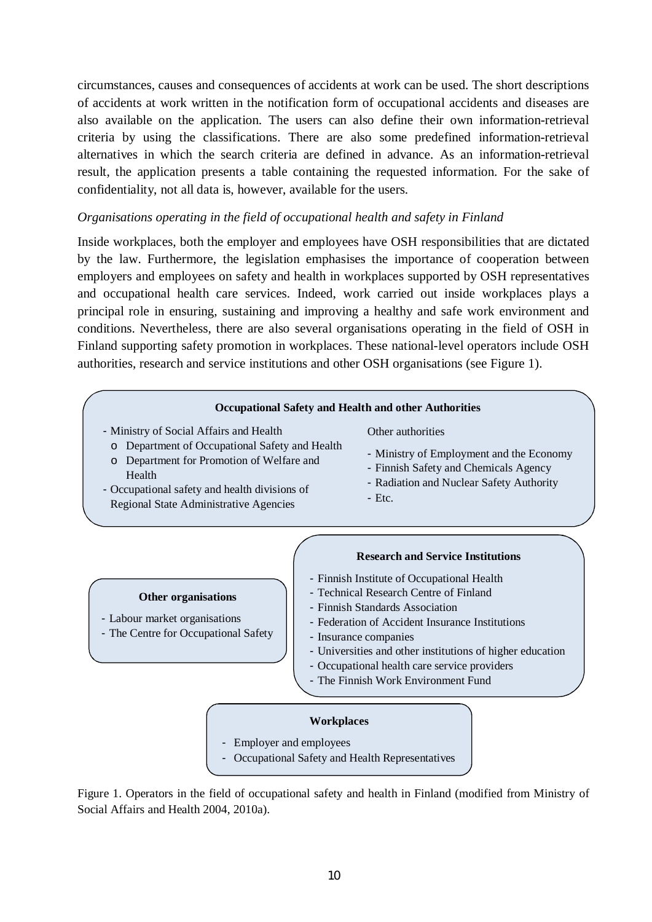circumstances, causes and consequences of accidents at work can be used. The short descriptions of accidents at work written in the notification form of occupational accidents and diseases are also available on the application. The users can also define their own information-retrieval criteria by using the classifications. There are also some predefined information-retrieval alternatives in which the search criteria are defined in advance. As an information-retrieval result, the application presents a table containing the requested information. For the sake of confidentiality, not all data is, however, available for the users.

*Organisations operating in the field of occupational health and safety in Finland*

Inside workplaces, both the employer and employees have OSH responsibilities that are dictated by the law. Furthermore, the legislation emphasises the importance of cooperation between employers and employees on safety and health in workplaces supported by OSH representatives and occupational health care services. Indeed, work carried out inside workplaces plays a principal role in ensuring, sustaining and improving a healthy and safe work environment and conditions. Nevertheless, there are also several organisations operating in the field of OSH in Finland supporting safety promotion in workplaces. These national-level operators include OSH authorities, research and service institutions and other OSH organisations (see Figure 1).

**Occupational Safety and Health and other Authorities**

- Ministry of Social Affairs and Health
  - Department of Occupational Safety and Health
  - Department for Promotion of Welfare and Health
- Occupational safety and health divisions of Regional State Administrative Agencies

Other authorities

- Ministry of Employment and the Economy
- Finnish Safety and Chemicals Agency
- Radiation and Nuclear Safety Authority
- Etc.

**Research and Service Institutions**

- Finnish Institute of Occupational Health
- Technical Research Centre of Finland
- Finnish Standards Association
- Federation of Accident Insurance Institutions
- Insurance companies
- Universities and other institutions of higher education
- Occupational health care service providers
- The Finnish Work Environment Fund

**Other organisations**

- Labour market organisations
- The Centre for Occupational Safety

**Workplaces**

- Employer and employees
- Occupational Safety and Health Representatives

Figure 1. Operators in the field of occupational safety and health in Finland (modified from Ministry of Social Affairs and Health 2004, 2010a).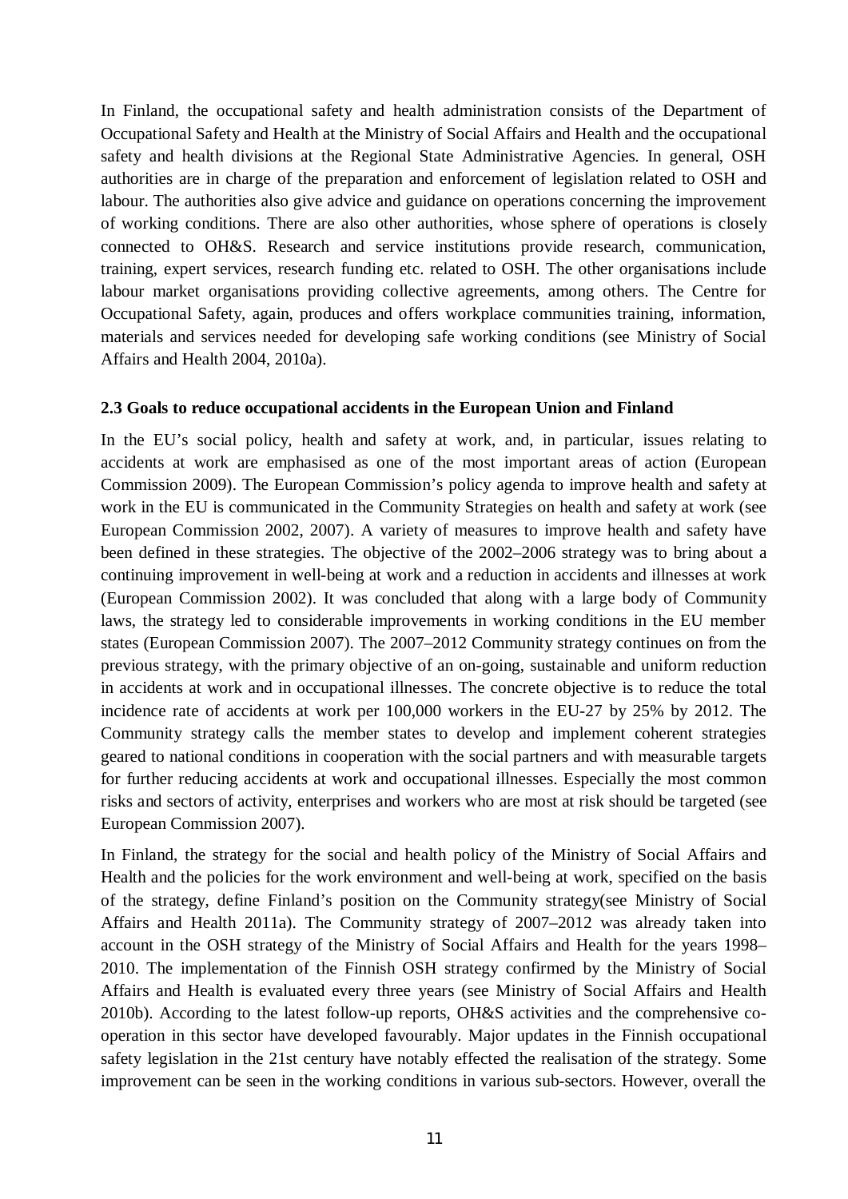In Finland, the occupational safety and health administration consists of the Department of Occupational Safety and Health at the Ministry of Social Affairs and Health and the occupational safety and health divisions at the Regional State Administrative Agencies. In general, OSH authorities are in charge of the preparation and enforcement of legislation related to OSH and labour. The authorities also give advice and guidance on operations concerning the improvement of working conditions. There are also other authorities, whose sphere of operations is closely connected to OH&S. Research and service institutions provide research, communication, training, expert services, research funding etc. related to OSH. The other organisations include labour market organisations providing collective agreements, among others. The Centre for Occupational Safety, again, produces and offers workplace communities training, information, materials and services needed for developing safe working conditions (see Ministry of Social Affairs and Health 2004, 2010a).

### 2.3 Goals to reduce occupational accidents in the European Union and Finland

In the EU's social policy, health and safety at work, and, in particular, issues relating to accidents at work are emphasised as one of the most important areas of action (European Commission 2009). The European Commission's policy agenda to improve health and safety at work in the EU is communicated in the Community Strategies on health and safety at work (see European Commission 2002, 2007). A variety of measures to improve health and safety have been defined in these strategies. The objective of the 2002–2006 strategy was to bring about a continuing improvement in well-being at work and a reduction in accidents and illnesses at work (European Commission 2002). It was concluded that along with a large body of Community laws, the strategy led to considerable improvements in working conditions in the EU member states (European Commission 2007). The 2007–2012 Community strategy continues on from the previous strategy, with the primary objective of an on-going, sustainable and uniform reduction in accidents at work and in occupational illnesses. The concrete objective is to reduce the total incidence rate of accidents at work per 100,000 workers in the EU-27 by 25% by 2012. The Community strategy calls the member states to develop and implement coherent strategies geared to national conditions in cooperation with the social partners and with measurable targets for further reducing accidents at work and occupational illnesses. Especially the most common risks and sectors of activity, enterprises and workers who are most at risk should be targeted (see European Commission 2007).

In Finland, the strategy for the social and health policy of the Ministry of Social Affairs and Health and the policies for the work environment and well-being at work, specified on the basis of the strategy, define Finland's position on the Community strategy(see Ministry of Social Affairs and Health 2011a). The Community strategy of 2007–2012 was already taken into account in the OSH strategy of the Ministry of Social Affairs and Health for the years 1998–2010. The implementation of the Finnish OSH strategy confirmed by the Ministry of Social Affairs and Health is evaluated every three years (see Ministry of Social Affairs and Health 2010b). According to the latest follow-up reports, OH&S activities and the comprehensive co-operation in this sector have developed favourably. Major updates in the Finnish occupational safety legislation in the 21st century have notably effected the realisation of the strategy. Some improvement can be seen in the working conditions in various sub-sectors. However, overall the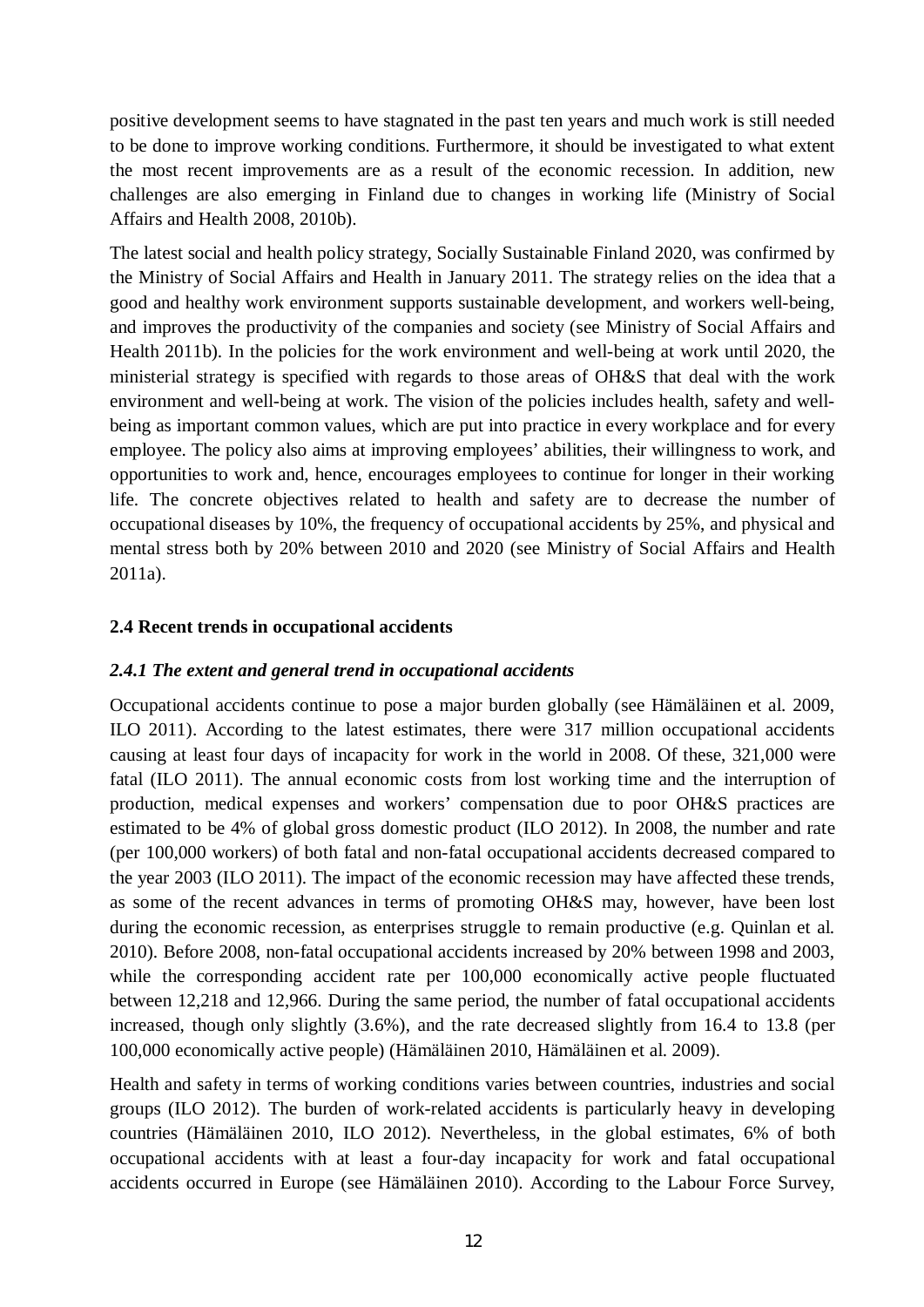positive development seems to have stagnated in the past ten years and much work is still needed to be done to improve working conditions. Furthermore, it should be investigated to what extent the most recent improvements are as a result of the economic recession. In addition, new challenges are also emerging in Finland due to changes in working life (Ministry of Social Affairs and Health 2008, 2010b).

The latest social and health policy strategy, Socially Sustainable Finland 2020, was confirmed by the Ministry of Social Affairs and Health in January 2011. The strategy relies on the idea that a good and healthy work environment supports sustainable development, and workers well-being, and improves the productivity of the companies and society (see Ministry of Social Affairs and Health 2011b). In the policies for the work environment and well-being at work until 2020, the ministerial strategy is specified with regards to those areas of OH&S that deal with the work environment and well-being at work. The vision of the policies includes health, safety and well-being as important common values, which are put into practice in every workplace and for every employee. The policy also aims at improving employees' abilities, their willingness to work, and opportunities to work and, hence, encourages employees to continue for longer in their working life. The concrete objectives related to health and safety are to decrease the number of occupational diseases by 10%, the frequency of occupational accidents by 25%, and physical and mental stress both by 20% between 2010 and 2020 (see Ministry of Social Affairs and Health 2011a).

## 2.4 Recent trends in occupational accidents

### *2.4.1 The extent and general trend in occupational accidents*

Occupational accidents continue to pose a major burden globally (see Hämäläinen et al. 2009, ILO 2011). According to the latest estimates, there were 317 million occupational accidents causing at least four days of incapacity for work in the world in 2008. Of these, 321,000 were fatal (ILO 2011). The annual economic costs from lost working time and the interruption of production, medical expenses and workers' compensation due to poor OH&S practices are estimated to be 4% of global gross domestic product (ILO 2012). In 2008, the number and rate (per 100,000 workers) of both fatal and non-fatal occupational accidents decreased compared to the year 2003 (ILO 2011). The impact of the economic recession may have affected these trends, as some of the recent advances in terms of promoting OH&S may, however, have been lost during the economic recession, as enterprises struggle to remain productive (e.g. Quinlan et al. 2010). Before 2008, non-fatal occupational accidents increased by 20% between 1998 and 2003, while the corresponding accident rate per 100,000 economically active people fluctuated between 12,218 and 12,966. During the same period, the number of fatal occupational accidents increased, though only slightly (3.6%), and the rate decreased slightly from 16.4 to 13.8 (per 100,000 economically active people) (Hämäläinen 2010, Hämäläinen et al. 2009).

Health and safety in terms of working conditions varies between countries, industries and social groups (ILO 2012). The burden of work-related accidents is particularly heavy in developing countries (Hämäläinen 2010, ILO 2012). Nevertheless, in the global estimates, 6% of both occupational accidents with at least a four-day incapacity for work and fatal occupational accidents occurred in Europe (see Hämäläinen 2010). According to the Labour Force Survey,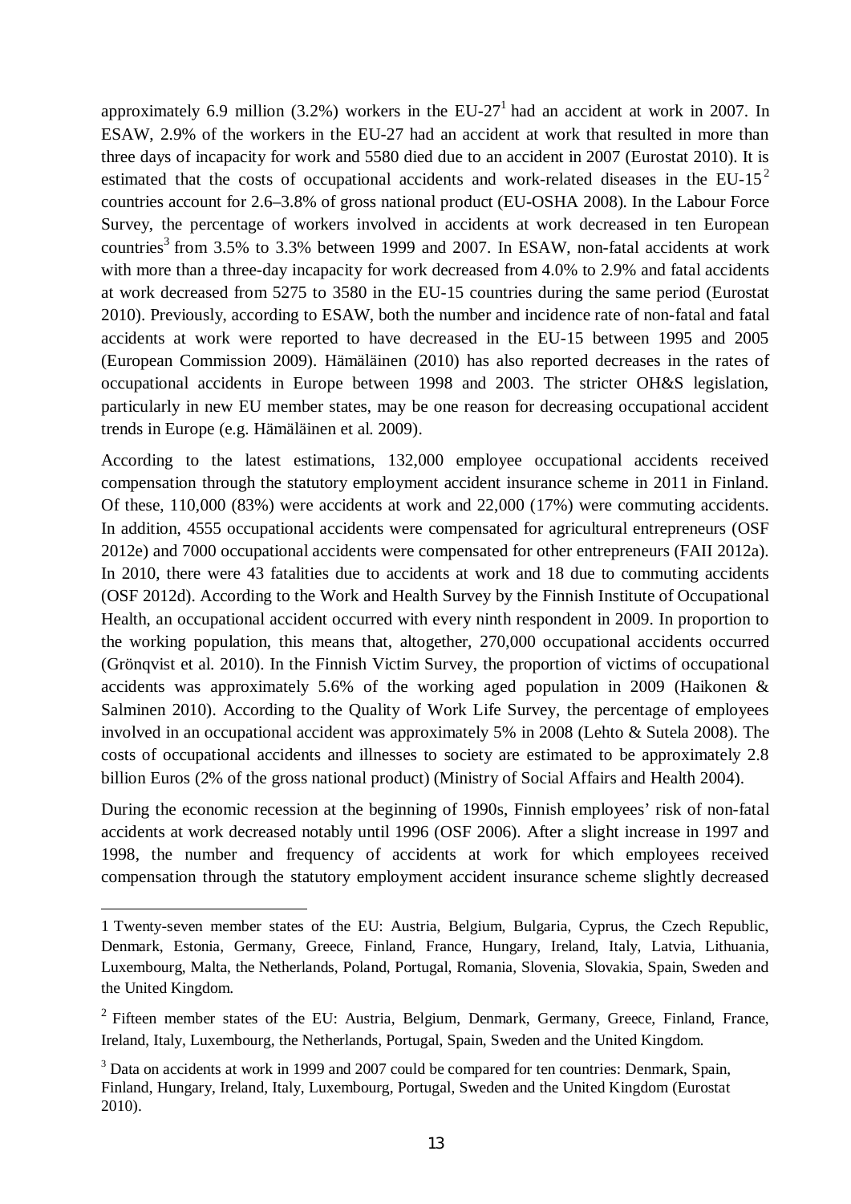approximately 6.9 million (3.2%) workers in the EU-27[1] had an accident at work in 2007. In ESAW, 2.9% of the workers in the EU-27 had an accident at work that resulted in more than three days of incapacity for work and 5580 died due to an accident in 2007 (Eurostat 2010). It is estimated that the costs of occupational accidents and work-related diseases in the EU-15[2] countries account for 2.6–3.8% of gross national product (EU-OSHA 2008). In the Labour Force Survey, the percentage of workers involved in accidents at work decreased in ten European countries[3] from 3.5% to 3.3% between 1999 and 2007. In ESAW, non-fatal accidents at work with more than a three-day incapacity for work decreased from 4.0% to 2.9% and fatal accidents at work decreased from 5275 to 3580 in the EU-15 countries during the same period (Eurostat 2010). Previously, according to ESAW, both the number and incidence rate of non-fatal and fatal accidents at work were reported to have decreased in the EU-15 between 1995 and 2005 (European Commission 2009). Hämäläinen (2010) has also reported decreases in the rates of occupational accidents in Europe between 1998 and 2003. The stricter OH&S legislation, particularly in new EU member states, may be one reason for decreasing occupational accident trends in Europe (e.g. Hämäläinen et al. 2009).

According to the latest estimations, 132,000 employee occupational accidents received compensation through the statutory employment accident insurance scheme in 2011 in Finland. Of these, 110,000 (83%) were accidents at work and 22,000 (17%) were commuting accidents. In addition, 4555 occupational accidents were compensated for agricultural entrepreneurs (OSF 2012e) and 7000 occupational accidents were compensated for other entrepreneurs (FAII 2012a). In 2010, there were 43 fatalities due to accidents at work and 18 due to commuting accidents (OSF 2012d). According to the Work and Health Survey by the Finnish Institute of Occupational Health, an occupational accident occurred with every ninth respondent in 2009. In proportion to the working population, this means that, altogether, 270,000 occupational accidents occurred (Grönqvist et al. 2010). In the Finnish Victim Survey, the proportion of victims of occupational accidents was approximately 5.6% of the working aged population in 2009 (Haikonen & Salminen 2010). According to the Quality of Work Life Survey, the percentage of employees involved in an occupational accident was approximately 5% in 2008 (Lehto & Sutela 2008). The costs of occupational accidents and illnesses to society are estimated to be approximately 2.8 billion Euros (2% of the gross national product) (Ministry of Social Affairs and Health 2004).

During the economic recession at the beginning of 1990s, Finnish employees' risk of non-fatal accidents at work decreased notably until 1996 (OSF 2006). After a slight increase in 1997 and 1998, the number and frequency of accidents at work for which employees received compensation through the statutory employment accident insurance scheme slightly decreased

---

1 Twenty-seven member states of the EU: Austria, Belgium, Bulgaria, Cyprus, the Czech Republic, Denmark, Estonia, Germany, Greece, Finland, France, Hungary, Ireland, Italy, Latvia, Lithuania, Luxembourg, Malta, the Netherlands, Poland, Portugal, Romania, Slovenia, Slovakia, Spain, Sweden and the United Kingdom.

2 Fifteen member states of the EU: Austria, Belgium, Denmark, Germany, Greece, Finland, France, Ireland, Italy, Luxembourg, the Netherlands, Portugal, Spain, Sweden and the United Kingdom.

3 Data on accidents at work in 1999 and 2007 could be compared for ten countries: Denmark, Spain, Finland, Hungary, Ireland, Italy, Luxembourg, Portugal, Sweden and the United Kingdom (Eurostat 2010).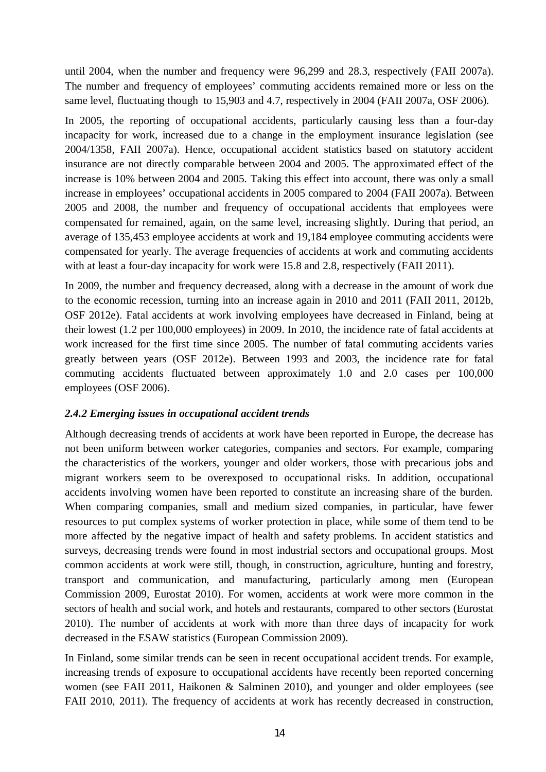until 2004, when the number and frequency were 96,299 and 28.3, respectively (FAII 2007a). The number and frequency of employees' commuting accidents remained more or less on the same level, fluctuating though to 15,903 and 4.7, respectively in 2004 (FAII 2007a, OSF 2006).

In 2005, the reporting of occupational accidents, particularly causing less than a four-day incapacity for work, increased due to a change in the employment insurance legislation (see 2004/1358, FAII 2007a). Hence, occupational accident statistics based on statutory accident insurance are not directly comparable between 2004 and 2005. The approximated effect of the increase is 10% between 2004 and 2005. Taking this effect into account, there was only a small increase in employees' occupational accidents in 2005 compared to 2004 (FAII 2007a). Between 2005 and 2008, the number and frequency of occupational accidents that employees were compensated for remained, again, on the same level, increasing slightly. During that period, an average of 135,453 employee accidents at work and 19,184 employee commuting accidents were compensated for yearly. The average frequencies of accidents at work and commuting accidents with at least a four-day incapacity for work were 15.8 and 2.8, respectively (FAII 2011).

In 2009, the number and frequency decreased, along with a decrease in the amount of work due to the economic recession, turning into an increase again in 2010 and 2011 (FAII 2011, 2012b, OSF 2012e). Fatal accidents at work involving employees have decreased in Finland, being at their lowest (1.2 per 100,000 employees) in 2009. In 2010, the incidence rate of fatal accidents at work increased for the first time since 2005. The number of fatal commuting accidents varies greatly between years (OSF 2012e). Between 1993 and 2003, the incidence rate for fatal commuting accidents fluctuated between approximately 1.0 and 2.0 cases per 100,000 employees (OSF 2006).

### *2.4.2 Emerging issues in occupational accident trends*

Although decreasing trends of accidents at work have been reported in Europe, the decrease has not been uniform between worker categories, companies and sectors. For example, comparing the characteristics of the workers, younger and older workers, those with precarious jobs and migrant workers seem to be overexposed to occupational risks. In addition, occupational accidents involving women have been reported to constitute an increasing share of the burden. When comparing companies, small and medium sized companies, in particular, have fewer resources to put complex systems of worker protection in place, while some of them tend to be more affected by the negative impact of health and safety problems. In accident statistics and surveys, decreasing trends were found in most industrial sectors and occupational groups. Most common accidents at work were still, though, in construction, agriculture, hunting and forestry, transport and communication, and manufacturing, particularly among men (European Commission 2009, Eurostat 2010). For women, accidents at work were more common in the sectors of health and social work, and hotels and restaurants, compared to other sectors (Eurostat 2010). The number of accidents at work with more than three days of incapacity for work decreased in the ESAW statistics (European Commission 2009).

In Finland, some similar trends can be seen in recent occupational accident trends. For example, increasing trends of exposure to occupational accidents have recently been reported concerning women (see FAII 2011, Haikonen & Salminen 2010), and younger and older employees (see FAII 2010, 2011). The frequency of accidents at work has recently decreased in construction,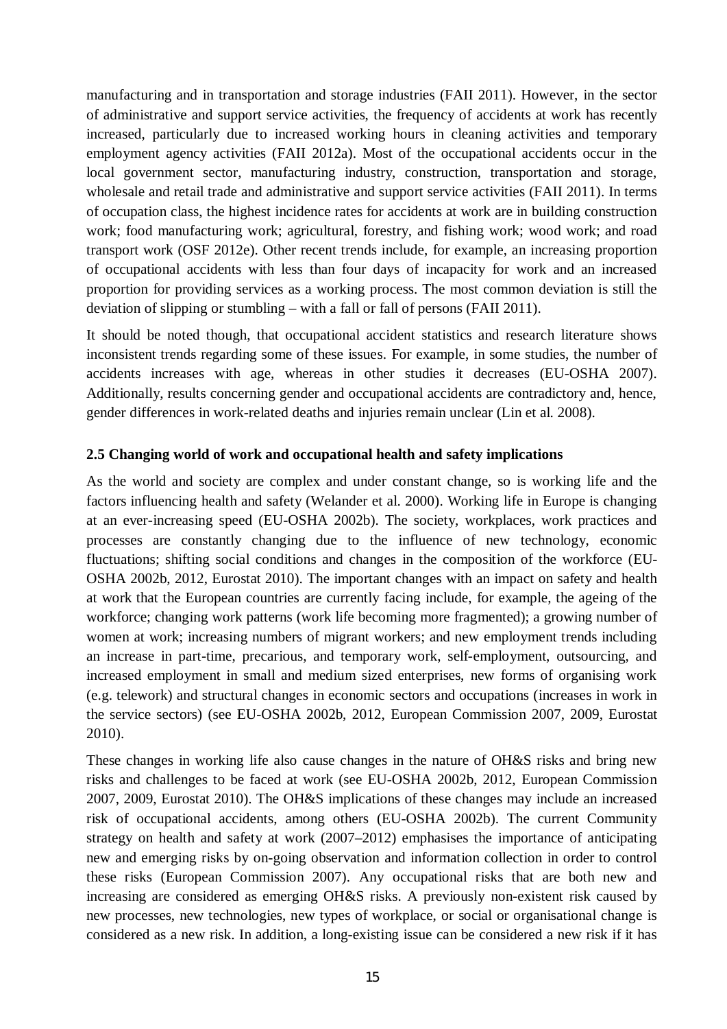manufacturing and in transportation and storage industries (FAII 2011). However, in the sector of administrative and support service activities, the frequency of accidents at work has recently increased, particularly due to increased working hours in cleaning activities and temporary employment agency activities (FAII 2012a). Most of the occupational accidents occur in the local government sector, manufacturing industry, construction, transportation and storage, wholesale and retail trade and administrative and support service activities (FAII 2011). In terms of occupation class, the highest incidence rates for accidents at work are in building construction work; food manufacturing work; agricultural, forestry, and fishing work; wood work; and road transport work (OSF 2012e). Other recent trends include, for example, an increasing proportion of occupational accidents with less than four days of incapacity for work and an increased proportion for providing services as a working process. The most common deviation is still the deviation of slipping or stumbling – with a fall or fall of persons (FAII 2011).

It should be noted though, that occupational accident statistics and research literature shows inconsistent trends regarding some of these issues. For example, in some studies, the number of accidents increases with age, whereas in other studies it decreases (EU-OSHA 2007). Additionally, results concerning gender and occupational accidents are contradictory and, hence, gender differences in work-related deaths and injuries remain unclear (Lin et al. 2008).

### 2.5 Changing world of work and occupational health and safety implications

As the world and society are complex and under constant change, so is working life and the factors influencing health and safety (Welander et al. 2000). Working life in Europe is changing at an ever-increasing speed (EU-OSHA 2002b). The society, workplaces, work practices and processes are constantly changing due to the influence of new technology, economic fluctuations; shifting social conditions and changes in the composition of the workforce (EU-OSHA 2002b, 2012, Eurostat 2010). The important changes with an impact on safety and health at work that the European countries are currently facing include, for example, the ageing of the workforce; changing work patterns (work life becoming more fragmented); a growing number of women at work; increasing numbers of migrant workers; and new employment trends including an increase in part-time, precarious, and temporary work, self-employment, outsourcing, and increased employment in small and medium sized enterprises, new forms of organising work (e.g. telework) and structural changes in economic sectors and occupations (increases in work in the service sectors) (see EU-OSHA 2002b, 2012, European Commission 2007, 2009, Eurostat 2010).

These changes in working life also cause changes in the nature of OH&S risks and bring new risks and challenges to be faced at work (see EU-OSHA 2002b, 2012, European Commission 2007, 2009, Eurostat 2010). The OH&S implications of these changes may include an increased risk of occupational accidents, among others (EU-OSHA 2002b). The current Community strategy on health and safety at work (2007–2012) emphasises the importance of anticipating new and emerging risks by on-going observation and information collection in order to control these risks (European Commission 2007). Any occupational risks that are both new and increasing are considered as emerging OH&S risks. A previously non-existent risk caused by new processes, new technologies, new types of workplace, or social or organisational change is considered as a new risk. In addition, a long-existing issue can be considered a new risk if it has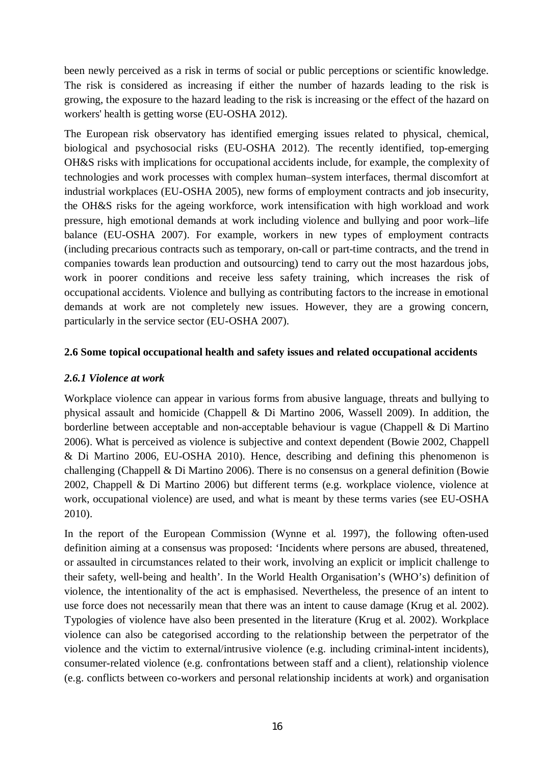been newly perceived as a risk in terms of social or public perceptions or scientific knowledge. The risk is considered as increasing if either the number of hazards leading to the risk is growing, the exposure to the hazard leading to the risk is increasing or the effect of the hazard on workers' health is getting worse (EU-OSHA 2012).

The European risk observatory has identified emerging issues related to physical, chemical, biological and psychosocial risks (EU-OSHA 2012). The recently identified, top-emerging OH&S risks with implications for occupational accidents include, for example, the complexity of technologies and work processes with complex human–system interfaces, thermal discomfort at industrial workplaces (EU-OSHA 2005), new forms of employment contracts and job insecurity, the OH&S risks for the ageing workforce, work intensification with high workload and work pressure, high emotional demands at work including violence and bullying and poor work–life balance (EU-OSHA 2007). For example, workers in new types of employment contracts (including precarious contracts such as temporary, on-call or part-time contracts, and the trend in companies towards lean production and outsourcing) tend to carry out the most hazardous jobs, work in poorer conditions and receive less safety training, which increases the risk of occupational accidents. Violence and bullying as contributing factors to the increase in emotional demands at work are not completely new issues. However, they are a growing concern, particularly in the service sector (EU-OSHA 2007).

## 2.6 Some topical occupational health and safety issues and related occupational accidents

### *2.6.1 Violence at work*

Workplace violence can appear in various forms from abusive language, threats and bullying to physical assault and homicide (Chappell & Di Martino 2006, Wassell 2009). In addition, the borderline between acceptable and non-acceptable behaviour is vague (Chappell & Di Martino 2006). What is perceived as violence is subjective and context dependent (Bowie 2002, Chappell & Di Martino 2006, EU-OSHA 2010). Hence, describing and defining this phenomenon is challenging (Chappell & Di Martino 2006). There is no consensus on a general definition (Bowie 2002, Chappell & Di Martino 2006) but different terms (e.g. workplace violence, violence at work, occupational violence) are used, and what is meant by these terms varies (see EU-OSHA 2010).

In the report of the European Commission (Wynne et al. 1997), the following often-used definition aiming at a consensus was proposed: 'Incidents where persons are abused, threatened, or assaulted in circumstances related to their work, involving an explicit or implicit challenge to their safety, well-being and health'. In the World Health Organisation's (WHO's) definition of violence, the intentionality of the act is emphasised. Nevertheless, the presence of an intent to use force does not necessarily mean that there was an intent to cause damage (Krug et al. 2002). Typologies of violence have also been presented in the literature (Krug et al. 2002). Workplace violence can also be categorised according to the relationship between the perpetrator of the violence and the victim to external/intrusive violence (e.g. including criminal-intent incidents), consumer-related violence (e.g. confrontations between staff and a client), relationship violence (e.g. conflicts between co-workers and personal relationship incidents at work) and organisation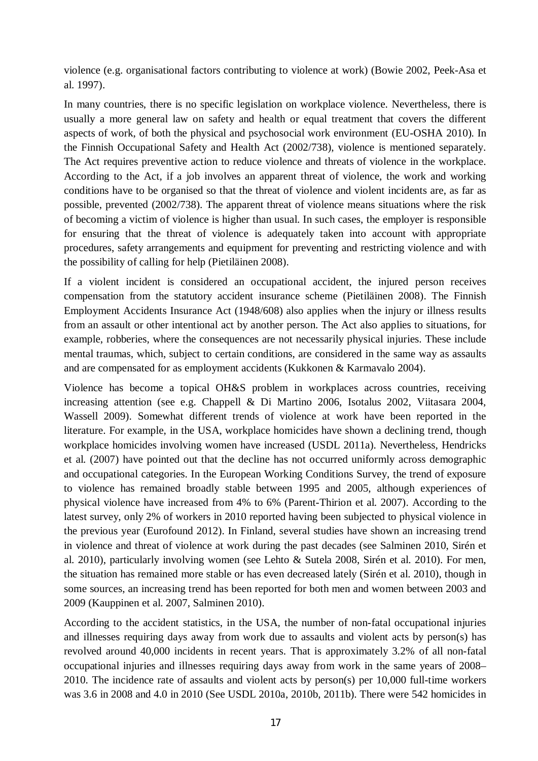violence (e.g. organisational factors contributing to violence at work) (Bowie 2002, Peek-Asa et al. 1997).

In many countries, there is no specific legislation on workplace violence. Nevertheless, there is usually a more general law on safety and health or equal treatment that covers the different aspects of work, of both the physical and psychosocial work environment (EU-OSHA 2010). In the Finnish Occupational Safety and Health Act (2002/738), violence is mentioned separately. The Act requires preventive action to reduce violence and threats of violence in the workplace. According to the Act, if a job involves an apparent threat of violence, the work and working conditions have to be organised so that the threat of violence and violent incidents are, as far as possible, prevented (2002/738). The apparent threat of violence means situations where the risk of becoming a victim of violence is higher than usual. In such cases, the employer is responsible for ensuring that the threat of violence is adequately taken into account with appropriate procedures, safety arrangements and equipment for preventing and restricting violence and with the possibility of calling for help (Pietiläinen 2008).

If a violent incident is considered an occupational accident, the injured person receives compensation from the statutory accident insurance scheme (Pietiläinen 2008). The Finnish Employment Accidents Insurance Act (1948/608) also applies when the injury or illness results from an assault or other intentional act by another person. The Act also applies to situations, for example, robberies, where the consequences are not necessarily physical injuries. These include mental traumas, which, subject to certain conditions, are considered in the same way as assaults and are compensated for as employment accidents (Kukkonen & Karmavalo 2004).

Violence has become a topical OH&S problem in workplaces across countries, receiving increasing attention (see e.g. Chappell & Di Martino 2006, Isotalus 2002, Viitasara 2004, Wassell 2009). Somewhat different trends of violence at work have been reported in the literature. For example, in the USA, workplace homicides have shown a declining trend, though workplace homicides involving women have increased (USDL 2011a). Nevertheless, Hendricks et al. (2007) have pointed out that the decline has not occurred uniformly across demographic and occupational categories. In the European Working Conditions Survey, the trend of exposure to violence has remained broadly stable between 1995 and 2005, although experiences of physical violence have increased from 4% to 6% (Parent-Thirion et al. 2007). According to the latest survey, only 2% of workers in 2010 reported having been subjected to physical violence in the previous year (Eurofound 2012). In Finland, several studies have shown an increasing trend in violence and threat of violence at work during the past decades (see Salminen 2010, Sirén et al. 2010), particularly involving women (see Lehto & Sutela 2008, Sirén et al. 2010). For men, the situation has remained more stable or has even decreased lately (Sirén et al. 2010), though in some sources, an increasing trend has been reported for both men and women between 2003 and 2009 (Kauppinen et al. 2007, Salminen 2010).

According to the accident statistics, in the USA, the number of non-fatal occupational injuries and illnesses requiring days away from work due to assaults and violent acts by person(s) has revolved around 40,000 incidents in recent years. That is approximately 3.2% of all non-fatal occupational injuries and illnesses requiring days away from work in the same years of 2008–2010. The incidence rate of assaults and violent acts by person(s) per 10,000 full-time workers was 3.6 in 2008 and 4.0 in 2010 (See USDL 2010a, 2010b, 2011b). There were 542 homicides in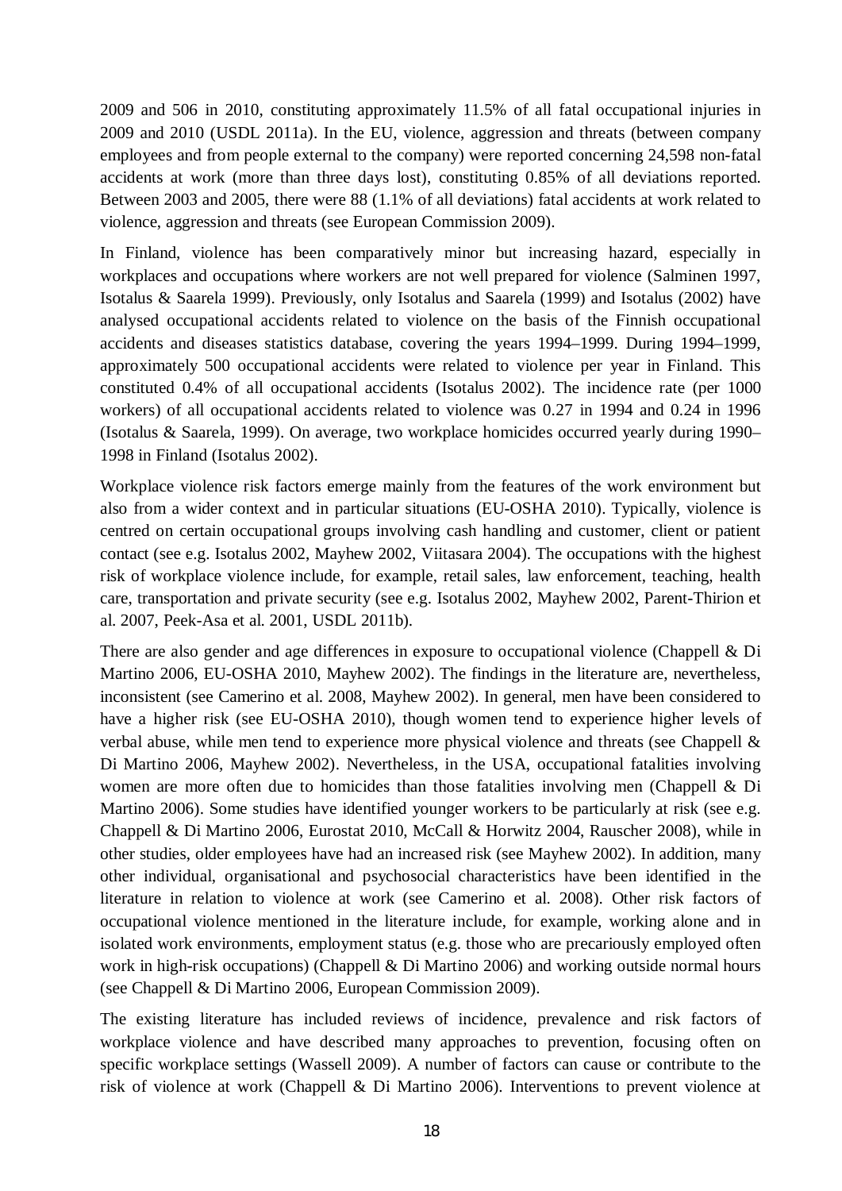2009 and 506 in 2010, constituting approximately 11.5% of all fatal occupational injuries in 2009 and 2010 (USDL 2011a). In the EU, violence, aggression and threats (between company employees and from people external to the company) were reported concerning 24,598 non-fatal accidents at work (more than three days lost), constituting 0.85% of all deviations reported. Between 2003 and 2005, there were 88 (1.1% of all deviations) fatal accidents at work related to violence, aggression and threats (see European Commission 2009).

In Finland, violence has been comparatively minor but increasing hazard, especially in workplaces and occupations where workers are not well prepared for violence (Salminen 1997, Isotalus & Saarela 1999). Previously, only Isotalus and Saarela (1999) and Isotalus (2002) have analysed occupational accidents related to violence on the basis of the Finnish occupational accidents and diseases statistics database, covering the years 1994–1999. During 1994–1999, approximately 500 occupational accidents were related to violence per year in Finland. This constituted 0.4% of all occupational accidents (Isotalus 2002). The incidence rate (per 1000 workers) of all occupational accidents related to violence was 0.27 in 1994 and 0.24 in 1996 (Isotalus & Saarela, 1999). On average, two workplace homicides occurred yearly during 1990–1998 in Finland (Isotalus 2002).

Workplace violence risk factors emerge mainly from the features of the work environment but also from a wider context and in particular situations (EU-OSHA 2010). Typically, violence is centred on certain occupational groups involving cash handling and customer, client or patient contact (see e.g. Isotalus 2002, Mayhew 2002, Viitasara 2004). The occupations with the highest risk of workplace violence include, for example, retail sales, law enforcement, teaching, health care, transportation and private security (see e.g. Isotalus 2002, Mayhew 2002, Parent-Thirion et al. 2007, Peek-Asa et al. 2001, USDL 2011b).

There are also gender and age differences in exposure to occupational violence (Chappell & Di Martino 2006, EU-OSHA 2010, Mayhew 2002). The findings in the literature are, nevertheless, inconsistent (see Camerino et al. 2008, Mayhew 2002). In general, men have been considered to have a higher risk (see EU-OSHA 2010), though women tend to experience higher levels of verbal abuse, while men tend to experience more physical violence and threats (see Chappell & Di Martino 2006, Mayhew 2002). Nevertheless, in the USA, occupational fatalities involving women are more often due to homicides than those fatalities involving men (Chappell & Di Martino 2006). Some studies have identified younger workers to be particularly at risk (see e.g. Chappell & Di Martino 2006, Eurostat 2010, McCall & Horwitz 2004, Rauscher 2008), while in other studies, older employees have had an increased risk (see Mayhew 2002). In addition, many other individual, organisational and psychosocial characteristics have been identified in the literature in relation to violence at work (see Camerino et al. 2008). Other risk factors of occupational violence mentioned in the literature include, for example, working alone and in isolated work environments, employment status (e.g. those who are precariously employed often work in high-risk occupations) (Chappell & Di Martino 2006) and working outside normal hours (see Chappell & Di Martino 2006, European Commission 2009).

The existing literature has included reviews of incidence, prevalence and risk factors of workplace violence and have described many approaches to prevention, focusing often on specific workplace settings (Wassell 2009). A number of factors can cause or contribute to the risk of violence at work (Chappell & Di Martino 2006). Interventions to prevent violence at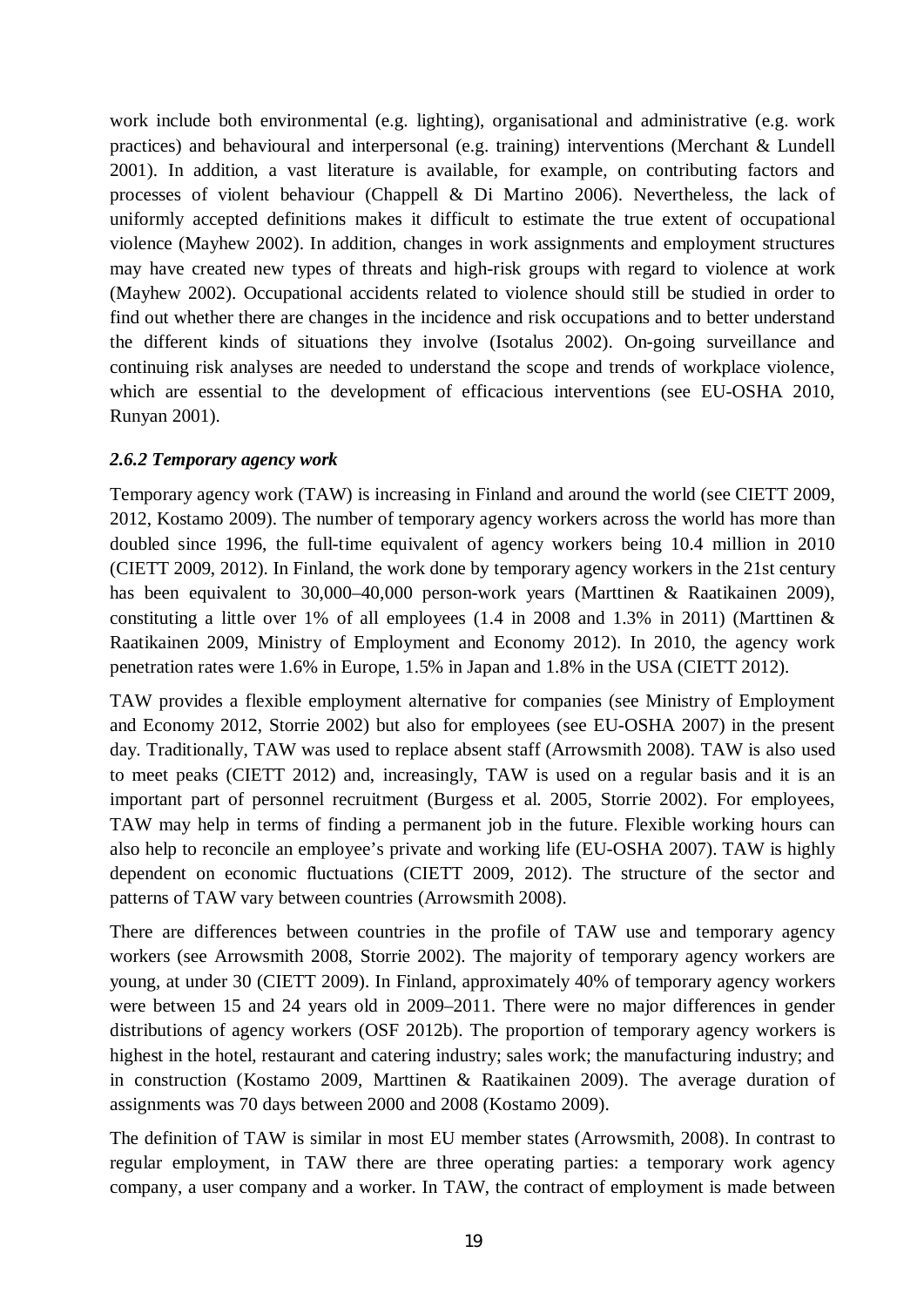work include both environmental (e.g. lighting), organisational and administrative (e.g. work practices) and behavioural and interpersonal (e.g. training) interventions (Merchant & Lundell 2001). In addition, a vast literature is available, for example, on contributing factors and processes of violent behaviour (Chappell & Di Martino 2006). Nevertheless, the lack of uniformly accepted definitions makes it difficult to estimate the true extent of occupational violence (Mayhew 2002). In addition, changes in work assignments and employment structures may have created new types of threats and high-risk groups with regard to violence at work (Mayhew 2002). Occupational accidents related to violence should still be studied in order to find out whether there are changes in the incidence and risk occupations and to better understand the different kinds of situations they involve (Isotalus 2002). On-going surveillance and continuing risk analyses are needed to understand the scope and trends of workplace violence, which are essential to the development of efficacious interventions (see EU-OSHA 2010, Runyan 2001).

### *2.6.2 Temporary agency work*

Temporary agency work (TAW) is increasing in Finland and around the world (see CIETT 2009, 2012, Kostamo 2009). The number of temporary agency workers across the world has more than doubled since 1996, the full-time equivalent of agency workers being 10.4 million in 2010 (CIETT 2009, 2012). In Finland, the work done by temporary agency workers in the 21st century has been equivalent to 30,000–40,000 person-work years (Marttinen & Raatikainen 2009), constituting a little over 1% of all employees (1.4 in 2008 and 1.3% in 2011) (Marttinen & Raatikainen 2009, Ministry of Employment and Economy 2012). In 2010, the agency work penetration rates were 1.6% in Europe, 1.5% in Japan and 1.8% in the USA (CIETT 2012).

TAW provides a flexible employment alternative for companies (see Ministry of Employment and Economy 2012, Storrie 2002) but also for employees (see EU-OSHA 2007) in the present day. Traditionally, TAW was used to replace absent staff (Arrowsmith 2008). TAW is also used to meet peaks (CIETT 2012) and, increasingly, TAW is used on a regular basis and it is an important part of personnel recruitment (Burgess et al. 2005, Storrie 2002). For employees, TAW may help in terms of finding a permanent job in the future. Flexible working hours can also help to reconcile an employee's private and working life (EU-OSHA 2007). TAW is highly dependent on economic fluctuations (CIETT 2009, 2012). The structure of the sector and patterns of TAW vary between countries (Arrowsmith 2008).

There are differences between countries in the profile of TAW use and temporary agency workers (see Arrowsmith 2008, Storrie 2002). The majority of temporary agency workers are young, at under 30 (CIETT 2009). In Finland, approximately 40% of temporary agency workers were between 15 and 24 years old in 2009–2011. There were no major differences in gender distributions of agency workers (OSF 2012b). The proportion of temporary agency workers is highest in the hotel, restaurant and catering industry; sales work; the manufacturing industry; and in construction (Kostamo 2009, Marttinen & Raatikainen 2009). The average duration of assignments was 70 days between 2000 and 2008 (Kostamo 2009).

The definition of TAW is similar in most EU member states (Arrowsmith, 2008). In contrast to regular employment, in TAW there are three operating parties: a temporary work agency company, a user company and a worker. In TAW, the contract of employment is made between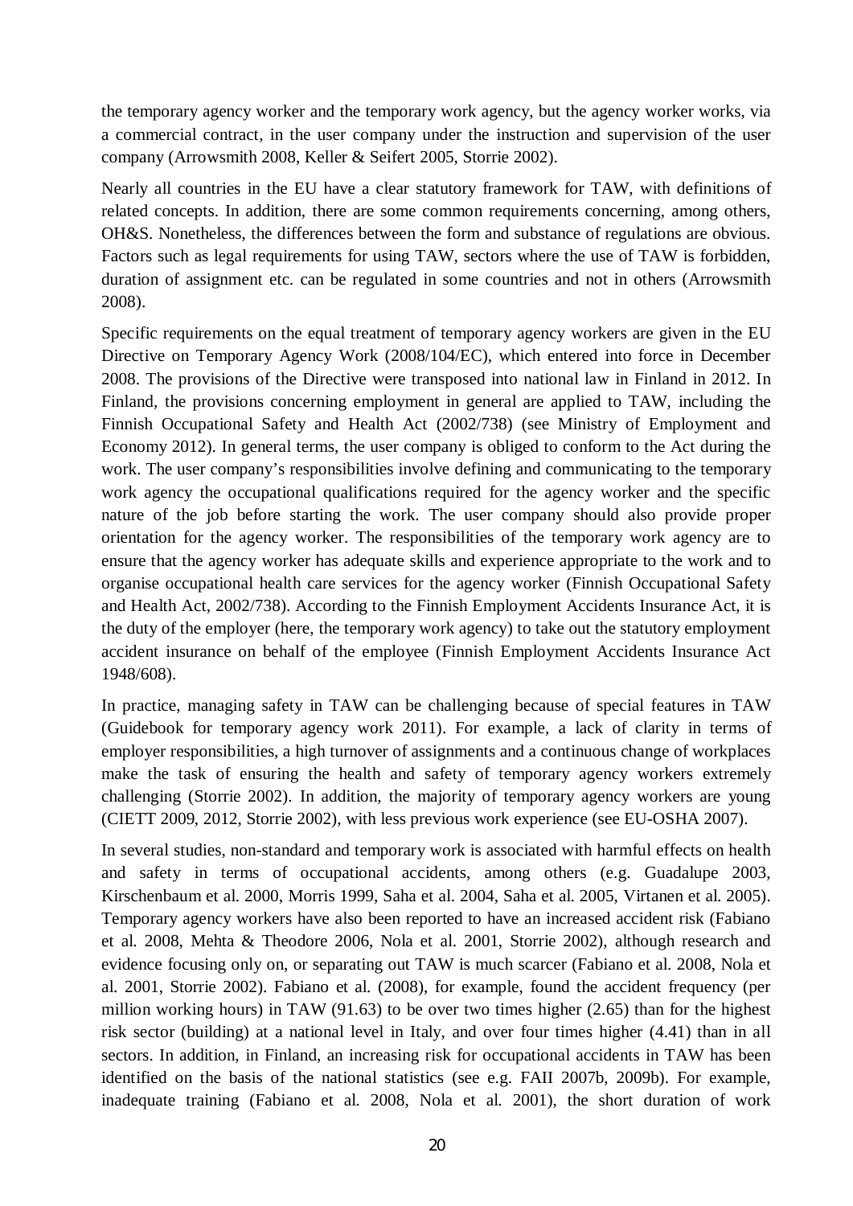the temporary agency worker and the temporary work agency, but the agency worker works, via a commercial contract, in the user company under the instruction and supervision of the user company (Arrowsmith 2008, Keller & Seifert 2005, Storrie 2002).

Nearly all countries in the EU have a clear statutory framework for TAW, with definitions of related concepts. In addition, there are some common requirements concerning, among others, OH&S. Nonetheless, the differences between the form and substance of regulations are obvious. Factors such as legal requirements for using TAW, sectors where the use of TAW is forbidden, duration of assignment etc. can be regulated in some countries and not in others (Arrowsmith 2008).

Specific requirements on the equal treatment of temporary agency workers are given in the EU Directive on Temporary Agency Work (2008/104/EC), which entered into force in December 2008. The provisions of the Directive were transposed into national law in Finland in 2012. In Finland, the provisions concerning employment in general are applied to TAW, including the Finnish Occupational Safety and Health Act (2002/738) (see Ministry of Employment and Economy 2012). In general terms, the user company is obliged to conform to the Act during the work. The user company's responsibilities involve defining and communicating to the temporary work agency the occupational qualifications required for the agency worker and the specific nature of the job before starting the work. The user company should also provide proper orientation for the agency worker. The responsibilities of the temporary work agency are to ensure that the agency worker has adequate skills and experience appropriate to the work and to organise occupational health care services for the agency worker (Finnish Occupational Safety and Health Act, 2002/738). According to the Finnish Employment Accidents Insurance Act, it is the duty of the employer (here, the temporary work agency) to take out the statutory employment accident insurance on behalf of the employee (Finnish Employment Accidents Insurance Act 1948/608).

In practice, managing safety in TAW can be challenging because of special features in TAW (Guidebook for temporary agency work 2011). For example, a lack of clarity in terms of employer responsibilities, a high turnover of assignments and a continuous change of workplaces make the task of ensuring the health and safety of temporary agency workers extremely challenging (Storrie 2002). In addition, the majority of temporary agency workers are young (CIETT 2009, 2012, Storrie 2002), with less previous work experience (see EU-OSHA 2007).

In several studies, non-standard and temporary work is associated with harmful effects on health and safety in terms of occupational accidents, among others (e.g. Guadalupe 2003, Kirschenbaum et al. 2000, Morris 1999, Saha et al. 2004, Saha et al. 2005, Virtanen et al. 2005). Temporary agency workers have also been reported to have an increased accident risk (Fabiano et al. 2008, Mehta & Theodore 2006, Nola et al. 2001, Storrie 2002), although research and evidence focusing only on, or separating out TAW is much scarcer (Fabiano et al. 2008, Nola et al. 2001, Storrie 2002). Fabiano et al. (2008), for example, found the accident frequency (per million working hours) in TAW (91.63) to be over two times higher (2.65) than for the highest risk sector (building) at a national level in Italy, and over four times higher (4.41) than in all sectors. In addition, in Finland, an increasing risk for occupational accidents in TAW has been identified on the basis of the national statistics (see e.g. FAII 2007b, 2009b). For example, inadequate training (Fabiano et al. 2008, Nola et al. 2001), the short duration of work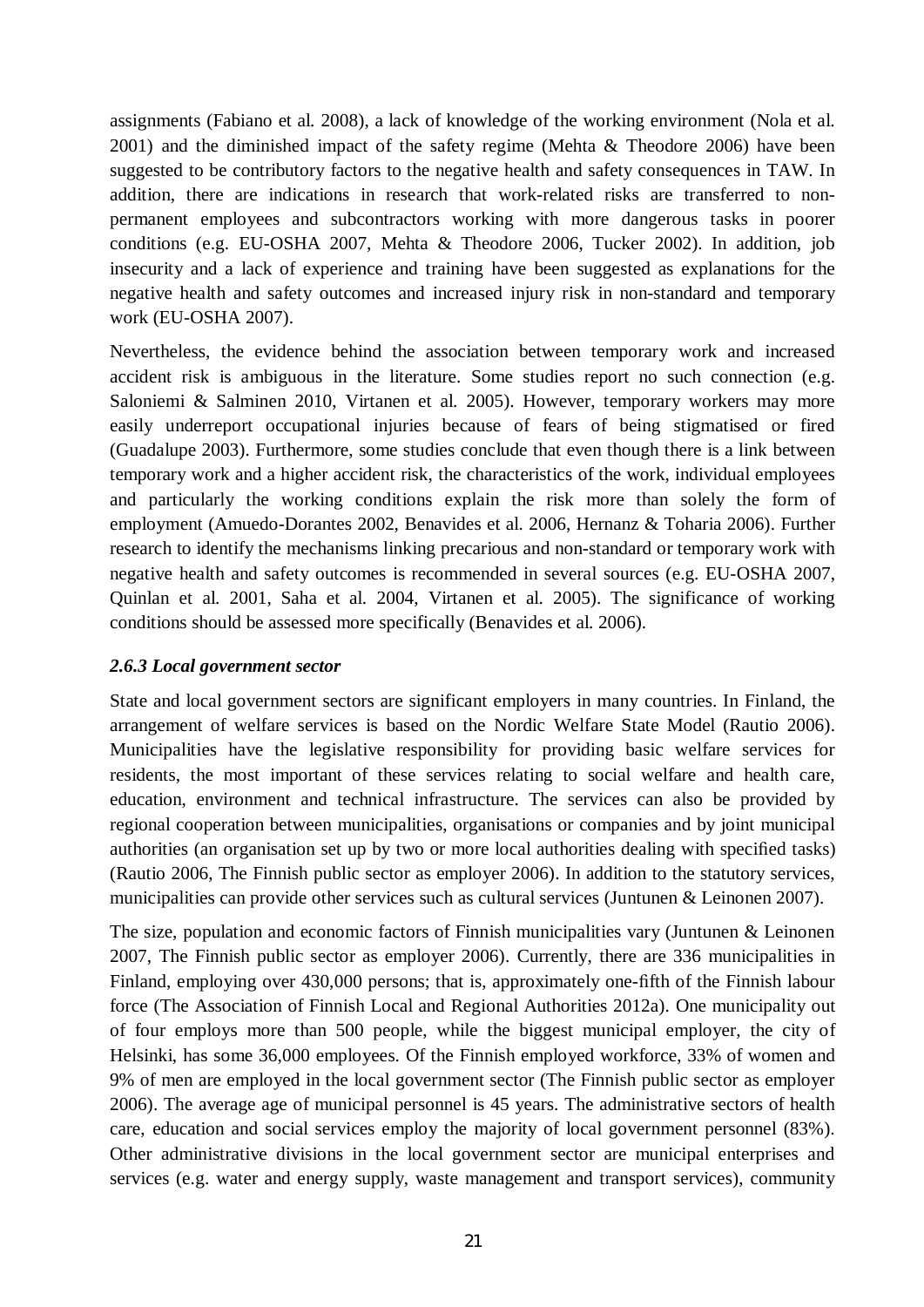assignments (Fabiano et al. 2008), a lack of knowledge of the working environment (Nola et al. 2001) and the diminished impact of the safety regime (Mehta & Theodore 2006) have been suggested to be contributory factors to the negative health and safety consequences in TAW. In addition, there are indications in research that work-related risks are transferred to non-permanent employees and subcontractors working with more dangerous tasks in poorer conditions (e.g. EU-OSHA 2007, Mehta & Theodore 2006, Tucker 2002). In addition, job insecurity and a lack of experience and training have been suggested as explanations for the negative health and safety outcomes and increased injury risk in non-standard and temporary work (EU-OSHA 2007).

Nevertheless, the evidence behind the association between temporary work and increased accident risk is ambiguous in the literature. Some studies report no such connection (e.g. Saloniemi & Salminen 2010, Virtanen et al. 2005). However, temporary workers may more easily underreport occupational injuries because of fears of being stigmatised or fired (Guadalupe 2003). Furthermore, some studies conclude that even though there is a link between temporary work and a higher accident risk, the characteristics of the work, individual employees and particularly the working conditions explain the risk more than solely the form of employment (Amuedo-Dorantes 2002, Benavides et al. 2006, Hernanz & Toharia 2006). Further research to identify the mechanisms linking precarious and non-standard or temporary work with negative health and safety outcomes is recommended in several sources (e.g. EU-OSHA 2007, Quinlan et al. 2001, Saha et al. 2004, Virtanen et al. 2005). The significance of working conditions should be assessed more specifically (Benavides et al. 2006).

### *2.6.3 Local government sector*

State and local government sectors are significant employers in many countries. In Finland, the arrangement of welfare services is based on the Nordic Welfare State Model (Rautio 2006). Municipalities have the legislative responsibility for providing basic welfare services for residents, the most important of these services relating to social welfare and health care, education, environment and technical infrastructure. The services can also be provided by regional cooperation between municipalities, organisations or companies and by joint municipal authorities (an organisation set up by two or more local authorities dealing with specified tasks) (Rautio 2006, The Finnish public sector as employer 2006). In addition to the statutory services, municipalities can provide other services such as cultural services (Juntunen & Leinonen 2007).

The size, population and economic factors of Finnish municipalities vary (Juntunen & Leinonen 2007, The Finnish public sector as employer 2006). Currently, there are 336 municipalities in Finland, employing over 430,000 persons; that is, approximately one-fifth of the Finnish labour force (The Association of Finnish Local and Regional Authorities 2012a). One municipality out of four employs more than 500 people, while the biggest municipal employer, the city of Helsinki, has some 36,000 employees. Of the Finnish employed workforce, 33% of women and 9% of men are employed in the local government sector (The Finnish public sector as employer 2006). The average age of municipal personnel is 45 years. The administrative sectors of health care, education and social services employ the majority of local government personnel (83%). Other administrative divisions in the local government sector are municipal enterprises and services (e.g. water and energy supply, waste management and transport services), community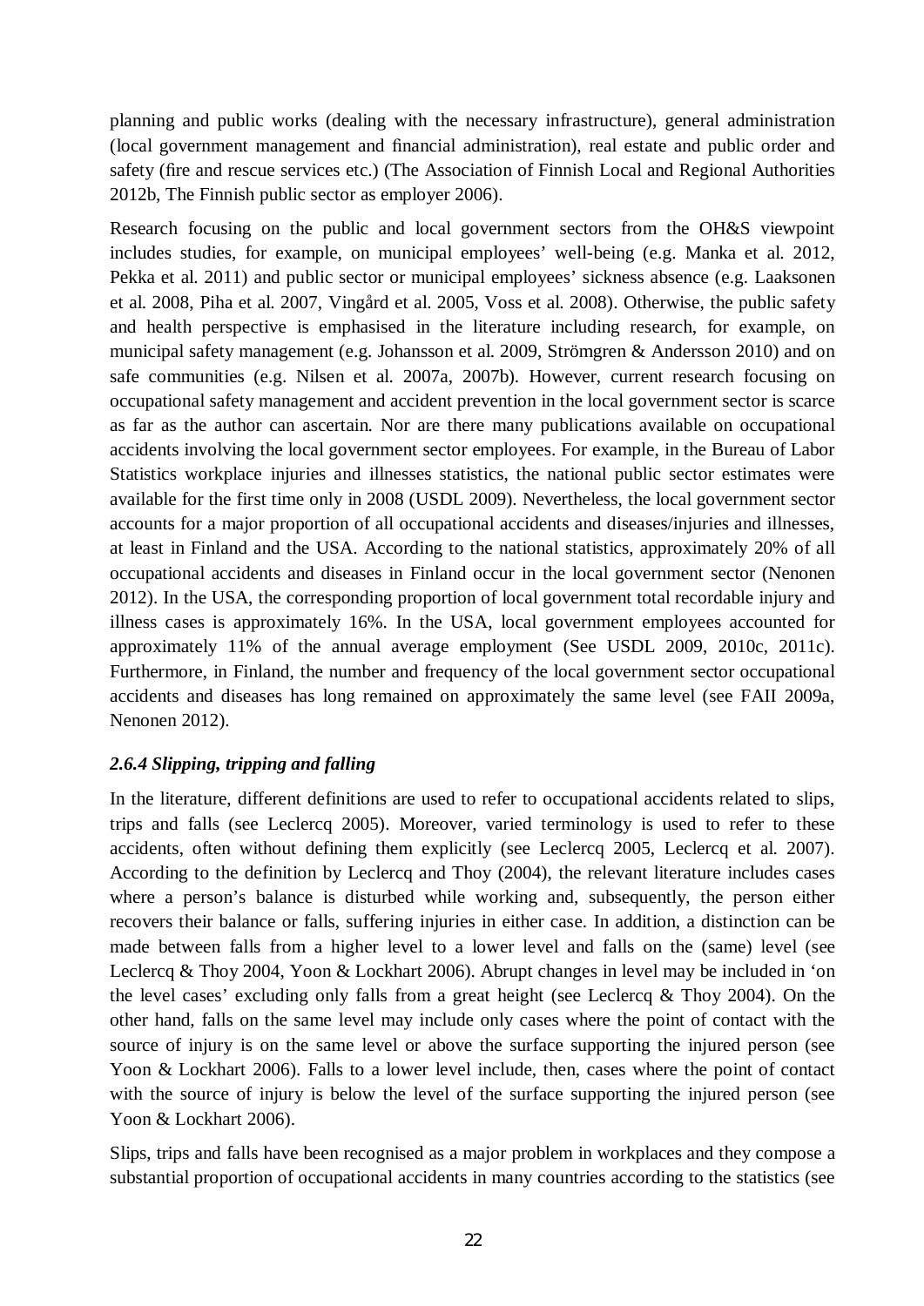planning and public works (dealing with the necessary infrastructure), general administration (local government management and financial administration), real estate and public order and safety (fire and rescue services etc.) (The Association of Finnish Local and Regional Authorities 2012b, The Finnish public sector as employer 2006).

Research focusing on the public and local government sectors from the OH&S viewpoint includes studies, for example, on municipal employees' well-being (e.g. Manka et al. 2012, Pekka et al. 2011) and public sector or municipal employees' sickness absence (e.g. Laaksonen et al. 2008, Piha et al. 2007, Vingård et al. 2005, Voss et al. 2008). Otherwise, the public safety and health perspective is emphasised in the literature including research, for example, on municipal safety management (e.g. Johansson et al. 2009, Strömgren & Andersson 2010) and on safe communities (e.g. Nilsen et al. 2007a, 2007b). However, current research focusing on occupational safety management and accident prevention in the local government sector is scarce as far as the author can ascertain. Nor are there many publications available on occupational accidents involving the local government sector employees. For example, in the Bureau of Labor Statistics workplace injuries and illnesses statistics, the national public sector estimates were available for the first time only in 2008 (USDL 2009). Nevertheless, the local government sector accounts for a major proportion of all occupational accidents and diseases/injuries and illnesses, at least in Finland and the USA. According to the national statistics, approximately 20% of all occupational accidents and diseases in Finland occur in the local government sector (Nenonen 2012). In the USA, the corresponding proportion of local government total recordable injury and illness cases is approximately 16%. In the USA, local government employees accounted for approximately 11% of the annual average employment (See USDL 2009, 2010c, 2011c). Furthermore, in Finland, the number and frequency of the local government sector occupational accidents and diseases has long remained on approximately the same level (see FAII 2009a, Nenonen 2012).

#### *2.6.4 Slipping, tripping and falling*

In the literature, different definitions are used to refer to occupational accidents related to slips, trips and falls (see Leclercq 2005). Moreover, varied terminology is used to refer to these accidents, often without defining them explicitly (see Leclercq 2005, Leclercq et al. 2007). According to the definition by Leclercq and Thoy (2004), the relevant literature includes cases where a person's balance is disturbed while working and, subsequently, the person either recovers their balance or falls, suffering injuries in either case. In addition, a distinction can be made between falls from a higher level to a lower level and falls on the (same) level (see Leclercq & Thoy 2004, Yoon & Lockhart 2006). Abrupt changes in level may be included in 'on the level cases' excluding only falls from a great height (see Leclercq & Thoy 2004). On the other hand, falls on the same level may include only cases where the point of contact with the source of injury is on the same level or above the surface supporting the injured person (see Yoon & Lockhart 2006). Falls to a lower level include, then, cases where the point of contact with the source of injury is below the level of the surface supporting the injured person (see Yoon & Lockhart 2006).

Slips, trips and falls have been recognised as a major problem in workplaces and they compose a substantial proportion of occupational accidents in many countries according to the statistics (see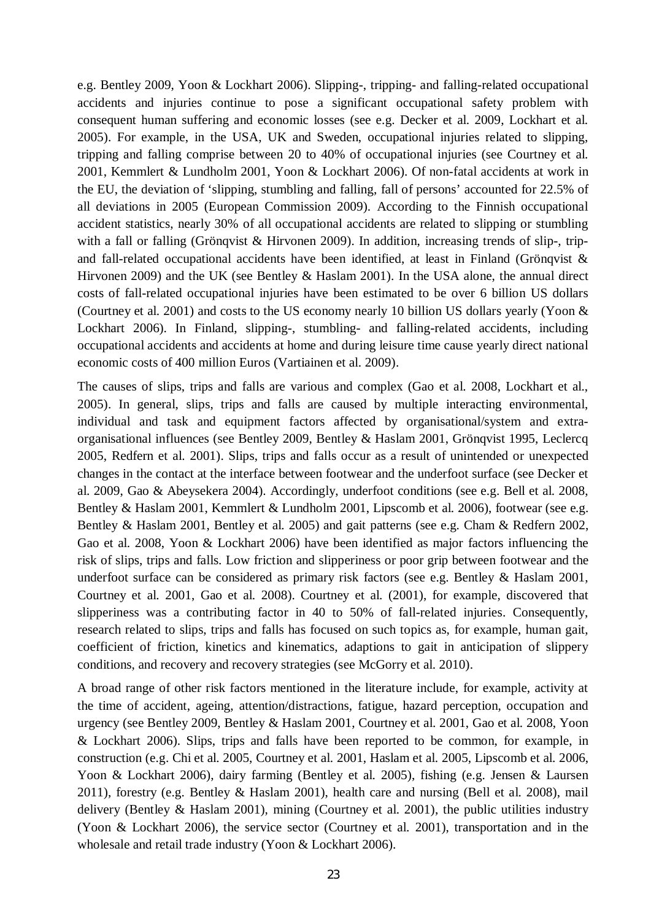e.g. Bentley 2009, Yoon & Lockhart 2006). Slipping-, tripping- and falling-related occupational accidents and injuries continue to pose a significant occupational safety problem with consequent human suffering and economic losses (see e.g. Decker et al. 2009, Lockhart et al. 2005). For example, in the USA, UK and Sweden, occupational injuries related to slipping, tripping and falling comprise between 20 to 40% of occupational injuries (see Courtney et al. 2001, Kemmlert & Lundholm 2001, Yoon & Lockhart 2006). Of non-fatal accidents at work in the EU, the deviation of 'slipping, stumbling and falling, fall of persons' accounted for 22.5% of all deviations in 2005 (European Commission 2009). According to the Finnish occupational accident statistics, nearly 30% of all occupational accidents are related to slipping or stumbling with a fall or falling (Grönqvist & Hirvonen 2009). In addition, increasing trends of slip-, trip- and fall-related occupational accidents have been identified, at least in Finland (Grönqvist & Hirvonen 2009) and the UK (see Bentley & Haslam 2001). In the USA alone, the annual direct costs of fall-related occupational injuries have been estimated to be over 6 billion US dollars (Courtney et al. 2001) and costs to the US economy nearly 10 billion US dollars yearly (Yoon & Lockhart 2006). In Finland, slipping-, stumbling- and falling-related accidents, including occupational accidents and accidents at home and during leisure time cause yearly direct national economic costs of 400 million Euros (Vartiainen et al. 2009).

The causes of slips, trips and falls are various and complex (Gao et al. 2008, Lockhart et al., 2005). In general, slips, trips and falls are caused by multiple interacting environmental, individual and task and equipment factors affected by organisational/system and extra-organisational influences (see Bentley 2009, Bentley & Haslam 2001, Grönqvist 1995, Leclercq 2005, Redfern et al. 2001). Slips, trips and falls occur as a result of unintended or unexpected changes in the contact at the interface between footwear and the underfoot surface (see Decker et al. 2009, Gao & Abeysekera 2004). Accordingly, underfoot conditions (see e.g. Bell et al. 2008, Bentley & Haslam 2001, Kemmlert & Lundholm 2001, Lipscomb et al. 2006), footwear (see e.g. Bentley & Haslam 2001, Bentley et al. 2005) and gait patterns (see e.g. Cham & Redfern 2002, Gao et al. 2008, Yoon & Lockhart 2006) have been identified as major factors influencing the risk of slips, trips and falls. Low friction and slipperiness or poor grip between footwear and the underfoot surface can be considered as primary risk factors (see e.g. Bentley & Haslam 2001, Courtney et al. 2001, Gao et al. 2008). Courtney et al. (2001), for example, discovered that slipperiness was a contributing factor in 40 to 50% of fall-related injuries. Consequently, research related to slips, trips and falls has focused on such topics as, for example, human gait, coefficient of friction, kinetics and kinematics, adaptions to gait in anticipation of slippery conditions, and recovery and recovery strategies (see McGorry et al. 2010).

A broad range of other risk factors mentioned in the literature include, for example, activity at the time of accident, ageing, attention/distractions, fatigue, hazard perception, occupation and urgency (see Bentley 2009, Bentley & Haslam 2001, Courtney et al. 2001, Gao et al. 2008, Yoon & Lockhart 2006). Slips, trips and falls have been reported to be common, for example, in construction (e.g. Chi et al. 2005, Courtney et al. 2001, Haslam et al. 2005, Lipscomb et al. 2006, Yoon & Lockhart 2006), dairy farming (Bentley et al. 2005), fishing (e.g. Jensen & Laursen 2011), forestry (e.g. Bentley & Haslam 2001), health care and nursing (Bell et al. 2008), mail delivery (Bentley & Haslam 2001), mining (Courtney et al. 2001), the public utilities industry (Yoon & Lockhart 2006), the service sector (Courtney et al. 2001), transportation and in the wholesale and retail trade industry (Yoon & Lockhart 2006).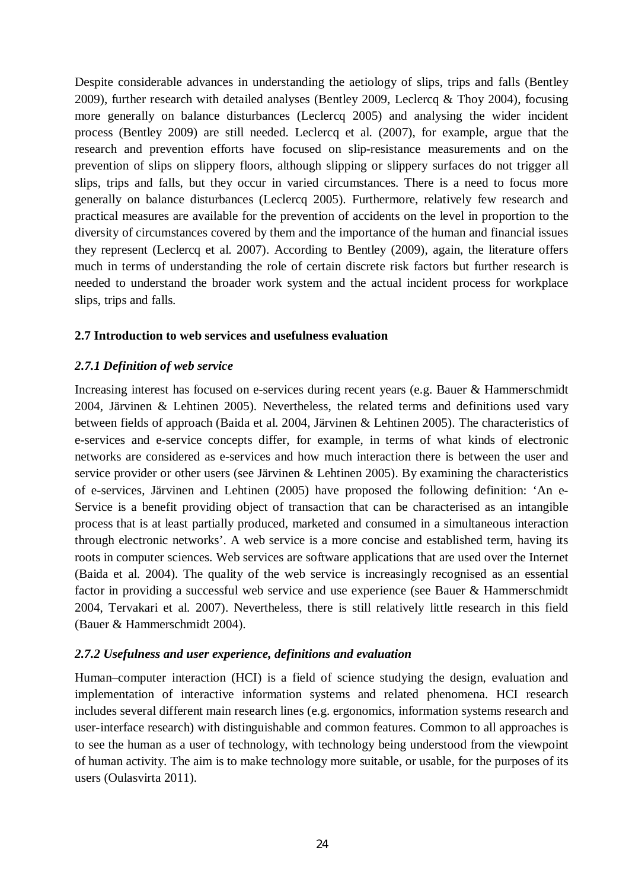Despite considerable advances in understanding the aetiology of slips, trips and falls (Bentley 2009), further research with detailed analyses (Bentley 2009, Leclercq & Thoy 2004), focusing more generally on balance disturbances (Leclercq 2005) and analysing the wider incident process (Bentley 2009) are still needed. Leclercq et al. (2007), for example, argue that the research and prevention efforts have focused on slip-resistance measurements and on the prevention of slips on slippery floors, although slipping or slippery surfaces do not trigger all slips, trips and falls, but they occur in varied circumstances. There is a need to focus more generally on balance disturbances (Leclercq 2005). Furthermore, relatively few research and practical measures are available for the prevention of accidents on the level in proportion to the diversity of circumstances covered by them and the importance of the human and financial issues they represent (Leclercq et al. 2007). According to Bentley (2009), again, the literature offers much in terms of understanding the role of certain discrete risk factors but further research is needed to understand the broader work system and the actual incident process for workplace slips, trips and falls.

## 2.7 Introduction to web services and usefulness evaluation

### *2.7.1 Definition of web service*

Increasing interest has focused on e-services during recent years (e.g. Bauer & Hammerschmidt 2004, Järvinen & Lehtinen 2005). Nevertheless, the related terms and definitions used vary between fields of approach (Baida et al. 2004, Järvinen & Lehtinen 2005). The characteristics of e-services and e-service concepts differ, for example, in terms of what kinds of electronic networks are considered as e-services and how much interaction there is between the user and service provider or other users (see Järvinen & Lehtinen 2005). By examining the characteristics of e-services, Järvinen and Lehtinen (2005) have proposed the following definition: 'An e-Service is a benefit providing object of transaction that can be characterised as an intangible process that is at least partially produced, marketed and consumed in a simultaneous interaction through electronic networks'. A web service is a more concise and established term, having its roots in computer sciences. Web services are software applications that are used over the Internet (Baida et al. 2004). The quality of the web service is increasingly recognised as an essential factor in providing a successful web service and use experience (see Bauer & Hammerschmidt 2004, Tervakari et al. 2007). Nevertheless, there is still relatively little research in this field (Bauer & Hammerschmidt 2004).

### *2.7.2 Usefulness and user experience, definitions and evaluation*

Human–computer interaction (HCI) is a field of science studying the design, evaluation and implementation of interactive information systems and related phenomena. HCI research includes several different main research lines (e.g. ergonomics, information systems research and user-interface research) with distinguishable and common features. Common to all approaches is to see the human as a user of technology, with technology being understood from the viewpoint of human activity. The aim is to make technology more suitable, or usable, for the purposes of its users (Oulasvirta 2011).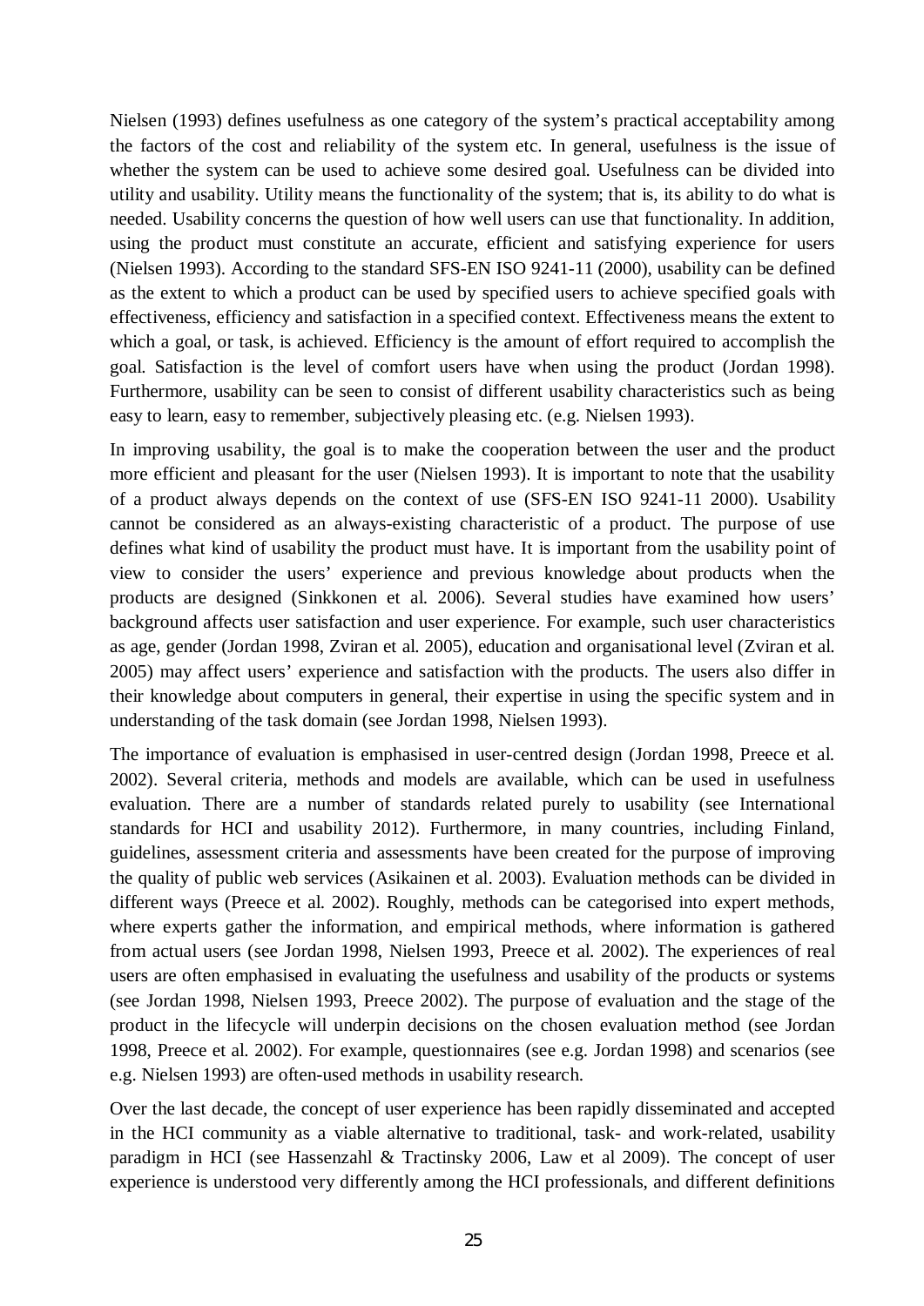Nielsen (1993) defines usefulness as one category of the system's practical acceptability among the factors of the cost and reliability of the system etc. In general, usefulness is the issue of whether the system can be used to achieve some desired goal. Usefulness can be divided into utility and usability. Utility means the functionality of the system; that is, its ability to do what is needed. Usability concerns the question of how well users can use that functionality. In addition, using the product must constitute an accurate, efficient and satisfying experience for users (Nielsen 1993). According to the standard SFS-EN ISO 9241-11 (2000), usability can be defined as the extent to which a product can be used by specified users to achieve specified goals with effectiveness, efficiency and satisfaction in a specified context. Effectiveness means the extent to which a goal, or task, is achieved. Efficiency is the amount of effort required to accomplish the goal. Satisfaction is the level of comfort users have when using the product (Jordan 1998). Furthermore, usability can be seen to consist of different usability characteristics such as being easy to learn, easy to remember, subjectively pleasing etc. (e.g. Nielsen 1993).

In improving usability, the goal is to make the cooperation between the user and the product more efficient and pleasant for the user (Nielsen 1993). It is important to note that the usability of a product always depends on the context of use (SFS-EN ISO 9241-11 2000). Usability cannot be considered as an always-existing characteristic of a product. The purpose of use defines what kind of usability the product must have. It is important from the usability point of view to consider the users' experience and previous knowledge about products when the products are designed (Sinkkonen et al. 2006). Several studies have examined how users' background affects user satisfaction and user experience. For example, such user characteristics as age, gender (Jordan 1998, Zviran et al. 2005), education and organisational level (Zviran et al. 2005) may affect users' experience and satisfaction with the products. The users also differ in their knowledge about computers in general, their expertise in using the specific system and in understanding of the task domain (see Jordan 1998, Nielsen 1993).

The importance of evaluation is emphasised in user-centred design (Jordan 1998, Preece et al. 2002). Several criteria, methods and models are available, which can be used in usefulness evaluation. There are a number of standards related purely to usability (see International standards for HCI and usability 2012). Furthermore, in many countries, including Finland, guidelines, assessment criteria and assessments have been created for the purpose of improving the quality of public web services (Asikainen et al. 2003). Evaluation methods can be divided in different ways (Preece et al. 2002). Roughly, methods can be categorised into expert methods, where experts gather the information, and empirical methods, where information is gathered from actual users (see Jordan 1998, Nielsen 1993, Preece et al. 2002). The experiences of real users are often emphasised in evaluating the usefulness and usability of the products or systems (see Jordan 1998, Nielsen 1993, Preece 2002). The purpose of evaluation and the stage of the product in the lifecycle will underpin decisions on the chosen evaluation method (see Jordan 1998, Preece et al. 2002). For example, questionnaires (see e.g. Jordan 1998) and scenarios (see e.g. Nielsen 1993) are often-used methods in usability research.

Over the last decade, the concept of user experience has been rapidly disseminated and accepted in the HCI community as a viable alternative to traditional, task- and work-related, usability paradigm in HCI (see Hassenzahl & Tractinsky 2006, Law et al 2009). The concept of user experience is understood very differently among the HCI professionals, and different definitions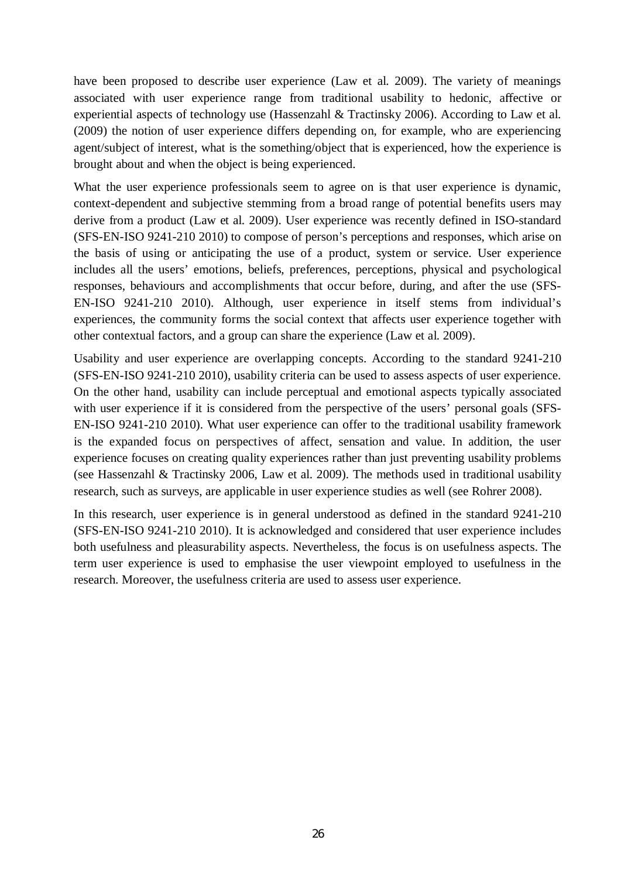have been proposed to describe user experience (Law et al. 2009). The variety of meanings associated with user experience range from traditional usability to hedonic, affective or experiential aspects of technology use (Hassenzahl & Tractinsky 2006). According to Law et al. (2009) the notion of user experience differs depending on, for example, who are experiencing agent/subject of interest, what is the something/object that is experienced, how the experience is brought about and when the object is being experienced.

What the user experience professionals seem to agree on is that user experience is dynamic, context-dependent and subjective stemming from a broad range of potential benefits users may derive from a product (Law et al. 2009). User experience was recently defined in ISO-standard (SFS-EN-ISO 9241-210 2010) to compose of person's perceptions and responses, which arise on the basis of using or anticipating the use of a product, system or service. User experience includes all the users' emotions, beliefs, preferences, perceptions, physical and psychological responses, behaviours and accomplishments that occur before, during, and after the use (SFS-EN-ISO 9241-210 2010). Although, user experience in itself stems from individual's experiences, the community forms the social context that affects user experience together with other contextual factors, and a group can share the experience (Law et al. 2009).

Usability and user experience are overlapping concepts. According to the standard 9241-210 (SFS-EN-ISO 9241-210 2010), usability criteria can be used to assess aspects of user experience. On the other hand, usability can include perceptual and emotional aspects typically associated with user experience if it is considered from the perspective of the users' personal goals (SFS-EN-ISO 9241-210 2010). What user experience can offer to the traditional usability framework is the expanded focus on perspectives of affect, sensation and value. In addition, the user experience focuses on creating quality experiences rather than just preventing usability problems (see Hassenzahl & Tractinsky 2006, Law et al. 2009). The methods used in traditional usability research, such as surveys, are applicable in user experience studies as well (see Rohrer 2008).

In this research, user experience is in general understood as defined in the standard 9241-210 (SFS-EN-ISO 9241-210 2010). It is acknowledged and considered that user experience includes both usefulness and pleasurability aspects. Nevertheless, the focus is on usefulness aspects. The term user experience is used to emphasise the user viewpoint employed to usefulness in the research. Moreover, the usefulness criteria are used to assess user experience.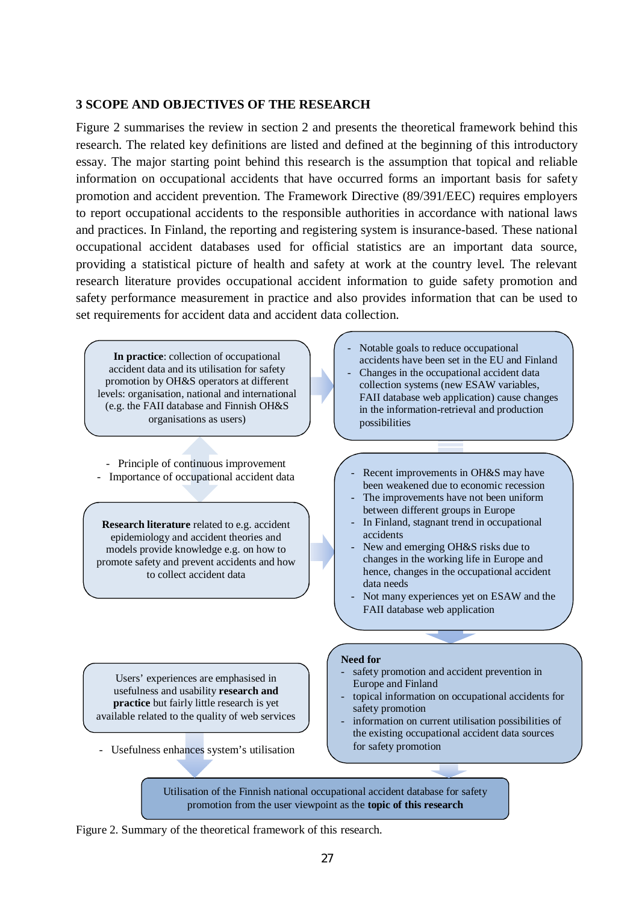## 3 SCOPE AND OBJECTIVES OF THE RESEARCH

Figure 2 summarises the review in section 2 and presents the theoretical framework behind this research. The related key definitions are listed and defined at the beginning of this introductory essay. The major starting point behind this research is the assumption that topical and reliable information on occupational accidents that have occurred forms an important basis for safety promotion and accident prevention. The Framework Directive (89/391/EEC) requires employers to report occupational accidents to the responsible authorities in accordance with national laws and practices. In Finland, the reporting and registering system is insurance-based. These national occupational accident databases used for official statistics are an important data source, providing a statistical picture of health and safety at work at the country level. The relevant research literature provides occupational accident information to guide safety promotion and safety performance measurement in practice and also provides information that can be used to set requirements for accident data and accident data collection.

**In practice**: collection of occupational accident data and its utilisation for safety promotion by OH&S operators at different levels: organisation, national and international (e.g. the FAII database and Finnish OH&S organisations as users)

- Notable goals to reduce occupational accidents have been set in the EU and Finland
- Changes in the occupational accident data collection systems (new ESAW variables, FAII database web application) cause changes in the information-retrieval and production possibilities

- Principle of continuous improvement
- Importance of occupational accident data

**Research literature** related to e.g. accident epidemiology and accident theories and models provide knowledge e.g. on how to promote safety and prevent accidents and how to collect accident data

- Recent improvements in OH&S may have been weakened due to economic recession
- The improvements have not been uniform between different groups in Europe
- In Finland, stagnant trend in occupational accidents
- New and emerging OH&S risks due to changes in the working life in Europe and hence, changes in the occupational accident data needs
- Not many experiences yet on ESAW and the FAII database web application

Users' experiences are emphasised in usefulness and usability **research and practice** but fairly little research is yet available related to the quality of web services

- Usefulness enhances system's utilisation

**Need for**
- safety promotion and accident prevention in Europe and Finland
- topical information on occupational accidents for safety promotion
- information on current utilisation possibilities of the existing occupational accident data sources for safety promotion

Utilisation of the Finnish national occupational accident database for safety promotion from the user viewpoint as the **topic of this research**

Figure 2. Summary of the theoretical framework of this research.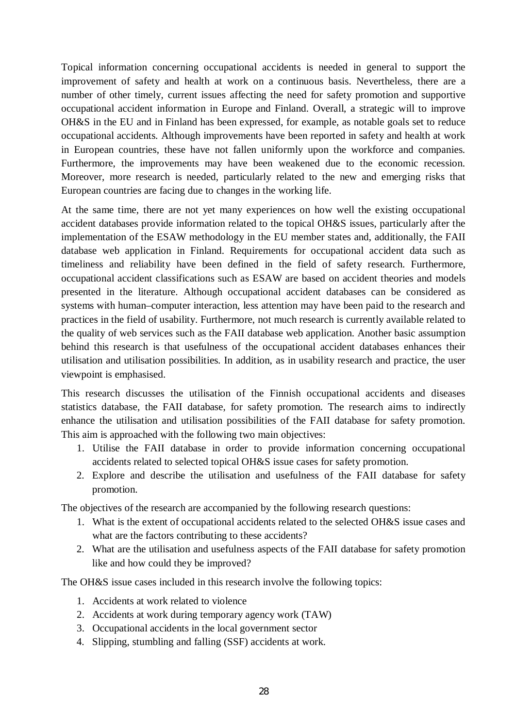Topical information concerning occupational accidents is needed in general to support the improvement of safety and health at work on a continuous basis. Nevertheless, there are a number of other timely, current issues affecting the need for safety promotion and supportive occupational accident information in Europe and Finland. Overall, a strategic will to improve OH&S in the EU and in Finland has been expressed, for example, as notable goals set to reduce occupational accidents. Although improvements have been reported in safety and health at work in European countries, these have not fallen uniformly upon the workforce and companies. Furthermore, the improvements may have been weakened due to the economic recession. Moreover, more research is needed, particularly related to the new and emerging risks that European countries are facing due to changes in the working life.

At the same time, there are not yet many experiences on how well the existing occupational accident databases provide information related to the topical OH&S issues, particularly after the implementation of the ESAW methodology in the EU member states and, additionally, the FAII database web application in Finland. Requirements for occupational accident data such as timeliness and reliability have been defined in the field of safety research. Furthermore, occupational accident classifications such as ESAW are based on accident theories and models presented in the literature. Although occupational accident databases can be considered as systems with human–computer interaction, less attention may have been paid to the research and practices in the field of usability. Furthermore, not much research is currently available related to the quality of web services such as the FAII database web application. Another basic assumption behind this research is that usefulness of the occupational accident databases enhances their utilisation and utilisation possibilities. In addition, as in usability research and practice, the user viewpoint is emphasised.

This research discusses the utilisation of the Finnish occupational accidents and diseases statistics database, the FAII database, for safety promotion. The research aims to indirectly enhance the utilisation and utilisation possibilities of the FAII database for safety promotion. This aim is approached with the following two main objectives:

1. Utilise the FAII database in order to provide information concerning occupational accidents related to selected topical OH&S issue cases for safety promotion.
2. Explore and describe the utilisation and usefulness of the FAII database for safety promotion.

The objectives of the research are accompanied by the following research questions:

1. What is the extent of occupational accidents related to the selected OH&S issue cases and what are the factors contributing to these accidents?
2. What are the utilisation and usefulness aspects of the FAII database for safety promotion like and how could they be improved?

The OH&S issue cases included in this research involve the following topics:

1. Accidents at work related to violence
2. Accidents at work during temporary agency work (TAW)
3. Occupational accidents in the local government sector
4. Slipping, stumbling and falling (SSF) accidents at work.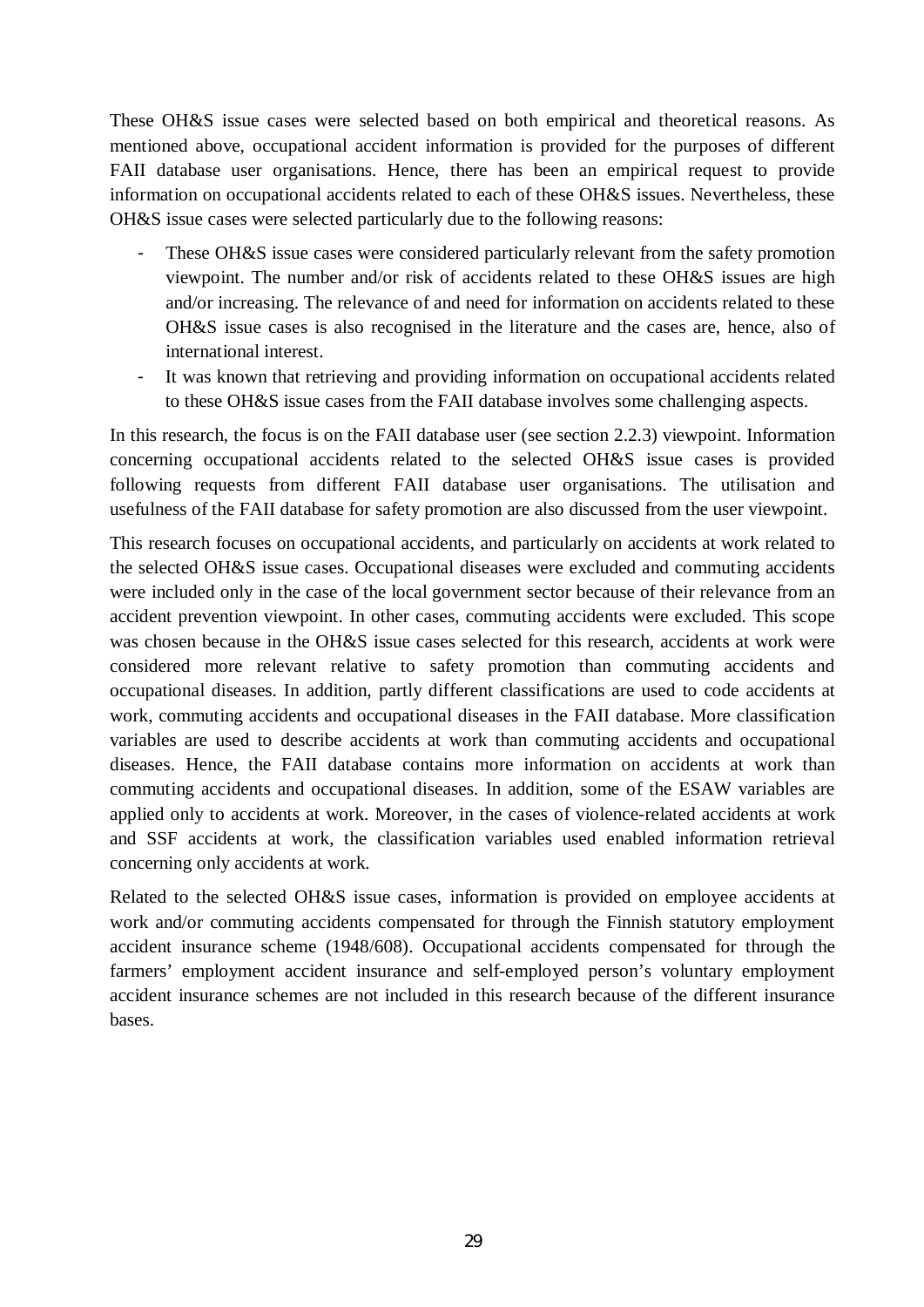These OH&S issue cases were selected based on both empirical and theoretical reasons. As mentioned above, occupational accident information is provided for the purposes of different FAII database user organisations. Hence, there has been an empirical request to provide information on occupational accidents related to each of these OH&S issues. Nevertheless, these OH&S issue cases were selected particularly due to the following reasons:

- These OH&S issue cases were considered particularly relevant from the safety promotion viewpoint. The number and/or risk of accidents related to these OH&S issues are high and/or increasing. The relevance of and need for information on accidents related to these OH&S issue cases is also recognised in the literature and the cases are, hence, also of international interest.
- It was known that retrieving and providing information on occupational accidents related to these OH&S issue cases from the FAII database involves some challenging aspects.

In this research, the focus is on the FAII database user (see section 2.2.3) viewpoint. Information concerning occupational accidents related to the selected OH&S issue cases is provided following requests from different FAII database user organisations. The utilisation and usefulness of the FAII database for safety promotion are also discussed from the user viewpoint.

This research focuses on occupational accidents, and particularly on accidents at work related to the selected OH&S issue cases. Occupational diseases were excluded and commuting accidents were included only in the case of the local government sector because of their relevance from an accident prevention viewpoint. In other cases, commuting accidents were excluded. This scope was chosen because in the OH&S issue cases selected for this research, accidents at work were considered more relevant relative to safety promotion than commuting accidents and occupational diseases. In addition, partly different classifications are used to code accidents at work, commuting accidents and occupational diseases in the FAII database. More classification variables are used to describe accidents at work than commuting accidents and occupational diseases. Hence, the FAII database contains more information on accidents at work than commuting accidents and occupational diseases. In addition, some of the ESAW variables are applied only to accidents at work. Moreover, in the cases of violence-related accidents at work and SSF accidents at work, the classification variables used enabled information retrieval concerning only accidents at work.

Related to the selected OH&S issue cases, information is provided on employee accidents at work and/or commuting accidents compensated for through the Finnish statutory employment accident insurance scheme (1948/608). Occupational accidents compensated for through the farmers' employment accident insurance and self-employed person's voluntary employment accident insurance schemes are not included in this research because of the different insurance bases.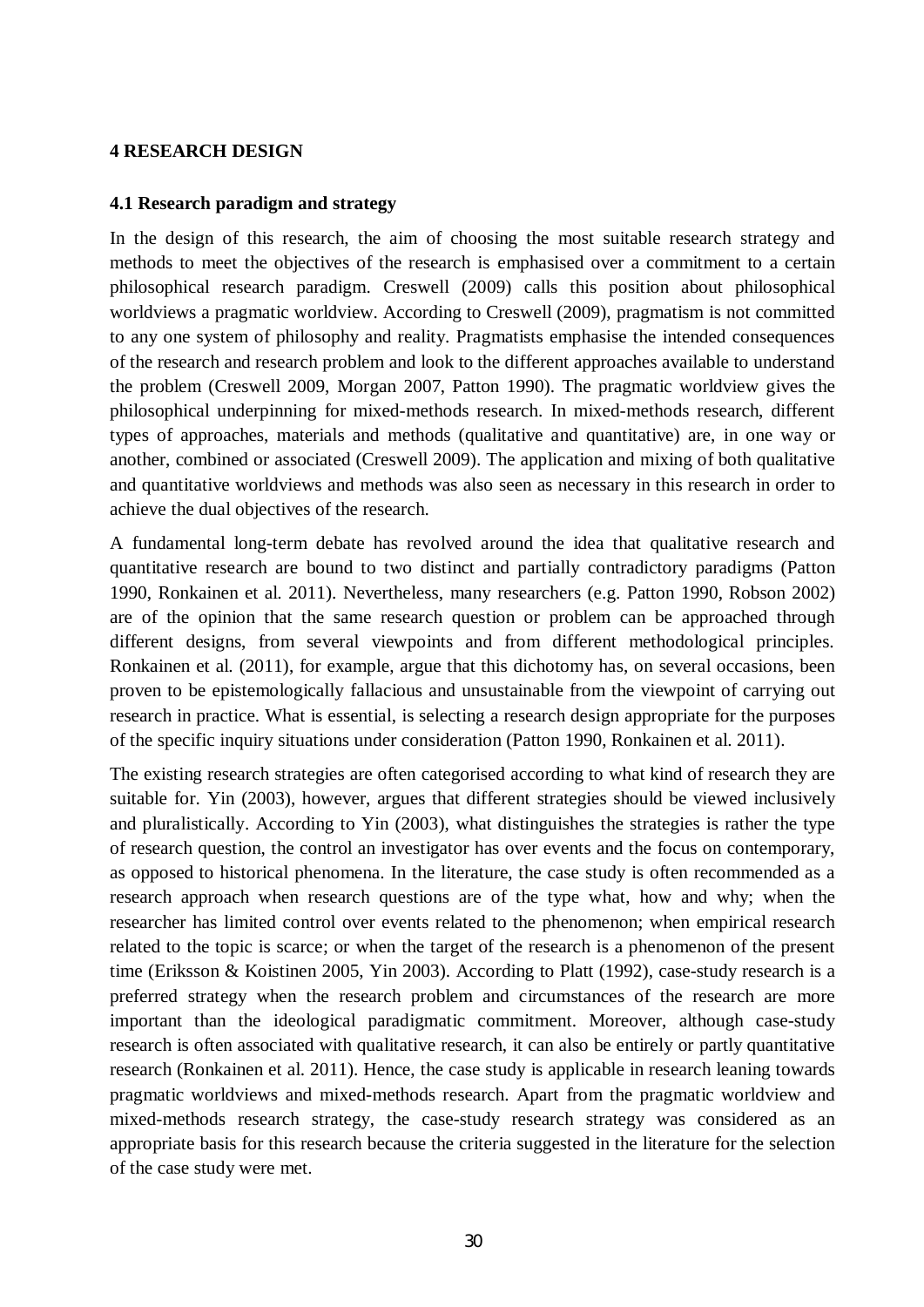# 4 RESEARCH DESIGN

## 4.1 Research paradigm and strategy

In the design of this research, the aim of choosing the most suitable research strategy and methods to meet the objectives of the research is emphasised over a commitment to a certain philosophical research paradigm. Creswell (2009) calls this position about philosophical worldviews a pragmatic worldview. According to Creswell (2009), pragmatism is not committed to any one system of philosophy and reality. Pragmatists emphasise the intended consequences of the research and research problem and look to the different approaches available to understand the problem (Creswell 2009, Morgan 2007, Patton 1990). The pragmatic worldview gives the philosophical underpinning for mixed-methods research. In mixed-methods research, different types of approaches, materials and methods (qualitative and quantitative) are, in one way or another, combined or associated (Creswell 2009). The application and mixing of both qualitative and quantitative worldviews and methods was also seen as necessary in this research in order to achieve the dual objectives of the research.

A fundamental long-term debate has revolved around the idea that qualitative research and quantitative research are bound to two distinct and partially contradictory paradigms (Patton 1990, Ronkainen et al. 2011). Nevertheless, many researchers (e.g. Patton 1990, Robson 2002) are of the opinion that the same research question or problem can be approached through different designs, from several viewpoints and from different methodological principles. Ronkainen et al. (2011), for example, argue that this dichotomy has, on several occasions, been proven to be epistemologically fallacious and unsustainable from the viewpoint of carrying out research in practice. What is essential, is selecting a research design appropriate for the purposes of the specific inquiry situations under consideration (Patton 1990, Ronkainen et al. 2011).

The existing research strategies are often categorised according to what kind of research they are suitable for. Yin (2003), however, argues that different strategies should be viewed inclusively and pluralistically. According to Yin (2003), what distinguishes the strategies is rather the type of research question, the control an investigator has over events and the focus on contemporary, as opposed to historical phenomena. In the literature, the case study is often recommended as a research approach when research questions are of the type what, how and why; when the researcher has limited control over events related to the phenomenon; when empirical research related to the topic is scarce; or when the target of the research is a phenomenon of the present time (Eriksson & Koistinen 2005, Yin 2003). According to Platt (1992), case-study research is a preferred strategy when the research problem and circumstances of the research are more important than the ideological paradigmatic commitment. Moreover, although case-study research is often associated with qualitative research, it can also be entirely or partly quantitative research (Ronkainen et al. 2011). Hence, the case study is applicable in research leaning towards pragmatic worldviews and mixed-methods research. Apart from the pragmatic worldview and mixed-methods research strategy, the case-study research strategy was considered as an appropriate basis for this research because the criteria suggested in the literature for the selection of the case study were met.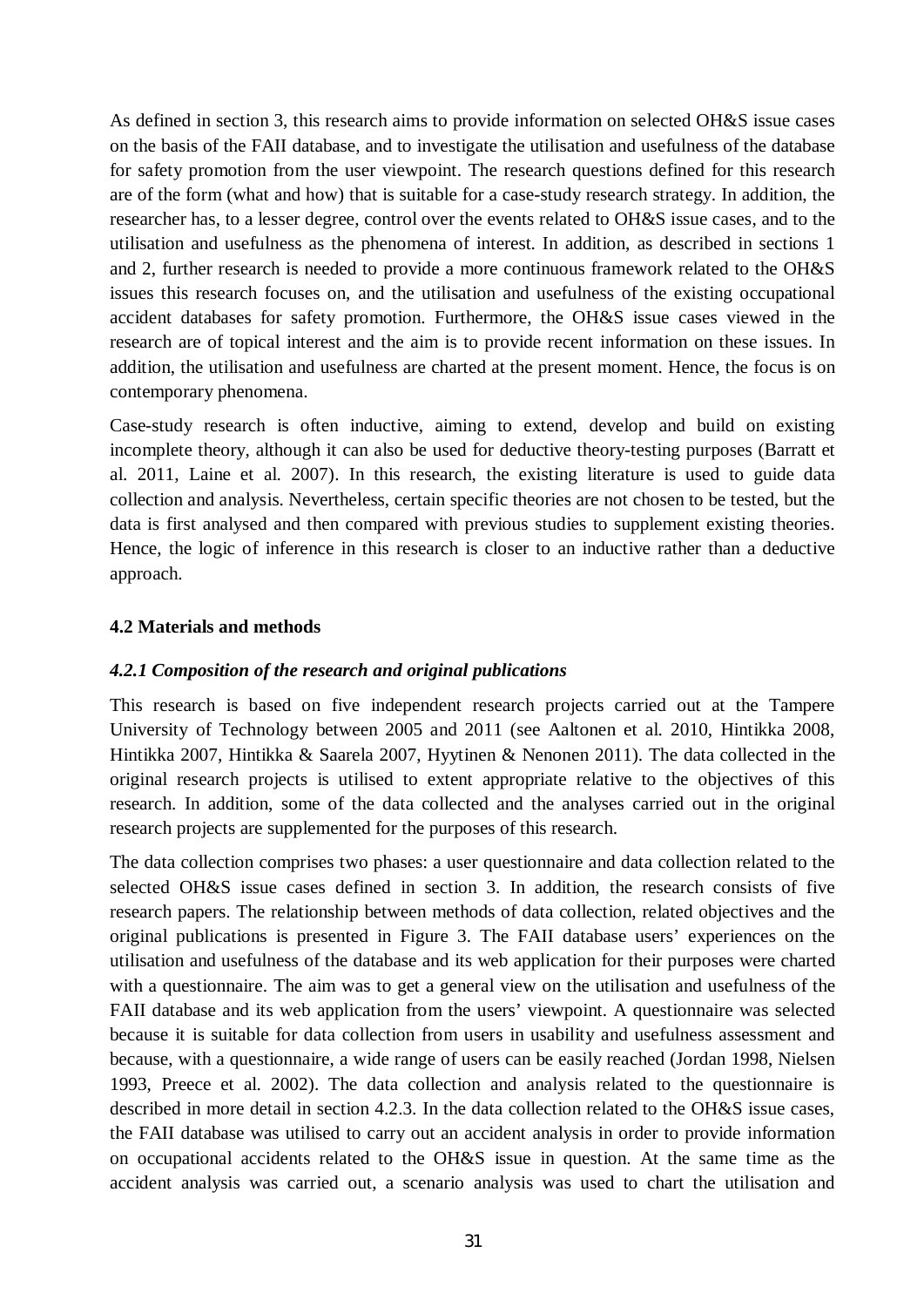As defined in section 3, this research aims to provide information on selected OH&S issue cases on the basis of the FAII database, and to investigate the utilisation and usefulness of the database for safety promotion from the user viewpoint. The research questions defined for this research are of the form (what and how) that is suitable for a case-study research strategy. In addition, the researcher has, to a lesser degree, control over the events related to OH&S issue cases, and to the utilisation and usefulness as the phenomena of interest. In addition, as described in sections 1 and 2, further research is needed to provide a more continuous framework related to the OH&S issues this research focuses on, and the utilisation and usefulness of the existing occupational accident databases for safety promotion. Furthermore, the OH&S issue cases viewed in the research are of topical interest and the aim is to provide recent information on these issues. In addition, the utilisation and usefulness are charted at the present moment. Hence, the focus is on contemporary phenomena.

Case-study research is often inductive, aiming to extend, develop and build on existing incomplete theory, although it can also be used for deductive theory-testing purposes (Barratt et al. 2011, Laine et al. 2007). In this research, the existing literature is used to guide data collection and analysis. Nevertheless, certain specific theories are not chosen to be tested, but the data is first analysed and then compared with previous studies to supplement existing theories. Hence, the logic of inference in this research is closer to an inductive rather than a deductive approach.

## 4.2 Materials and methods

### *4.2.1 Composition of the research and original publications*

This research is based on five independent research projects carried out at the Tampere University of Technology between 2005 and 2011 (see Aaltonen et al. 2010, Hintikka 2008, Hintikka 2007, Hintikka & Saarela 2007, Hyytinen & Nenonen 2011). The data collected in the original research projects is utilised to extent appropriate relative to the objectives of this research. In addition, some of the data collected and the analyses carried out in the original research projects are supplemented for the purposes of this research.

The data collection comprises two phases: a user questionnaire and data collection related to the selected OH&S issue cases defined in section 3. In addition, the research consists of five research papers. The relationship between methods of data collection, related objectives and the original publications is presented in Figure 3. The FAII database users' experiences on the utilisation and usefulness of the database and its web application for their purposes were charted with a questionnaire. The aim was to get a general view on the utilisation and usefulness of the FAII database and its web application from the users' viewpoint. A questionnaire was selected because it is suitable for data collection from users in usability and usefulness assessment and because, with a questionnaire, a wide range of users can be easily reached (Jordan 1998, Nielsen 1993, Preece et al. 2002). The data collection and analysis related to the questionnaire is described in more detail in section 4.2.3. In the data collection related to the OH&S issue cases, the FAII database was utilised to carry out an accident analysis in order to provide information on occupational accidents related to the OH&S issue in question. At the same time as the accident analysis was carried out, a scenario analysis was used to chart the utilisation and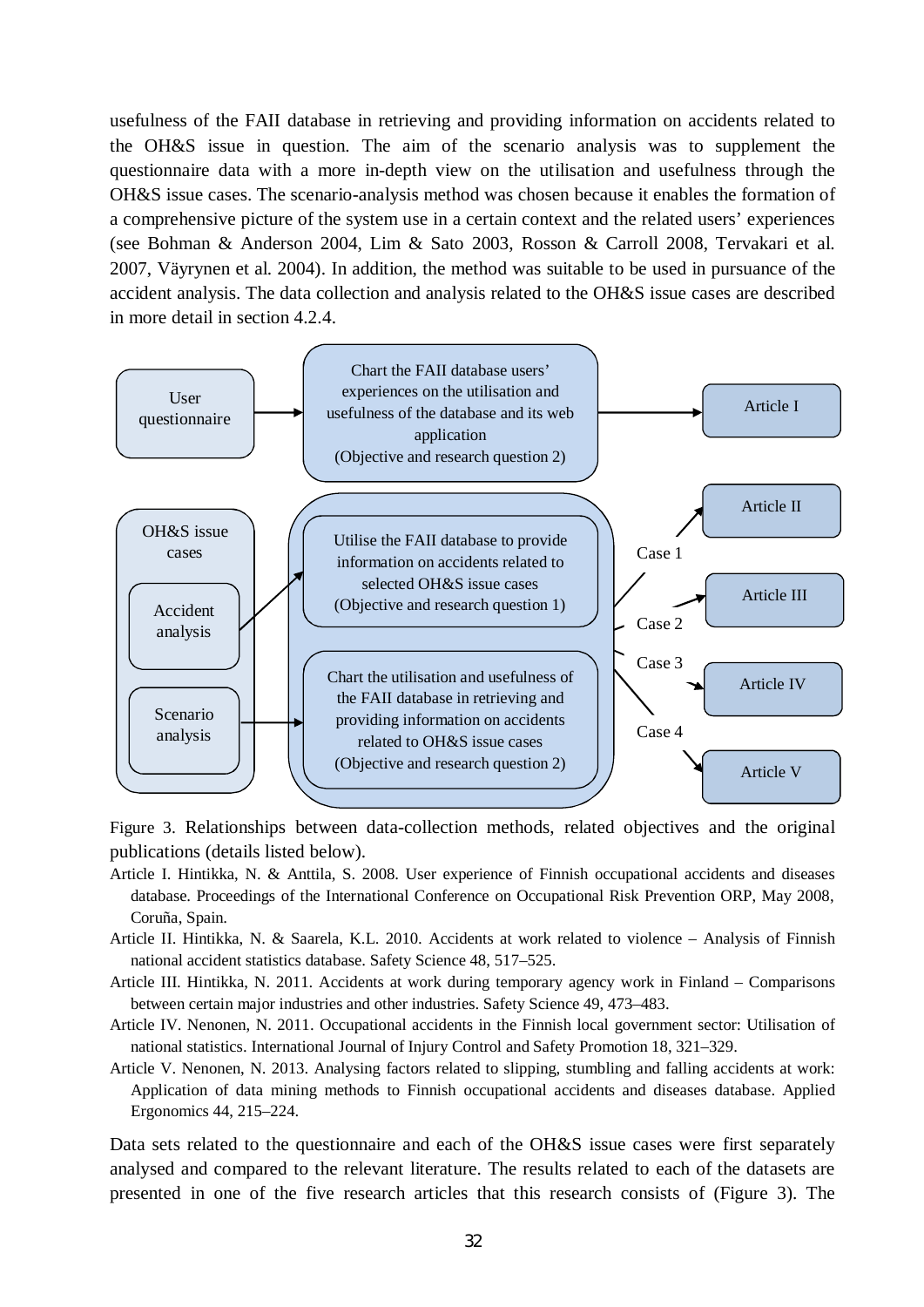usefulness of the FAII database in retrieving and providing information on accidents related to the OH&S issue in question. The aim of the scenario analysis was to supplement the questionnaire data with a more in-depth view on the utilisation and usefulness through the OH&S issue cases. The scenario-analysis method was chosen because it enables the formation of a comprehensive picture of the system use in a certain context and the related users' experiences (see Bohman & Anderson 2004, Lim & Sato 2003, Rosson & Carroll 2008, Tervakari et al. 2007, Väyrynen et al. 2004). In addition, the method was suitable to be used in pursuance of the accident analysis. The data collection and analysis related to the OH&S issue cases are described in more detail in section 4.2.4.

User questionnaire → Chart the FAII database users' experiences on the utilisation and usefulness of the database and its web application (Objective and research question 2) → Article I

OH&S issue cases: Accident analysis → Utilise the FAII database to provide information on accidents related to selected OH&S issue cases (Objective and research question 1); Scenario analysis → Chart the utilisation and usefulness of the FAII database in retrieving and providing information on accidents related to OH&S issue cases (Objective and research question 2)

Case 1 → Article II; Case 2 → Article III; Case 3 → Article IV; Case 4 → Article V

Figure 3. Relationships between data-collection methods, related objectives and the original publications (details listed below).

Article I. Hintikka, N. & Anttila, S. 2008. User experience of Finnish occupational accidents and diseases database. Proceedings of the International Conference on Occupational Risk Prevention ORP, May 2008, Coruña, Spain.

Article II. Hintikka, N. & Saarela, K.L. 2010. Accidents at work related to violence – Analysis of Finnish national accident statistics database. Safety Science 48, 517–525.

Article III. Hintikka, N. 2011. Accidents at work during temporary agency work in Finland – Comparisons between certain major industries and other industries. Safety Science 49, 473–483.

Article IV. Nenonen, N. 2011. Occupational accidents in the Finnish local government sector: Utilisation of national statistics. International Journal of Injury Control and Safety Promotion 18, 321–329.

Article V. Nenonen, N. 2013. Analysing factors related to slipping, stumbling and falling accidents at work: Application of data mining methods to Finnish occupational accidents and diseases database. Applied Ergonomics 44, 215–224.

Data sets related to the questionnaire and each of the OH&S issue cases were first separately analysed and compared to the relevant literature. The results related to each of the datasets are presented in one of the five research articles that this research consists of (Figure 3). The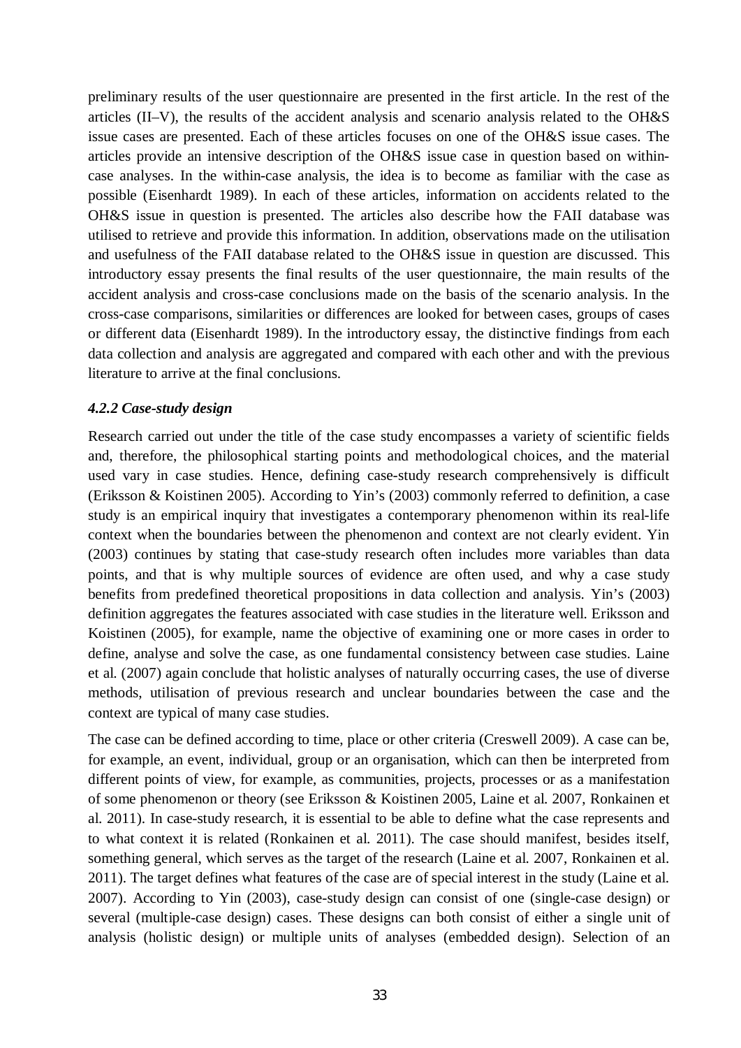preliminary results of the user questionnaire are presented in the first article. In the rest of the articles (II–V), the results of the accident analysis and scenario analysis related to the OH&S issue cases are presented. Each of these articles focuses on one of the OH&S issue cases. The articles provide an intensive description of the OH&S issue case in question based on within-case analyses. In the within-case analysis, the idea is to become as familiar with the case as possible (Eisenhardt 1989). In each of these articles, information on accidents related to the OH&S issue in question is presented. The articles also describe how the FAII database was utilised to retrieve and provide this information. In addition, observations made on the utilisation and usefulness of the FAII database related to the OH&S issue in question are discussed. This introductory essay presents the final results of the user questionnaire, the main results of the accident analysis and cross-case conclusions made on the basis of the scenario analysis. In the cross-case comparisons, similarities or differences are looked for between cases, groups of cases or different data (Eisenhardt 1989). In the introductory essay, the distinctive findings from each data collection and analysis are aggregated and compared with each other and with the previous literature to arrive at the final conclusions.

#### *4.2.2 Case-study design*

Research carried out under the title of the case study encompasses a variety of scientific fields and, therefore, the philosophical starting points and methodological choices, and the material used vary in case studies. Hence, defining case-study research comprehensively is difficult (Eriksson & Koistinen 2005). According to Yin's (2003) commonly referred to definition, a case study is an empirical inquiry that investigates a contemporary phenomenon within its real-life context when the boundaries between the phenomenon and context are not clearly evident. Yin (2003) continues by stating that case-study research often includes more variables than data points, and that is why multiple sources of evidence are often used, and why a case study benefits from predefined theoretical propositions in data collection and analysis. Yin's (2003) definition aggregates the features associated with case studies in the literature well. Eriksson and Koistinen (2005), for example, name the objective of examining one or more cases in order to define, analyse and solve the case, as one fundamental consistency between case studies. Laine et al. (2007) again conclude that holistic analyses of naturally occurring cases, the use of diverse methods, utilisation of previous research and unclear boundaries between the case and the context are typical of many case studies.

The case can be defined according to time, place or other criteria (Creswell 2009). A case can be, for example, an event, individual, group or an organisation, which can then be interpreted from different points of view, for example, as communities, projects, processes or as a manifestation of some phenomenon or theory (see Eriksson & Koistinen 2005, Laine et al. 2007, Ronkainen et al. 2011). In case-study research, it is essential to be able to define what the case represents and to what context it is related (Ronkainen et al. 2011). The case should manifest, besides itself, something general, which serves as the target of the research (Laine et al. 2007, Ronkainen et al. 2011). The target defines what features of the case are of special interest in the study (Laine et al. 2007). According to Yin (2003), case-study design can consist of one (single-case design) or several (multiple-case design) cases. These designs can both consist of either a single unit of analysis (holistic design) or multiple units of analyses (embedded design). Selection of an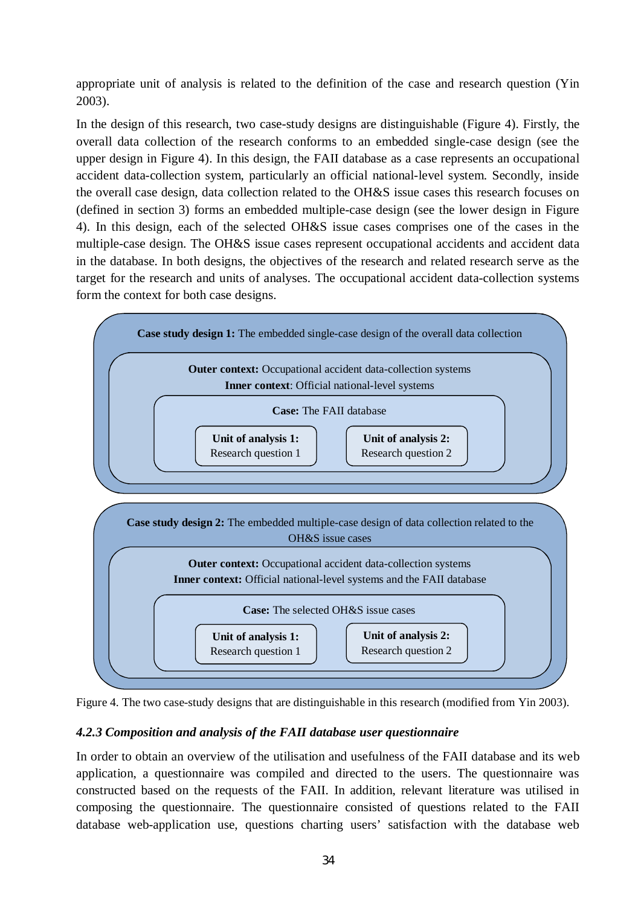appropriate unit of analysis is related to the definition of the case and research question (Yin 2003).

In the design of this research, two case-study designs are distinguishable (Figure 4). Firstly, the overall data collection of the research conforms to an embedded single-case design (see the upper design in Figure 4). In this design, the FAII database as a case represents an occupational accident data-collection system, particularly an official national-level system. Secondly, inside the overall case design, data collection related to the OH&S issue cases this research focuses on (defined in section 3) forms an embedded multiple-case design (see the lower design in Figure 4). In this design, each of the selected OH&S issue cases comprises one of the cases in the multiple-case design. The OH&S issue cases represent occupational accidents and accident data in the database. In both designs, the objectives of the research and related research serve as the target for the research and units of analyses. The occupational accident data-collection systems form the context for both case designs.

**Case study design 1:** The embedded single-case design of the overall data collection

**Outer context:** Occupational accident data-collection systems
**Inner context**: Official national-level systems

**Case:** The FAII database

**Unit of analysis 1:** Research question 1

**Unit of analysis 2:** Research question 2

**Case study design 2:** The embedded multiple-case design of data collection related to the OH&S issue cases

**Outer context:** Occupational accident data-collection systems
**Inner context:** Official national-level systems and the FAII database

**Case:** The selected OH&S issue cases

**Unit of analysis 1:** Research question 1

**Unit of analysis 2:** Research question 2

Figure 4. The two case-study designs that are distinguishable in this research (modified from Yin 2003).

#### *4.2.3 Composition and analysis of the FAII database user questionnaire*

In order to obtain an overview of the utilisation and usefulness of the FAII database and its web application, a questionnaire was compiled and directed to the users. The questionnaire was constructed based on the requests of the FAII. In addition, relevant literature was utilised in composing the questionnaire. The questionnaire consisted of questions related to the FAII database web-application use, questions charting users' satisfaction with the database web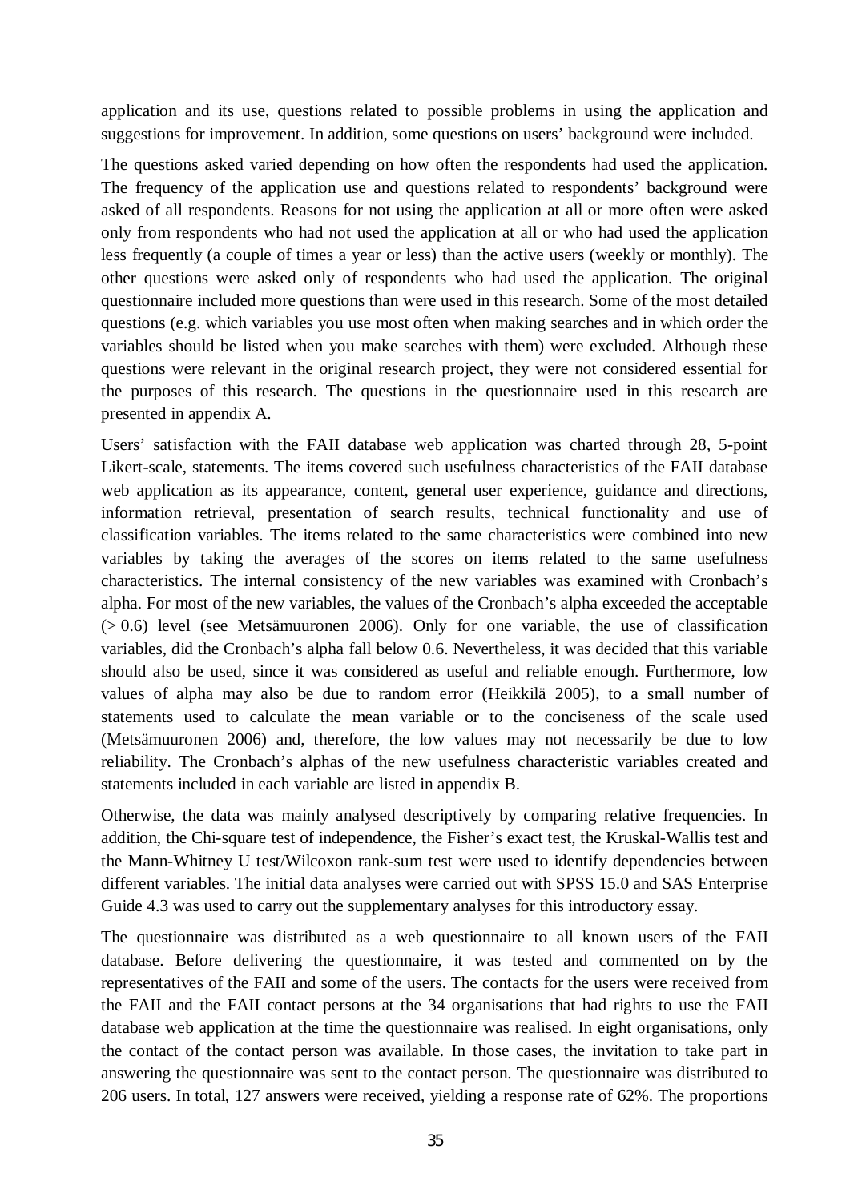application and its use, questions related to possible problems in using the application and suggestions for improvement. In addition, some questions on users' background were included.

The questions asked varied depending on how often the respondents had used the application. The frequency of the application use and questions related to respondents' background were asked of all respondents. Reasons for not using the application at all or more often were asked only from respondents who had not used the application at all or who had used the application less frequently (a couple of times a year or less) than the active users (weekly or monthly). The other questions were asked only of respondents who had used the application. The original questionnaire included more questions than were used in this research. Some of the most detailed questions (e.g. which variables you use most often when making searches and in which order the variables should be listed when you make searches with them) were excluded. Although these questions were relevant in the original research project, they were not considered essential for the purposes of this research. The questions in the questionnaire used in this research are presented in appendix A.

Users' satisfaction with the FAII database web application was charted through 28, 5-point Likert-scale, statements. The items covered such usefulness characteristics of the FAII database web application as its appearance, content, general user experience, guidance and directions, information retrieval, presentation of search results, technical functionality and use of classification variables. The items related to the same characteristics were combined into new variables by taking the averages of the scores on items related to the same usefulness characteristics. The internal consistency of the new variables was examined with Cronbach's alpha. For most of the new variables, the values of the Cronbach's alpha exceeded the acceptable (> 0.6) level (see Metsämuuronen 2006). Only for one variable, the use of classification variables, did the Cronbach's alpha fall below 0.6. Nevertheless, it was decided that this variable should also be used, since it was considered as useful and reliable enough. Furthermore, low values of alpha may also be due to random error (Heikkilä 2005), to a small number of statements used to calculate the mean variable or to the conciseness of the scale used (Metsämuuronen 2006) and, therefore, the low values may not necessarily be due to low reliability. The Cronbach's alphas of the new usefulness characteristic variables created and statements included in each variable are listed in appendix B.

Otherwise, the data was mainly analysed descriptively by comparing relative frequencies. In addition, the Chi-square test of independence, the Fisher's exact test, the Kruskal-Wallis test and the Mann-Whitney U test/Wilcoxon rank-sum test were used to identify dependencies between different variables. The initial data analyses were carried out with SPSS 15.0 and SAS Enterprise Guide 4.3 was used to carry out the supplementary analyses for this introductory essay.

The questionnaire was distributed as a web questionnaire to all known users of the FAII database. Before delivering the questionnaire, it was tested and commented on by the representatives of the FAII and some of the users. The contacts for the users were received from the FAII and the FAII contact persons at the 34 organisations that had rights to use the FAII database web application at the time the questionnaire was realised. In eight organisations, only the contact of the contact person was available. In those cases, the invitation to take part in answering the questionnaire was sent to the contact person. The questionnaire was distributed to 206 users. In total, 127 answers were received, yielding a response rate of 62%. The proportions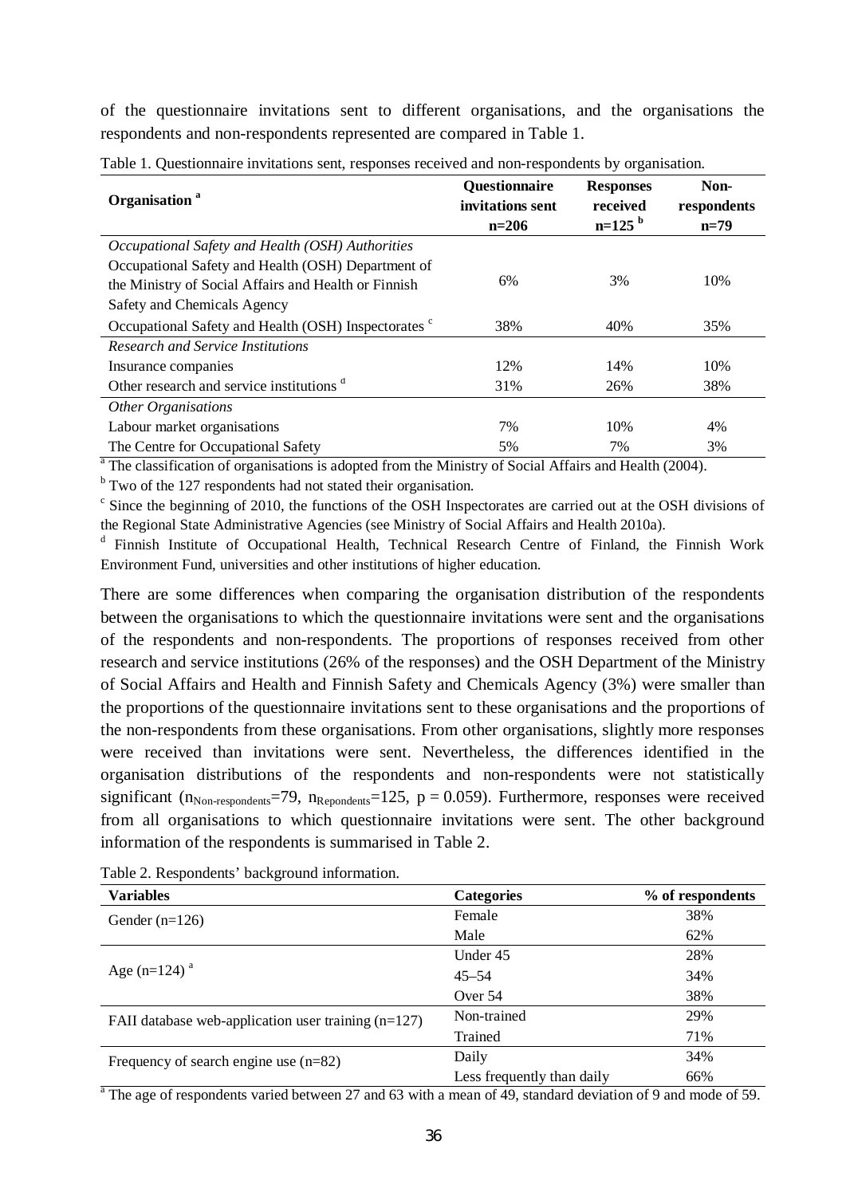of the questionnaire invitations sent to different organisations, and the organisations the respondents and non-respondents represented are compared in Table 1.

Table 1. Questionnaire invitations sent, responses received and non-respondents by organisation.

| Organisation [a] | Questionnaire invitations sent n=206 | Responses received n=125 [b] | Non-respondents n=79 |
|---|---|---|---|
| *Occupational Safety and Health (OSH) Authorities* | | | |
| Occupational Safety and Health (OSH) Department of the Ministry of Social Affairs and Health or Finnish Safety and Chemicals Agency | 6% | 3% | 10% |
| Occupational Safety and Health (OSH) Inspectorates [c] | 38% | 40% | 35% |
| *Research and Service Institutions* | | | |
| Insurance companies | 12% | 14% | 10% |
| Other research and service institutions [d] | 31% | 26% | 38% |
| *Other Organisations* | | | |
| Labour market organisations | 7% | 10% | 4% |
| The Centre for Occupational Safety | 5% | 7% | 3% |

[a] The classification of organisations is adopted from the Ministry of Social Affairs and Health (2004).

[b] Two of the 127 respondents had not stated their organisation.

[c] Since the beginning of 2010, the functions of the OSH Inspectorates are carried out at the OSH divisions of the Regional State Administrative Agencies (see Ministry of Social Affairs and Health 2010a).

[d] Finnish Institute of Occupational Health, Technical Research Centre of Finland, the Finnish Work Environment Fund, universities and other institutions of higher education.

There are some differences when comparing the organisation distribution of the respondents between the organisations to which the questionnaire invitations were sent and the organisations of the respondents and non-respondents. The proportions of responses received from other research and service institutions (26% of the responses) and the OSH Department of the Ministry of Social Affairs and Health and Finnish Safety and Chemicals Agency (3%) were smaller than the proportions of the questionnaire invitations sent to these organisations and the proportions of the non-respondents from these organisations. From other organisations, slightly more responses were received than invitations were sent. Nevertheless, the differences identified in the organisation distributions of the respondents and non-respondents were not statistically significant ($n_{Non\text{-}respondents}=79$, $n_{Repondents}=125$, $p = 0.059$). Furthermore, responses were received from all organisations to which questionnaire invitations were sent. The other background information of the respondents is summarised in Table 2.

Table 2. Respondents' background information.

| Variables | Categories | % of respondents |
|---|---|---|
| Gender (n=126) | Female | 38% |
| | Male | 62% |
| Age (n=124) [a] | Under 45 | 28% |
| | 45–54 | 34% |
| | Over 54 | 38% |
| FAII database web-application user training (n=127) | Non-trained | 29% |
| | Trained | 71% |
| Frequency of search engine use (n=82) | Daily | 34% |
| | Less frequently than daily | 66% |

[a] The age of respondents varied between 27 and 63 with a mean of 49, standard deviation of 9 and mode of 59.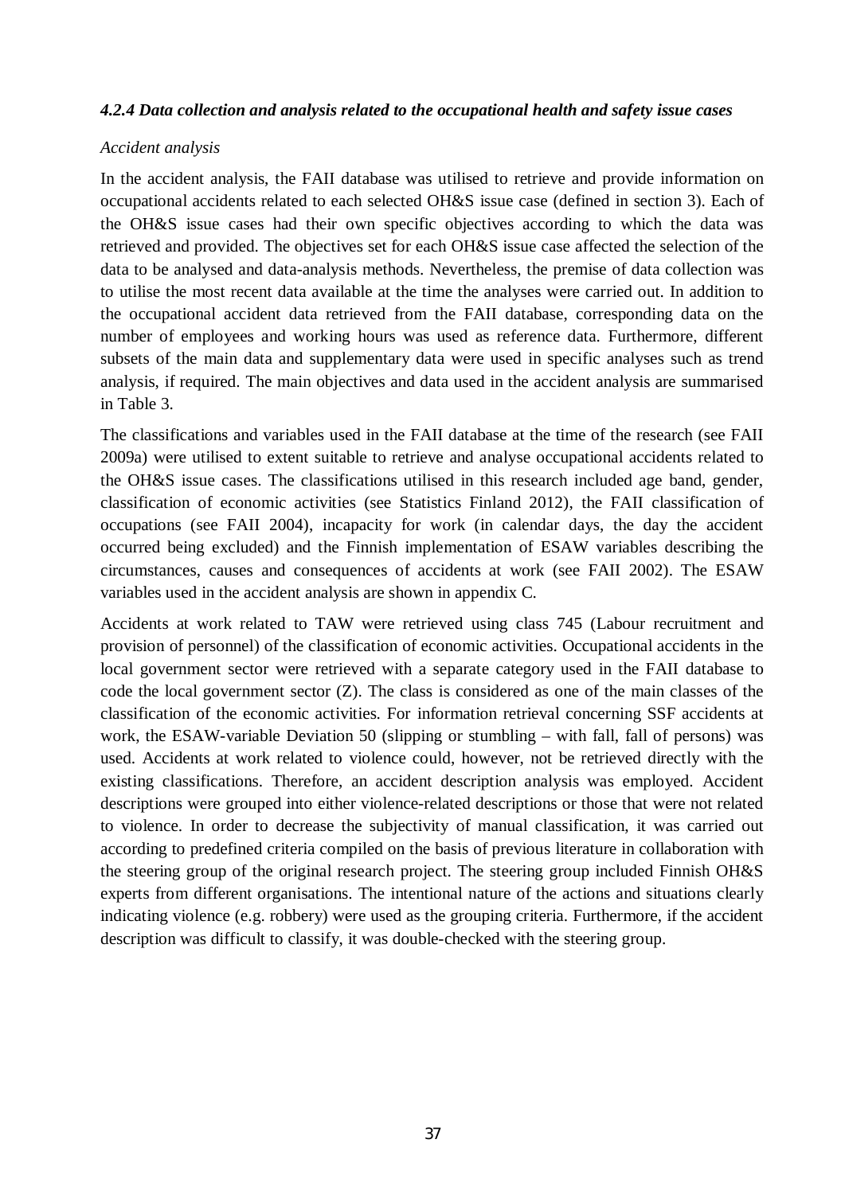#### *4.2.4 Data collection and analysis related to the occupational health and safety issue cases*

*Accident analysis*

In the accident analysis, the FAII database was utilised to retrieve and provide information on occupational accidents related to each selected OH&S issue case (defined in section 3). Each of the OH&S issue cases had their own specific objectives according to which the data was retrieved and provided. The objectives set for each OH&S issue case affected the selection of the data to be analysed and data-analysis methods. Nevertheless, the premise of data collection was to utilise the most recent data available at the time the analyses were carried out. In addition to the occupational accident data retrieved from the FAII database, corresponding data on the number of employees and working hours was used as reference data. Furthermore, different subsets of the main data and supplementary data were used in specific analyses such as trend analysis, if required. The main objectives and data used in the accident analysis are summarised in Table 3.

The classifications and variables used in the FAII database at the time of the research (see FAII 2009a) were utilised to extent suitable to retrieve and analyse occupational accidents related to the OH&S issue cases. The classifications utilised in this research included age band, gender, classification of economic activities (see Statistics Finland 2012), the FAII classification of occupations (see FAII 2004), incapacity for work (in calendar days, the day the accident occurred being excluded) and the Finnish implementation of ESAW variables describing the circumstances, causes and consequences of accidents at work (see FAII 2002). The ESAW variables used in the accident analysis are shown in appendix C.

Accidents at work related to TAW were retrieved using class 745 (Labour recruitment and provision of personnel) of the classification of economic activities. Occupational accidents in the local government sector were retrieved with a separate category used in the FAII database to code the local government sector (Z). The class is considered as one of the main classes of the classification of the economic activities. For information retrieval concerning SSF accidents at work, the ESAW-variable Deviation 50 (slipping or stumbling – with fall, fall of persons) was used. Accidents at work related to violence could, however, not be retrieved directly with the existing classifications. Therefore, an accident description analysis was employed. Accident descriptions were grouped into either violence-related descriptions or those that were not related to violence. In order to decrease the subjectivity of manual classification, it was carried out according to predefined criteria compiled on the basis of previous literature in collaboration with the steering group of the original research project. The steering group included Finnish OH&S experts from different organisations. The intentional nature of the actions and situations clearly indicating violence (e.g. robbery) were used as the grouping criteria. Furthermore, if the accident description was difficult to classify, it was double-checked with the steering group.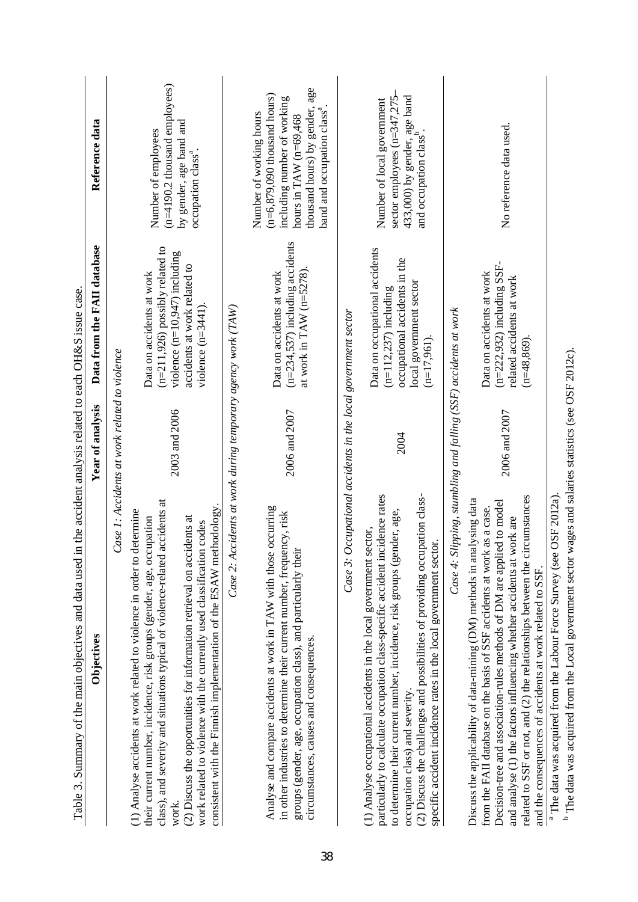Table 3. Summary of the main objectives and data used in the accident analysis related to each OH&S issue case.

| Objectives | Year of analysis | Data from the FAII database | Reference data |
|---|---|---|---|
| *Case 1: Accidents at work related to violence* | | | |
| (1) Analyse accidents at work related to violence in order to determine their current number, incidence, risk groups (gender, age, occupation class), and severity and situations typical of violence-related accidents at work. (2) Discuss the opportunities for information retrieval on accidents at work related to violence with the currently used classification codes consistent with the Finnish implementation of the ESAW methodology. | 2003 and 2006 | Data on accidents at work (n=211,926) possibly related to violence (n=10,947) including accidents at work related to violence (n=3441). | Number of employees (n=4190.2 thousand employees) by gender, age band and occupation class[a]. |
| *Case 2: Accidents at work during temporary agency work (TAW)* | | | |
| Analyse and compare accidents at work in TAW with those occurring in other industries to determine their current number, frequency, risk groups (gender, age, occupation class), and particularly their circumstances, causes and consequences. | 2006 and 2007 | Data on accidents at work (n=234,537) including accidents at work in TAW (n=5278). | Number of working hours (n=6,879,090 thousand hours) including number of working hours in TAW (n=69,468 thousand hours) by gender, age band and occupation class[a]. |
| *Case 3: Occupational accidents in the local government sector* | | | |
| (1) Analyse occupational accidents in the local government sector, particularly to calculate occupation class-specific accident incidence rates to determine their current number, incidence, risk groups (gender, age, occupation class) and severity. (2) Discuss the challenges and possibilities of providing occupation class-specific accident incidence rates in the local government sector. | 2004 | Data on occupational accidents (n=112,237) including occupational accidents in the local government sector (n=17,961). | Number of local government sector employees (n=347,275–433,000) by gender, age band and occupation class[b]. |
| *Case 4: Slipping, stumbling and falling (SSF) accidents at work* | | | |
| Discuss the applicability of data-mining (DM) methods in analysing data from the FAII database on the basis of SSF accidents at work as a case. Decision-tree and association-rules methods of DM are applied to model and analyse (1) the factors influencing whether accidents at work are related to SSF or not, and (2) the relationships between the circumstances and the consequences of accidents at work related to SSF. | 2006 and 2007 | Data on accidents at work (n=222,932) including SSF-related accidents at work (n=48,869). | No reference data used. |

[a] The data was acquired from the Labour Force Survey (see OSF 2012a).
[b] The data was acquired from the Local government sector wages and salaries statistics (see OSF 2012c).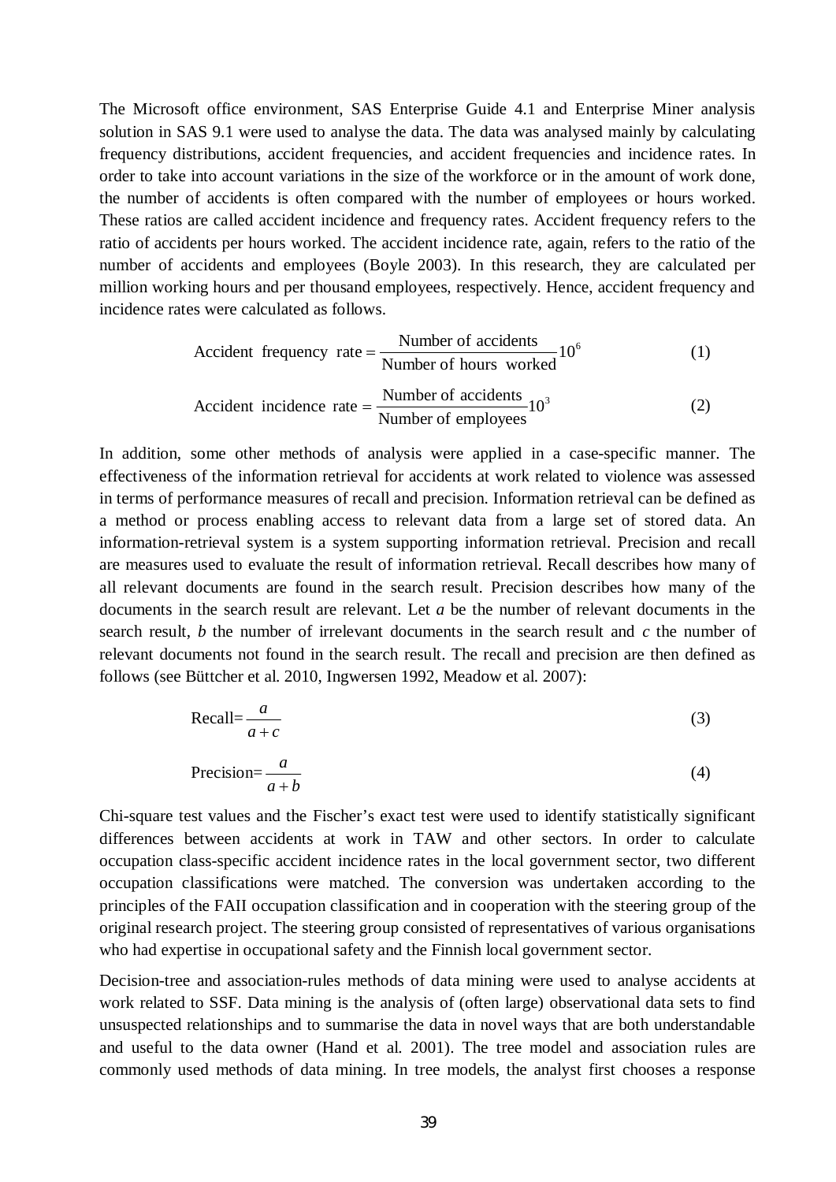The Microsoft office environment, SAS Enterprise Guide 4.1 and Enterprise Miner analysis solution in SAS 9.1 were used to analyse the data. The data was analysed mainly by calculating frequency distributions, accident frequencies, and accident frequencies and incidence rates. In order to take into account variations in the size of the workforce or in the amount of work done, the number of accidents is often compared with the number of employees or hours worked. These ratios are called accident incidence and frequency rates. Accident frequency refers to the ratio of accidents per hours worked. The accident incidence rate, again, refers to the ratio of the number of accidents and employees (Boyle 2003). In this research, they are calculated per million working hours and per thousand employees, respectively. Hence, accident frequency and incidence rates were calculated as follows.

$$\text{Accident frequency rate} = \frac{\text{Number of accidents}}{\text{Number of hours worked}} 10^6 \tag{1}$$

$$\text{Accident incidence rate} = \frac{\text{Number of accidents}}{\text{Number of employees}} 10^3 \tag{2}$$

In addition, some other methods of analysis were applied in a case-specific manner. The effectiveness of the information retrieval for accidents at work related to violence was assessed in terms of performance measures of recall and precision. Information retrieval can be defined as a method or process enabling access to relevant data from a large set of stored data. An information-retrieval system is a system supporting information retrieval. Precision and recall are measures used to evaluate the result of information retrieval. Recall describes how many of all relevant documents are found in the search result. Precision describes how many of the documents in the search result are relevant. Let $a$ be the number of relevant documents in the search result, $b$ the number of irrelevant documents in the search result and $c$ the number of relevant documents not found in the search result. The recall and precision are then defined as follows (see Büttcher et al. 2010, Ingwersen 1992, Meadow et al. 2007):

$$\text{Recall} = \frac{a}{a+c} \tag{3}$$

$$\text{Precision} = \frac{a}{a+b} \tag{4}$$

Chi-square test values and the Fischer's exact test were used to identify statistically significant differences between accidents at work in TAW and other sectors. In order to calculate occupation class-specific accident incidence rates in the local government sector, two different occupation classifications were matched. The conversion was undertaken according to the principles of the FAII occupation classification and in cooperation with the steering group of the original research project. The steering group consisted of representatives of various organisations who had expertise in occupational safety and the Finnish local government sector.

Decision-tree and association-rules methods of data mining were used to analyse accidents at work related to SSF. Data mining is the analysis of (often large) observational data sets to find unsuspected relationships and to summarise the data in novel ways that are both understandable and useful to the data owner (Hand et al. 2001). The tree model and association rules are commonly used methods of data mining. In tree models, the analyst first chooses a response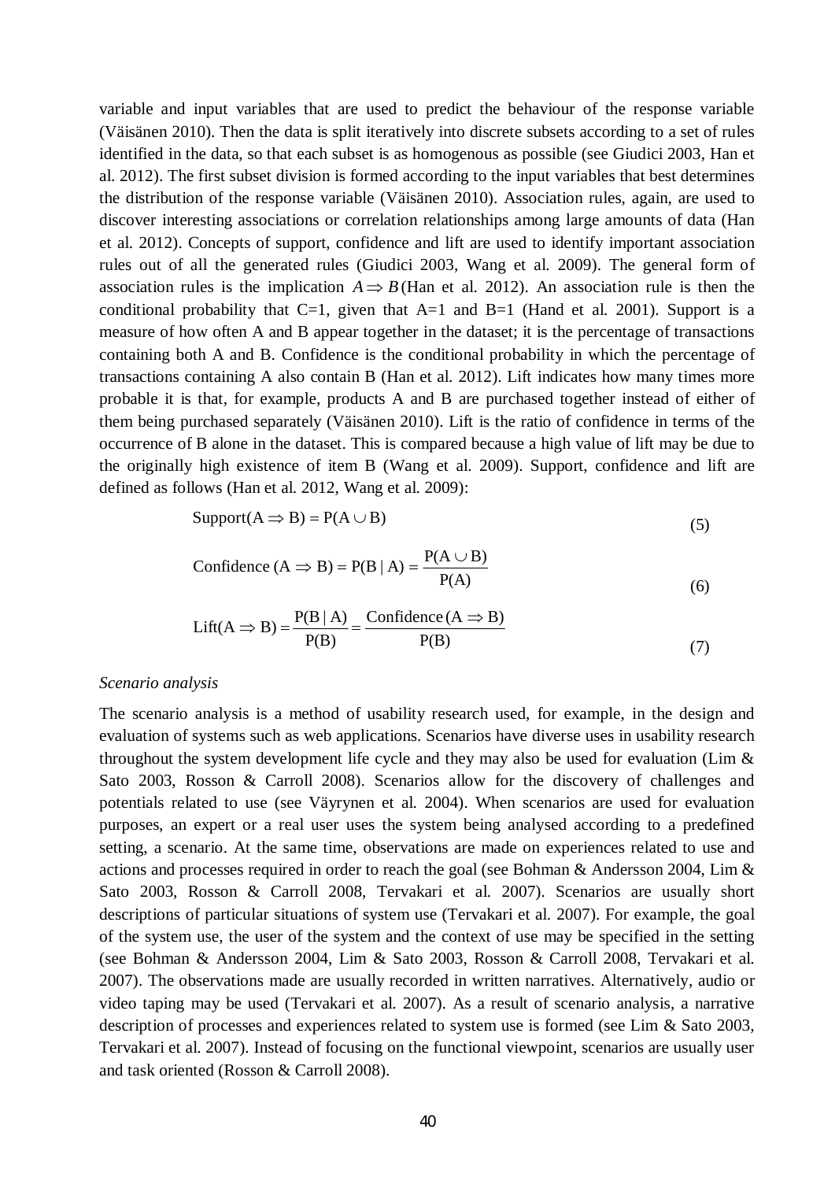variable and input variables that are used to predict the behaviour of the response variable (Väisänen 2010). Then the data is split iteratively into discrete subsets according to a set of rules identified in the data, so that each subset is as homogenous as possible (see Giudici 2003, Han et al. 2012). The first subset division is formed according to the input variables that best determines the distribution of the response variable (Väisänen 2010). Association rules, again, are used to discover interesting associations or correlation relationships among large amounts of data (Han et al. 2012). Concepts of support, confidence and lift are used to identify important association rules out of all the generated rules (Giudici 2003, Wang et al. 2009). The general form of association rules is the implication $A \Rightarrow B$ (Han et al. 2012). An association rule is then the conditional probability that C=1, given that A=1 and B=1 (Hand et al. 2001). Support is a measure of how often A and B appear together in the dataset; it is the percentage of transactions containing both A and B. Confidence is the conditional probability in which the percentage of transactions containing A also contain B (Han et al. 2012). Lift indicates how many times more probable it is that, for example, products A and B are purchased together instead of either of them being purchased separately (Väisänen 2010). Lift is the ratio of confidence in terms of the occurrence of B alone in the dataset. This is compared because a high value of lift may be due to the originally high existence of item B (Wang et al. 2009). Support, confidence and lift are defined as follows (Han et al. 2012, Wang et al. 2009):

$$\text{Support}(A \Rightarrow B) = P(A \cup B) \tag{5}$$

$$\text{Confidence}\,(A \Rightarrow B) = P(B \mid A) = \frac{P(A \cup B)}{P(A)} \tag{6}$$

$$\text{Lift}(A \Rightarrow B) = \frac{P(B \mid A)}{P(B)} = \frac{\text{Confidence}\,(A \Rightarrow B)}{P(B)} \tag{7}$$

*Scenario analysis*

The scenario analysis is a method of usability research used, for example, in the design and evaluation of systems such as web applications. Scenarios have diverse uses in usability research throughout the system development life cycle and they may also be used for evaluation (Lim & Sato 2003, Rosson & Carroll 2008). Scenarios allow for the discovery of challenges and potentials related to use (see Väyrynen et al. 2004). When scenarios are used for evaluation purposes, an expert or a real user uses the system being analysed according to a predefined setting, a scenario. At the same time, observations are made on experiences related to use and actions and processes required in order to reach the goal (see Bohman & Andersson 2004, Lim & Sato 2003, Rosson & Carroll 2008, Tervakari et al. 2007). Scenarios are usually short descriptions of particular situations of system use (Tervakari et al. 2007). For example, the goal of the system use, the user of the system and the context of use may be specified in the setting (see Bohman & Andersson 2004, Lim & Sato 2003, Rosson & Carroll 2008, Tervakari et al. 2007). The observations made are usually recorded in written narratives. Alternatively, audio or video taping may be used (Tervakari et al. 2007). As a result of scenario analysis, a narrative description of processes and experiences related to system use is formed (see Lim & Sato 2003, Tervakari et al. 2007). Instead of focusing on the functional viewpoint, scenarios are usually user and task oriented (Rosson & Carroll 2008).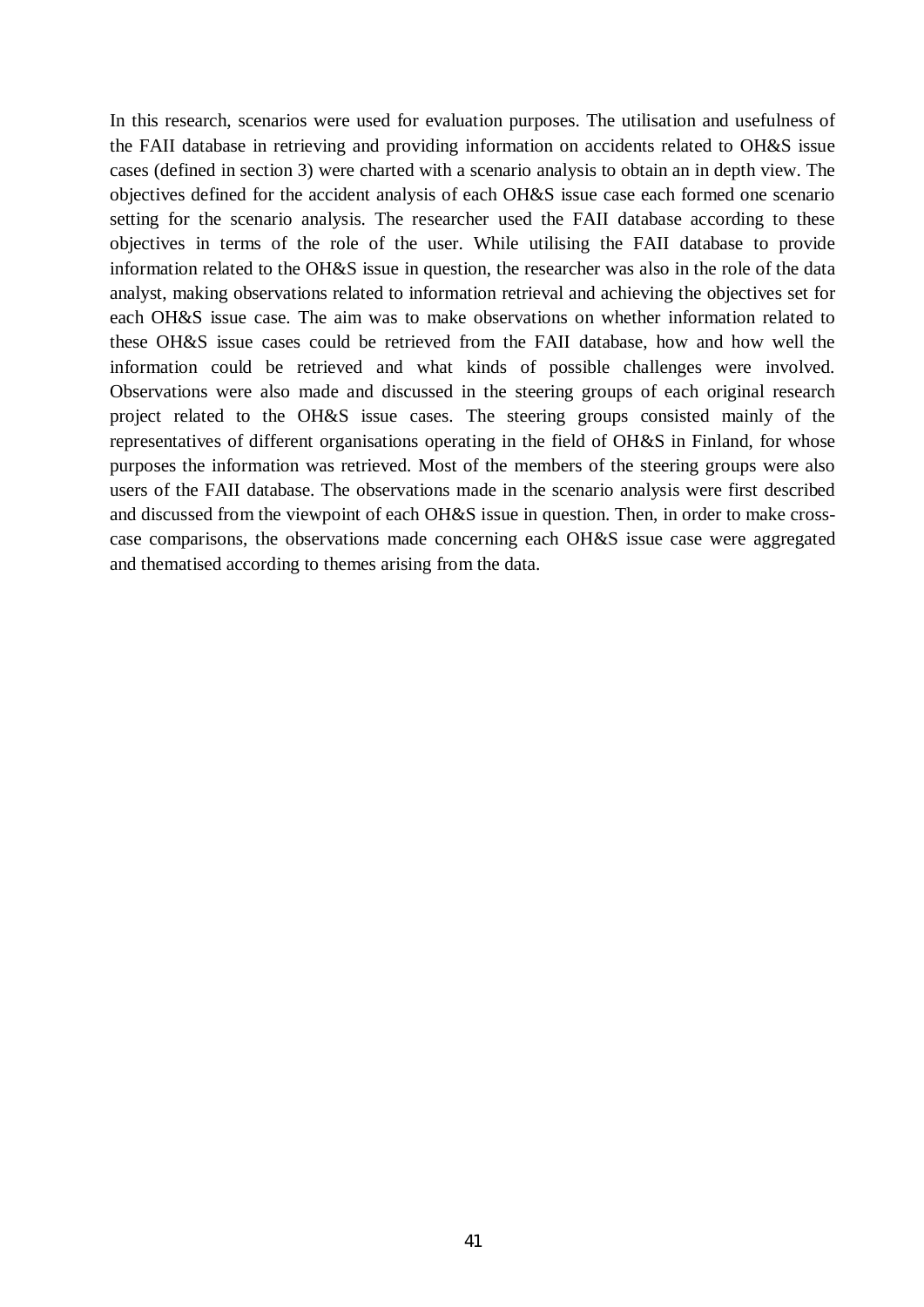In this research, scenarios were used for evaluation purposes. The utilisation and usefulness of the FAII database in retrieving and providing information on accidents related to OH&S issue cases (defined in section 3) were charted with a scenario analysis to obtain an in depth view. The objectives defined for the accident analysis of each OH&S issue case each formed one scenario setting for the scenario analysis. The researcher used the FAII database according to these objectives in terms of the role of the user. While utilising the FAII database to provide information related to the OH&S issue in question, the researcher was also in the role of the data analyst, making observations related to information retrieval and achieving the objectives set for each OH&S issue case. The aim was to make observations on whether information related to these OH&S issue cases could be retrieved from the FAII database, how and how well the information could be retrieved and what kinds of possible challenges were involved. Observations were also made and discussed in the steering groups of each original research project related to the OH&S issue cases. The steering groups consisted mainly of the representatives of different organisations operating in the field of OH&S in Finland, for whose purposes the information was retrieved. Most of the members of the steering groups were also users of the FAII database. The observations made in the scenario analysis were first described and discussed from the viewpoint of each OH&S issue in question. Then, in order to make cross-case comparisons, the observations made concerning each OH&S issue case were aggregated and thematised according to themes arising from the data.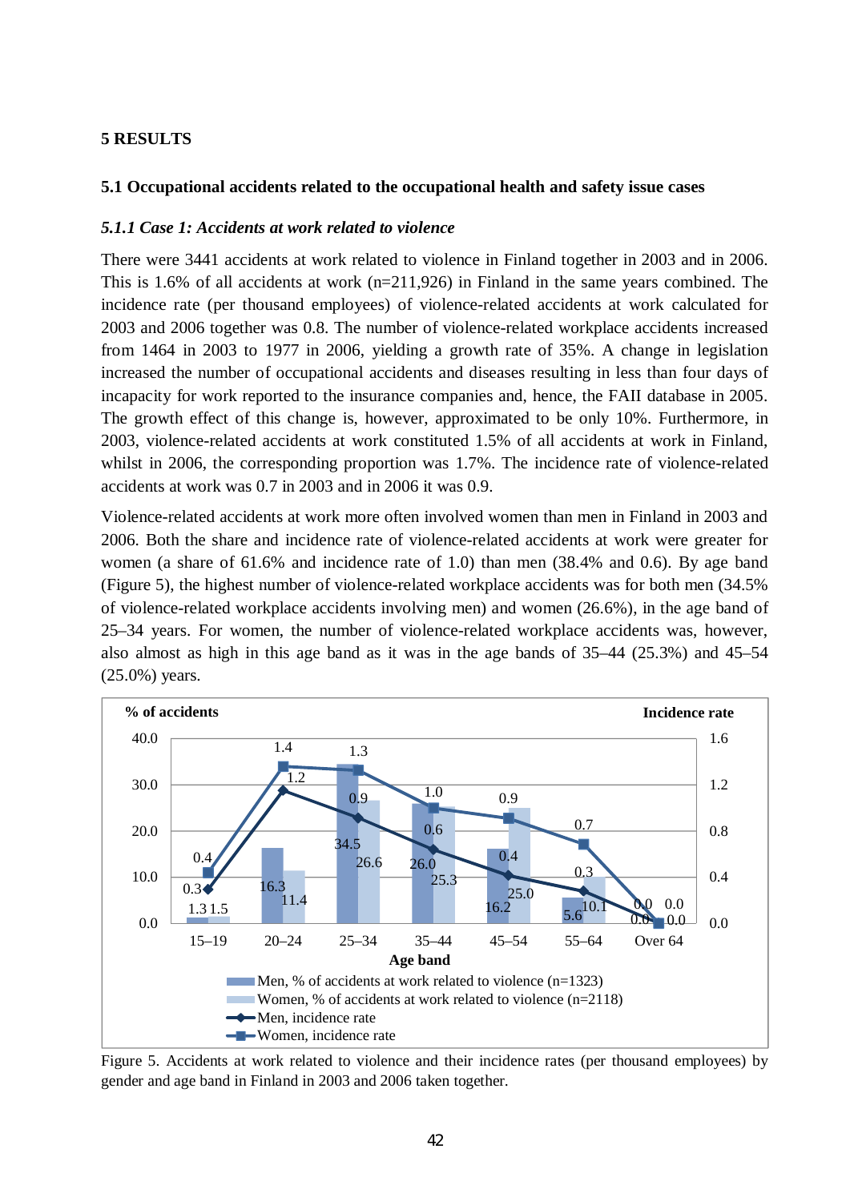# 5 RESULTS

## 5.1 Occupational accidents related to the occupational health and safety issue cases

### *5.1.1 Case 1: Accidents at work related to violence*

There were 3441 accidents at work related to violence in Finland together in 2003 and in 2006. This is 1.6% of all accidents at work (n=211,926) in Finland in the same years combined. The incidence rate (per thousand employees) of violence-related accidents at work calculated for 2003 and 2006 together was 0.8. The number of violence-related workplace accidents increased from 1464 in 2003 to 1977 in 2006, yielding a growth rate of 35%. A change in legislation increased the number of occupational accidents and diseases resulting in less than four days of incapacity for work reported to the insurance companies and, hence, the FAII database in 2005. The growth effect of this change is, however, approximated to be only 10%. Furthermore, in 2003, violence-related accidents at work constituted 1.5% of all accidents at work in Finland, whilst in 2006, the corresponding proportion was 1.7%. The incidence rate of violence-related accidents at work was 0.7 in 2003 and in 2006 it was 0.9.

Violence-related accidents at work more often involved women than men in Finland in 2003 and 2006. Both the share and incidence rate of violence-related accidents at work were greater for women (a share of 61.6% and incidence rate of 1.0) than men (38.4% and 0.6). By age band (Figure 5), the highest number of violence-related workplace accidents was for both men (34.5% of violence-related workplace accidents involving men) and women (26.6%), in the age band of 25–34 years. For women, the number of violence-related workplace accidents was, however, also almost as high in this age band as it was in the age bands of 35–44 (25.3%) and 45–54 (25.0%) years.

| Age band | Men, % of accidents at work related to violence (n=1323) | Women, % of accidents at work related to violence (n=2118) | Men, incidence rate | Women, incidence rate |
|---|---|---|---|---|
| 15–19 | 1.3 | 1.5 | 0.3 | 0.4 |
| 20–24 | 16.3 | 11.4 | 1.2 | 1.4 |
| 25–34 | 34.5 | 26.6 | 0.9 | 1.3 |
| 35–44 | 26.0 | 25.3 | 0.6 | 1.0 |
| 45–54 | 16.2 | 25.0 | 0.4 | 0.9 |
| 55–64 | 5.6 | 10.1 | 0.3 | 0.7 |
| Over 64 | 0.0 | 0.0 | 0.0 | 0.0 |

Figure 5. Accidents at work related to violence and their incidence rates (per thousand employees) by gender and age band in Finland in 2003 and 2006 taken together.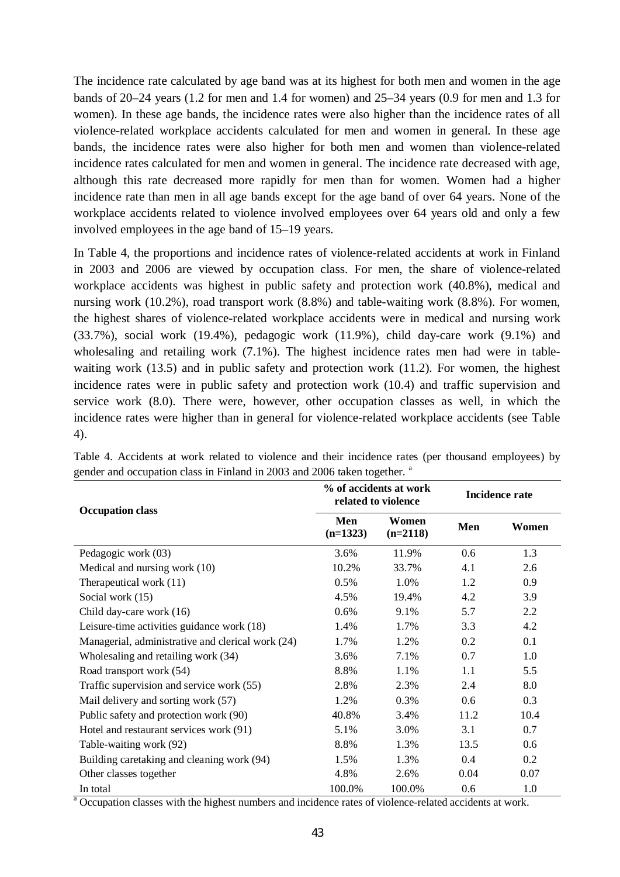The incidence rate calculated by age band was at its highest for both men and women in the age bands of 20–24 years (1.2 for men and 1.4 for women) and 25–34 years (0.9 for men and 1.3 for women). In these age bands, the incidence rates were also higher than the incidence rates of all violence-related workplace accidents calculated for men and women in general. In these age bands, the incidence rates were also higher for both men and women than violence-related incidence rates calculated for men and women in general. The incidence rate decreased with age, although this rate decreased more rapidly for men than for women. Women had a higher incidence rate than men in all age bands except for the age band of over 64 years. None of the workplace accidents related to violence involved employees over 64 years old and only a few involved employees in the age band of 15–19 years.

In Table 4, the proportions and incidence rates of violence-related accidents at work in Finland in 2003 and 2006 are viewed by occupation class. For men, the share of violence-related workplace accidents was highest in public safety and protection work (40.8%), medical and nursing work (10.2%), road transport work (8.8%) and table-waiting work (8.8%). For women, the highest shares of violence-related workplace accidents were in medical and nursing work (33.7%), social work (19.4%), pedagogic work (11.9%), child day-care work (9.1%) and wholesaling and retailing work (7.1%). The highest incidence rates men had were in table-waiting work (13.5) and in public safety and protection work (11.2). For women, the highest incidence rates were in public safety and protection work (10.4) and traffic supervision and service work (8.0). There were, however, other occupation classes as well, in which the incidence rates were higher than in general for violence-related workplace accidents (see Table 4).

Table 4. Accidents at work related to violence and their incidence rates (per thousand employees) by gender and occupation class in Finland in 2003 and 2006 taken together. [a]

| Occupation class | % of accidents at work related to violence | | Incidence rate | |
|---|---|---|---|---|
| | Men (n=1323) | Women (n=2118) | Men | Women |
| Pedagogic work (03) | 3.6% | 11.9% | 0.6 | 1.3 |
| Medical and nursing work (10) | 10.2% | 33.7% | 4.1 | 2.6 |
| Therapeutical work (11) | 0.5% | 1.0% | 1.2 | 0.9 |
| Social work (15) | 4.5% | 19.4% | 4.2 | 3.9 |
| Child day-care work (16) | 0.6% | 9.1% | 5.7 | 2.2 |
| Leisure-time activities guidance work (18) | 1.4% | 1.7% | 3.3 | 4.2 |
| Managerial, administrative and clerical work (24) | 1.7% | 1.2% | 0.2 | 0.1 |
| Wholesaling and retailing work (34) | 3.6% | 7.1% | 0.7 | 1.0 |
| Road transport work (54) | 8.8% | 1.1% | 1.1 | 5.5 |
| Traffic supervision and service work (55) | 2.8% | 2.3% | 2.4 | 8.0 |
| Mail delivery and sorting work (57) | 1.2% | 0.3% | 0.6 | 0.3 |
| Public safety and protection work (90) | 40.8% | 3.4% | 11.2 | 10.4 |
| Hotel and restaurant services work (91) | 5.1% | 3.0% | 3.1 | 0.7 |
| Table-waiting work (92) | 8.8% | 1.3% | 13.5 | 0.6 |
| Building caretaking and cleaning work (94) | 1.5% | 1.3% | 0.4 | 0.2 |
| Other classes together | 4.8% | 2.6% | 0.04 | 0.07 |
| In total | 100.0% | 100.0% | 0.6 | 1.0 |

[a] Occupation classes with the highest numbers and incidence rates of violence-related accidents at work.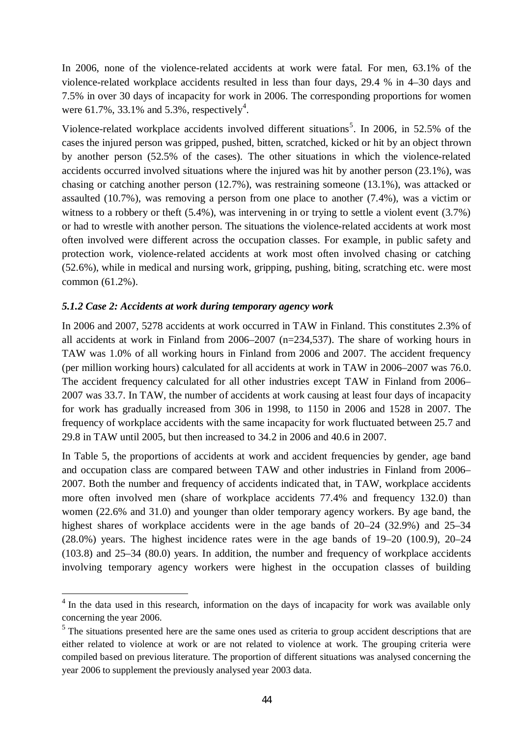In 2006, none of the violence-related accidents at work were fatal. For men, 63.1% of the violence-related workplace accidents resulted in less than four days, 29.4 % in 4–30 days and 7.5% in over 30 days of incapacity for work in 2006. The corresponding proportions for women were 61.7%, 33.1% and 5.3%, respectively[4].

Violence-related workplace accidents involved different situations[5]. In 2006, in 52.5% of the cases the injured person was gripped, pushed, bitten, scratched, kicked or hit by an object thrown by another person (52.5% of the cases). The other situations in which the violence-related accidents occurred involved situations where the injured was hit by another person (23.1%), was chasing or catching another person (12.7%), was restraining someone (13.1%), was attacked or assaulted (10.7%), was removing a person from one place to another (7.4%), was a victim or witness to a robbery or theft (5.4%), was intervening in or trying to settle a violent event (3.7%) or had to wrestle with another person. The situations the violence-related accidents at work most often involved were different across the occupation classes. For example, in public safety and protection work, violence-related accidents at work most often involved chasing or catching (52.6%), while in medical and nursing work, gripping, pushing, biting, scratching etc. were most common (61.2%).

### *5.1.2 Case 2: Accidents at work during temporary agency work*

In 2006 and 2007, 5278 accidents at work occurred in TAW in Finland. This constitutes 2.3% of all accidents at work in Finland from 2006–2007 (n=234,537). The share of working hours in TAW was 1.0% of all working hours in Finland from 2006 and 2007. The accident frequency (per million working hours) calculated for all accidents at work in TAW in 2006–2007 was 76.0. The accident frequency calculated for all other industries except TAW in Finland from 2006–2007 was 33.7. In TAW, the number of accidents at work causing at least four days of incapacity for work has gradually increased from 306 in 1998, to 1150 in 2006 and 1528 in 2007. The frequency of workplace accidents with the same incapacity for work fluctuated between 25.7 and 29.8 in TAW until 2005, but then increased to 34.2 in 2006 and 40.6 in 2007.

In Table 5, the proportions of accidents at work and accident frequencies by gender, age band and occupation class are compared between TAW and other industries in Finland from 2006–2007. Both the number and frequency of accidents indicated that, in TAW, workplace accidents more often involved men (share of workplace accidents 77.4% and frequency 132.0) than women (22.6% and 31.0) and younger than older temporary agency workers. By age band, the highest shares of workplace accidents were in the age bands of 20–24 (32.9%) and 25–34 (28.0%) years. The highest incidence rates were in the age bands of 19–20 (100.9), 20–24 (103.8) and 25–34 (80.0) years. In addition, the number and frequency of workplace accidents involving temporary agency workers were highest in the occupation classes of building

[4] In the data used in this research, information on the days of incapacity for work was available only concerning the year 2006.

[5] The situations presented here are the same ones used as criteria to group accident descriptions that are either related to violence at work or are not related to violence at work. The grouping criteria were compiled based on previous literature. The proportion of different situations was analysed concerning the year 2006 to supplement the previously analysed year 2003 data.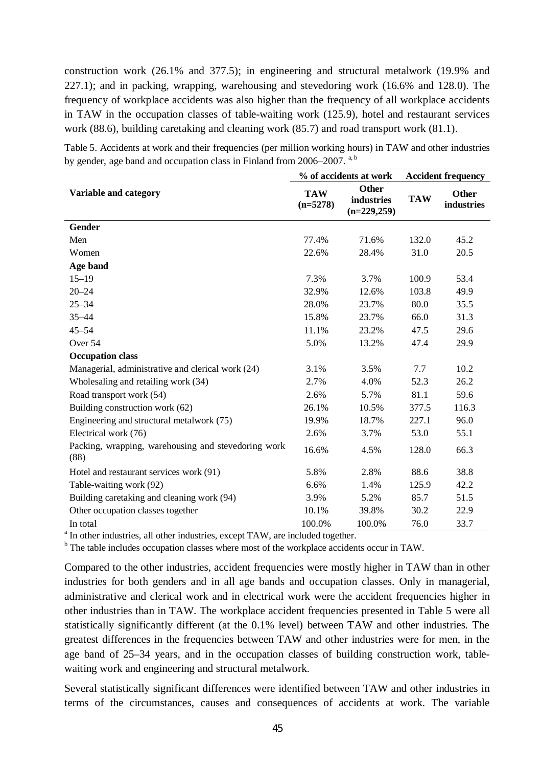construction work (26.1% and 377.5); in engineering and structural metalwork (19.9% and 227.1); and in packing, wrapping, warehousing and stevedoring work (16.6% and 128.0). The frequency of workplace accidents was also higher than the frequency of all workplace accidents in TAW in the occupation classes of table-waiting work (125.9), hotel and restaurant services work (88.6), building caretaking and cleaning work (85.7) and road transport work (81.1).

Table 5. Accidents at work and their frequencies (per million working hours) in TAW and other industries by gender, age band and occupation class in Finland from 2006–2007. [a, b]

| Variable and category | % of accidents at work | | Accident frequency | |
|---|---|---|---|---|
| | TAW (n=5278) | Other industries (n=229,259) | TAW | Other industries |
| **Gender** | | | | |
| Men | 77.4% | 71.6% | 132.0 | 45.2 |
| Women | 22.6% | 28.4% | 31.0 | 20.5 |
| **Age band** | | | | |
| 15–19 | 7.3% | 3.7% | 100.9 | 53.4 |
| 20–24 | 32.9% | 12.6% | 103.8 | 49.9 |
| 25–34 | 28.0% | 23.7% | 80.0 | 35.5 |
| 35–44 | 15.8% | 23.7% | 66.0 | 31.3 |
| 45–54 | 11.1% | 23.2% | 47.5 | 29.6 |
| Over 54 | 5.0% | 13.2% | 47.4 | 29.9 |
| **Occupation class** | | | | |
| Managerial, administrative and clerical work (24) | 3.1% | 3.5% | 7.7 | 10.2 |
| Wholesaling and retailing work (34) | 2.7% | 4.0% | 52.3 | 26.2 |
| Road transport work (54) | 2.6% | 5.7% | 81.1 | 59.6 |
| Building construction work (62) | 26.1% | 10.5% | 377.5 | 116.3 |
| Engineering and structural metalwork (75) | 19.9% | 18.7% | 227.1 | 96.0 |
| Electrical work (76) | 2.6% | 3.7% | 53.0 | 55.1 |
| Packing, wrapping, warehousing and stevedoring work (88) | 16.6% | 4.5% | 128.0 | 66.3 |
| Hotel and restaurant services work (91) | 5.8% | 2.8% | 88.6 | 38.8 |
| Table-waiting work (92) | 6.6% | 1.4% | 125.9 | 42.2 |
| Building caretaking and cleaning work (94) | 3.9% | 5.2% | 85.7 | 51.5 |
| Other occupation classes together | 10.1% | 39.8% | 30.2 | 22.9 |
| In total | 100.0% | 100.0% | 76.0 | 33.7 |

[a] In other industries, all other industries, except TAW, are included together.

[b] The table includes occupation classes where most of the workplace accidents occur in TAW.

Compared to the other industries, accident frequencies were mostly higher in TAW than in other industries for both genders and in all age bands and occupation classes. Only in managerial, administrative and clerical work and in electrical work were the accident frequencies higher in other industries than in TAW. The workplace accident frequencies presented in Table 5 were all statistically significantly different (at the 0.1% level) between TAW and other industries. The greatest differences in the frequencies between TAW and other industries were for men, in the age band of 25–34 years, and in the occupation classes of building construction work, table-waiting work and engineering and structural metalwork.

Several statistically significant differences were identified between TAW and other industries in terms of the circumstances, causes and consequences of accidents at work. The variable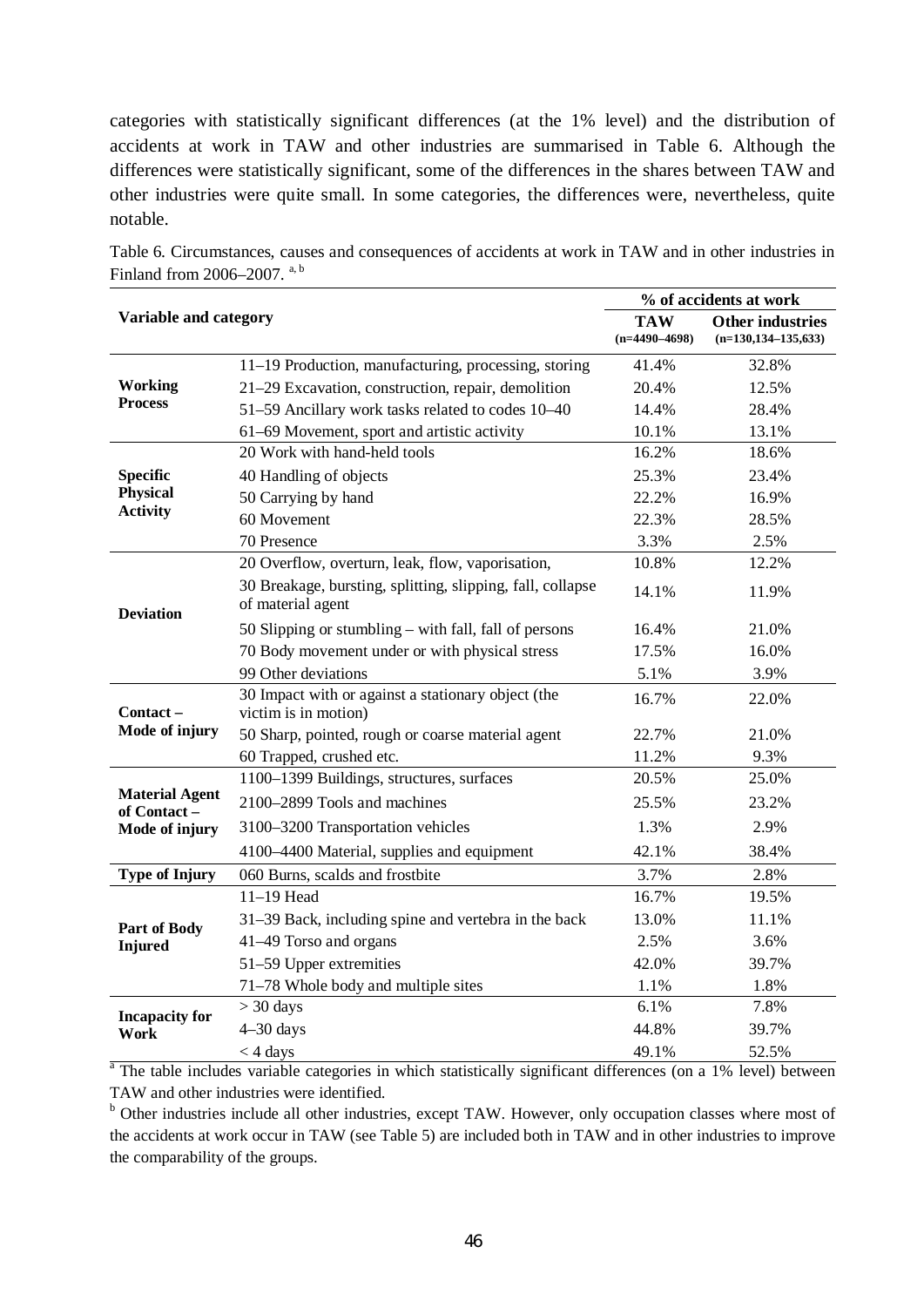categories with statistically significant differences (at the 1% level) and the distribution of accidents at work in TAW and other industries are summarised in Table 6. Although the differences were statistically significant, some of the differences in the shares between TAW and other industries were quite small. In some categories, the differences were, nevertheless, quite notable.

Table 6. Circumstances, causes and consequences of accidents at work in TAW and in other industries in Finland from 2006–2007. [a, b]

| Variable and category | | % of accidents at work | |
|---|---|---|---|
| | | **TAW (n=4490–4698)** | **Other industries (n=130,134–135,633)** |
| **Working Process** | 11–19 Production, manufacturing, processing, storing | 41.4% | 32.8% |
| | 21–29 Excavation, construction, repair, demolition | 20.4% | 12.5% |
| | 51–59 Ancillary work tasks related to codes 10–40 | 14.4% | 28.4% |
| | 61–69 Movement, sport and artistic activity | 10.1% | 13.1% |
| **Specific Physical Activity** | 20 Work with hand-held tools | 16.2% | 18.6% |
| | 40 Handling of objects | 25.3% | 23.4% |
| | 50 Carrying by hand | 22.2% | 16.9% |
| | 60 Movement | 22.3% | 28.5% |
| | 70 Presence | 3.3% | 2.5% |
| **Deviation** | 20 Overflow, overturn, leak, flow, vaporisation, | 10.8% | 12.2% |
| | 30 Breakage, bursting, splitting, slipping, fall, collapse of material agent | 14.1% | 11.9% |
| | 50 Slipping or stumbling – with fall, fall of persons | 16.4% | 21.0% |
| | 70 Body movement under or with physical stress | 17.5% | 16.0% |
| | 99 Other deviations | 5.1% | 3.9% |
| **Contact – Mode of injury** | 30 Impact with or against a stationary object (the victim is in motion) | 16.7% | 22.0% |
| | 50 Sharp, pointed, rough or coarse material agent | 22.7% | 21.0% |
| | 60 Trapped, crushed etc. | 11.2% | 9.3% |
| **Material Agent of Contact – Mode of injury** | 1100–1399 Buildings, structures, surfaces | 20.5% | 25.0% |
| | 2100–2899 Tools and machines | 25.5% | 23.2% |
| | 3100–3200 Transportation vehicles | 1.3% | 2.9% |
| | 4100–4400 Material, supplies and equipment | 42.1% | 38.4% |
| **Type of Injury** | 060 Burns, scalds and frostbite | 3.7% | 2.8% |
| **Part of Body Injured** | 11–19 Head | 16.7% | 19.5% |
| | 31–39 Back, including spine and vertebra in the back | 13.0% | 11.1% |
| | 41–49 Torso and organs | 2.5% | 3.6% |
| | 51–59 Upper extremities | 42.0% | 39.7% |
| | 71–78 Whole body and multiple sites | 1.1% | 1.8% |
| **Incapacity for Work** | > 30 days | 6.1% | 7.8% |
| | 4–30 days | 44.8% | 39.7% |
| | < 4 days | 49.1% | 52.5% |

[a] The table includes variable categories in which statistically significant differences (on a 1% level) between TAW and other industries were identified.

[b] Other industries include all other industries, except TAW. However, only occupation classes where most of the accidents at work occur in TAW (see Table 5) are included both in TAW and in other industries to improve the comparability of the groups.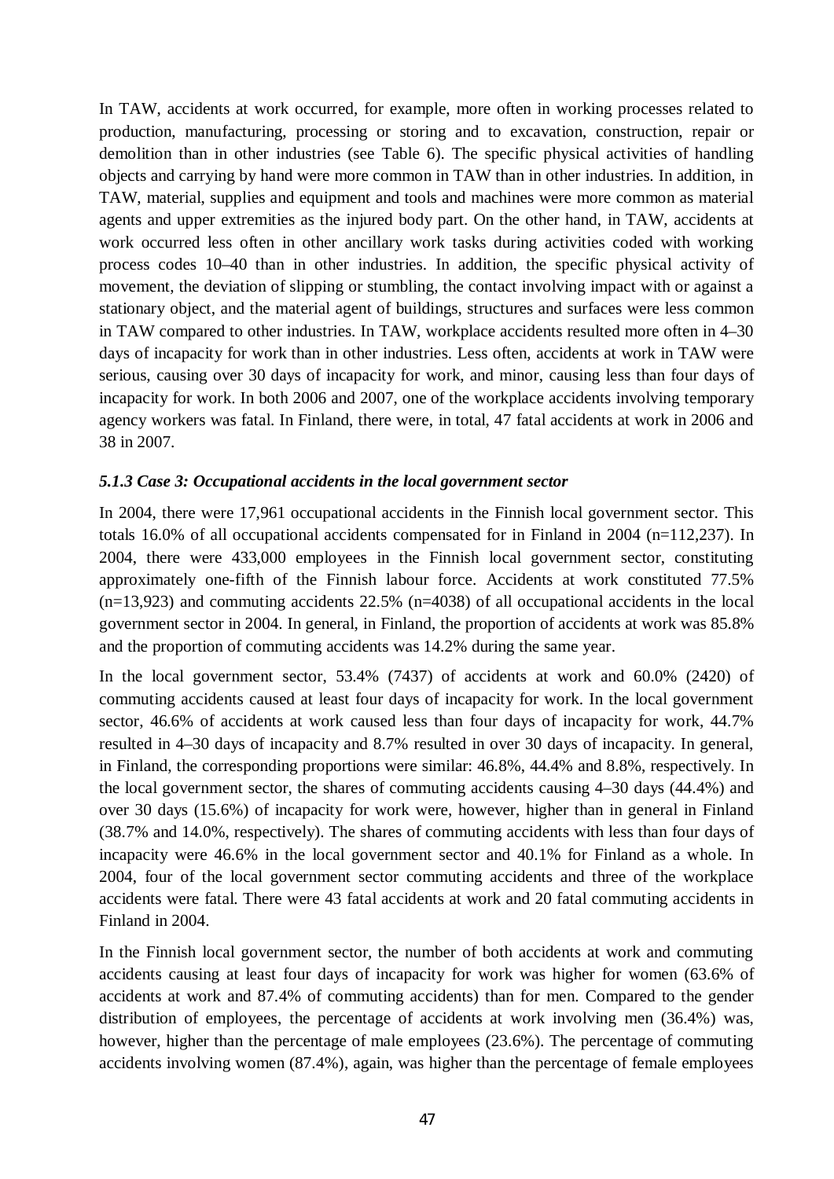In TAW, accidents at work occurred, for example, more often in working processes related to production, manufacturing, processing or storing and to excavation, construction, repair or demolition than in other industries (see Table 6). The specific physical activities of handling objects and carrying by hand were more common in TAW than in other industries. In addition, in TAW, material, supplies and equipment and tools and machines were more common as material agents and upper extremities as the injured body part. On the other hand, in TAW, accidents at work occurred less often in other ancillary work tasks during activities coded with working process codes 10–40 than in other industries. In addition, the specific physical activity of movement, the deviation of slipping or stumbling, the contact involving impact with or against a stationary object, and the material agent of buildings, structures and surfaces were less common in TAW compared to other industries. In TAW, workplace accidents resulted more often in 4–30 days of incapacity for work than in other industries. Less often, accidents at work in TAW were serious, causing over 30 days of incapacity for work, and minor, causing less than four days of incapacity for work. In both 2006 and 2007, one of the workplace accidents involving temporary agency workers was fatal. In Finland, there were, in total, 47 fatal accidents at work in 2006 and 38 in 2007.

### *5.1.3 Case 3: Occupational accidents in the local government sector*

In 2004, there were 17,961 occupational accidents in the Finnish local government sector. This totals 16.0% of all occupational accidents compensated for in Finland in 2004 (n=112,237). In 2004, there were 433,000 employees in the Finnish local government sector, constituting approximately one-fifth of the Finnish labour force. Accidents at work constituted 77.5% (n=13,923) and commuting accidents 22.5% (n=4038) of all occupational accidents in the local government sector in 2004. In general, in Finland, the proportion of accidents at work was 85.8% and the proportion of commuting accidents was 14.2% during the same year.

In the local government sector, 53.4% (7437) of accidents at work and 60.0% (2420) of commuting accidents caused at least four days of incapacity for work. In the local government sector, 46.6% of accidents at work caused less than four days of incapacity for work, 44.7% resulted in 4–30 days of incapacity and 8.7% resulted in over 30 days of incapacity. In general, in Finland, the corresponding proportions were similar: 46.8%, 44.4% and 8.8%, respectively. In the local government sector, the shares of commuting accidents causing 4–30 days (44.4%) and over 30 days (15.6%) of incapacity for work were, however, higher than in general in Finland (38.7% and 14.0%, respectively). The shares of commuting accidents with less than four days of incapacity were 46.6% in the local government sector and 40.1% for Finland as a whole. In 2004, four of the local government sector commuting accidents and three of the workplace accidents were fatal. There were 43 fatal accidents at work and 20 fatal commuting accidents in Finland in 2004.

In the Finnish local government sector, the number of both accidents at work and commuting accidents causing at least four days of incapacity for work was higher for women (63.6% of accidents at work and 87.4% of commuting accidents) than for men. Compared to the gender distribution of employees, the percentage of accidents at work involving men (36.4%) was, however, higher than the percentage of male employees (23.6%). The percentage of commuting accidents involving women (87.4%), again, was higher than the percentage of female employees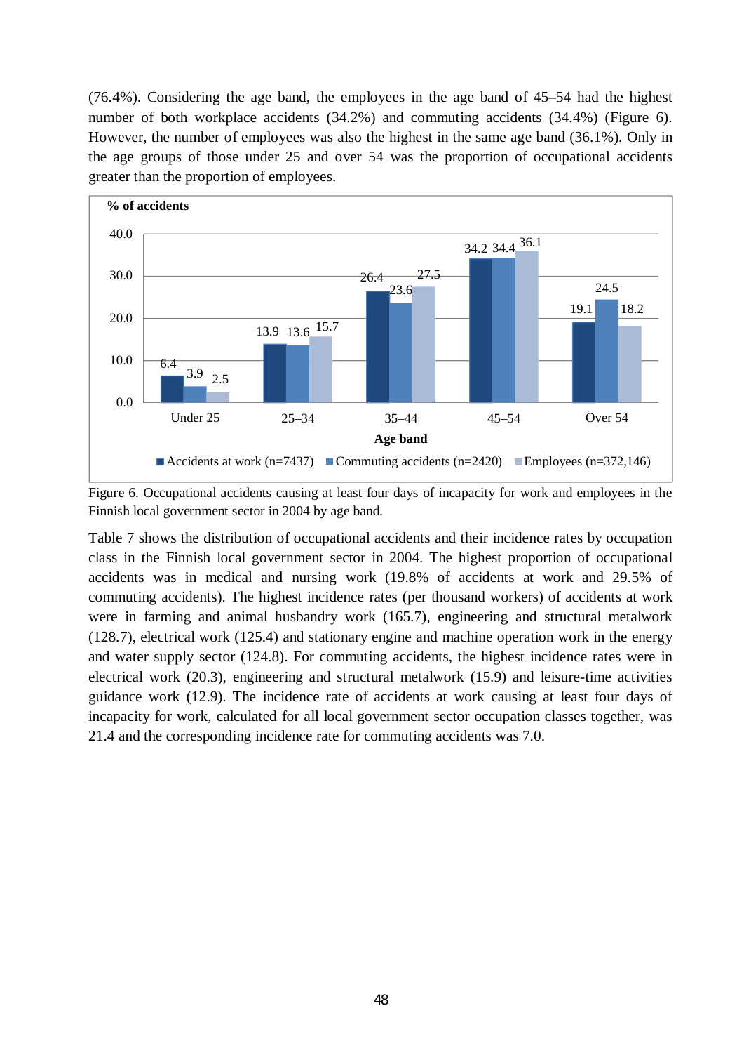(76.4%). Considering the age band, the employees in the age band of 45–54 had the highest number of both workplace accidents (34.2%) and commuting accidents (34.4%) (Figure 6). However, the number of employees was also the highest in the same age band (36.1%). Only in the age groups of those under 25 and over 54 was the proportion of occupational accidents greater than the proportion of employees.

| Age band | Accidents at work (n=7437) | Commuting accidents (n=2420) | Employees (n=372,146) |
|---|---|---|---|
| Under 25 | 6.4 | 3.9 | 2.5 |
| 25–34 | 13.9 | 13.6 | 15.7 |
| 35–44 | 26.4 | 23.6 | 27.5 |
| 45–54 | 34.2 | 34.4 | 36.1 |
| Over 54 | 19.1 | 24.5 | 18.2 |

Figure 6. Occupational accidents causing at least four days of incapacity for work and employees in the Finnish local government sector in 2004 by age band.

Table 7 shows the distribution of occupational accidents and their incidence rates by occupation class in the Finnish local government sector in 2004. The highest proportion of occupational accidents was in medical and nursing work (19.8% of accidents at work and 29.5% of commuting accidents). The highest incidence rates (per thousand workers) of accidents at work were in farming and animal husbandry work (165.7), engineering and structural metalwork (128.7), electrical work (125.4) and stationary engine and machine operation work in the energy and water supply sector (124.8). For commuting accidents, the highest incidence rates were in electrical work (20.3), engineering and structural metalwork (15.9) and leisure-time activities guidance work (12.9). The incidence rate of accidents at work causing at least four days of incapacity for work, calculated for all local government sector occupation classes together, was 21.4 and the corresponding incidence rate for commuting accidents was 7.0.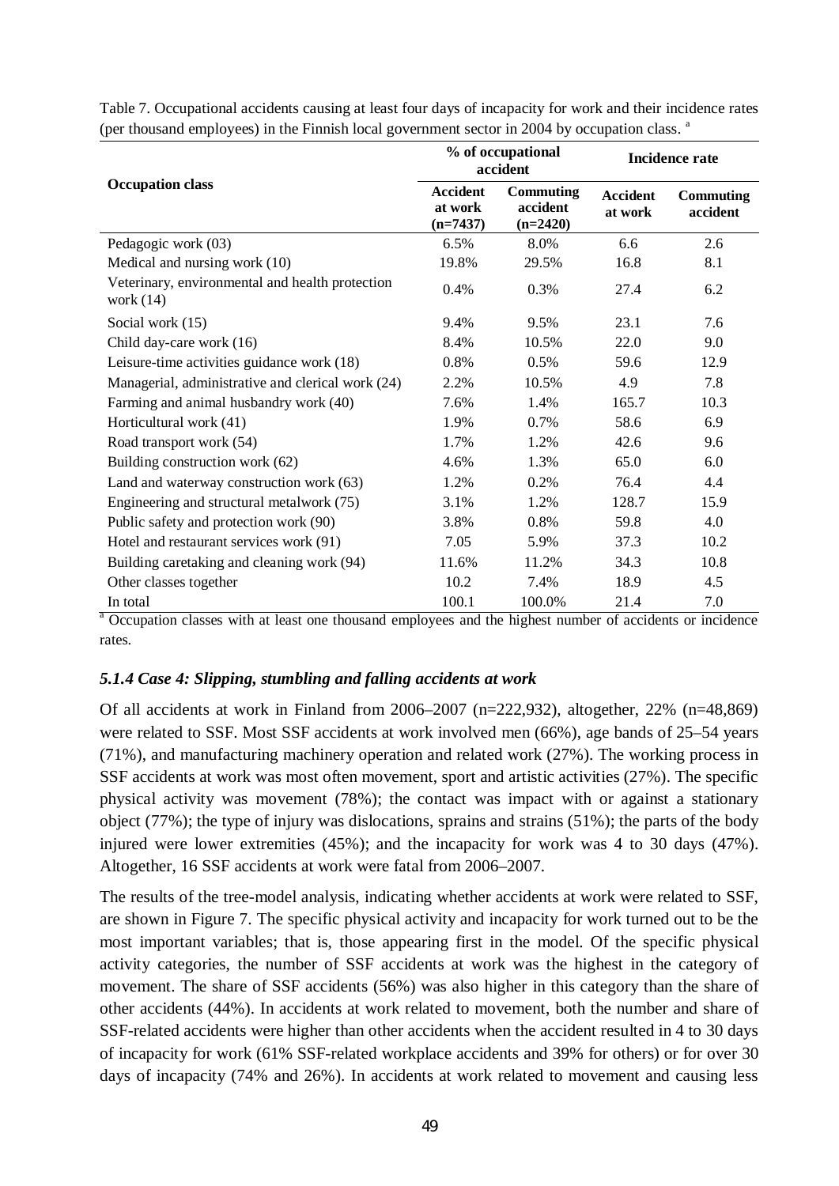Table 7. Occupational accidents causing at least four days of incapacity for work and their incidence rates (per thousand employees) in the Finnish local government sector in 2004 by occupation class. [a]

| Occupation class | % of occupational accident | | Incidence rate | |
|---|---|---|---|---|
| | **Accident at work (n=7437)** | **Commuting accident (n=2420)** | **Accident at work** | **Commuting accident** |
| Pedagogic work (03) | 6.5% | 8.0% | 6.6 | 2.6 |
| Medical and nursing work (10) | 19.8% | 29.5% | 16.8 | 8.1 |
| Veterinary, environmental and health protection work (14) | 0.4% | 0.3% | 27.4 | 6.2 |
| Social work (15) | 9.4% | 9.5% | 23.1 | 7.6 |
| Child day-care work (16) | 8.4% | 10.5% | 22.0 | 9.0 |
| Leisure-time activities guidance work (18) | 0.8% | 0.5% | 59.6 | 12.9 |
| Managerial, administrative and clerical work (24) | 2.2% | 10.5% | 4.9 | 7.8 |
| Farming and animal husbandry work (40) | 7.6% | 1.4% | 165.7 | 10.3 |
| Horticultural work (41) | 1.9% | 0.7% | 58.6 | 6.9 |
| Road transport work (54) | 1.7% | 1.2% | 42.6 | 9.6 |
| Building construction work (62) | 4.6% | 1.3% | 65.0 | 6.0 |
| Land and waterway construction work (63) | 1.2% | 0.2% | 76.4 | 4.4 |
| Engineering and structural metalwork (75) | 3.1% | 1.2% | 128.7 | 15.9 |
| Public safety and protection work (90) | 3.8% | 0.8% | 59.8 | 4.0 |
| Hotel and restaurant services work (91) | 7.05 | 5.9% | 37.3 | 10.2 |
| Building caretaking and cleaning work (94) | 11.6% | 11.2% | 34.3 | 10.8 |
| Other classes together | 10.2 | 7.4% | 18.9 | 4.5 |
| In total | 100.1 | 100.0% | 21.4 | 7.0 |

[a] Occupation classes with at least one thousand employees and the highest number of accidents or incidence rates.

### *5.1.4 Case 4: Slipping, stumbling and falling accidents at work*

Of all accidents at work in Finland from 2006–2007 (n=222,932), altogether, 22% (n=48,869) were related to SSF. Most SSF accidents at work involved men (66%), age bands of 25–54 years (71%), and manufacturing machinery operation and related work (27%). The working process in SSF accidents at work was most often movement, sport and artistic activities (27%). The specific physical activity was movement (78%); the contact was impact with or against a stationary object (77%); the type of injury was dislocations, sprains and strains (51%); the parts of the body injured were lower extremities (45%); and the incapacity for work was 4 to 30 days (47%). Altogether, 16 SSF accidents at work were fatal from 2006–2007.

The results of the tree-model analysis, indicating whether accidents at work were related to SSF, are shown in Figure 7. The specific physical activity and incapacity for work turned out to be the most important variables; that is, those appearing first in the model. Of the specific physical activity categories, the number of SSF accidents at work was the highest in the category of movement. The share of SSF accidents (56%) was also higher in this category than the share of other accidents (44%). In accidents at work related to movement, both the number and share of SSF-related accidents were higher than other accidents when the accident resulted in 4 to 30 days of incapacity for work (61% SSF-related workplace accidents and 39% for others) or for over 30 days of incapacity (74% and 26%). In accidents at work related to movement and causing less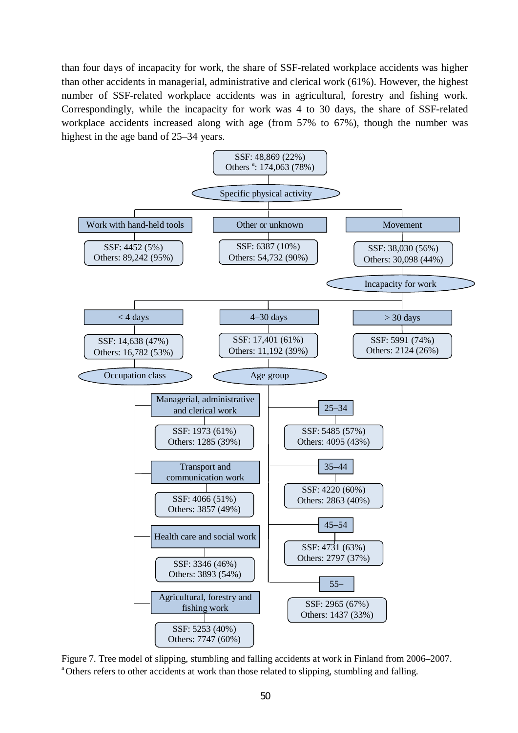than four days of incapacity for work, the share of SSF-related workplace accidents was higher than other accidents in managerial, administrative and clerical work (61%). However, the highest number of SSF-related workplace accidents was in agricultural, forestry and fishing work. Correspondingly, while the incapacity for work was 4 to 30 days, the share of SSF-related workplace accidents increased along with age (from 57% to 67%), though the number was highest in the age band of 25–34 years.

- SSF: 48,869 (22%); Others [a]: 174,063 (78%)
  - **Specific physical activity**
    - Work with hand-held tools — SSF: 4452 (5%); Others: 89,242 (95%)
    - Other or unknown — SSF: 6387 (10%); Others: 54,732 (90%)
    - Movement — SSF: 38,030 (56%); Others: 30,098 (44%)
      - **Incapacity for work**
        - < 4 days — SSF: 14,638 (47%); Others: 16,782 (53%)
          - **Occupation class**
            - Managerial, administrative and clerical work — SSF: 1973 (61%); Others: 1285 (39%)
            - Transport and communication work — SSF: 4066 (51%); Others: 3857 (49%)
            - Health care and social work — SSF: 3346 (46%); Others: 3893 (54%)
            - Agricultural, forestry and fishing work — SSF: 5253 (40%); Others: 7747 (60%)
        - 4–30 days — SSF: 17,401 (61%); Others: 11,192 (39%)
          - **Age group**
            - 25–34 — SSF: 5485 (57%); Others: 4095 (43%)
            - 35–44 — SSF: 4220 (60%); Others: 2863 (40%)
            - 45–54 — SSF: 4731 (63%); Others: 2797 (37%)
            - 55– — SSF: 2965 (67%); Others: 1437 (33%)
        - > 30 days — SSF: 5991 (74%); Others: 2124 (26%)

Figure 7. Tree model of slipping, stumbling and falling accidents at work in Finland from 2006–2007.
[a] Others refers to other accidents at work than those related to slipping, stumbling and falling.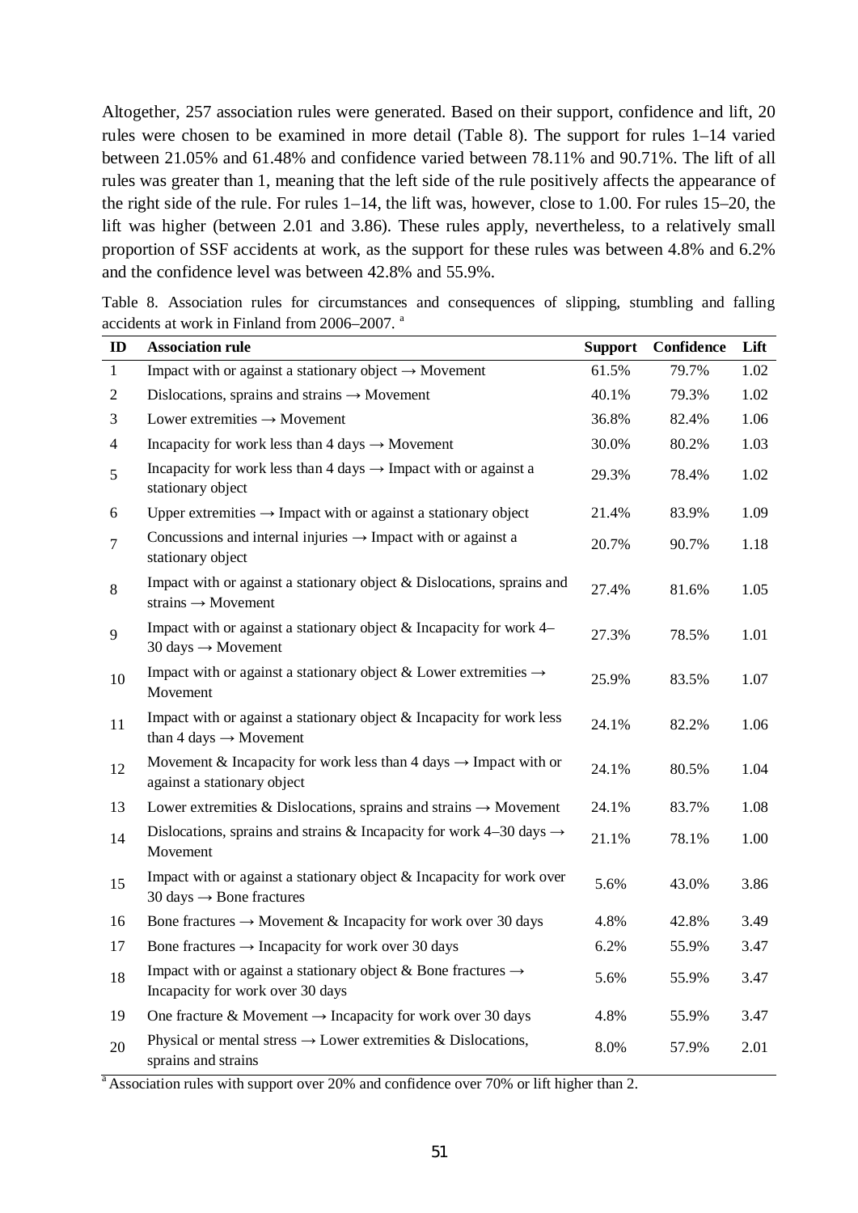Altogether, 257 association rules were generated. Based on their support, confidence and lift, 20 rules were chosen to be examined in more detail (Table 8). The support for rules 1–14 varied between 21.05% and 61.48% and confidence varied between 78.11% and 90.71%. The lift of all rules was greater than 1, meaning that the left side of the rule positively affects the appearance of the right side of the rule. For rules 1–14, the lift was, however, close to 1.00. For rules 15–20, the lift was higher (between 2.01 and 3.86). These rules apply, nevertheless, to a relatively small proportion of SSF accidents at work, as the support for these rules was between 4.8% and 6.2% and the confidence level was between 42.8% and 55.9%.

Table 8. Association rules for circumstances and consequences of slipping, stumbling and falling accidents at work in Finland from 2006–2007. [a]

| ID | Association rule | Support | Confidence | Lift |
|---|---|---|---|---|
| 1 | Impact with or against a stationary object → Movement | 61.5% | 79.7% | 1.02 |
| 2 | Dislocations, sprains and strains → Movement | 40.1% | 79.3% | 1.02 |
| 3 | Lower extremities → Movement | 36.8% | 82.4% | 1.06 |
| 4 | Incapacity for work less than 4 days → Movement | 30.0% | 80.2% | 1.03 |
| 5 | Incapacity for work less than 4 days → Impact with or against a stationary object | 29.3% | 78.4% | 1.02 |
| 6 | Upper extremities → Impact with or against a stationary object | 21.4% | 83.9% | 1.09 |
| 7 | Concussions and internal injuries → Impact with or against a stationary object | 20.7% | 90.7% | 1.18 |
| 8 | Impact with or against a stationary object & Dislocations, sprains and strains → Movement | 27.4% | 81.6% | 1.05 |
| 9 | Impact with or against a stationary object & Incapacity for work 4–30 days → Movement | 27.3% | 78.5% | 1.01 |
| 10 | Impact with or against a stationary object & Lower extremities → Movement | 25.9% | 83.5% | 1.07 |
| 11 | Impact with or against a stationary object & Incapacity for work less than 4 days → Movement | 24.1% | 82.2% | 1.06 |
| 12 | Movement & Incapacity for work less than 4 days → Impact with or against a stationary object | 24.1% | 80.5% | 1.04 |
| 13 | Lower extremities & Dislocations, sprains and strains → Movement | 24.1% | 83.7% | 1.08 |
| 14 | Dislocations, sprains and strains & Incapacity for work 4–30 days → Movement | 21.1% | 78.1% | 1.00 |
| 15 | Impact with or against a stationary object & Incapacity for work over 30 days → Bone fractures | 5.6% | 43.0% | 3.86 |
| 16 | Bone fractures → Movement & Incapacity for work over 30 days | 4.8% | 42.8% | 3.49 |
| 17 | Bone fractures → Incapacity for work over 30 days | 6.2% | 55.9% | 3.47 |
| 18 | Impact with or against a stationary object & Bone fractures → Incapacity for work over 30 days | 5.6% | 55.9% | 3.47 |
| 19 | One fracture & Movement → Incapacity for work over 30 days | 4.8% | 55.9% | 3.47 |
| 20 | Physical or mental stress → Lower extremities & Dislocations, sprains and strains | 8.0% | 57.9% | 2.01 |

[a] Association rules with support over 20% and confidence over 70% or lift higher than 2.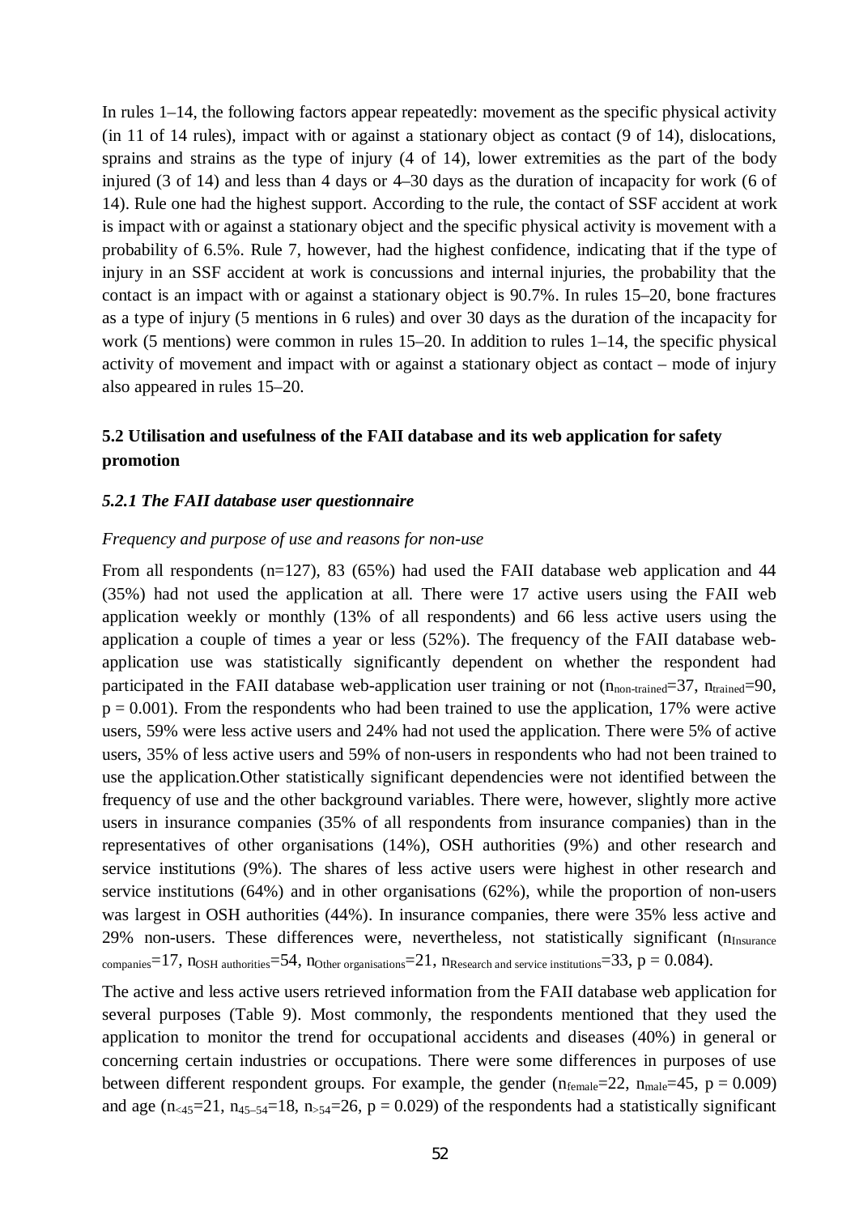In rules 1–14, the following factors appear repeatedly: movement as the specific physical activity (in 11 of 14 rules), impact with or against a stationary object as contact (9 of 14), dislocations, sprains and strains as the type of injury (4 of 14), lower extremities as the part of the body injured (3 of 14) and less than 4 days or 4–30 days as the duration of incapacity for work (6 of 14). Rule one had the highest support. According to the rule, the contact of SSF accident at work is impact with or against a stationary object and the specific physical activity is movement with a probability of 6.5%. Rule 7, however, had the highest confidence, indicating that if the type of injury in an SSF accident at work is concussions and internal injuries, the probability that the contact is an impact with or against a stationary object is 90.7%. In rules 15–20, bone fractures as a type of injury (5 mentions in 6 rules) and over 30 days as the duration of the incapacity for work (5 mentions) were common in rules 15–20. In addition to rules 1–14, the specific physical activity of movement and impact with or against a stationary object as contact – mode of injury also appeared in rules 15–20.

### 5.2 Utilisation and usefulness of the FAII database and its web application for safety promotion

#### *5.2.1 The FAII database user questionnaire*

*Frequency and purpose of use and reasons for non-use*

From all respondents (n=127), 83 (65%) had used the FAII database web application and 44 (35%) had not used the application at all. There were 17 active users using the FAII web application weekly or monthly (13% of all respondents) and 66 less active users using the application a couple of times a year or less (52%). The frequency of the FAII database web-application use was statistically significantly dependent on whether the respondent had participated in the FAII database web-application user training or not ($n_{non\text{-}trained}$=37, $n_{trained}$=90, $p = 0.001$). From the respondents who had been trained to use the application, 17% were active users, 59% were less active users and 24% had not used the application. There were 5% of active users, 35% of less active users and 59% of non-users in respondents who had not been trained to use the application.Other statistically significant dependencies were not identified between the frequency of use and the other background variables. There were, however, slightly more active users in insurance companies (35% of all respondents from insurance companies) than in the representatives of other organisations (14%), OSH authorities (9%) and other research and service institutions (9%). The shares of less active users were highest in other research and service institutions (64%) and in other organisations (62%), while the proportion of non-users was largest in OSH authorities (44%). In insurance companies, there were 35% less active and 29% non-users. These differences were, nevertheless, not statistically significant ($n_{Insurance\ companies}$=17, $n_{OSH\ authorities}$=54, $n_{Other\ organisations}$=21, $n_{Research\ and\ service\ institutions}$=33, $p = 0.084$).

The active and less active users retrieved information from the FAII database web application for several purposes (Table 9). Most commonly, the respondents mentioned that they used the application to monitor the trend for occupational accidents and diseases (40%) in general or concerning certain industries or occupations. There were some differences in purposes of use between different respondent groups. For example, the gender ($n_{female}$=22, $n_{male}$=45, $p = 0.009$) and age ($n_{<45}$=21, $n_{45\text{–}54}$=18, $n_{>54}$=26, $p = 0.029$) of the respondents had a statistically significant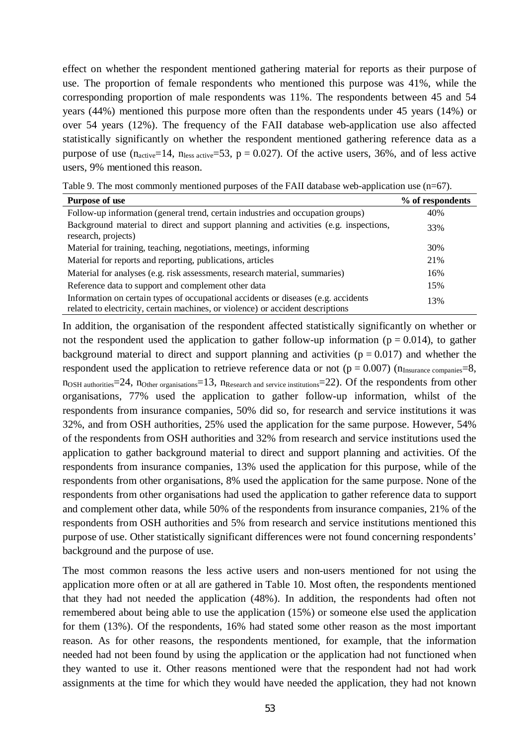effect on whether the respondent mentioned gathering material for reports as their purpose of use. The proportion of female respondents who mentioned this purpose was 41%, while the corresponding proportion of male respondents was 11%. The respondents between 45 and 54 years (44%) mentioned this purpose more often than the respondents under 45 years (14%) or over 54 years (12%). The frequency of the FAII database web-application use also affected statistically significantly on whether the respondent mentioned gathering reference data as a purpose of use ($n_{active}$=14, $n_{less\ active}$=53, $p = 0.027$). Of the active users, 36%, and of less active users, 9% mentioned this reason.

Table 9. The most commonly mentioned purposes of the FAII database web-application use (n=67).

| Purpose of use | % of respondents |
|---|---|
| Follow-up information (general trend, certain industries and occupation groups) | 40% |
| Background material to direct and support planning and activities (e.g. inspections, research, projects) | 33% |
| Material for training, teaching, negotiations, meetings, informing | 30% |
| Material for reports and reporting, publications, articles | 21% |
| Material for analyses (e.g. risk assessments, research material, summaries) | 16% |
| Reference data to support and complement other data | 15% |
| Information on certain types of occupational accidents or diseases (e.g. accidents related to electricity, certain machines, or violence) or accident descriptions | 13% |

In addition, the organisation of the respondent affected statistically significantly on whether or not the respondent used the application to gather follow-up information ($p = 0.014$), to gather background material to direct and support planning and activities ($p = 0.017$) and whether the respondent used the application to retrieve reference data or not ($p = 0.007$) ($n_{Insurance\ companies}$=8, $n_{OSH\ authorities}$=24, $n_{Other\ organisations}$=13, $n_{Research\ and\ service\ institutions}$=22). Of the respondents from other organisations, 77% used the application to gather follow-up information, whilst of the respondents from insurance companies, 50% did so, for research and service institutions it was 32%, and from OSH authorities, 25% used the application for the same purpose. However, 54% of the respondents from OSH authorities and 32% from research and service institutions used the application to gather background material to direct and support planning and activities. Of the respondents from insurance companies, 13% used the application for this purpose, while of the respondents from other organisations, 8% used the application for the same purpose. None of the respondents from other organisations had used the application to gather reference data to support and complement other data, while 50% of the respondents from insurance companies, 21% of the respondents from OSH authorities and 5% from research and service institutions mentioned this purpose of use. Other statistically significant differences were not found concerning respondents' background and the purpose of use.

The most common reasons the less active users and non-users mentioned for not using the application more often or at all are gathered in Table 10. Most often, the respondents mentioned that they had not needed the application (48%). In addition, the respondents had often not remembered about being able to use the application (15%) or someone else used the application for them (13%). Of the respondents, 16% had stated some other reason as the most important reason. As for other reasons, the respondents mentioned, for example, that the information needed had not been found by using the application or the application had not functioned when they wanted to use it. Other reasons mentioned were that the respondent had not had work assignments at the time for which they would have needed the application, they had not known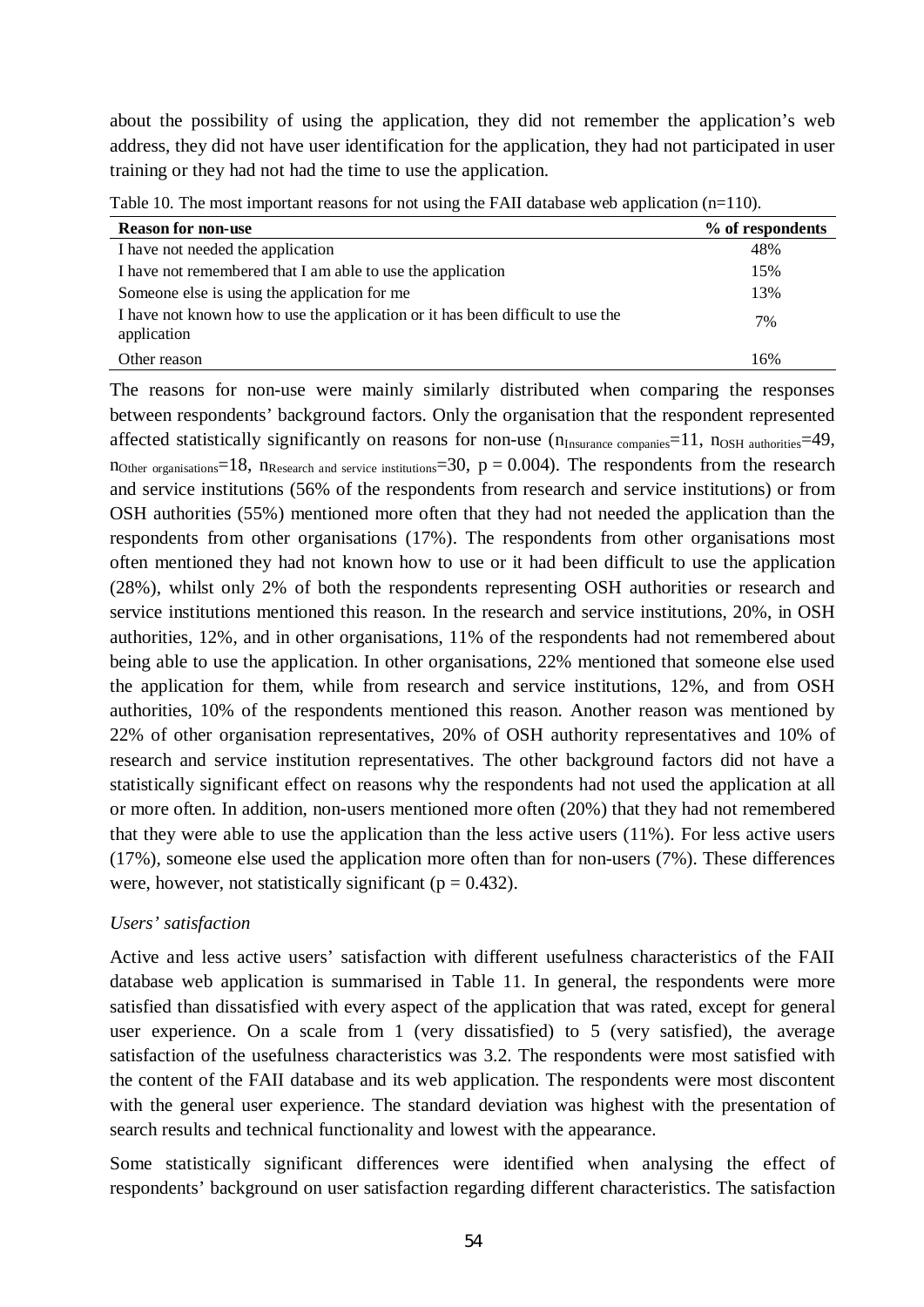about the possibility of using the application, they did not remember the application's web address, they did not have user identification for the application, they had not participated in user training or they had not had the time to use the application.

Table 10. The most important reasons for not using the FAII database web application (n=110).

| Reason for non-use | % of respondents |
|---|---|
| I have not needed the application | 48% |
| I have not remembered that I am able to use the application | 15% |
| Someone else is using the application for me | 13% |
| I have not known how to use the application or it has been difficult to use the application | 7% |
| Other reason | 16% |

The reasons for non-use were mainly similarly distributed when comparing the responses between respondents' background factors. Only the organisation that the respondent represented affected statistically significantly on reasons for non-use ($n_{\text{Insurance companies}}=11$, $n_{\text{OSH authorities}}=49$, $n_{\text{Other organisations}}=18$, $n_{\text{Research and service institutions}}=30$, $p = 0.004$). The respondents from the research and service institutions (56% of the respondents from research and service institutions) or from OSH authorities (55%) mentioned more often that they had not needed the application than the respondents from other organisations (17%). The respondents from other organisations most often mentioned they had not known how to use or it had been difficult to use the application (28%), whilst only 2% of both the respondents representing OSH authorities or research and service institutions mentioned this reason. In the research and service institutions, 20%, in OSH authorities, 12%, and in other organisations, 11% of the respondents had not remembered about being able to use the application. In other organisations, 22% mentioned that someone else used the application for them, while from research and service institutions, 12%, and from OSH authorities, 10% of the respondents mentioned this reason. Another reason was mentioned by 22% of other organisation representatives, 20% of OSH authority representatives and 10% of research and service institution representatives. The other background factors did not have a statistically significant effect on reasons why the respondents had not used the application at all or more often. In addition, non-users mentioned more often (20%) that they had not remembered that they were able to use the application than the less active users (11%). For less active users (17%), someone else used the application more often than for non-users (7%). These differences were, however, not statistically significant ($p = 0.432$).

*Users' satisfaction*

Active and less active users' satisfaction with different usefulness characteristics of the FAII database web application is summarised in Table 11. In general, the respondents were more satisfied than dissatisfied with every aspect of the application that was rated, except for general user experience. On a scale from 1 (very dissatisfied) to 5 (very satisfied), the average satisfaction of the usefulness characteristics was 3.2. The respondents were most satisfied with the content of the FAII database and its web application. The respondents were most discontent with the general user experience. The standard deviation was highest with the presentation of search results and technical functionality and lowest with the appearance.

Some statistically significant differences were identified when analysing the effect of respondents' background on user satisfaction regarding different characteristics. The satisfaction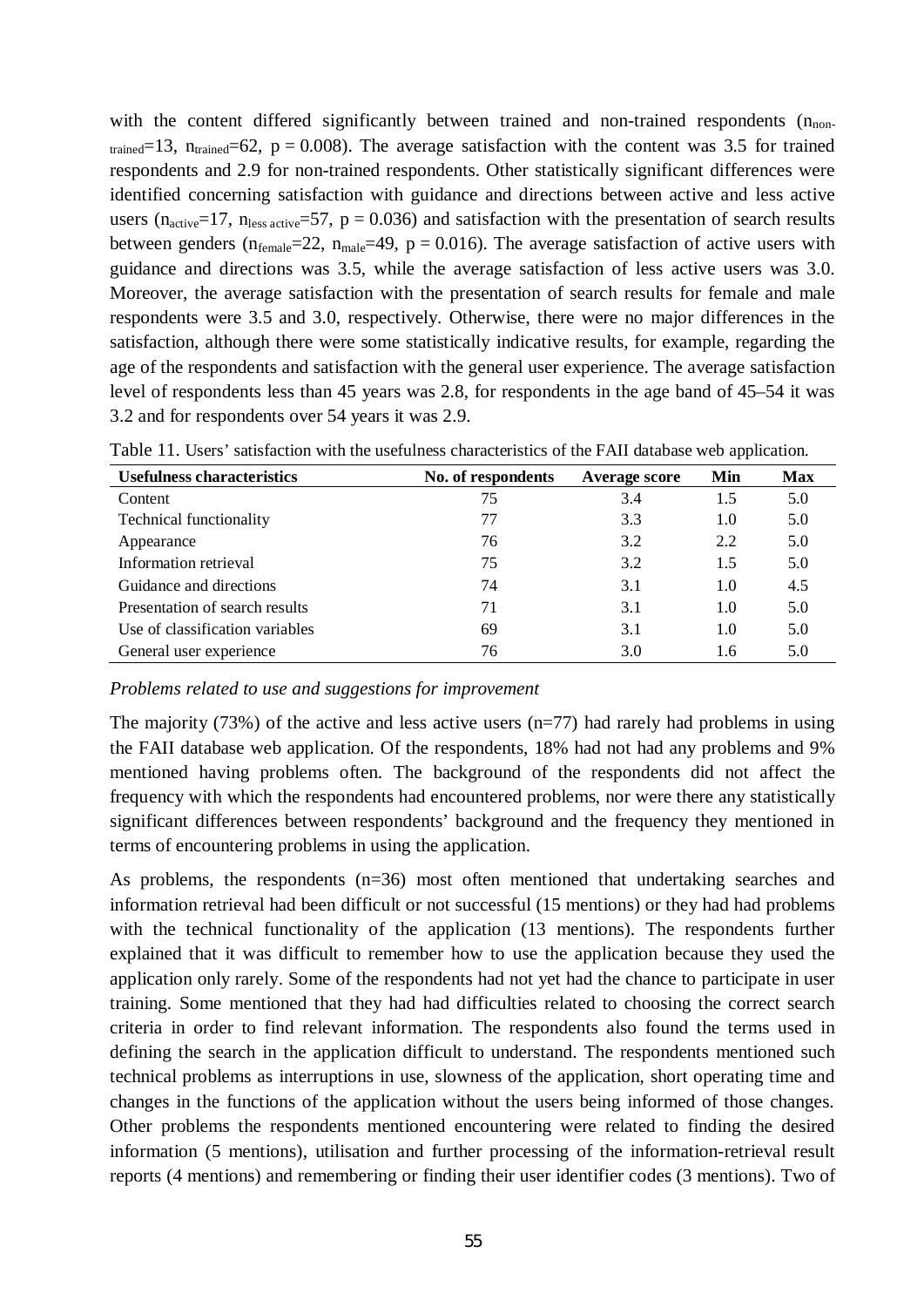with the content differed significantly between trained and non-trained respondents ($n_{non\text{-}trained}$=13, $n_{trained}$=62, $p = 0.008$). The average satisfaction with the content was 3.5 for trained respondents and 2.9 for non-trained respondents. Other statistically significant differences were identified concerning satisfaction with guidance and directions between active and less active users ($n_{active}$=17, $n_{less\ active}$=57, $p = 0.036$) and satisfaction with the presentation of search results between genders ($n_{female}$=22, $n_{male}$=49, $p = 0.016$). The average satisfaction of active users with guidance and directions was 3.5, while the average satisfaction of less active users was 3.0. Moreover, the average satisfaction with the presentation of search results for female and male respondents were 3.5 and 3.0, respectively. Otherwise, there were no major differences in the satisfaction, although there were some statistically indicative results, for example, regarding the age of the respondents and satisfaction with the general user experience. The average satisfaction level of respondents less than 45 years was 2.8, for respondents in the age band of 45–54 it was 3.2 and for respondents over 54 years it was 2.9.

Table 11. Users' satisfaction with the usefulness characteristics of the FAII database web application.

| Usefulness characteristics | No. of respondents | Average score | Min | Max |
|---|---|---|---|---|
| Content | 75 | 3.4 | 1.5 | 5.0 |
| Technical functionality | 77 | 3.3 | 1.0 | 5.0 |
| Appearance | 76 | 3.2 | 2.2 | 5.0 |
| Information retrieval | 75 | 3.2 | 1.5 | 5.0 |
| Guidance and directions | 74 | 3.1 | 1.0 | 4.5 |
| Presentation of search results | 71 | 3.1 | 1.0 | 5.0 |
| Use of classification variables | 69 | 3.1 | 1.0 | 5.0 |
| General user experience | 76 | 3.0 | 1.6 | 5.0 |

*Problems related to use and suggestions for improvement*

The majority (73%) of the active and less active users (n=77) had rarely had problems in using the FAII database web application. Of the respondents, 18% had not had any problems and 9% mentioned having problems often. The background of the respondents did not affect the frequency with which the respondents had encountered problems, nor were there any statistically significant differences between respondents' background and the frequency they mentioned in terms of encountering problems in using the application.

As problems, the respondents (n=36) most often mentioned that undertaking searches and information retrieval had been difficult or not successful (15 mentions) or they had had problems with the technical functionality of the application (13 mentions). The respondents further explained that it was difficult to remember how to use the application because they used the application only rarely. Some of the respondents had not yet had the chance to participate in user training. Some mentioned that they had had difficulties related to choosing the correct search criteria in order to find relevant information. The respondents also found the terms used in defining the search in the application difficult to understand. The respondents mentioned such technical problems as interruptions in use, slowness of the application, short operating time and changes in the functions of the application without the users being informed of those changes. Other problems the respondents mentioned encountering were related to finding the desired information (5 mentions), utilisation and further processing of the information-retrieval result reports (4 mentions) and remembering or finding their user identifier codes (3 mentions). Two of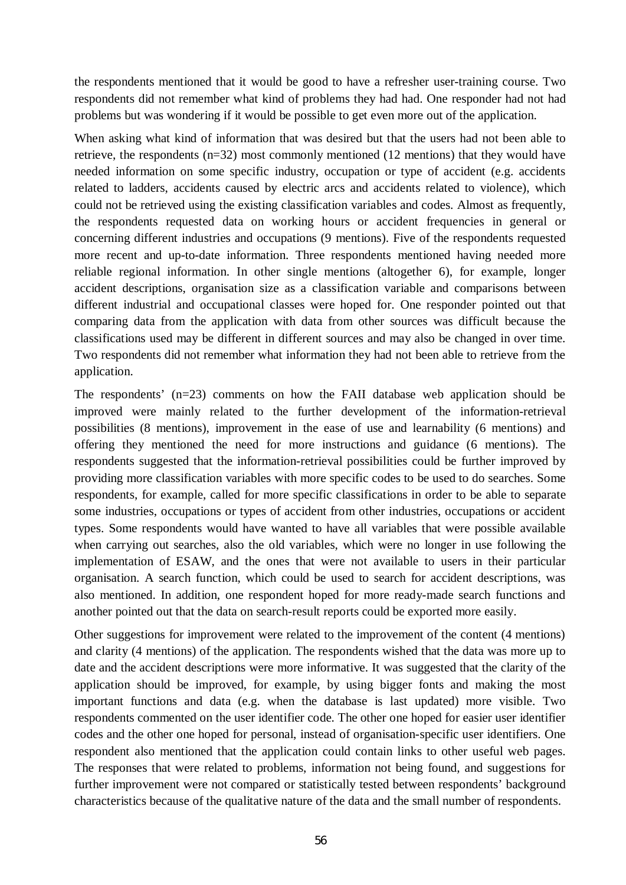the respondents mentioned that it would be good to have a refresher user-training course. Two respondents did not remember what kind of problems they had had. One responder had not had problems but was wondering if it would be possible to get even more out of the application.

When asking what kind of information that was desired but that the users had not been able to retrieve, the respondents (n=32) most commonly mentioned (12 mentions) that they would have needed information on some specific industry, occupation or type of accident (e.g. accidents related to ladders, accidents caused by electric arcs and accidents related to violence), which could not be retrieved using the existing classification variables and codes. Almost as frequently, the respondents requested data on working hours or accident frequencies in general or concerning different industries and occupations (9 mentions). Five of the respondents requested more recent and up-to-date information. Three respondents mentioned having needed more reliable regional information. In other single mentions (altogether 6), for example, longer accident descriptions, organisation size as a classification variable and comparisons between different industrial and occupational classes were hoped for. One responder pointed out that comparing data from the application with data from other sources was difficult because the classifications used may be different in different sources and may also be changed in over time. Two respondents did not remember what information they had not been able to retrieve from the application.

The respondents' (n=23) comments on how the FAII database web application should be improved were mainly related to the further development of the information-retrieval possibilities (8 mentions), improvement in the ease of use and learnability (6 mentions) and offering they mentioned the need for more instructions and guidance (6 mentions). The respondents suggested that the information-retrieval possibilities could be further improved by providing more classification variables with more specific codes to be used to do searches. Some respondents, for example, called for more specific classifications in order to be able to separate some industries, occupations or types of accident from other industries, occupations or accident types. Some respondents would have wanted to have all variables that were possible available when carrying out searches, also the old variables, which were no longer in use following the implementation of ESAW, and the ones that were not available to users in their particular organisation. A search function, which could be used to search for accident descriptions, was also mentioned. In addition, one respondent hoped for more ready-made search functions and another pointed out that the data on search-result reports could be exported more easily.

Other suggestions for improvement were related to the improvement of the content (4 mentions) and clarity (4 mentions) of the application. The respondents wished that the data was more up to date and the accident descriptions were more informative. It was suggested that the clarity of the application should be improved, for example, by using bigger fonts and making the most important functions and data (e.g. when the database is last updated) more visible. Two respondents commented on the user identifier code. The other one hoped for easier user identifier codes and the other one hoped for personal, instead of organisation-specific user identifiers. One respondent also mentioned that the application could contain links to other useful web pages. The responses that were related to problems, information not being found, and suggestions for further improvement were not compared or statistically tested between respondents' background characteristics because of the qualitative nature of the data and the small number of respondents.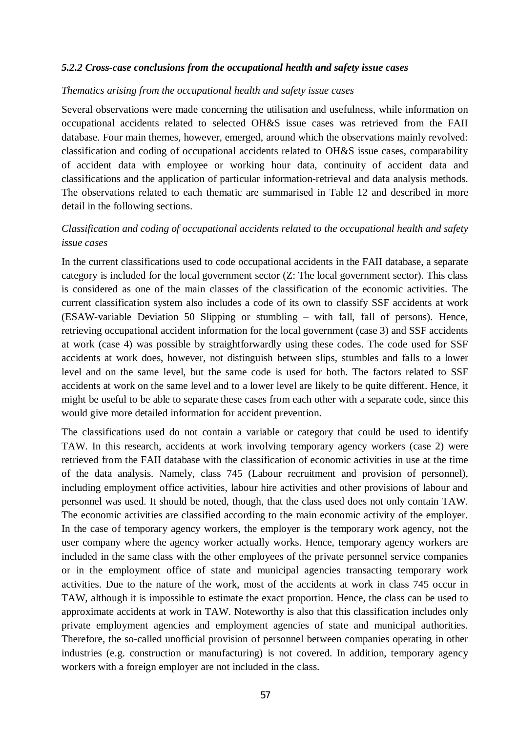### *5.2.2 Cross-case conclusions from the occupational health and safety issue cases*

*Thematics arising from the occupational health and safety issue cases*

Several observations were made concerning the utilisation and usefulness, while information on occupational accidents related to selected OH&S issue cases was retrieved from the FAII database. Four main themes, however, emerged, around which the observations mainly revolved: classification and coding of occupational accidents related to OH&S issue cases, comparability of accident data with employee or working hour data, continuity of accident data and classifications and the application of particular information-retrieval and data analysis methods. The observations related to each thematic are summarised in Table 12 and described in more detail in the following sections.

*Classification and coding of occupational accidents related to the occupational health and safety issue cases*

In the current classifications used to code occupational accidents in the FAII database, a separate category is included for the local government sector (Z: The local government sector). This class is considered as one of the main classes of the classification of the economic activities. The current classification system also includes a code of its own to classify SSF accidents at work (ESAW-variable Deviation 50 Slipping or stumbling – with fall, fall of persons). Hence, retrieving occupational accident information for the local government (case 3) and SSF accidents at work (case 4) was possible by straightforwardly using these codes. The code used for SSF accidents at work does, however, not distinguish between slips, stumbles and falls to a lower level and on the same level, but the same code is used for both. The factors related to SSF accidents at work on the same level and to a lower level are likely to be quite different. Hence, it might be useful to be able to separate these cases from each other with a separate code, since this would give more detailed information for accident prevention.

The classifications used do not contain a variable or category that could be used to identify TAW. In this research, accidents at work involving temporary agency workers (case 2) were retrieved from the FAII database with the classification of economic activities in use at the time of the data analysis. Namely, class 745 (Labour recruitment and provision of personnel), including employment office activities, labour hire activities and other provisions of labour and personnel was used. It should be noted, though, that the class used does not only contain TAW. The economic activities are classified according to the main economic activity of the employer. In the case of temporary agency workers, the employer is the temporary work agency, not the user company where the agency worker actually works. Hence, temporary agency workers are included in the same class with the other employees of the private personnel service companies or in the employment office of state and municipal agencies transacting temporary work activities. Due to the nature of the work, most of the accidents at work in class 745 occur in TAW, although it is impossible to estimate the exact proportion. Hence, the class can be used to approximate accidents at work in TAW. Noteworthy is also that this classification includes only private employment agencies and employment agencies of state and municipal authorities. Therefore, the so-called unofficial provision of personnel between companies operating in other industries (e.g. construction or manufacturing) is not covered. In addition, temporary agency workers with a foreign employer are not included in the class.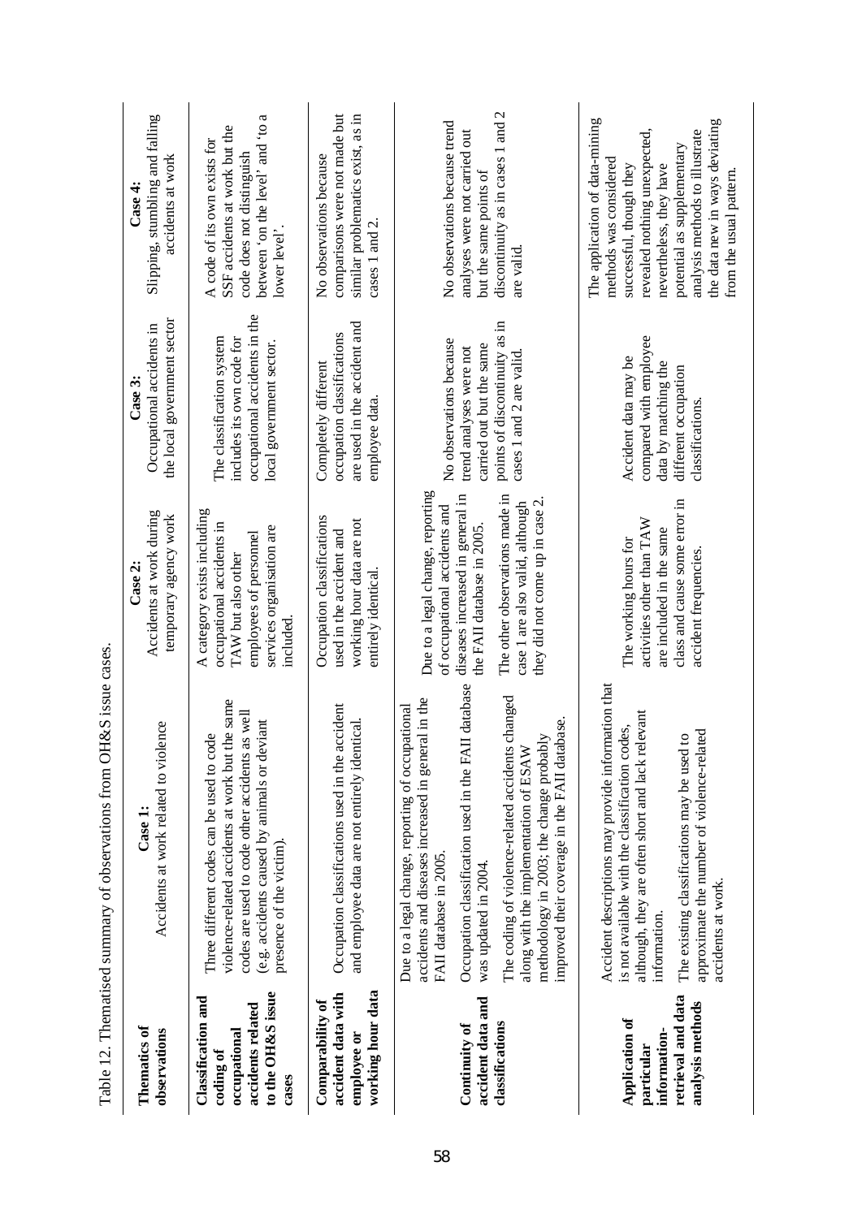Table 12. Thematised summary of observations from OH&S issue cases.

| Thematics of observations | Case 1: Accidents at work related to violence | Case 2: Accidents at work during temporary agency work | Case 3: Occupational accidents in the local government sector | Case 4: Slipping, stumbling and falling accidents at work |
|---|---|---|---|---|
| **Classification and coding of occupational accidents related to the OH&S issue cases** | Three different codes can be used to code violence-related accidents at work but the same codes are used to code other accidents as well (e.g. accidents caused by animals or deviant presence of the victim). | A category exists including occupational accidents in TAW but also other employees of personnel services organisation are included. | The classification system includes its own code for occupational accidents in the local government sector. | A code of its own exists for SSF accidents at work but the code does not distinguish between 'on the level' and 'to a lower level'. |
| **Comparability of accident data with employee or working hour data** | Occupation classifications used in the accident and employee data are not entirely identical. | Occupation classifications used in the accident and working hour data are not entirely identical. | Completely different occupation classifications are used in the accident and employee data. | No observations because comparisons were not made but similar problematics exist, as in cases 1 and 2. |
| **Continuity of accident data and classifications** | Due to a legal change, reporting of occupational accidents and diseases increased in general in the FAII database in 2005.<br><br>Occupation classification used in the FAII database was updated in 2004.<br><br>The coding of violence-related accidents changed along with the implementation of ESAW methodology in 2003; the change probably improved their coverage in the FAII database. | Due to a legal change, reporting of occupational accidents and diseases increased in general in the FAII database in 2005.<br><br>The other observations made in case 1 are also valid, although they did not come up in case 2. | No observations because trend analyses were not carried out but the same points of discontinuity as in cases 1 and 2 are valid. | No observations because trend analyses were not carried out but the same points of discontinuity as in cases 1 and 2 are valid. |
| **Application of particular information-retrieval and data analysis methods** | Accident descriptions may provide information that is not available with the classification codes, although, they are often short and lack relevant information.<br><br>The existing classifications may be used to approximate the number of violence-related accidents at work. | The working hours for activities other than TAW are included in the same class and cause some error in accident frequencies. | Accident data may be compared with employee data by matching the different occupation classifications. | The application of data-mining methods was considered successful, though they revealed nothing unexpected, nevertheless, they have potential as supplementary analysis methods to illustrate the data new in ways deviating from the usual pattern. |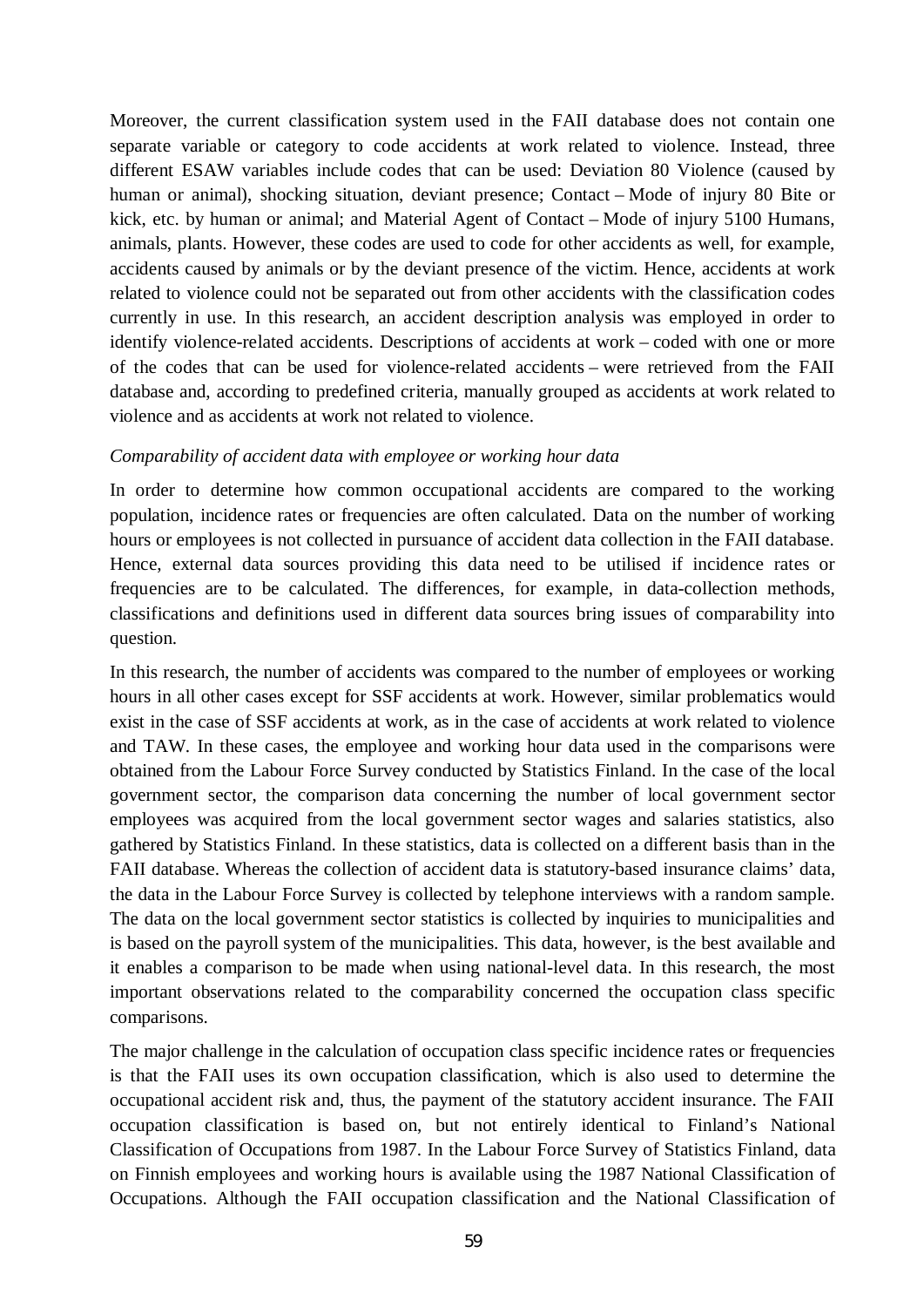Moreover, the current classification system used in the FAII database does not contain one separate variable or category to code accidents at work related to violence. Instead, three different ESAW variables include codes that can be used: Deviation 80 Violence (caused by human or animal), shocking situation, deviant presence; Contact – Mode of injury 80 Bite or kick, etc. by human or animal; and Material Agent of Contact – Mode of injury 5100 Humans, animals, plants. However, these codes are used to code for other accidents as well, for example, accidents caused by animals or by the deviant presence of the victim. Hence, accidents at work related to violence could not be separated out from other accidents with the classification codes currently in use. In this research, an accident description analysis was employed in order to identify violence-related accidents. Descriptions of accidents at work – coded with one or more of the codes that can be used for violence-related accidents – were retrieved from the FAII database and, according to predefined criteria, manually grouped as accidents at work related to violence and as accidents at work not related to violence.

*Comparability of accident data with employee or working hour data*

In order to determine how common occupational accidents are compared to the working population, incidence rates or frequencies are often calculated. Data on the number of working hours or employees is not collected in pursuance of accident data collection in the FAII database. Hence, external data sources providing this data need to be utilised if incidence rates or frequencies are to be calculated. The differences, for example, in data-collection methods, classifications and definitions used in different data sources bring issues of comparability into question.

In this research, the number of accidents was compared to the number of employees or working hours in all other cases except for SSF accidents at work. However, similar problematics would exist in the case of SSF accidents at work, as in the case of accidents at work related to violence and TAW. In these cases, the employee and working hour data used in the comparisons were obtained from the Labour Force Survey conducted by Statistics Finland. In the case of the local government sector, the comparison data concerning the number of local government sector employees was acquired from the local government sector wages and salaries statistics, also gathered by Statistics Finland. In these statistics, data is collected on a different basis than in the FAII database. Whereas the collection of accident data is statutory-based insurance claims' data, the data in the Labour Force Survey is collected by telephone interviews with a random sample. The data on the local government sector statistics is collected by inquiries to municipalities and is based on the payroll system of the municipalities. This data, however, is the best available and it enables a comparison to be made when using national-level data. In this research, the most important observations related to the comparability concerned the occupation class specific comparisons.

The major challenge in the calculation of occupation class specific incidence rates or frequencies is that the FAII uses its own occupation classification, which is also used to determine the occupational accident risk and, thus, the payment of the statutory accident insurance. The FAII occupation classification is based on, but not entirely identical to Finland's National Classification of Occupations from 1987. In the Labour Force Survey of Statistics Finland, data on Finnish employees and working hours is available using the 1987 National Classification of Occupations. Although the FAII occupation classification and the National Classification of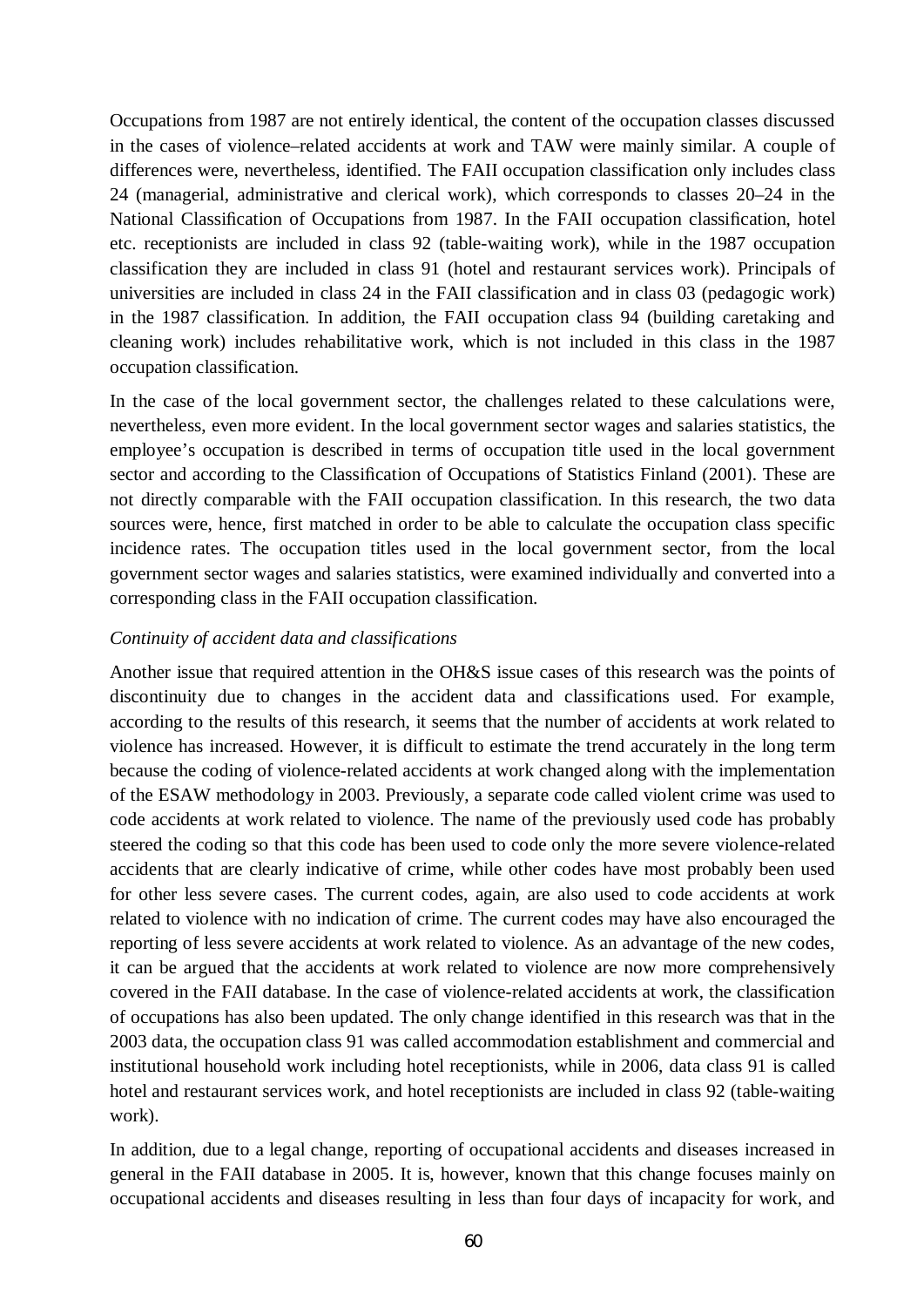Occupations from 1987 are not entirely identical, the content of the occupation classes discussed in the cases of violence–related accidents at work and TAW were mainly similar. A couple of differences were, nevertheless, identified. The FAII occupation classification only includes class 24 (managerial, administrative and clerical work), which corresponds to classes 20–24 in the National Classification of Occupations from 1987. In the FAII occupation classification, hotel etc. receptionists are included in class 92 (table-waiting work), while in the 1987 occupation classification they are included in class 91 (hotel and restaurant services work). Principals of universities are included in class 24 in the FAII classification and in class 03 (pedagogic work) in the 1987 classification. In addition, the FAII occupation class 94 (building caretaking and cleaning work) includes rehabilitative work, which is not included in this class in the 1987 occupation classification.

In the case of the local government sector, the challenges related to these calculations were, nevertheless, even more evident. In the local government sector wages and salaries statistics, the employee's occupation is described in terms of occupation title used in the local government sector and according to the Classification of Occupations of Statistics Finland (2001). These are not directly comparable with the FAII occupation classification. In this research, the two data sources were, hence, first matched in order to be able to calculate the occupation class specific incidence rates. The occupation titles used in the local government sector, from the local government sector wages and salaries statistics, were examined individually and converted into a corresponding class in the FAII occupation classification.

*Continuity of accident data and classifications*

Another issue that required attention in the OH&S issue cases of this research was the points of discontinuity due to changes in the accident data and classifications used. For example, according to the results of this research, it seems that the number of accidents at work related to violence has increased. However, it is difficult to estimate the trend accurately in the long term because the coding of violence-related accidents at work changed along with the implementation of the ESAW methodology in 2003. Previously, a separate code called violent crime was used to code accidents at work related to violence. The name of the previously used code has probably steered the coding so that this code has been used to code only the more severe violence-related accidents that are clearly indicative of crime, while other codes have most probably been used for other less severe cases. The current codes, again, are also used to code accidents at work related to violence with no indication of crime. The current codes may have also encouraged the reporting of less severe accidents at work related to violence. As an advantage of the new codes, it can be argued that the accidents at work related to violence are now more comprehensively covered in the FAII database. In the case of violence-related accidents at work, the classification of occupations has also been updated. The only change identified in this research was that in the 2003 data, the occupation class 91 was called accommodation establishment and commercial and institutional household work including hotel receptionists, while in 2006, data class 91 is called hotel and restaurant services work, and hotel receptionists are included in class 92 (table-waiting work).

In addition, due to a legal change, reporting of occupational accidents and diseases increased in general in the FAII database in 2005. It is, however, known that this change focuses mainly on occupational accidents and diseases resulting in less than four days of incapacity for work, and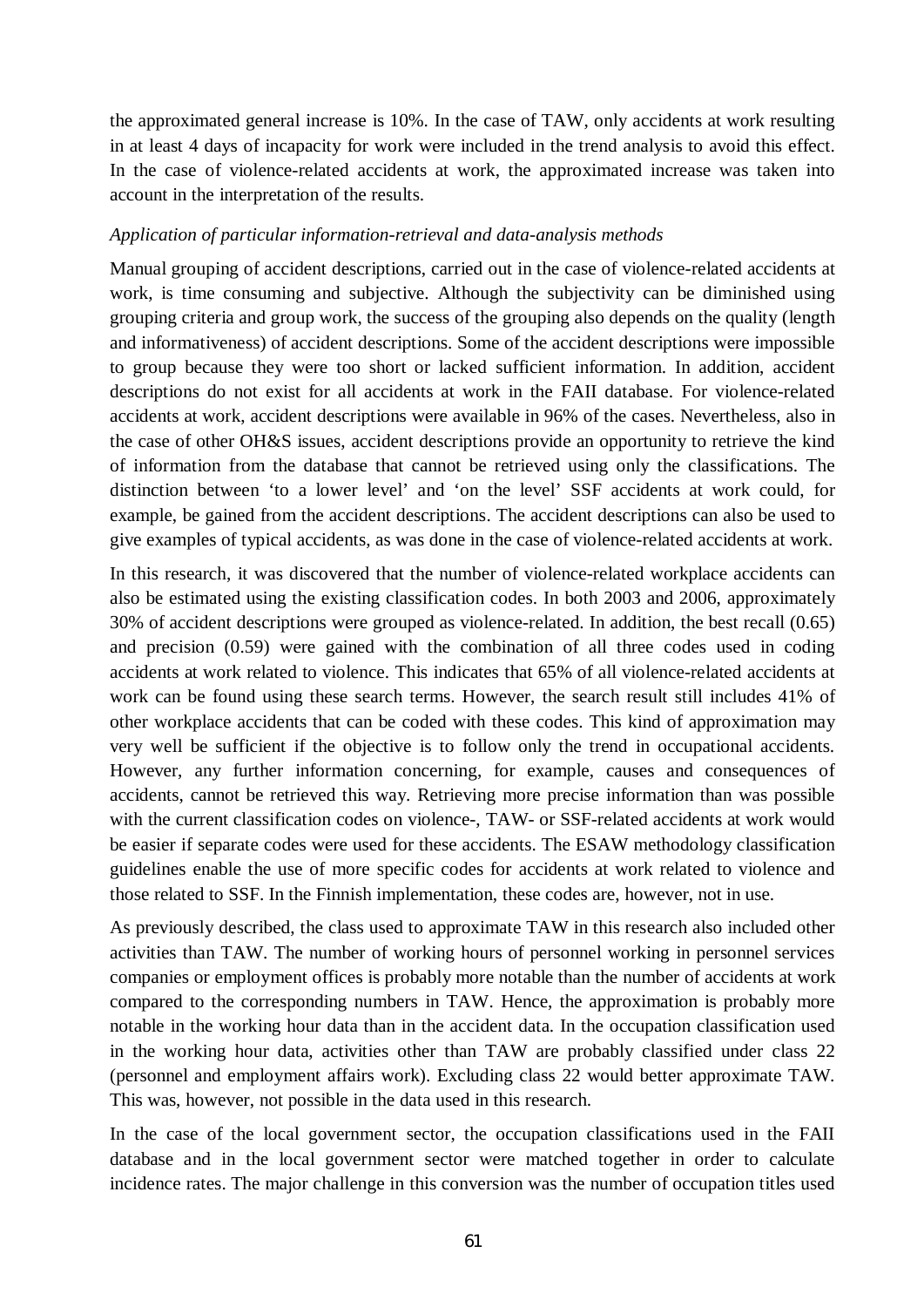the approximated general increase is 10%. In the case of TAW, only accidents at work resulting in at least 4 days of incapacity for work were included in the trend analysis to avoid this effect. In the case of violence-related accidents at work, the approximated increase was taken into account in the interpretation of the results.

*Application of particular information-retrieval and data-analysis methods*

Manual grouping of accident descriptions, carried out in the case of violence-related accidents at work, is time consuming and subjective. Although the subjectivity can be diminished using grouping criteria and group work, the success of the grouping also depends on the quality (length and informativeness) of accident descriptions. Some of the accident descriptions were impossible to group because they were too short or lacked sufficient information. In addition, accident descriptions do not exist for all accidents at work in the FAII database. For violence-related accidents at work, accident descriptions were available in 96% of the cases. Nevertheless, also in the case of other OH&S issues, accident descriptions provide an opportunity to retrieve the kind of information from the database that cannot be retrieved using only the classifications. The distinction between 'to a lower level' and 'on the level' SSF accidents at work could, for example, be gained from the accident descriptions. The accident descriptions can also be used to give examples of typical accidents, as was done in the case of violence-related accidents at work.

In this research, it was discovered that the number of violence-related workplace accidents can also be estimated using the existing classification codes. In both 2003 and 2006, approximately 30% of accident descriptions were grouped as violence-related. In addition, the best recall (0.65) and precision (0.59) were gained with the combination of all three codes used in coding accidents at work related to violence. This indicates that 65% of all violence-related accidents at work can be found using these search terms. However, the search result still includes 41% of other workplace accidents that can be coded with these codes. This kind of approximation may very well be sufficient if the objective is to follow only the trend in occupational accidents. However, any further information concerning, for example, causes and consequences of accidents, cannot be retrieved this way. Retrieving more precise information than was possible with the current classification codes on violence-, TAW- or SSF-related accidents at work would be easier if separate codes were used for these accidents. The ESAW methodology classification guidelines enable the use of more specific codes for accidents at work related to violence and those related to SSF. In the Finnish implementation, these codes are, however, not in use.

As previously described, the class used to approximate TAW in this research also included other activities than TAW. The number of working hours of personnel working in personnel services companies or employment offices is probably more notable than the number of accidents at work compared to the corresponding numbers in TAW. Hence, the approximation is probably more notable in the working hour data than in the accident data. In the occupation classification used in the working hour data, activities other than TAW are probably classified under class 22 (personnel and employment affairs work). Excluding class 22 would better approximate TAW. This was, however, not possible in the data used in this research.

In the case of the local government sector, the occupation classifications used in the FAII database and in the local government sector were matched together in order to calculate incidence rates. The major challenge in this conversion was the number of occupation titles used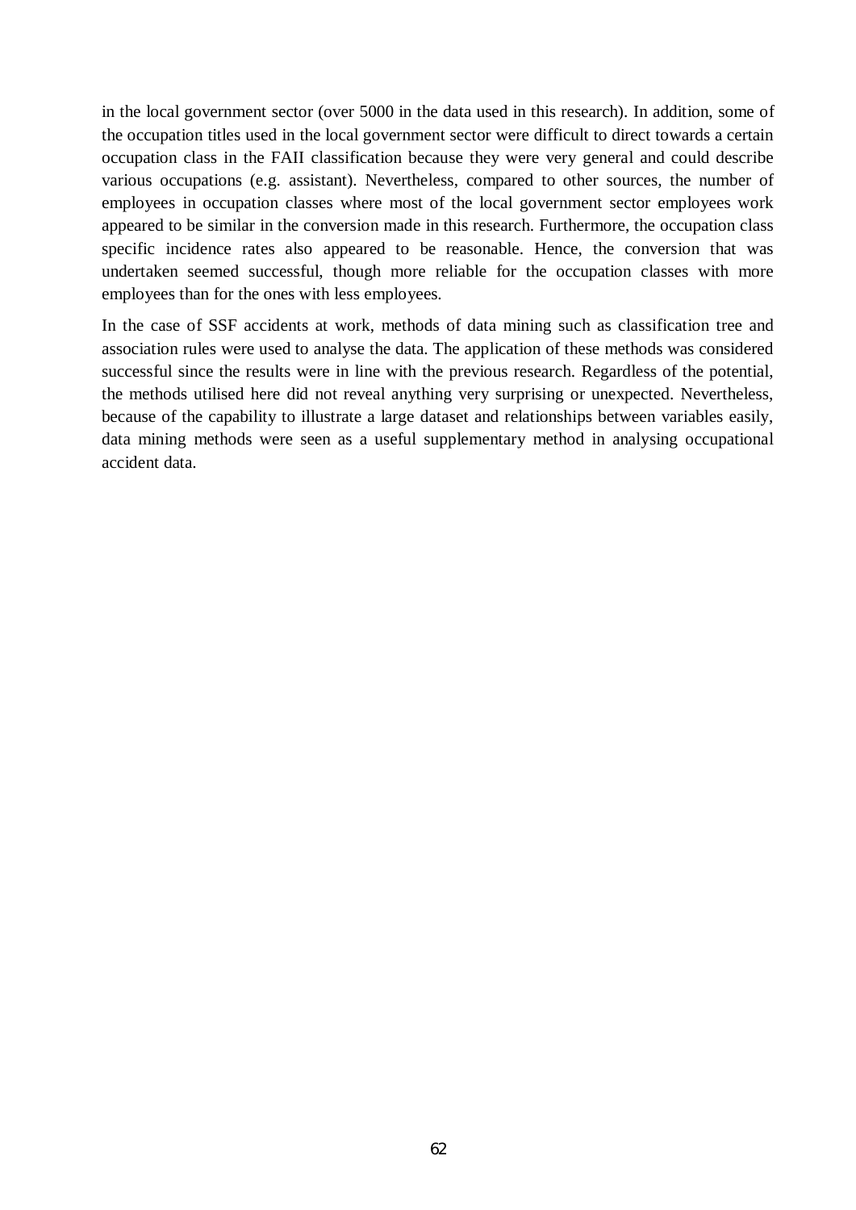in the local government sector (over 5000 in the data used in this research). In addition, some of the occupation titles used in the local government sector were difficult to direct towards a certain occupation class in the FAII classification because they were very general and could describe various occupations (e.g. assistant). Nevertheless, compared to other sources, the number of employees in occupation classes where most of the local government sector employees work appeared to be similar in the conversion made in this research. Furthermore, the occupation class specific incidence rates also appeared to be reasonable. Hence, the conversion that was undertaken seemed successful, though more reliable for the occupation classes with more employees than for the ones with less employees.

In the case of SSF accidents at work, methods of data mining such as classification tree and association rules were used to analyse the data. The application of these methods was considered successful since the results were in line with the previous research. Regardless of the potential, the methods utilised here did not reveal anything very surprising or unexpected. Nevertheless, because of the capability to illustrate a large dataset and relationships between variables easily, data mining methods were seen as a useful supplementary method in analysing occupational accident data.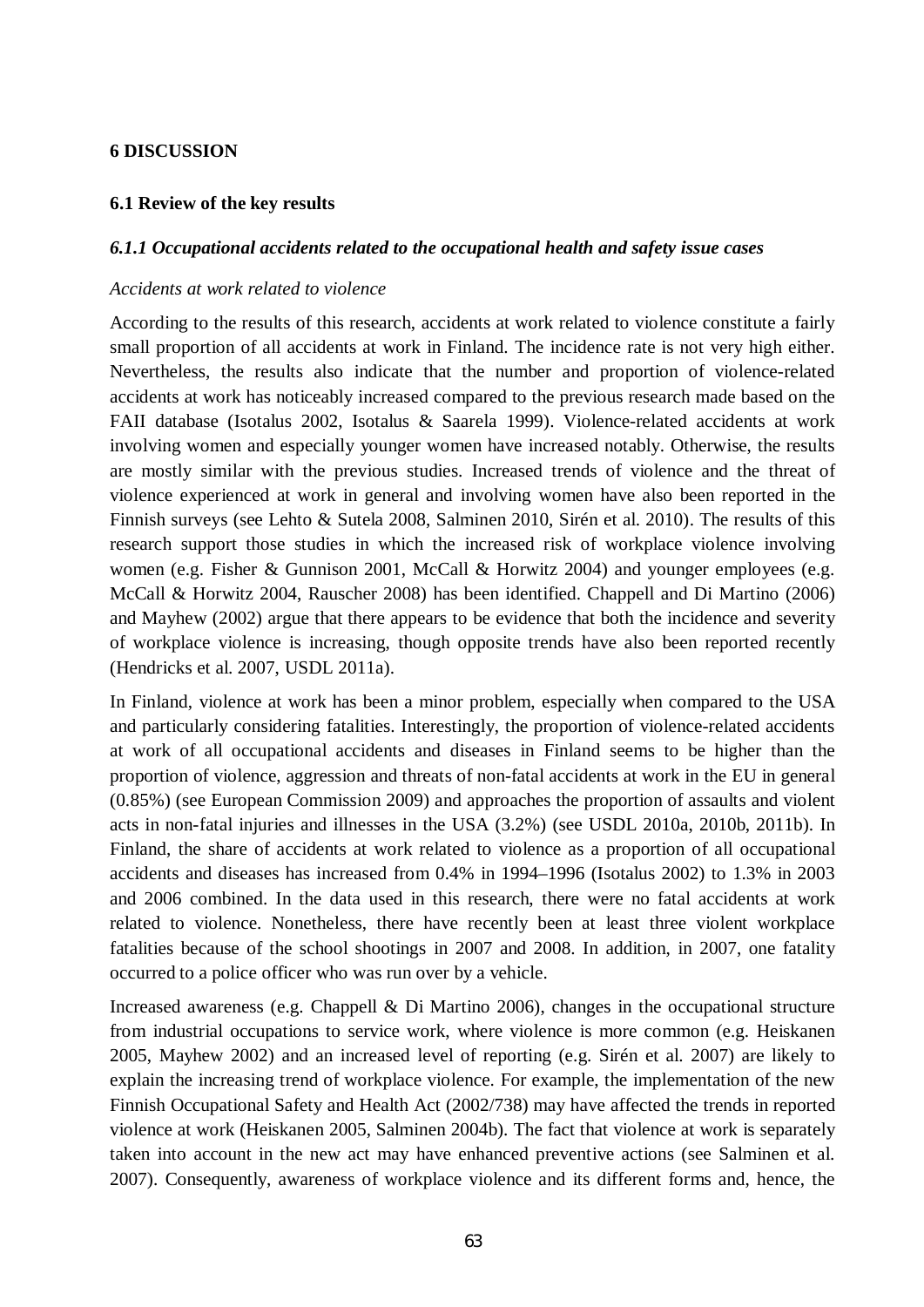# 6 DISCUSSION

## 6.1 Review of the key results

### *6.1.1 Occupational accidents related to the occupational health and safety issue cases*

*Accidents at work related to violence*

According to the results of this research, accidents at work related to violence constitute a fairly small proportion of all accidents at work in Finland. The incidence rate is not very high either. Nevertheless, the results also indicate that the number and proportion of violence-related accidents at work has noticeably increased compared to the previous research made based on the FAII database (Isotalus 2002, Isotalus & Saarela 1999). Violence-related accidents at work involving women and especially younger women have increased notably. Otherwise, the results are mostly similar with the previous studies. Increased trends of violence and the threat of violence experienced at work in general and involving women have also been reported in the Finnish surveys (see Lehto & Sutela 2008, Salminen 2010, Sirén et al. 2010). The results of this research support those studies in which the increased risk of workplace violence involving women (e.g. Fisher & Gunnison 2001, McCall & Horwitz 2004) and younger employees (e.g. McCall & Horwitz 2004, Rauscher 2008) has been identified. Chappell and Di Martino (2006) and Mayhew (2002) argue that there appears to be evidence that both the incidence and severity of workplace violence is increasing, though opposite trends have also been reported recently (Hendricks et al. 2007, USDL 2011a).

In Finland, violence at work has been a minor problem, especially when compared to the USA and particularly considering fatalities. Interestingly, the proportion of violence-related accidents at work of all occupational accidents and diseases in Finland seems to be higher than the proportion of violence, aggression and threats of non-fatal accidents at work in the EU in general (0.85%) (see European Commission 2009) and approaches the proportion of assaults and violent acts in non-fatal injuries and illnesses in the USA (3.2%) (see USDL 2010a, 2010b, 2011b). In Finland, the share of accidents at work related to violence as a proportion of all occupational accidents and diseases has increased from 0.4% in 1994–1996 (Isotalus 2002) to 1.3% in 2003 and 2006 combined. In the data used in this research, there were no fatal accidents at work related to violence. Nonetheless, there have recently been at least three violent workplace fatalities because of the school shootings in 2007 and 2008. In addition, in 2007, one fatality occurred to a police officer who was run over by a vehicle.

Increased awareness (e.g. Chappell & Di Martino 2006), changes in the occupational structure from industrial occupations to service work, where violence is more common (e.g. Heiskanen 2005, Mayhew 2002) and an increased level of reporting (e.g. Sirén et al. 2007) are likely to explain the increasing trend of workplace violence. For example, the implementation of the new Finnish Occupational Safety and Health Act (2002/738) may have affected the trends in reported violence at work (Heiskanen 2005, Salminen 2004b). The fact that violence at work is separately taken into account in the new act may have enhanced preventive actions (see Salminen et al. 2007). Consequently, awareness of workplace violence and its different forms and, hence, the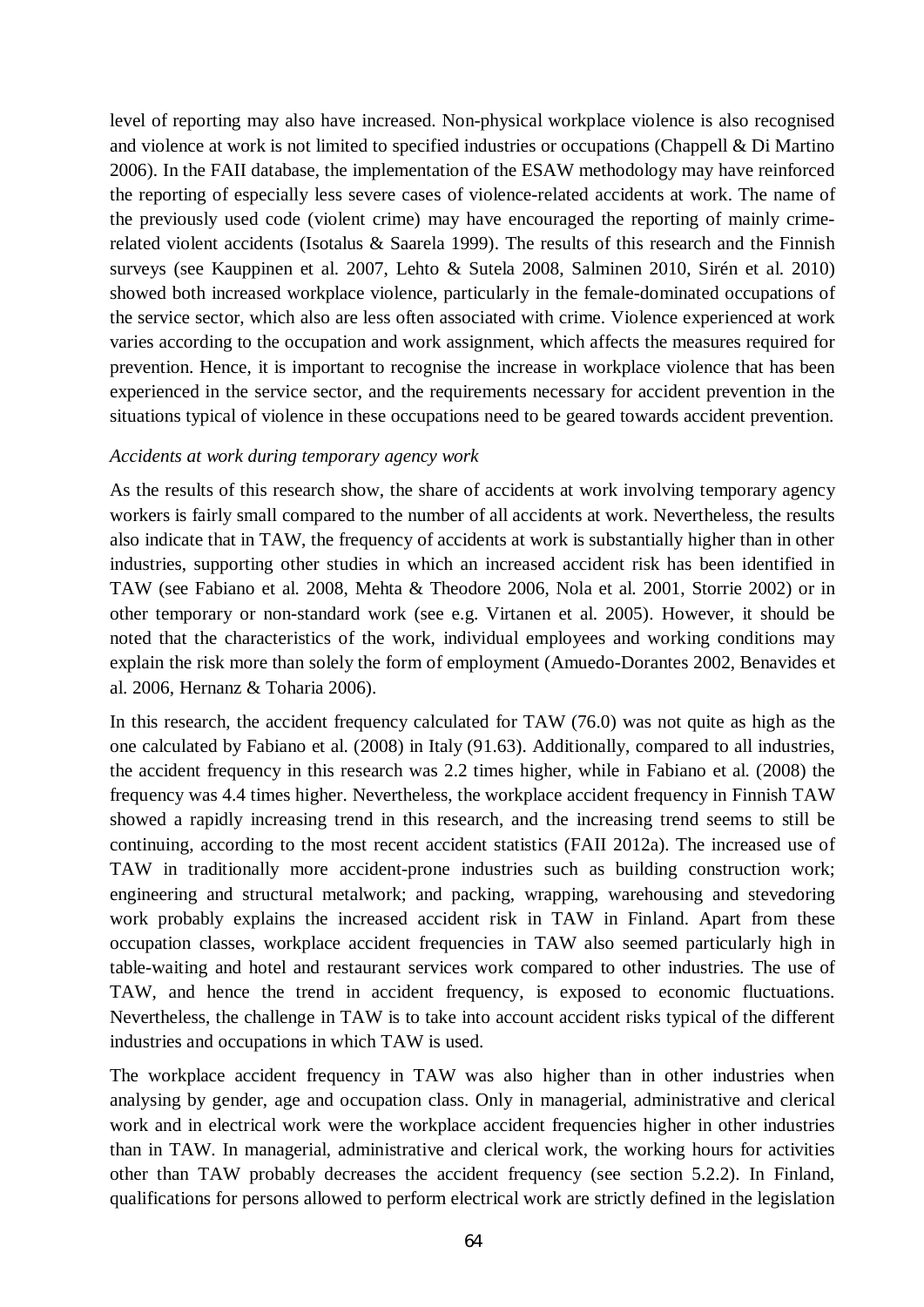level of reporting may also have increased. Non-physical workplace violence is also recognised and violence at work is not limited to specified industries or occupations (Chappell & Di Martino 2006). In the FAII database, the implementation of the ESAW methodology may have reinforced the reporting of especially less severe cases of violence-related accidents at work. The name of the previously used code (violent crime) may have encouraged the reporting of mainly crime-related violent accidents (Isotalus & Saarela 1999). The results of this research and the Finnish surveys (see Kauppinen et al. 2007, Lehto & Sutela 2008, Salminen 2010, Sirén et al. 2010) showed both increased workplace violence, particularly in the female-dominated occupations of the service sector, which also are less often associated with crime. Violence experienced at work varies according to the occupation and work assignment, which affects the measures required for prevention. Hence, it is important to recognise the increase in workplace violence that has been experienced in the service sector, and the requirements necessary for accident prevention in the situations typical of violence in these occupations need to be geared towards accident prevention.

*Accidents at work during temporary agency work*

As the results of this research show, the share of accidents at work involving temporary agency workers is fairly small compared to the number of all accidents at work. Nevertheless, the results also indicate that in TAW, the frequency of accidents at work is substantially higher than in other industries, supporting other studies in which an increased accident risk has been identified in TAW (see Fabiano et al. 2008, Mehta & Theodore 2006, Nola et al. 2001, Storrie 2002) or in other temporary or non-standard work (see e.g. Virtanen et al. 2005). However, it should be noted that the characteristics of the work, individual employees and working conditions may explain the risk more than solely the form of employment (Amuedo-Dorantes 2002, Benavides et al. 2006, Hernanz & Toharia 2006).

In this research, the accident frequency calculated for TAW (76.0) was not quite as high as the one calculated by Fabiano et al. (2008) in Italy (91.63). Additionally, compared to all industries, the accident frequency in this research was 2.2 times higher, while in Fabiano et al. (2008) the frequency was 4.4 times higher. Nevertheless, the workplace accident frequency in Finnish TAW showed a rapidly increasing trend in this research, and the increasing trend seems to still be continuing, according to the most recent accident statistics (FAII 2012a). The increased use of TAW in traditionally more accident-prone industries such as building construction work; engineering and structural metalwork; and packing, wrapping, warehousing and stevedoring work probably explains the increased accident risk in TAW in Finland. Apart from these occupation classes, workplace accident frequencies in TAW also seemed particularly high in table-waiting and hotel and restaurant services work compared to other industries. The use of TAW, and hence the trend in accident frequency, is exposed to economic fluctuations. Nevertheless, the challenge in TAW is to take into account accident risks typical of the different industries and occupations in which TAW is used.

The workplace accident frequency in TAW was also higher than in other industries when analysing by gender, age and occupation class. Only in managerial, administrative and clerical work and in electrical work were the workplace accident frequencies higher in other industries than in TAW. In managerial, administrative and clerical work, the working hours for activities other than TAW probably decreases the accident frequency (see section 5.2.2). In Finland, qualifications for persons allowed to perform electrical work are strictly defined in the legislation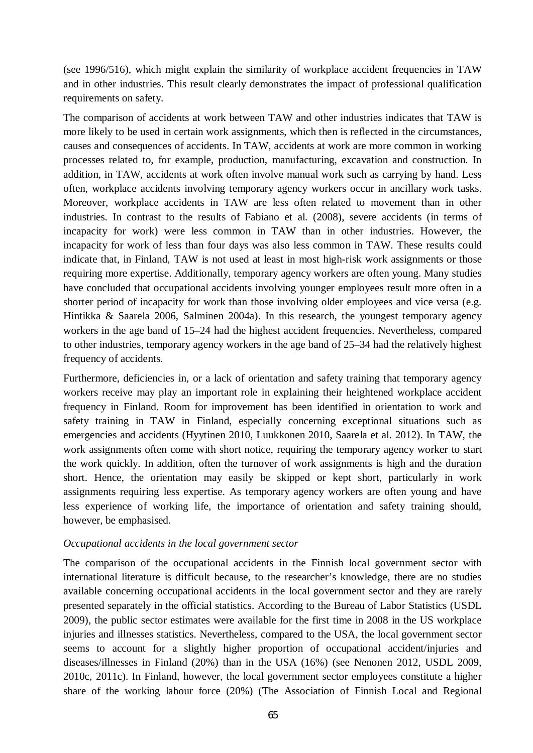(see 1996/516), which might explain the similarity of workplace accident frequencies in TAW and in other industries. This result clearly demonstrates the impact of professional qualification requirements on safety.

The comparison of accidents at work between TAW and other industries indicates that TAW is more likely to be used in certain work assignments, which then is reflected in the circumstances, causes and consequences of accidents. In TAW, accidents at work are more common in working processes related to, for example, production, manufacturing, excavation and construction. In addition, in TAW, accidents at work often involve manual work such as carrying by hand. Less often, workplace accidents involving temporary agency workers occur in ancillary work tasks. Moreover, workplace accidents in TAW are less often related to movement than in other industries. In contrast to the results of Fabiano et al. (2008), severe accidents (in terms of incapacity for work) were less common in TAW than in other industries. However, the incapacity for work of less than four days was also less common in TAW. These results could indicate that, in Finland, TAW is not used at least in most high-risk work assignments or those requiring more expertise. Additionally, temporary agency workers are often young. Many studies have concluded that occupational accidents involving younger employees result more often in a shorter period of incapacity for work than those involving older employees and vice versa (e.g. Hintikka & Saarela 2006, Salminen 2004a). In this research, the youngest temporary agency workers in the age band of 15–24 had the highest accident frequencies. Nevertheless, compared to other industries, temporary agency workers in the age band of 25–34 had the relatively highest frequency of accidents.

Furthermore, deficiencies in, or a lack of orientation and safety training that temporary agency workers receive may play an important role in explaining their heightened workplace accident frequency in Finland. Room for improvement has been identified in orientation to work and safety training in TAW in Finland, especially concerning exceptional situations such as emergencies and accidents (Hyytinen 2010, Luukkonen 2010, Saarela et al. 2012). In TAW, the work assignments often come with short notice, requiring the temporary agency worker to start the work quickly. In addition, often the turnover of work assignments is high and the duration short. Hence, the orientation may easily be skipped or kept short, particularly in work assignments requiring less expertise. As temporary agency workers are often young and have less experience of working life, the importance of orientation and safety training should, however, be emphasised.

*Occupational accidents in the local government sector*

The comparison of the occupational accidents in the Finnish local government sector with international literature is difficult because, to the researcher's knowledge, there are no studies available concerning occupational accidents in the local government sector and they are rarely presented separately in the official statistics. According to the Bureau of Labor Statistics (USDL 2009), the public sector estimates were available for the first time in 2008 in the US workplace injuries and illnesses statistics. Nevertheless, compared to the USA, the local government sector seems to account for a slightly higher proportion of occupational accident/injuries and diseases/illnesses in Finland (20%) than in the USA (16%) (see Nenonen 2012, USDL 2009, 2010c, 2011c). In Finland, however, the local government sector employees constitute a higher share of the working labour force (20%) (The Association of Finnish Local and Regional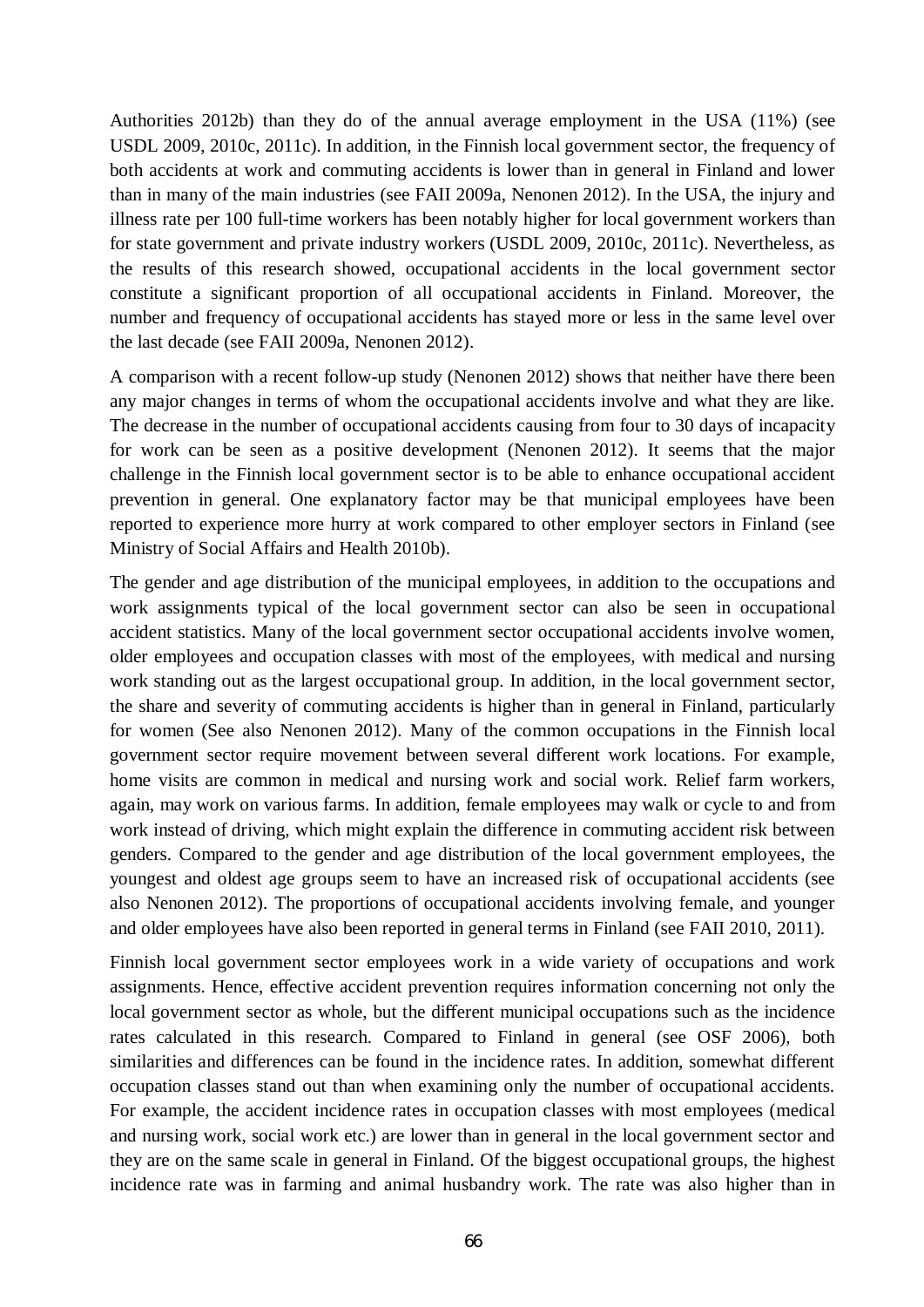Authorities 2012b) than they do of the annual average employment in the USA (11%) (see USDL 2009, 2010c, 2011c). In addition, in the Finnish local government sector, the frequency of both accidents at work and commuting accidents is lower than in general in Finland and lower than in many of the main industries (see FAII 2009a, Nenonen 2012). In the USA, the injury and illness rate per 100 full-time workers has been notably higher for local government workers than for state government and private industry workers (USDL 2009, 2010c, 2011c). Nevertheless, as the results of this research showed, occupational accidents in the local government sector constitute a significant proportion of all occupational accidents in Finland. Moreover, the number and frequency of occupational accidents has stayed more or less in the same level over the last decade (see FAII 2009a, Nenonen 2012).

A comparison with a recent follow-up study (Nenonen 2012) shows that neither have there been any major changes in terms of whom the occupational accidents involve and what they are like. The decrease in the number of occupational accidents causing from four to 30 days of incapacity for work can be seen as a positive development (Nenonen 2012). It seems that the major challenge in the Finnish local government sector is to be able to enhance occupational accident prevention in general. One explanatory factor may be that municipal employees have been reported to experience more hurry at work compared to other employer sectors in Finland (see Ministry of Social Affairs and Health 2010b).

The gender and age distribution of the municipal employees, in addition to the occupations and work assignments typical of the local government sector can also be seen in occupational accident statistics. Many of the local government sector occupational accidents involve women, older employees and occupation classes with most of the employees, with medical and nursing work standing out as the largest occupational group. In addition, in the local government sector, the share and severity of commuting accidents is higher than in general in Finland, particularly for women (See also Nenonen 2012). Many of the common occupations in the Finnish local government sector require movement between several different work locations. For example, home visits are common in medical and nursing work and social work. Relief farm workers, again, may work on various farms. In addition, female employees may walk or cycle to and from work instead of driving, which might explain the difference in commuting accident risk between genders. Compared to the gender and age distribution of the local government employees, the youngest and oldest age groups seem to have an increased risk of occupational accidents (see also Nenonen 2012). The proportions of occupational accidents involving female, and younger and older employees have also been reported in general terms in Finland (see FAII 2010, 2011).

Finnish local government sector employees work in a wide variety of occupations and work assignments. Hence, effective accident prevention requires information concerning not only the local government sector as whole, but the different municipal occupations such as the incidence rates calculated in this research. Compared to Finland in general (see OSF 2006), both similarities and differences can be found in the incidence rates. In addition, somewhat different occupation classes stand out than when examining only the number of occupational accidents. For example, the accident incidence rates in occupation classes with most employees (medical and nursing work, social work etc.) are lower than in general in the local government sector and they are on the same scale in general in Finland. Of the biggest occupational groups, the highest incidence rate was in farming and animal husbandry work. The rate was also higher than in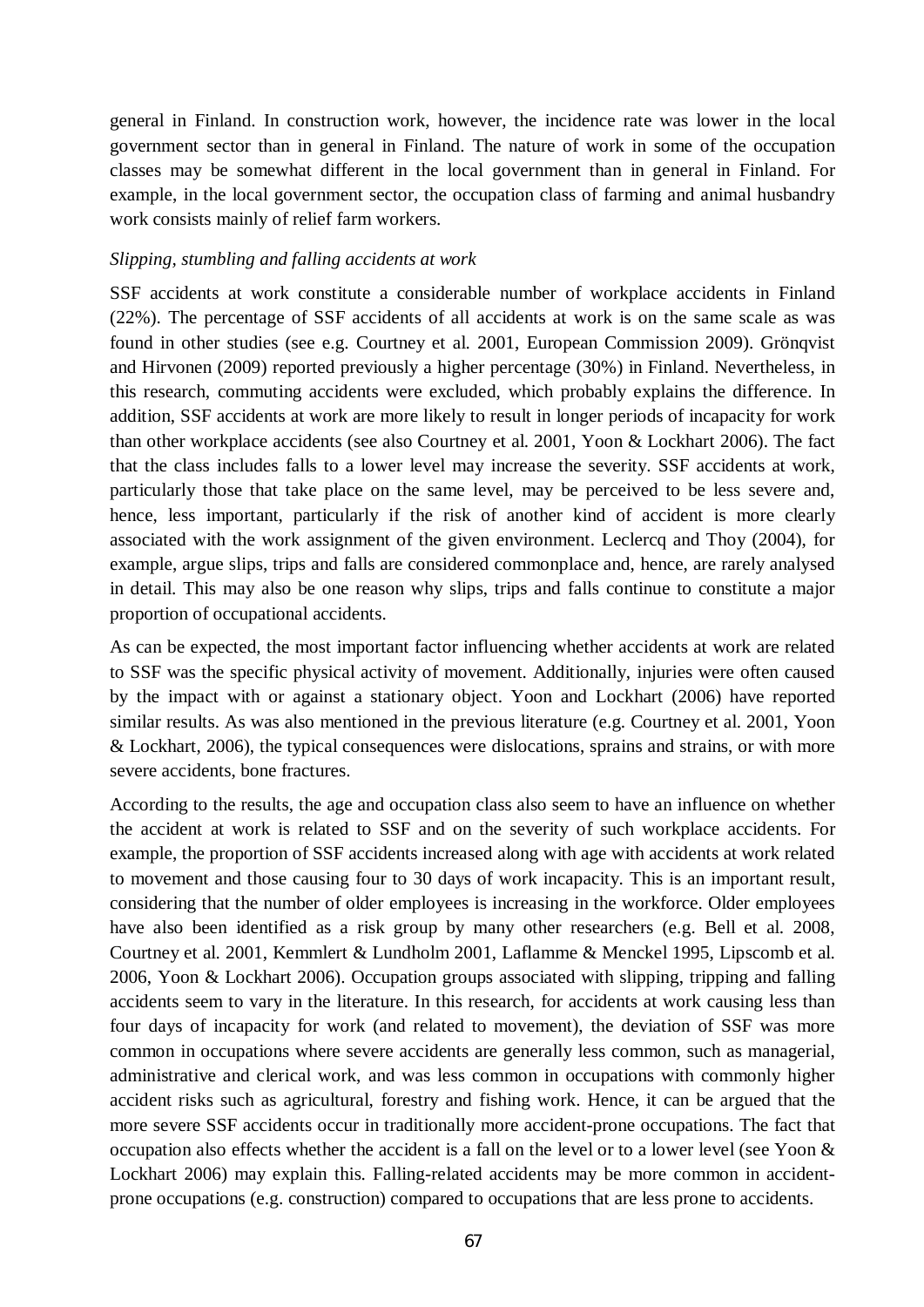general in Finland. In construction work, however, the incidence rate was lower in the local government sector than in general in Finland. The nature of work in some of the occupation classes may be somewhat different in the local government than in general in Finland. For example, in the local government sector, the occupation class of farming and animal husbandry work consists mainly of relief farm workers.

*Slipping, stumbling and falling accidents at work*

SSF accidents at work constitute a considerable number of workplace accidents in Finland (22%). The percentage of SSF accidents of all accidents at work is on the same scale as was found in other studies (see e.g. Courtney et al. 2001, European Commission 2009). Grönqvist and Hirvonen (2009) reported previously a higher percentage (30%) in Finland. Nevertheless, in this research, commuting accidents were excluded, which probably explains the difference. In addition, SSF accidents at work are more likely to result in longer periods of incapacity for work than other workplace accidents (see also Courtney et al. 2001, Yoon & Lockhart 2006). The fact that the class includes falls to a lower level may increase the severity. SSF accidents at work, particularly those that take place on the same level, may be perceived to be less severe and, hence, less important, particularly if the risk of another kind of accident is more clearly associated with the work assignment of the given environment. Leclercq and Thoy (2004), for example, argue slips, trips and falls are considered commonplace and, hence, are rarely analysed in detail. This may also be one reason why slips, trips and falls continue to constitute a major proportion of occupational accidents.

As can be expected, the most important factor influencing whether accidents at work are related to SSF was the specific physical activity of movement. Additionally, injuries were often caused by the impact with or against a stationary object. Yoon and Lockhart (2006) have reported similar results. As was also mentioned in the previous literature (e.g. Courtney et al. 2001, Yoon & Lockhart, 2006), the typical consequences were dislocations, sprains and strains, or with more severe accidents, bone fractures.

According to the results, the age and occupation class also seem to have an influence on whether the accident at work is related to SSF and on the severity of such workplace accidents. For example, the proportion of SSF accidents increased along with age with accidents at work related to movement and those causing four to 30 days of work incapacity. This is an important result, considering that the number of older employees is increasing in the workforce. Older employees have also been identified as a risk group by many other researchers (e.g. Bell et al. 2008, Courtney et al. 2001, Kemmlert & Lundholm 2001, Laflamme & Menckel 1995, Lipscomb et al. 2006, Yoon & Lockhart 2006). Occupation groups associated with slipping, tripping and falling accidents seem to vary in the literature. In this research, for accidents at work causing less than four days of incapacity for work (and related to movement), the deviation of SSF was more common in occupations where severe accidents are generally less common, such as managerial, administrative and clerical work, and was less common in occupations with commonly higher accident risks such as agricultural, forestry and fishing work. Hence, it can be argued that the more severe SSF accidents occur in traditionally more accident-prone occupations. The fact that occupation also effects whether the accident is a fall on the level or to a lower level (see Yoon & Lockhart 2006) may explain this. Falling-related accidents may be more common in accident-prone occupations (e.g. construction) compared to occupations that are less prone to accidents.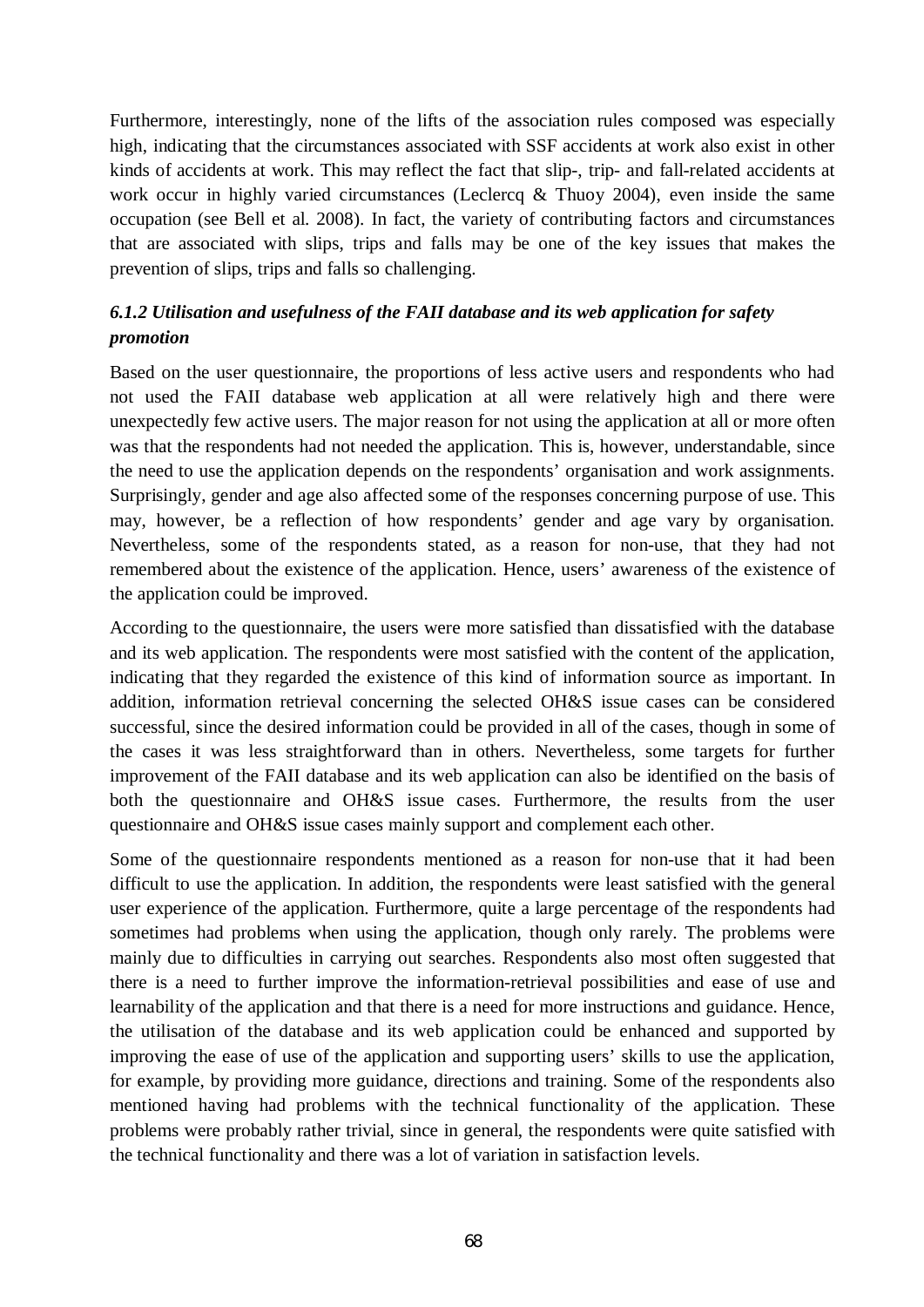Furthermore, interestingly, none of the lifts of the association rules composed was especially high, indicating that the circumstances associated with SSF accidents at work also exist in other kinds of accidents at work. This may reflect the fact that slip-, trip- and fall-related accidents at work occur in highly varied circumstances (Leclercq & Thuoy 2004), even inside the same occupation (see Bell et al. 2008). In fact, the variety of contributing factors and circumstances that are associated with slips, trips and falls may be one of the key issues that makes the prevention of slips, trips and falls so challenging.

### *6.1.2 Utilisation and usefulness of the FAII database and its web application for safety promotion*

Based on the user questionnaire, the proportions of less active users and respondents who had not used the FAII database web application at all were relatively high and there were unexpectedly few active users. The major reason for not using the application at all or more often was that the respondents had not needed the application. This is, however, understandable, since the need to use the application depends on the respondents' organisation and work assignments. Surprisingly, gender and age also affected some of the responses concerning purpose of use. This may, however, be a reflection of how respondents' gender and age vary by organisation. Nevertheless, some of the respondents stated, as a reason for non-use, that they had not remembered about the existence of the application. Hence, users' awareness of the existence of the application could be improved.

According to the questionnaire, the users were more satisfied than dissatisfied with the database and its web application. The respondents were most satisfied with the content of the application, indicating that they regarded the existence of this kind of information source as important. In addition, information retrieval concerning the selected OH&S issue cases can be considered successful, since the desired information could be provided in all of the cases, though in some of the cases it was less straightforward than in others. Nevertheless, some targets for further improvement of the FAII database and its web application can also be identified on the basis of both the questionnaire and OH&S issue cases. Furthermore, the results from the user questionnaire and OH&S issue cases mainly support and complement each other.

Some of the questionnaire respondents mentioned as a reason for non-use that it had been difficult to use the application. In addition, the respondents were least satisfied with the general user experience of the application. Furthermore, quite a large percentage of the respondents had sometimes had problems when using the application, though only rarely. The problems were mainly due to difficulties in carrying out searches. Respondents also most often suggested that there is a need to further improve the information-retrieval possibilities and ease of use and learnability of the application and that there is a need for more instructions and guidance. Hence, the utilisation of the database and its web application could be enhanced and supported by improving the ease of use of the application and supporting users' skills to use the application, for example, by providing more guidance, directions and training. Some of the respondents also mentioned having had problems with the technical functionality of the application. These problems were probably rather trivial, since in general, the respondents were quite satisfied with the technical functionality and there was a lot of variation in satisfaction levels.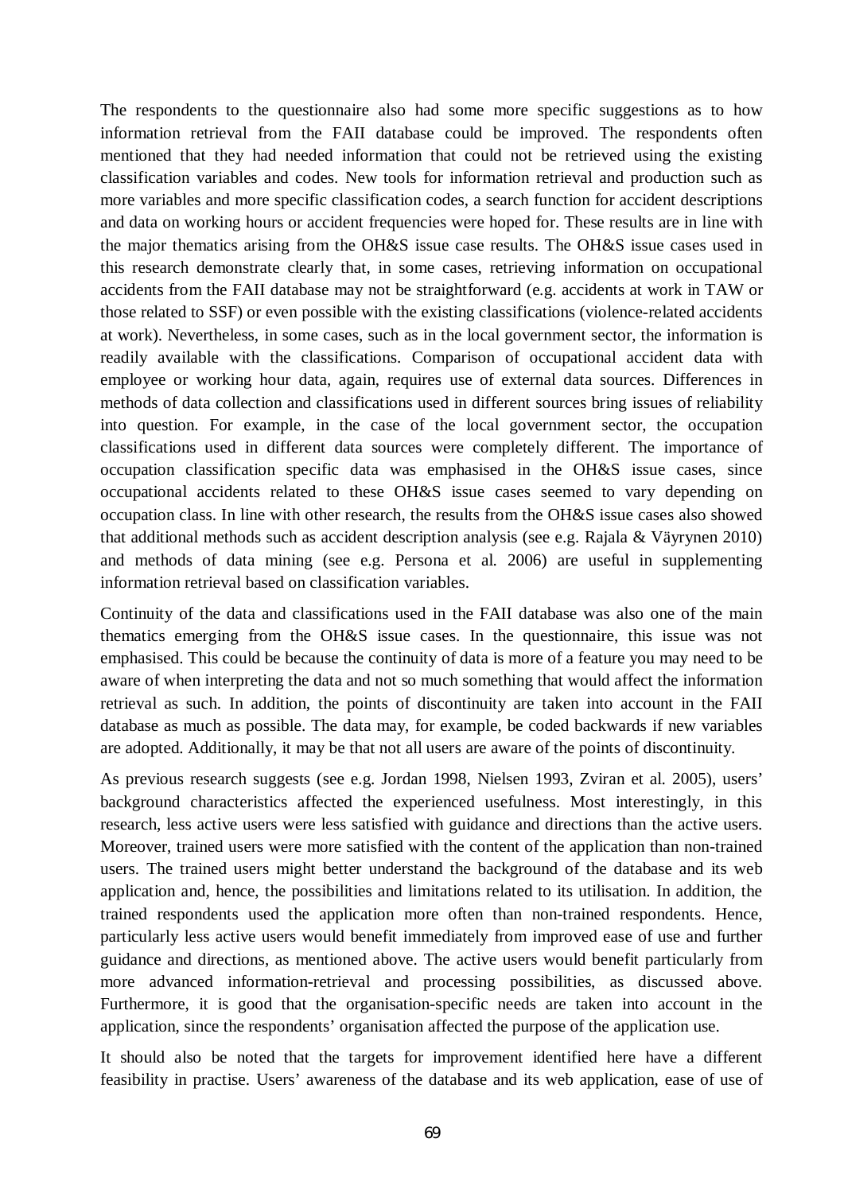The respondents to the questionnaire also had some more specific suggestions as to how information retrieval from the FAII database could be improved. The respondents often mentioned that they had needed information that could not be retrieved using the existing classification variables and codes. New tools for information retrieval and production such as more variables and more specific classification codes, a search function for accident descriptions and data on working hours or accident frequencies were hoped for. These results are in line with the major thematics arising from the OH&S issue case results. The OH&S issue cases used in this research demonstrate clearly that, in some cases, retrieving information on occupational accidents from the FAII database may not be straightforward (e.g. accidents at work in TAW or those related to SSF) or even possible with the existing classifications (violence-related accidents at work). Nevertheless, in some cases, such as in the local government sector, the information is readily available with the classifications. Comparison of occupational accident data with employee or working hour data, again, requires use of external data sources. Differences in methods of data collection and classifications used in different sources bring issues of reliability into question. For example, in the case of the local government sector, the occupation classifications used in different data sources were completely different. The importance of occupation classification specific data was emphasised in the OH&S issue cases, since occupational accidents related to these OH&S issue cases seemed to vary depending on occupation class. In line with other research, the results from the OH&S issue cases also showed that additional methods such as accident description analysis (see e.g. Rajala & Väyrynen 2010) and methods of data mining (see e.g. Persona et al. 2006) are useful in supplementing information retrieval based on classification variables.

Continuity of the data and classifications used in the FAII database was also one of the main thematics emerging from the OH&S issue cases. In the questionnaire, this issue was not emphasised. This could be because the continuity of data is more of a feature you may need to be aware of when interpreting the data and not so much something that would affect the information retrieval as such. In addition, the points of discontinuity are taken into account in the FAII database as much as possible. The data may, for example, be coded backwards if new variables are adopted. Additionally, it may be that not all users are aware of the points of discontinuity.

As previous research suggests (see e.g. Jordan 1998, Nielsen 1993, Zviran et al. 2005), users' background characteristics affected the experienced usefulness. Most interestingly, in this research, less active users were less satisfied with guidance and directions than the active users. Moreover, trained users were more satisfied with the content of the application than non-trained users. The trained users might better understand the background of the database and its web application and, hence, the possibilities and limitations related to its utilisation. In addition, the trained respondents used the application more often than non-trained respondents. Hence, particularly less active users would benefit immediately from improved ease of use and further guidance and directions, as mentioned above. The active users would benefit particularly from more advanced information-retrieval and processing possibilities, as discussed above. Furthermore, it is good that the organisation-specific needs are taken into account in the application, since the respondents' organisation affected the purpose of the application use.

It should also be noted that the targets for improvement identified here have a different feasibility in practise. Users' awareness of the database and its web application, ease of use of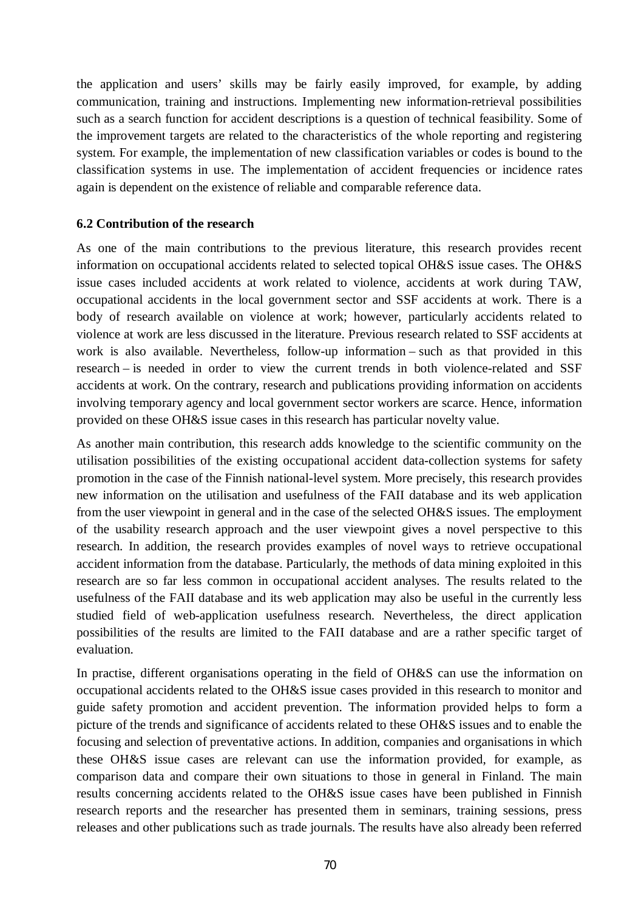the application and users' skills may be fairly easily improved, for example, by adding communication, training and instructions. Implementing new information-retrieval possibilities such as a search function for accident descriptions is a question of technical feasibility. Some of the improvement targets are related to the characteristics of the whole reporting and registering system. For example, the implementation of new classification variables or codes is bound to the classification systems in use. The implementation of accident frequencies or incidence rates again is dependent on the existence of reliable and comparable reference data.

### 6.2 Contribution of the research

As one of the main contributions to the previous literature, this research provides recent information on occupational accidents related to selected topical OH&S issue cases. The OH&S issue cases included accidents at work related to violence, accidents at work during TAW, occupational accidents in the local government sector and SSF accidents at work. There is a body of research available on violence at work; however, particularly accidents related to violence at work are less discussed in the literature. Previous research related to SSF accidents at work is also available. Nevertheless, follow-up information – such as that provided in this research – is needed in order to view the current trends in both violence-related and SSF accidents at work. On the contrary, research and publications providing information on accidents involving temporary agency and local government sector workers are scarce. Hence, information provided on these OH&S issue cases in this research has particular novelty value.

As another main contribution, this research adds knowledge to the scientific community on the utilisation possibilities of the existing occupational accident data-collection systems for safety promotion in the case of the Finnish national-level system. More precisely, this research provides new information on the utilisation and usefulness of the FAII database and its web application from the user viewpoint in general and in the case of the selected OH&S issues. The employment of the usability research approach and the user viewpoint gives a novel perspective to this research. In addition, the research provides examples of novel ways to retrieve occupational accident information from the database. Particularly, the methods of data mining exploited in this research are so far less common in occupational accident analyses. The results related to the usefulness of the FAII database and its web application may also be useful in the currently less studied field of web-application usefulness research. Nevertheless, the direct application possibilities of the results are limited to the FAII database and are a rather specific target of evaluation.

In practise, different organisations operating in the field of OH&S can use the information on occupational accidents related to the OH&S issue cases provided in this research to monitor and guide safety promotion and accident prevention. The information provided helps to form a picture of the trends and significance of accidents related to these OH&S issues and to enable the focusing and selection of preventative actions. In addition, companies and organisations in which these OH&S issue cases are relevant can use the information provided, for example, as comparison data and compare their own situations to those in general in Finland. The main results concerning accidents related to the OH&S issue cases have been published in Finnish research reports and the researcher has presented them in seminars, training sessions, press releases and other publications such as trade journals. The results have also already been referred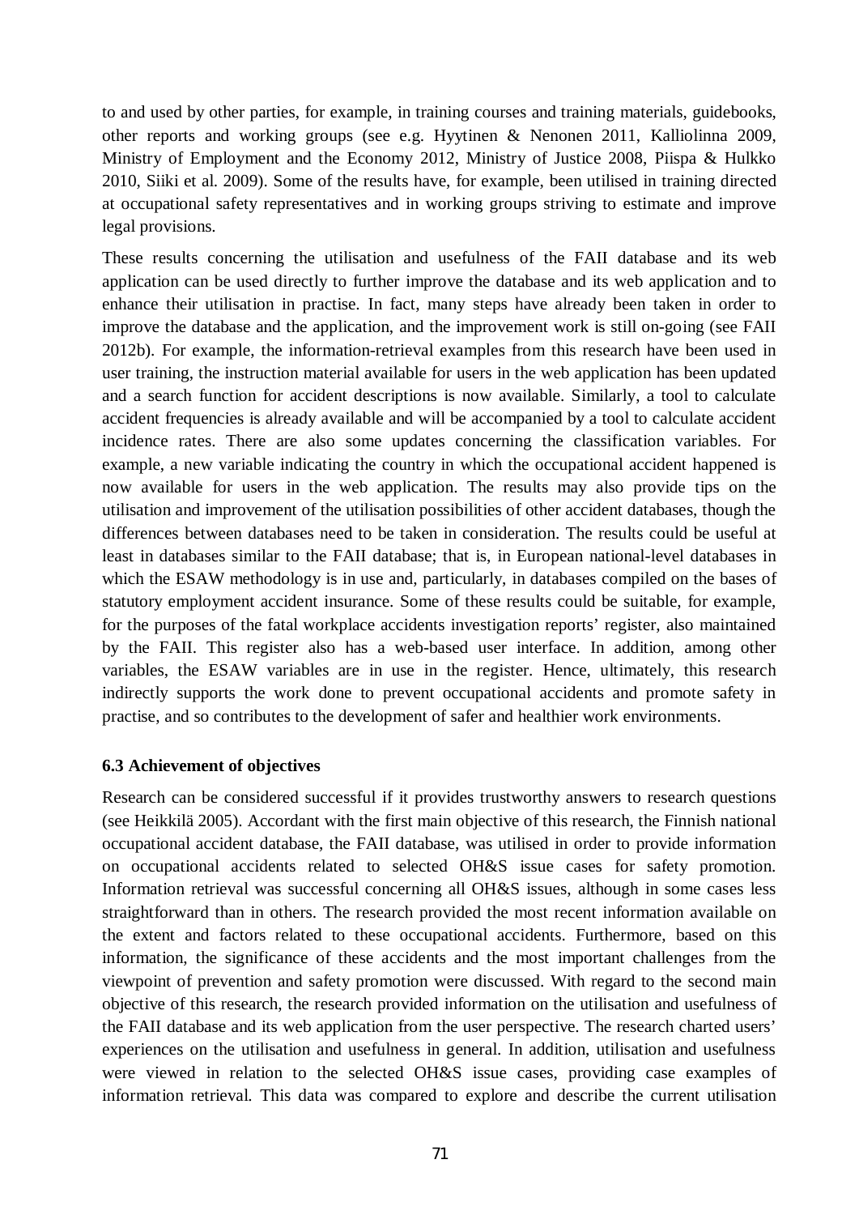to and used by other parties, for example, in training courses and training materials, guidebooks, other reports and working groups (see e.g. Hyytinen & Nenonen 2011, Kalliolinna 2009, Ministry of Employment and the Economy 2012, Ministry of Justice 2008, Piispa & Hulkko 2010, Siiki et al. 2009). Some of the results have, for example, been utilised in training directed at occupational safety representatives and in working groups striving to estimate and improve legal provisions.

These results concerning the utilisation and usefulness of the FAII database and its web application can be used directly to further improve the database and its web application and to enhance their utilisation in practise. In fact, many steps have already been taken in order to improve the database and the application, and the improvement work is still on-going (see FAII 2012b). For example, the information-retrieval examples from this research have been used in user training, the instruction material available for users in the web application has been updated and a search function for accident descriptions is now available. Similarly, a tool to calculate accident frequencies is already available and will be accompanied by a tool to calculate accident incidence rates. There are also some updates concerning the classification variables. For example, a new variable indicating the country in which the occupational accident happened is now available for users in the web application. The results may also provide tips on the utilisation and improvement of the utilisation possibilities of other accident databases, though the differences between databases need to be taken in consideration. The results could be useful at least in databases similar to the FAII database; that is, in European national-level databases in which the ESAW methodology is in use and, particularly, in databases compiled on the bases of statutory employment accident insurance. Some of these results could be suitable, for example, for the purposes of the fatal workplace accidents investigation reports' register, also maintained by the FAII. This register also has a web-based user interface. In addition, among other variables, the ESAW variables are in use in the register. Hence, ultimately, this research indirectly supports the work done to prevent occupational accidents and promote safety in practise, and so contributes to the development of safer and healthier work environments.

### 6.3 Achievement of objectives

Research can be considered successful if it provides trustworthy answers to research questions (see Heikkilä 2005). Accordant with the first main objective of this research, the Finnish national occupational accident database, the FAII database, was utilised in order to provide information on occupational accidents related to selected OH&S issue cases for safety promotion. Information retrieval was successful concerning all OH&S issues, although in some cases less straightforward than in others. The research provided the most recent information available on the extent and factors related to these occupational accidents. Furthermore, based on this information, the significance of these accidents and the most important challenges from the viewpoint of prevention and safety promotion were discussed. With regard to the second main objective of this research, the research provided information on the utilisation and usefulness of the FAII database and its web application from the user perspective. The research charted users' experiences on the utilisation and usefulness in general. In addition, utilisation and usefulness were viewed in relation to the selected OH&S issue cases, providing case examples of information retrieval. This data was compared to explore and describe the current utilisation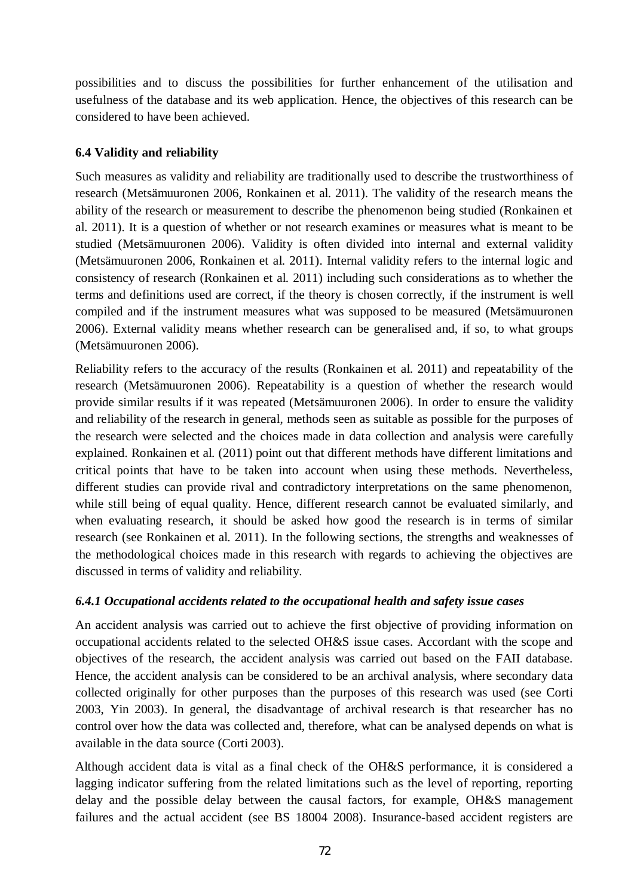possibilities and to discuss the possibilities for further enhancement of the utilisation and usefulness of the database and its web application. Hence, the objectives of this research can be considered to have been achieved.

### 6.4 Validity and reliability

Such measures as validity and reliability are traditionally used to describe the trustworthiness of research (Metsämuuronen 2006, Ronkainen et al. 2011). The validity of the research means the ability of the research or measurement to describe the phenomenon being studied (Ronkainen et al. 2011). It is a question of whether or not research examines or measures what is meant to be studied (Metsämuuronen 2006). Validity is often divided into internal and external validity (Metsämuuronen 2006, Ronkainen et al. 2011). Internal validity refers to the internal logic and consistency of research (Ronkainen et al. 2011) including such considerations as to whether the terms and definitions used are correct, if the theory is chosen correctly, if the instrument is well compiled and if the instrument measures what was supposed to be measured (Metsämuuronen 2006). External validity means whether research can be generalised and, if so, to what groups (Metsämuuronen 2006).

Reliability refers to the accuracy of the results (Ronkainen et al. 2011) and repeatability of the research (Metsämuuronen 2006). Repeatability is a question of whether the research would provide similar results if it was repeated (Metsämuuronen 2006). In order to ensure the validity and reliability of the research in general, methods seen as suitable as possible for the purposes of the research were selected and the choices made in data collection and analysis were carefully explained. Ronkainen et al. (2011) point out that different methods have different limitations and critical points that have to be taken into account when using these methods. Nevertheless, different studies can provide rival and contradictory interpretations on the same phenomenon, while still being of equal quality. Hence, different research cannot be evaluated similarly, and when evaluating research, it should be asked how good the research is in terms of similar research (see Ronkainen et al. 2011). In the following sections, the strengths and weaknesses of the methodological choices made in this research with regards to achieving the objectives are discussed in terms of validity and reliability.

#### *6.4.1 Occupational accidents related to the occupational health and safety issue cases*

An accident analysis was carried out to achieve the first objective of providing information on occupational accidents related to the selected OH&S issue cases. Accordant with the scope and objectives of the research, the accident analysis was carried out based on the FAII database. Hence, the accident analysis can be considered to be an archival analysis, where secondary data collected originally for other purposes than the purposes of this research was used (see Corti 2003, Yin 2003). In general, the disadvantage of archival research is that researcher has no control over how the data was collected and, therefore, what can be analysed depends on what is available in the data source (Corti 2003).

Although accident data is vital as a final check of the OH&S performance, it is considered a lagging indicator suffering from the related limitations such as the level of reporting, reporting delay and the possible delay between the causal factors, for example, OH&S management failures and the actual accident (see BS 18004 2008). Insurance-based accident registers are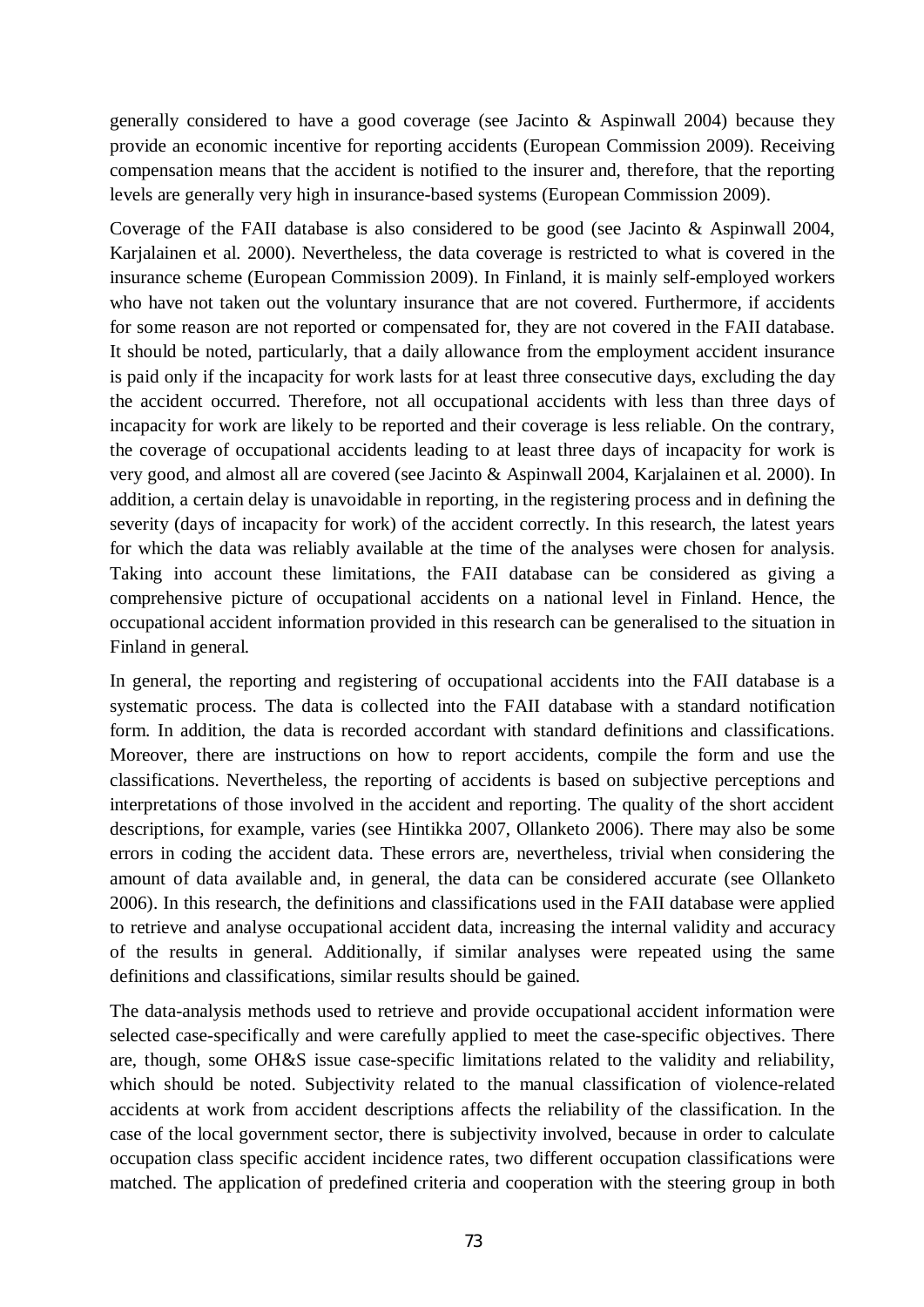generally considered to have a good coverage (see Jacinto & Aspinwall 2004) because they provide an economic incentive for reporting accidents (European Commission 2009). Receiving compensation means that the accident is notified to the insurer and, therefore, that the reporting levels are generally very high in insurance-based systems (European Commission 2009).

Coverage of the FAII database is also considered to be good (see Jacinto & Aspinwall 2004, Karjalainen et al. 2000). Nevertheless, the data coverage is restricted to what is covered in the insurance scheme (European Commission 2009). In Finland, it is mainly self-employed workers who have not taken out the voluntary insurance that are not covered. Furthermore, if accidents for some reason are not reported or compensated for, they are not covered in the FAII database. It should be noted, particularly, that a daily allowance from the employment accident insurance is paid only if the incapacity for work lasts for at least three consecutive days, excluding the day the accident occurred. Therefore, not all occupational accidents with less than three days of incapacity for work are likely to be reported and their coverage is less reliable. On the contrary, the coverage of occupational accidents leading to at least three days of incapacity for work is very good, and almost all are covered (see Jacinto & Aspinwall 2004, Karjalainen et al. 2000). In addition, a certain delay is unavoidable in reporting, in the registering process and in defining the severity (days of incapacity for work) of the accident correctly. In this research, the latest years for which the data was reliably available at the time of the analyses were chosen for analysis. Taking into account these limitations, the FAII database can be considered as giving a comprehensive picture of occupational accidents on a national level in Finland. Hence, the occupational accident information provided in this research can be generalised to the situation in Finland in general.

In general, the reporting and registering of occupational accidents into the FAII database is a systematic process. The data is collected into the FAII database with a standard notification form. In addition, the data is recorded accordant with standard definitions and classifications. Moreover, there are instructions on how to report accidents, compile the form and use the classifications. Nevertheless, the reporting of accidents is based on subjective perceptions and interpretations of those involved in the accident and reporting. The quality of the short accident descriptions, for example, varies (see Hintikka 2007, Ollanketo 2006). There may also be some errors in coding the accident data. These errors are, nevertheless, trivial when considering the amount of data available and, in general, the data can be considered accurate (see Ollanketo 2006). In this research, the definitions and classifications used in the FAII database were applied to retrieve and analyse occupational accident data, increasing the internal validity and accuracy of the results in general. Additionally, if similar analyses were repeated using the same definitions and classifications, similar results should be gained.

The data-analysis methods used to retrieve and provide occupational accident information were selected case-specifically and were carefully applied to meet the case-specific objectives. There are, though, some OH&S issue case-specific limitations related to the validity and reliability, which should be noted. Subjectivity related to the manual classification of violence-related accidents at work from accident descriptions affects the reliability of the classification. In the case of the local government sector, there is subjectivity involved, because in order to calculate occupation class specific accident incidence rates, two different occupation classifications were matched. The application of predefined criteria and cooperation with the steering group in both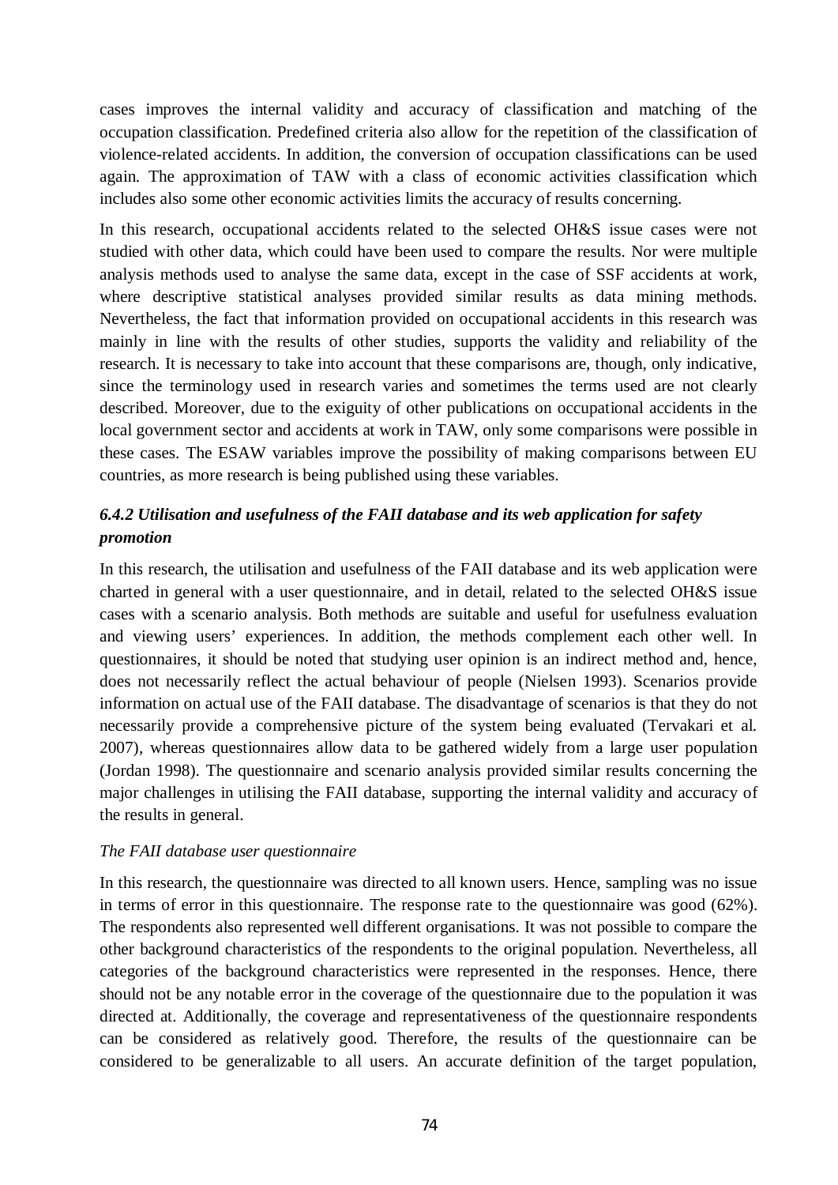cases improves the internal validity and accuracy of classification and matching of the occupation classification. Predefined criteria also allow for the repetition of the classification of violence-related accidents. In addition, the conversion of occupation classifications can be used again. The approximation of TAW with a class of economic activities classification which includes also some other economic activities limits the accuracy of results concerning.

In this research, occupational accidents related to the selected OH&S issue cases were not studied with other data, which could have been used to compare the results. Nor were multiple analysis methods used to analyse the same data, except in the case of SSF accidents at work, where descriptive statistical analyses provided similar results as data mining methods. Nevertheless, the fact that information provided on occupational accidents in this research was mainly in line with the results of other studies, supports the validity and reliability of the research. It is necessary to take into account that these comparisons are, though, only indicative, since the terminology used in research varies and sometimes the terms used are not clearly described. Moreover, due to the exiguity of other publications on occupational accidents in the local government sector and accidents at work in TAW, only some comparisons were possible in these cases. The ESAW variables improve the possibility of making comparisons between EU countries, as more research is being published using these variables.

### *6.4.2 Utilisation and usefulness of the FAII database and its web application for safety promotion*

In this research, the utilisation and usefulness of the FAII database and its web application were charted in general with a user questionnaire, and in detail, related to the selected OH&S issue cases with a scenario analysis. Both methods are suitable and useful for usefulness evaluation and viewing users' experiences. In addition, the methods complement each other well. In questionnaires, it should be noted that studying user opinion is an indirect method and, hence, does not necessarily reflect the actual behaviour of people (Nielsen 1993). Scenarios provide information on actual use of the FAII database. The disadvantage of scenarios is that they do not necessarily provide a comprehensive picture of the system being evaluated (Tervakari et al. 2007), whereas questionnaires allow data to be gathered widely from a large user population (Jordan 1998). The questionnaire and scenario analysis provided similar results concerning the major challenges in utilising the FAII database, supporting the internal validity and accuracy of the results in general.

*The FAII database user questionnaire*

In this research, the questionnaire was directed to all known users. Hence, sampling was no issue in terms of error in this questionnaire. The response rate to the questionnaire was good (62%). The respondents also represented well different organisations. It was not possible to compare the other background characteristics of the respondents to the original population. Nevertheless, all categories of the background characteristics were represented in the responses. Hence, there should not be any notable error in the coverage of the questionnaire due to the population it was directed at. Additionally, the coverage and representativeness of the questionnaire respondents can be considered as relatively good. Therefore, the results of the questionnaire can be considered to be generalizable to all users. An accurate definition of the target population,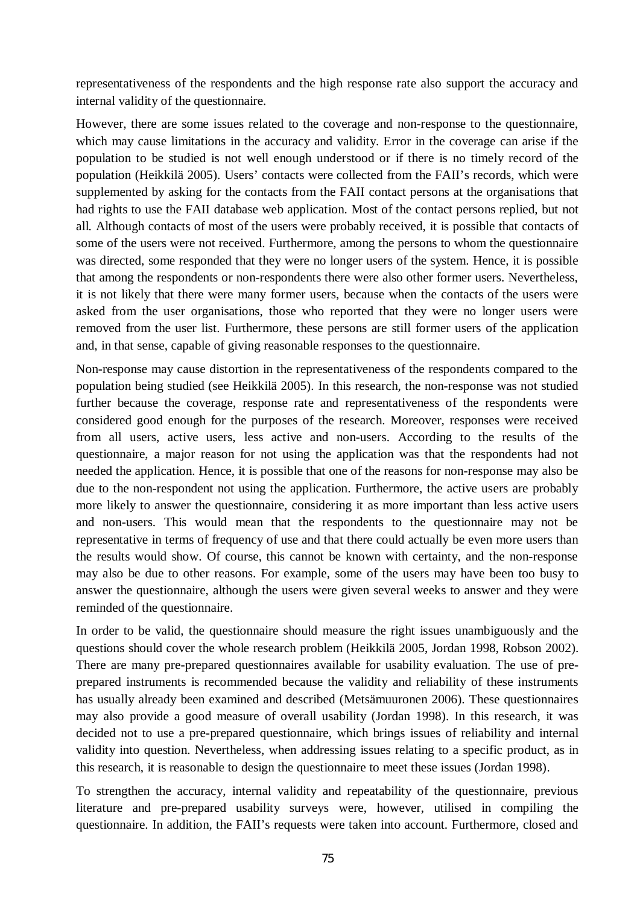representativeness of the respondents and the high response rate also support the accuracy and internal validity of the questionnaire.

However, there are some issues related to the coverage and non-response to the questionnaire, which may cause limitations in the accuracy and validity. Error in the coverage can arise if the population to be studied is not well enough understood or if there is no timely record of the population (Heikkilä 2005). Users' contacts were collected from the FAII's records, which were supplemented by asking for the contacts from the FAII contact persons at the organisations that had rights to use the FAII database web application. Most of the contact persons replied, but not all. Although contacts of most of the users were probably received, it is possible that contacts of some of the users were not received. Furthermore, among the persons to whom the questionnaire was directed, some responded that they were no longer users of the system. Hence, it is possible that among the respondents or non-respondents there were also other former users. Nevertheless, it is not likely that there were many former users, because when the contacts of the users were asked from the user organisations, those who reported that they were no longer users were removed from the user list. Furthermore, these persons are still former users of the application and, in that sense, capable of giving reasonable responses to the questionnaire.

Non-response may cause distortion in the representativeness of the respondents compared to the population being studied (see Heikkilä 2005). In this research, the non-response was not studied further because the coverage, response rate and representativeness of the respondents were considered good enough for the purposes of the research. Moreover, responses were received from all users, active users, less active and non-users. According to the results of the questionnaire, a major reason for not using the application was that the respondents had not needed the application. Hence, it is possible that one of the reasons for non-response may also be due to the non-respondent not using the application. Furthermore, the active users are probably more likely to answer the questionnaire, considering it as more important than less active users and non-users. This would mean that the respondents to the questionnaire may not be representative in terms of frequency of use and that there could actually be even more users than the results would show. Of course, this cannot be known with certainty, and the non-response may also be due to other reasons. For example, some of the users may have been too busy to answer the questionnaire, although the users were given several weeks to answer and they were reminded of the questionnaire.

In order to be valid, the questionnaire should measure the right issues unambiguously and the questions should cover the whole research problem (Heikkilä 2005, Jordan 1998, Robson 2002). There are many pre-prepared questionnaires available for usability evaluation. The use of pre-prepared instruments is recommended because the validity and reliability of these instruments has usually already been examined and described (Metsämuuronen 2006). These questionnaires may also provide a good measure of overall usability (Jordan 1998). In this research, it was decided not to use a pre-prepared questionnaire, which brings issues of reliability and internal validity into question. Nevertheless, when addressing issues relating to a specific product, as in this research, it is reasonable to design the questionnaire to meet these issues (Jordan 1998).

To strengthen the accuracy, internal validity and repeatability of the questionnaire, previous literature and pre-prepared usability surveys were, however, utilised in compiling the questionnaire. In addition, the FAII's requests were taken into account. Furthermore, closed and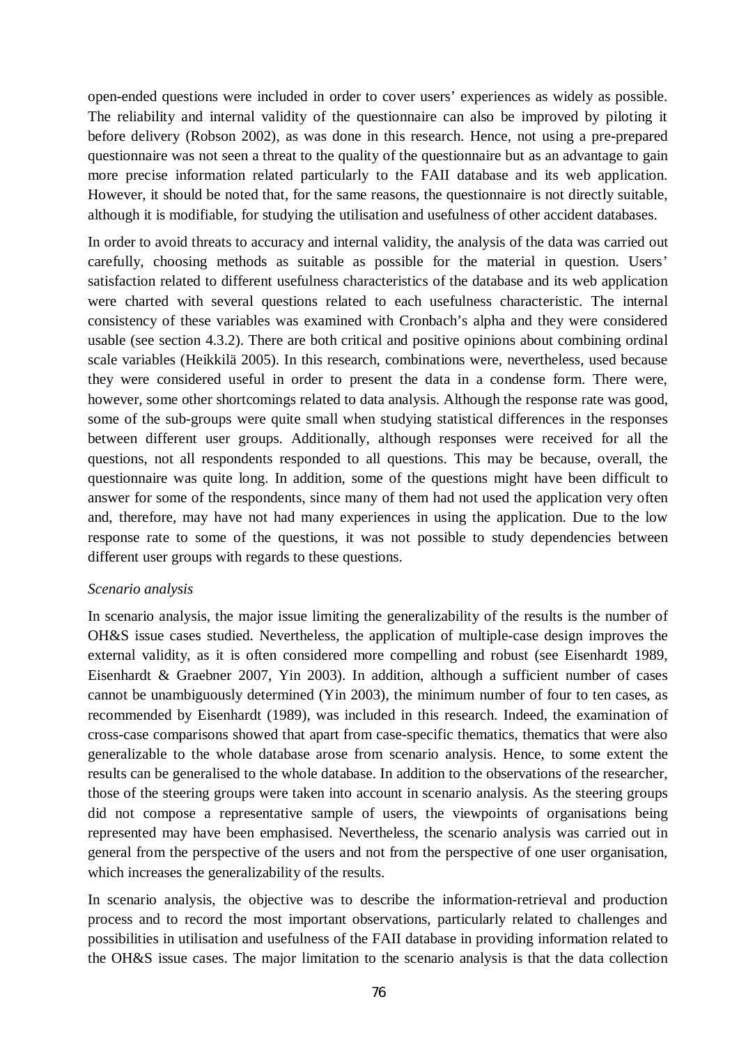open-ended questions were included in order to cover users' experiences as widely as possible. The reliability and internal validity of the questionnaire can also be improved by piloting it before delivery (Robson 2002), as was done in this research. Hence, not using a pre-prepared questionnaire was not seen a threat to the quality of the questionnaire but as an advantage to gain more precise information related particularly to the FAII database and its web application. However, it should be noted that, for the same reasons, the questionnaire is not directly suitable, although it is modifiable, for studying the utilisation and usefulness of other accident databases.

In order to avoid threats to accuracy and internal validity, the analysis of the data was carried out carefully, choosing methods as suitable as possible for the material in question. Users' satisfaction related to different usefulness characteristics of the database and its web application were charted with several questions related to each usefulness characteristic. The internal consistency of these variables was examined with Cronbach's alpha and they were considered usable (see section 4.3.2). There are both critical and positive opinions about combining ordinal scale variables (Heikkilä 2005). In this research, combinations were, nevertheless, used because they were considered useful in order to present the data in a condense form. There were, however, some other shortcomings related to data analysis. Although the response rate was good, some of the sub-groups were quite small when studying statistical differences in the responses between different user groups. Additionally, although responses were received for all the questions, not all respondents responded to all questions. This may be because, overall, the questionnaire was quite long. In addition, some of the questions might have been difficult to answer for some of the respondents, since many of them had not used the application very often and, therefore, may have not had many experiences in using the application. Due to the low response rate to some of the questions, it was not possible to study dependencies between different user groups with regards to these questions.

*Scenario analysis*

In scenario analysis, the major issue limiting the generalizability of the results is the number of OH&S issue cases studied. Nevertheless, the application of multiple-case design improves the external validity, as it is often considered more compelling and robust (see Eisenhardt 1989, Eisenhardt & Graebner 2007, Yin 2003). In addition, although a sufficient number of cases cannot be unambiguously determined (Yin 2003), the minimum number of four to ten cases, as recommended by Eisenhardt (1989), was included in this research. Indeed, the examination of cross-case comparisons showed that apart from case-specific thematics, thematics that were also generalizable to the whole database arose from scenario analysis. Hence, to some extent the results can be generalised to the whole database. In addition to the observations of the researcher, those of the steering groups were taken into account in scenario analysis. As the steering groups did not compose a representative sample of users, the viewpoints of organisations being represented may have been emphasised. Nevertheless, the scenario analysis was carried out in general from the perspective of the users and not from the perspective of one user organisation, which increases the generalizability of the results.

In scenario analysis, the objective was to describe the information-retrieval and production process and to record the most important observations, particularly related to challenges and possibilities in utilisation and usefulness of the FAII database in providing information related to the OH&S issue cases. The major limitation to the scenario analysis is that the data collection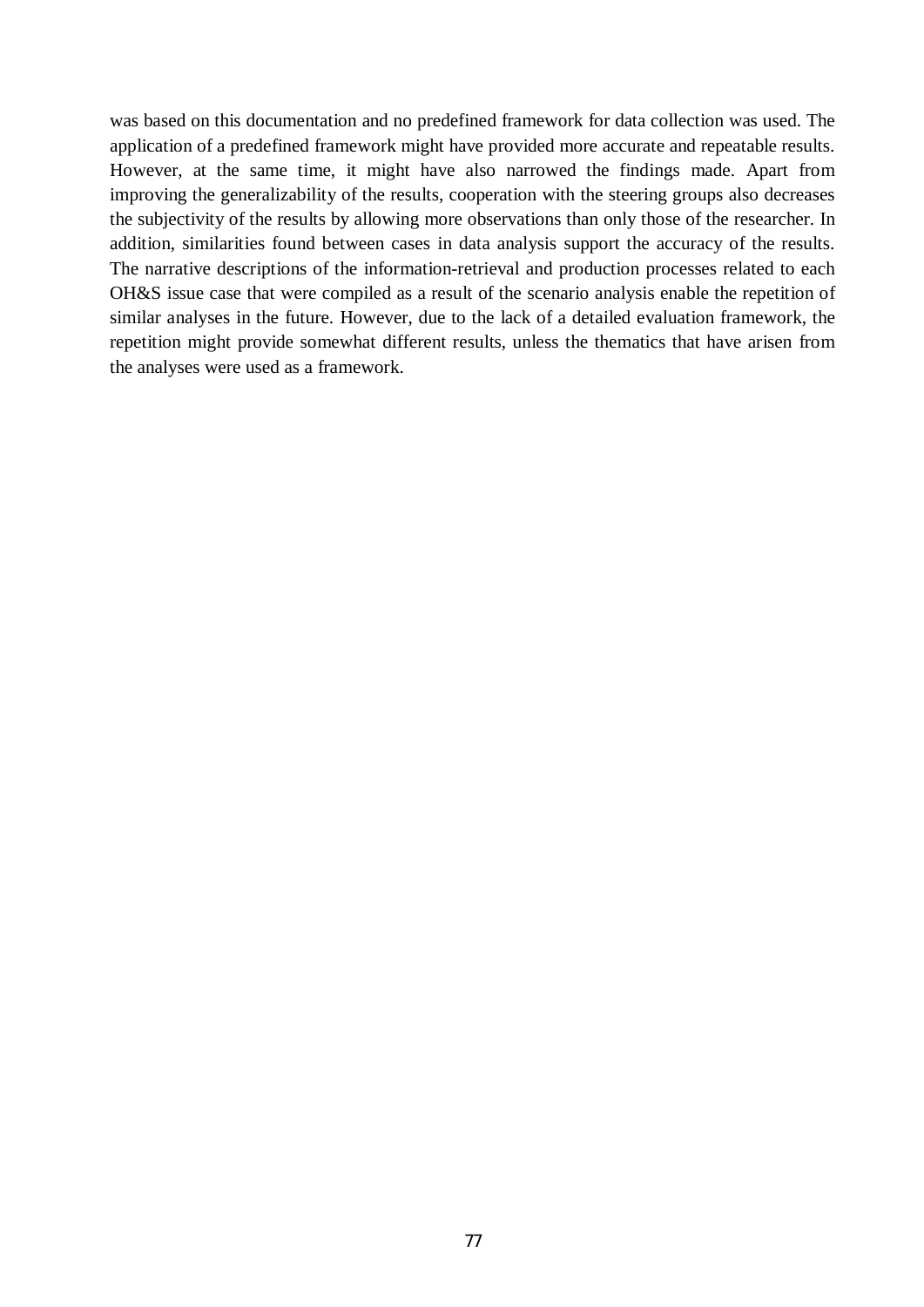was based on this documentation and no predefined framework for data collection was used. The application of a predefined framework might have provided more accurate and repeatable results. However, at the same time, it might have also narrowed the findings made. Apart from improving the generalizability of the results, cooperation with the steering groups also decreases the subjectivity of the results by allowing more observations than only those of the researcher. In addition, similarities found between cases in data analysis support the accuracy of the results. The narrative descriptions of the information-retrieval and production processes related to each OH&S issue case that were compiled as a result of the scenario analysis enable the repetition of similar analyses in the future. However, due to the lack of a detailed evaluation framework, the repetition might provide somewhat different results, unless the thematics that have arisen from the analyses were used as a framework.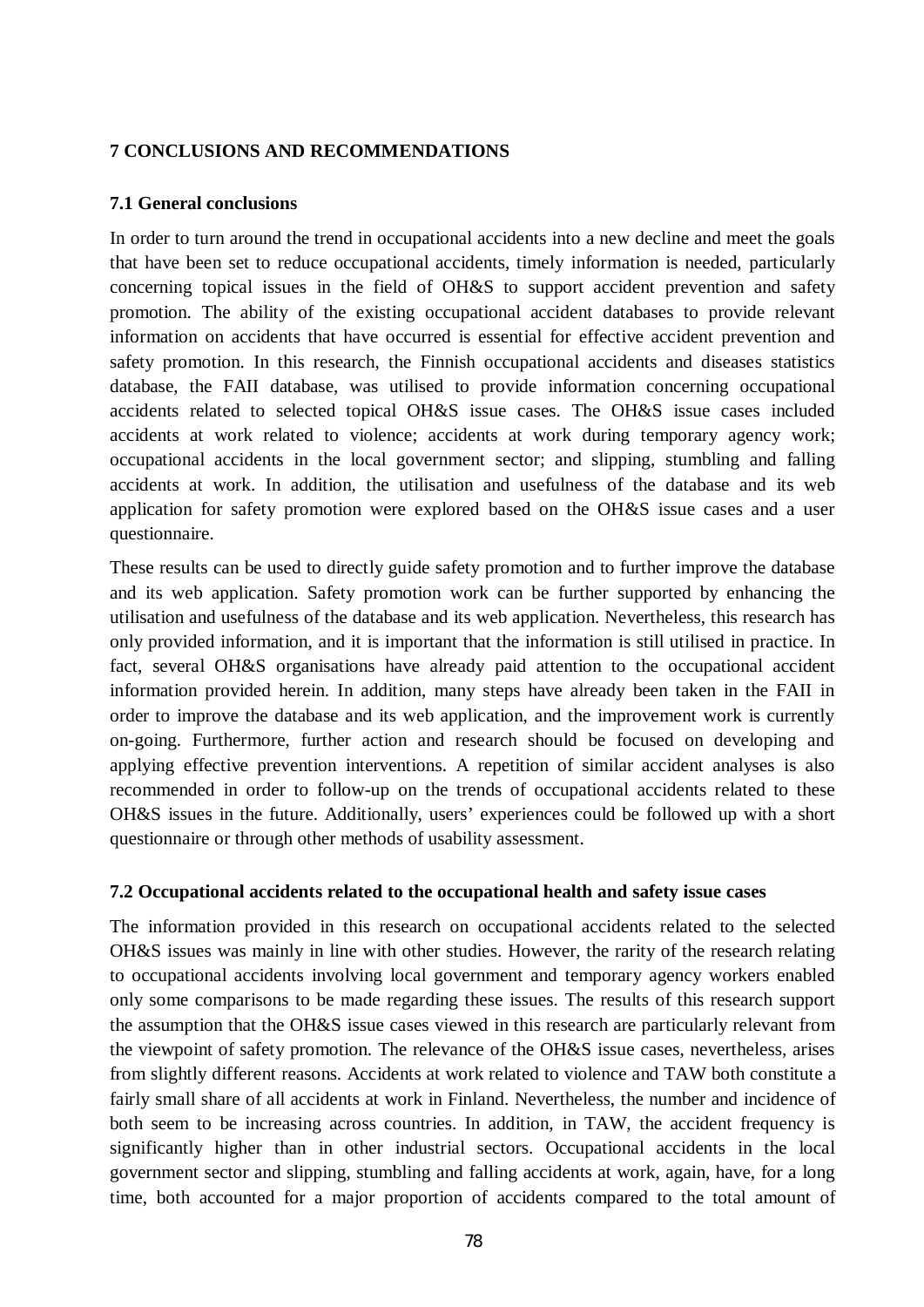# 7 CONCLUSIONS AND RECOMMENDATIONS

## 7.1 General conclusions

In order to turn around the trend in occupational accidents into a new decline and meet the goals that have been set to reduce occupational accidents, timely information is needed, particularly concerning topical issues in the field of OH&S to support accident prevention and safety promotion. The ability of the existing occupational accident databases to provide relevant information on accidents that have occurred is essential for effective accident prevention and safety promotion. In this research, the Finnish occupational accidents and diseases statistics database, the FAII database, was utilised to provide information concerning occupational accidents related to selected topical OH&S issue cases. The OH&S issue cases included accidents at work related to violence; accidents at work during temporary agency work; occupational accidents in the local government sector; and slipping, stumbling and falling accidents at work. In addition, the utilisation and usefulness of the database and its web application for safety promotion were explored based on the OH&S issue cases and a user questionnaire.

These results can be used to directly guide safety promotion and to further improve the database and its web application. Safety promotion work can be further supported by enhancing the utilisation and usefulness of the database and its web application. Nevertheless, this research has only provided information, and it is important that the information is still utilised in practice. In fact, several OH&S organisations have already paid attention to the occupational accident information provided herein. In addition, many steps have already been taken in the FAII in order to improve the database and its web application, and the improvement work is currently on-going. Furthermore, further action and research should be focused on developing and applying effective prevention interventions. A repetition of similar accident analyses is also recommended in order to follow-up on the trends of occupational accidents related to these OH&S issues in the future. Additionally, users' experiences could be followed up with a short questionnaire or through other methods of usability assessment.

## 7.2 Occupational accidents related to the occupational health and safety issue cases

The information provided in this research on occupational accidents related to the selected OH&S issues was mainly in line with other studies. However, the rarity of the research relating to occupational accidents involving local government and temporary agency workers enabled only some comparisons to be made regarding these issues. The results of this research support the assumption that the OH&S issue cases viewed in this research are particularly relevant from the viewpoint of safety promotion. The relevance of the OH&S issue cases, nevertheless, arises from slightly different reasons. Accidents at work related to violence and TAW both constitute a fairly small share of all accidents at work in Finland. Nevertheless, the number and incidence of both seem to be increasing across countries. In addition, in TAW, the accident frequency is significantly higher than in other industrial sectors. Occupational accidents in the local government sector and slipping, stumbling and falling accidents at work, again, have, for a long time, both accounted for a major proportion of accidents compared to the total amount of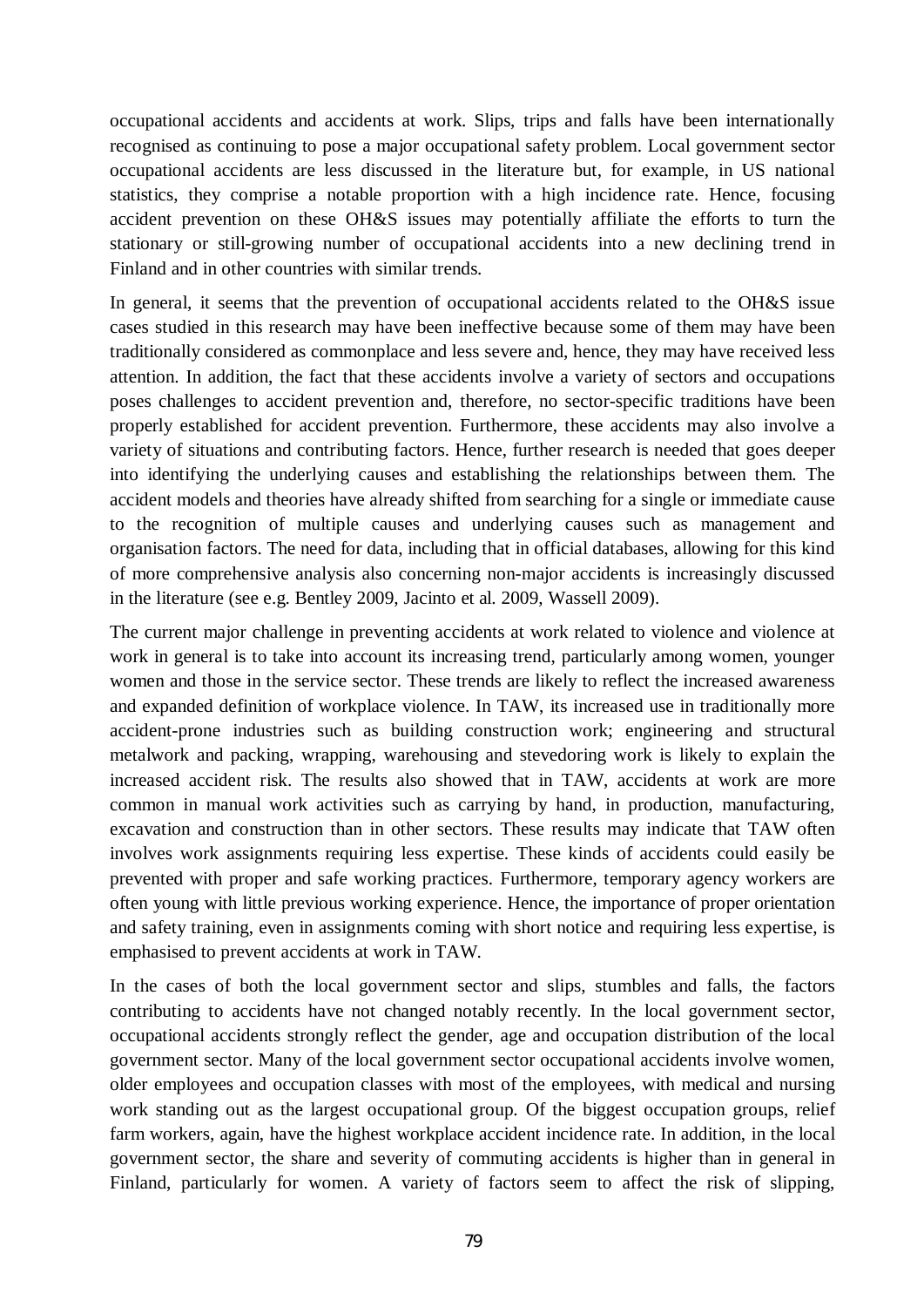occupational accidents and accidents at work. Slips, trips and falls have been internationally recognised as continuing to pose a major occupational safety problem. Local government sector occupational accidents are less discussed in the literature but, for example, in US national statistics, they comprise a notable proportion with a high incidence rate. Hence, focusing accident prevention on these OH&S issues may potentially affiliate the efforts to turn the stationary or still-growing number of occupational accidents into a new declining trend in Finland and in other countries with similar trends.

In general, it seems that the prevention of occupational accidents related to the OH&S issue cases studied in this research may have been ineffective because some of them may have been traditionally considered as commonplace and less severe and, hence, they may have received less attention. In addition, the fact that these accidents involve a variety of sectors and occupations poses challenges to accident prevention and, therefore, no sector-specific traditions have been properly established for accident prevention. Furthermore, these accidents may also involve a variety of situations and contributing factors. Hence, further research is needed that goes deeper into identifying the underlying causes and establishing the relationships between them. The accident models and theories have already shifted from searching for a single or immediate cause to the recognition of multiple causes and underlying causes such as management and organisation factors. The need for data, including that in official databases, allowing for this kind of more comprehensive analysis also concerning non-major accidents is increasingly discussed in the literature (see e.g. Bentley 2009, Jacinto et al. 2009, Wassell 2009).

The current major challenge in preventing accidents at work related to violence and violence at work in general is to take into account its increasing trend, particularly among women, younger women and those in the service sector. These trends are likely to reflect the increased awareness and expanded definition of workplace violence. In TAW, its increased use in traditionally more accident-prone industries such as building construction work; engineering and structural metalwork and packing, wrapping, warehousing and stevedoring work is likely to explain the increased accident risk. The results also showed that in TAW, accidents at work are more common in manual work activities such as carrying by hand, in production, manufacturing, excavation and construction than in other sectors. These results may indicate that TAW often involves work assignments requiring less expertise. These kinds of accidents could easily be prevented with proper and safe working practices. Furthermore, temporary agency workers are often young with little previous working experience. Hence, the importance of proper orientation and safety training, even in assignments coming with short notice and requiring less expertise, is emphasised to prevent accidents at work in TAW.

In the cases of both the local government sector and slips, stumbles and falls, the factors contributing to accidents have not changed notably recently. In the local government sector, occupational accidents strongly reflect the gender, age and occupation distribution of the local government sector. Many of the local government sector occupational accidents involve women, older employees and occupation classes with most of the employees, with medical and nursing work standing out as the largest occupational group. Of the biggest occupation groups, relief farm workers, again, have the highest workplace accident incidence rate. In addition, in the local government sector, the share and severity of commuting accidents is higher than in general in Finland, particularly for women. A variety of factors seem to affect the risk of slipping,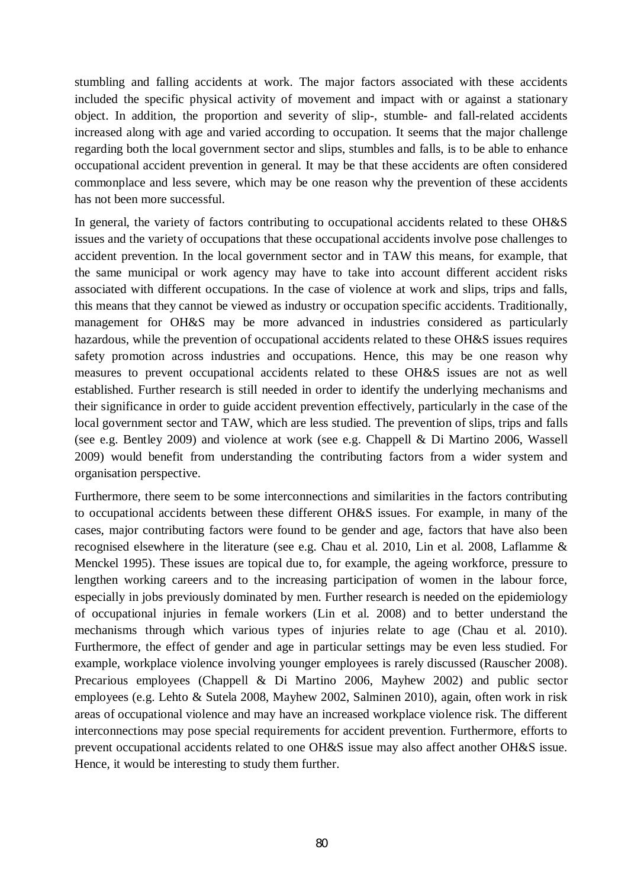stumbling and falling accidents at work. The major factors associated with these accidents included the specific physical activity of movement and impact with or against a stationary object. In addition, the proportion and severity of slip-, stumble- and fall-related accidents increased along with age and varied according to occupation. It seems that the major challenge regarding both the local government sector and slips, stumbles and falls, is to be able to enhance occupational accident prevention in general. It may be that these accidents are often considered commonplace and less severe, which may be one reason why the prevention of these accidents has not been more successful.

In general, the variety of factors contributing to occupational accidents related to these OH&S issues and the variety of occupations that these occupational accidents involve pose challenges to accident prevention. In the local government sector and in TAW this means, for example, that the same municipal or work agency may have to take into account different accident risks associated with different occupations. In the case of violence at work and slips, trips and falls, this means that they cannot be viewed as industry or occupation specific accidents. Traditionally, management for OH&S may be more advanced in industries considered as particularly hazardous, while the prevention of occupational accidents related to these OH&S issues requires safety promotion across industries and occupations. Hence, this may be one reason why measures to prevent occupational accidents related to these OH&S issues are not as well established. Further research is still needed in order to identify the underlying mechanisms and their significance in order to guide accident prevention effectively, particularly in the case of the local government sector and TAW, which are less studied. The prevention of slips, trips and falls (see e.g. Bentley 2009) and violence at work (see e.g. Chappell & Di Martino 2006, Wassell 2009) would benefit from understanding the contributing factors from a wider system and organisation perspective.

Furthermore, there seem to be some interconnections and similarities in the factors contributing to occupational accidents between these different OH&S issues. For example, in many of the cases, major contributing factors were found to be gender and age, factors that have also been recognised elsewhere in the literature (see e.g. Chau et al. 2010, Lin et al. 2008, Laflamme & Menckel 1995). These issues are topical due to, for example, the ageing workforce, pressure to lengthen working careers and to the increasing participation of women in the labour force, especially in jobs previously dominated by men. Further research is needed on the epidemiology of occupational injuries in female workers (Lin et al. 2008) and to better understand the mechanisms through which various types of injuries relate to age (Chau et al. 2010). Furthermore, the effect of gender and age in particular settings may be even less studied. For example, workplace violence involving younger employees is rarely discussed (Rauscher 2008). Precarious employees (Chappell & Di Martino 2006, Mayhew 2002) and public sector employees (e.g. Lehto & Sutela 2008, Mayhew 2002, Salminen 2010), again, often work in risk areas of occupational violence and may have an increased workplace violence risk. The different interconnections may pose special requirements for accident prevention. Furthermore, efforts to prevent occupational accidents related to one OH&S issue may also affect another OH&S issue. Hence, it would be interesting to study them further.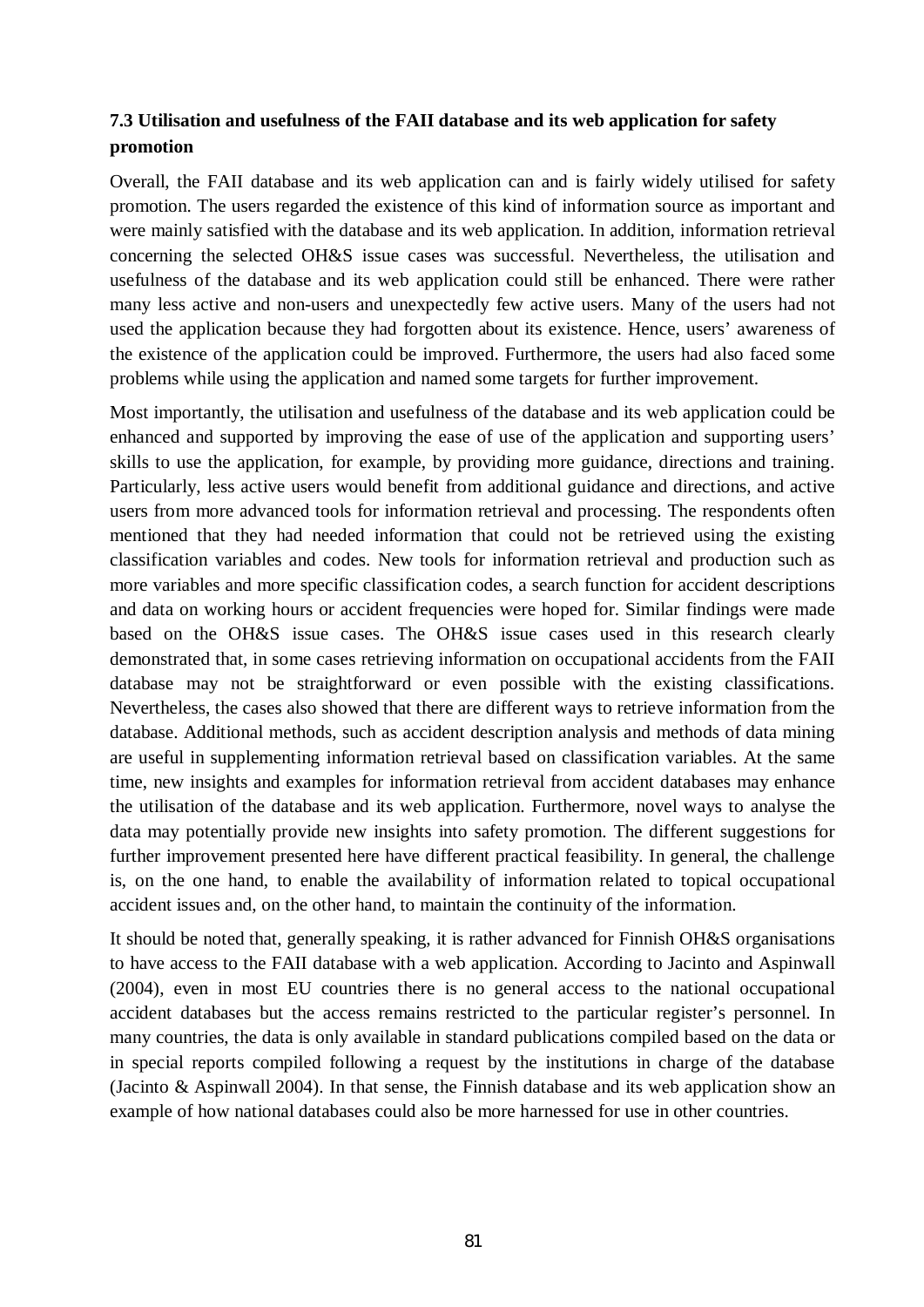### 7.3 Utilisation and usefulness of the FAII database and its web application for safety promotion

Overall, the FAII database and its web application can and is fairly widely utilised for safety promotion. The users regarded the existence of this kind of information source as important and were mainly satisfied with the database and its web application. In addition, information retrieval concerning the selected OH&S issue cases was successful. Nevertheless, the utilisation and usefulness of the database and its web application could still be enhanced. There were rather many less active and non-users and unexpectedly few active users. Many of the users had not used the application because they had forgotten about its existence. Hence, users' awareness of the existence of the application could be improved. Furthermore, the users had also faced some problems while using the application and named some targets for further improvement.

Most importantly, the utilisation and usefulness of the database and its web application could be enhanced and supported by improving the ease of use of the application and supporting users' skills to use the application, for example, by providing more guidance, directions and training. Particularly, less active users would benefit from additional guidance and directions, and active users from more advanced tools for information retrieval and processing. The respondents often mentioned that they had needed information that could not be retrieved using the existing classification variables and codes. New tools for information retrieval and production such as more variables and more specific classification codes, a search function for accident descriptions and data on working hours or accident frequencies were hoped for. Similar findings were made based on the OH&S issue cases. The OH&S issue cases used in this research clearly demonstrated that, in some cases retrieving information on occupational accidents from the FAII database may not be straightforward or even possible with the existing classifications. Nevertheless, the cases also showed that there are different ways to retrieve information from the database. Additional methods, such as accident description analysis and methods of data mining are useful in supplementing information retrieval based on classification variables. At the same time, new insights and examples for information retrieval from accident databases may enhance the utilisation of the database and its web application. Furthermore, novel ways to analyse the data may potentially provide new insights into safety promotion. The different suggestions for further improvement presented here have different practical feasibility. In general, the challenge is, on the one hand, to enable the availability of information related to topical occupational accident issues and, on the other hand, to maintain the continuity of the information.

It should be noted that, generally speaking, it is rather advanced for Finnish OH&S organisations to have access to the FAII database with a web application. According to Jacinto and Aspinwall (2004), even in most EU countries there is no general access to the national occupational accident databases but the access remains restricted to the particular register's personnel. In many countries, the data is only available in standard publications compiled based on the data or in special reports compiled following a request by the institutions in charge of the database (Jacinto & Aspinwall 2004). In that sense, the Finnish database and its web application show an example of how national databases could also be more harnessed for use in other countries.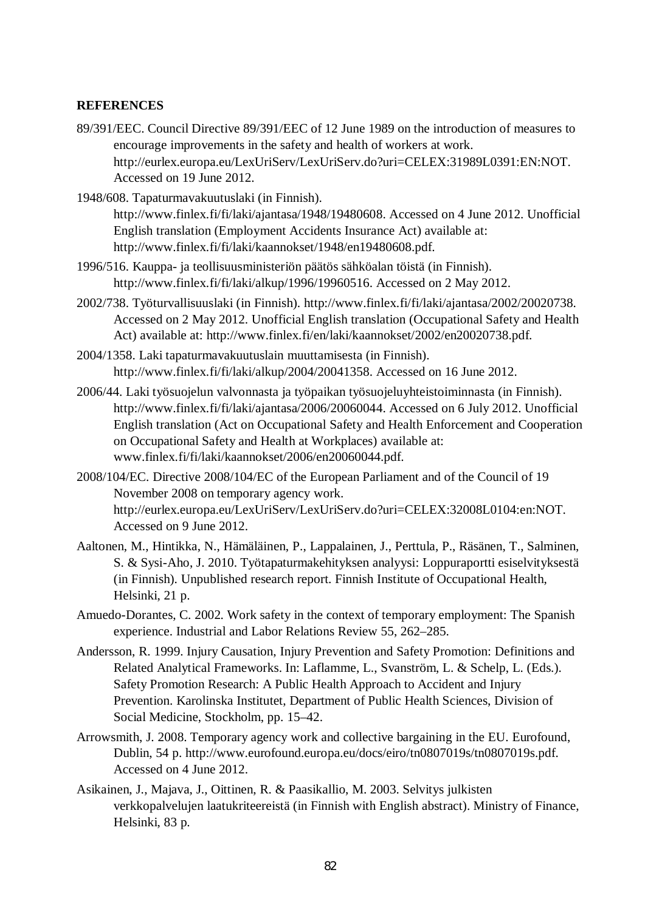**REFERENCES**

89/391/EEC. Council Directive 89/391/EEC of 12 June 1989 on the introduction of measures to encourage improvements in the safety and health of workers at work. http://eurlex.europa.eu/LexUriServ/LexUriServ.do?uri=CELEX:31989L0391:EN:NOT. Accessed on 19 June 2012.

1948/608. Tapaturmavakuutuslaki (in Finnish). http://www.finlex.fi/fi/laki/ajantasa/1948/19480608. Accessed on 4 June 2012. Unofficial English translation (Employment Accidents Insurance Act) available at: http://www.finlex.fi/fi/laki/kaannokset/1948/en19480608.pdf.

1996/516. Kauppa- ja teollisuusministeriön päätös sähköalan töistä (in Finnish). http://www.finlex.fi/fi/laki/alkup/1996/19960516. Accessed on 2 May 2012.

2002/738. Työturvallisuuslaki (in Finnish). http://www.finlex.fi/fi/laki/ajantasa/2002/20020738. Accessed on 2 May 2012. Unofficial English translation (Occupational Safety and Health Act) available at: http://www.finlex.fi/en/laki/kaannokset/2002/en20020738.pdf.

2004/1358. Laki tapaturmavakuutuslain muuttamisesta (in Finnish). http://www.finlex.fi/fi/laki/alkup/2004/20041358. Accessed on 16 June 2012.

2006/44. Laki työsuojelun valvonnasta ja työpaikan työsuojeluyhteistoiminnasta (in Finnish). http://www.finlex.fi/fi/laki/ajantasa/2006/20060044. Accessed on 6 July 2012. Unofficial English translation (Act on Occupational Safety and Health Enforcement and Cooperation on Occupational Safety and Health at Workplaces) available at: www.finlex.fi/fi/laki/kaannokset/2006/en20060044.pdf.

2008/104/EC. Directive 2008/104/EC of the European Parliament and of the Council of 19 November 2008 on temporary agency work. http://eurlex.europa.eu/LexUriServ/LexUriServ.do?uri=CELEX:32008L0104:en:NOT. Accessed on 9 June 2012.

Aaltonen, M., Hintikka, N., Hämäläinen, P., Lappalainen, J., Perttula, P., Räsänen, T., Salminen, S. & Sysi-Aho, J. 2010. Työtapaturmakehityksen analyysi: Loppuraportti esiselvityksestä (in Finnish). Unpublished research report. Finnish Institute of Occupational Health, Helsinki, 21 p.

Amuedo-Dorantes, C. 2002. Work safety in the context of temporary employment: The Spanish experience. Industrial and Labor Relations Review 55, 262–285.

Andersson, R. 1999. Injury Causation, Injury Prevention and Safety Promotion: Definitions and Related Analytical Frameworks. In: Laflamme, L., Svanström, L. & Schelp, L. (Eds.). Safety Promotion Research: A Public Health Approach to Accident and Injury Prevention. Karolinska Institutet, Department of Public Health Sciences, Division of Social Medicine, Stockholm, pp. 15–42.

Arrowsmith, J. 2008. Temporary agency work and collective bargaining in the EU. Eurofound, Dublin, 54 p. http://www.eurofound.europa.eu/docs/eiro/tn0807019s/tn0807019s.pdf. Accessed on 4 June 2012.

Asikainen, J., Majava, J., Oittinen, R. & Paasikallio, M. 2003. Selvitys julkisten verkkopalvelujen laatukriteereistä (in Finnish with English abstract). Ministry of Finance, Helsinki, 83 p.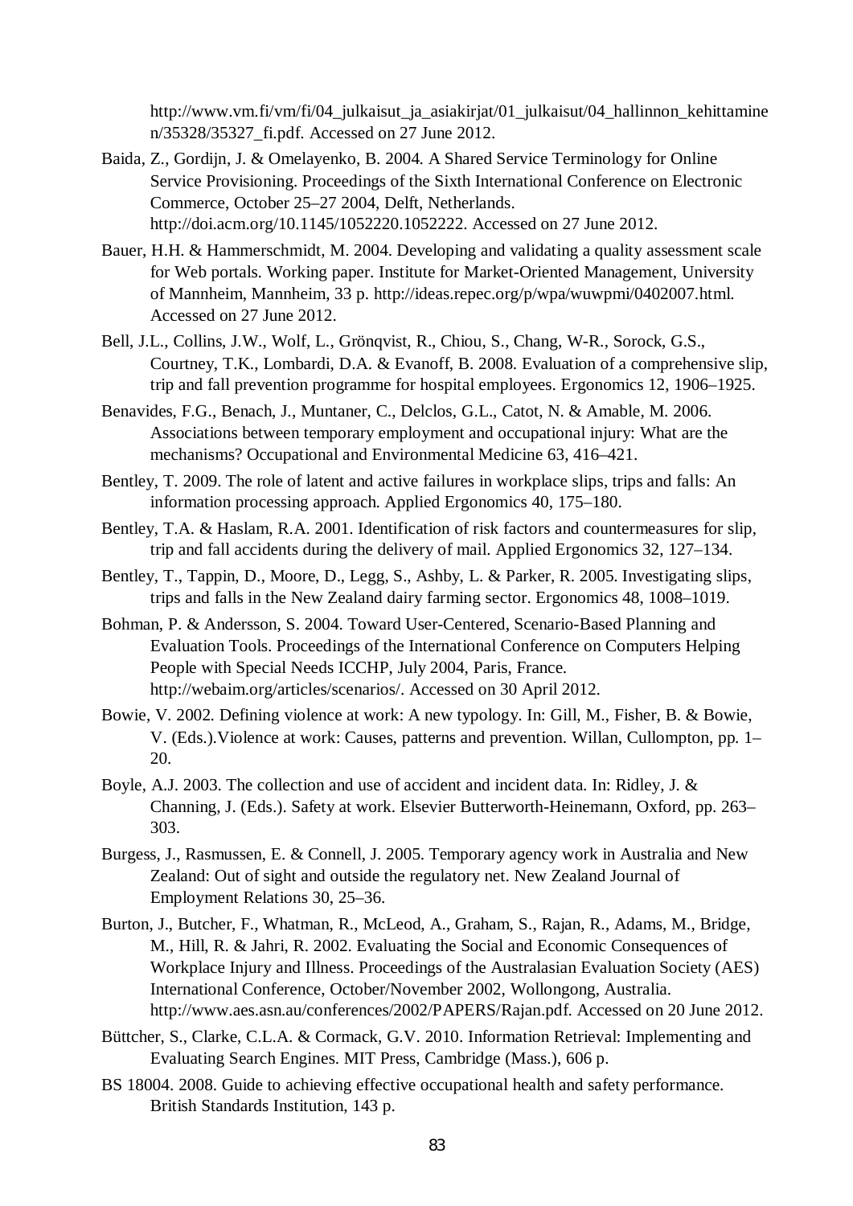http://www.vm.fi/vm/fi/04_julkaisut_ja_asiakirjat/01_julkaisut/04_hallinnon_kehittaminen/35328/35327_fi.pdf. Accessed on 27 June 2012.

Baida, Z., Gordijn, J. & Omelayenko, B. 2004. A Shared Service Terminology for Online Service Provisioning. Proceedings of the Sixth International Conference on Electronic Commerce, October 25–27 2004, Delft, Netherlands. http://doi.acm.org/10.1145/1052220.1052222. Accessed on 27 June 2012.

Bauer, H.H. & Hammerschmidt, M. 2004. Developing and validating a quality assessment scale for Web portals. Working paper. Institute for Market-Oriented Management, University of Mannheim, Mannheim, 33 p. http://ideas.repec.org/p/wpa/wuwpmi/0402007.html. Accessed on 27 June 2012.

Bell, J.L., Collins, J.W., Wolf, L., Grönqvist, R., Chiou, S., Chang, W-R., Sorock, G.S., Courtney, T.K., Lombardi, D.A. & Evanoff, B. 2008. Evaluation of a comprehensive slip, trip and fall prevention programme for hospital employees. Ergonomics 12, 1906–1925.

Benavides, F.G., Benach, J., Muntaner, C., Delclos, G.L., Catot, N. & Amable, M. 2006. Associations between temporary employment and occupational injury: What are the mechanisms? Occupational and Environmental Medicine 63, 416–421.

Bentley, T. 2009. The role of latent and active failures in workplace slips, trips and falls: An information processing approach. Applied Ergonomics 40, 175–180.

Bentley, T.A. & Haslam, R.A. 2001. Identification of risk factors and countermeasures for slip, trip and fall accidents during the delivery of mail. Applied Ergonomics 32, 127–134.

Bentley, T., Tappin, D., Moore, D., Legg, S., Ashby, L. & Parker, R. 2005. Investigating slips, trips and falls in the New Zealand dairy farming sector. Ergonomics 48, 1008–1019.

Bohman, P. & Andersson, S. 2004. Toward User-Centered, Scenario-Based Planning and Evaluation Tools. Proceedings of the International Conference on Computers Helping People with Special Needs ICCHP, July 2004, Paris, France. http://webaim.org/articles/scenarios/. Accessed on 30 April 2012.

Bowie, V. 2002. Defining violence at work: A new typology. In: Gill, M., Fisher, B. & Bowie, V. (Eds.).Violence at work: Causes, patterns and prevention. Willan, Cullompton, pp. 1–20.

Boyle, A.J. 2003. The collection and use of accident and incident data. In: Ridley, J. & Channing, J. (Eds.). Safety at work. Elsevier Butterworth-Heinemann, Oxford, pp. 263–303.

Burgess, J., Rasmussen, E. & Connell, J. 2005. Temporary agency work in Australia and New Zealand: Out of sight and outside the regulatory net. New Zealand Journal of Employment Relations 30, 25–36.

Burton, J., Butcher, F., Whatman, R., McLeod, A., Graham, S., Rajan, R., Adams, M., Bridge, M., Hill, R. & Jahri, R. 2002. Evaluating the Social and Economic Consequences of Workplace Injury and Illness. Proceedings of the Australasian Evaluation Society (AES) International Conference, October/November 2002, Wollongong, Australia. http://www.aes.asn.au/conferences/2002/PAPERS/Rajan.pdf. Accessed on 20 June 2012.

Büttcher, S., Clarke, C.L.A. & Cormack, G.V. 2010. Information Retrieval: Implementing and Evaluating Search Engines. MIT Press, Cambridge (Mass.), 606 p.

BS 18004. 2008. Guide to achieving effective occupational health and safety performance. British Standards Institution, 143 p.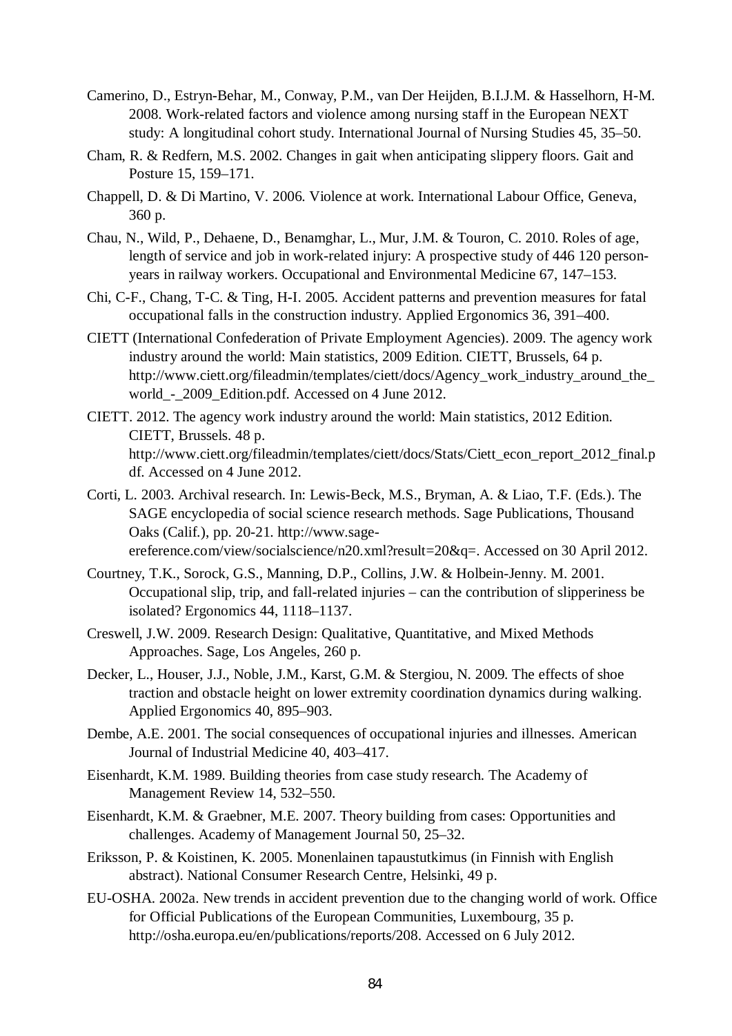Camerino, D., Estryn-Behar, M., Conway, P.M., van Der Heijden, B.I.J.M. & Hasselhorn, H-M. 2008. Work-related factors and violence among nursing staff in the European NEXT study: A longitudinal cohort study. International Journal of Nursing Studies 45, 35–50.

Cham, R. & Redfern, M.S. 2002. Changes in gait when anticipating slippery floors. Gait and Posture 15, 159–171.

Chappell, D. & Di Martino, V. 2006. Violence at work. International Labour Office, Geneva, 360 p.

Chau, N., Wild, P., Dehaene, D., Benamghar, L., Mur, J.M. & Touron, C. 2010. Roles of age, length of service and job in work-related injury: A prospective study of 446 120 person-years in railway workers. Occupational and Environmental Medicine 67, 147–153.

Chi, C-F., Chang, T-C. & Ting, H-I. 2005. Accident patterns and prevention measures for fatal occupational falls in the construction industry. Applied Ergonomics 36, 391–400.

CIETT (International Confederation of Private Employment Agencies). 2009. The agency work industry around the world: Main statistics, 2009 Edition. CIETT, Brussels, 64 p. http://www.ciett.org/fileadmin/templates/ciett/docs/Agency_work_industry_around_the_world_-_2009_Edition.pdf. Accessed on 4 June 2012.

CIETT. 2012. The agency work industry around the world: Main statistics, 2012 Edition. CIETT, Brussels. 48 p. http://www.ciett.org/fileadmin/templates/ciett/docs/Stats/Ciett_econ_report_2012_final.pdf. Accessed on 4 June 2012.

Corti, L. 2003. Archival research. In: Lewis-Beck, M.S., Bryman, A. & Liao, T.F. (Eds.). The SAGE encyclopedia of social science research methods. Sage Publications, Thousand Oaks (Calif.), pp. 20-21. http://www.sage-ereference.com/view/socialscience/n20.xml?result=20&q=. Accessed on 30 April 2012.

Courtney, T.K., Sorock, G.S., Manning, D.P., Collins, J.W. & Holbein-Jenny. M. 2001. Occupational slip, trip, and fall-related injuries – can the contribution of slipperiness be isolated? Ergonomics 44, 1118–1137.

Creswell, J.W. 2009. Research Design: Qualitative, Quantitative, and Mixed Methods Approaches. Sage, Los Angeles, 260 p.

Decker, L., Houser, J.J., Noble, J.M., Karst, G.M. & Stergiou, N. 2009. The effects of shoe traction and obstacle height on lower extremity coordination dynamics during walking. Applied Ergonomics 40, 895–903.

Dembe, A.E. 2001. The social consequences of occupational injuries and illnesses. American Journal of Industrial Medicine 40, 403–417.

Eisenhardt, K.M. 1989. Building theories from case study research. The Academy of Management Review 14, 532–550.

Eisenhardt, K.M. & Graebner, M.E. 2007. Theory building from cases: Opportunities and challenges. Academy of Management Journal 50, 25–32.

Eriksson, P. & Koistinen, K. 2005. Monenlainen tapaustutkimus (in Finnish with English abstract). National Consumer Research Centre, Helsinki, 49 p.

EU-OSHA. 2002a. New trends in accident prevention due to the changing world of work. Office for Official Publications of the European Communities, Luxembourg, 35 p. http://osha.europa.eu/en/publications/reports/208. Accessed on 6 July 2012.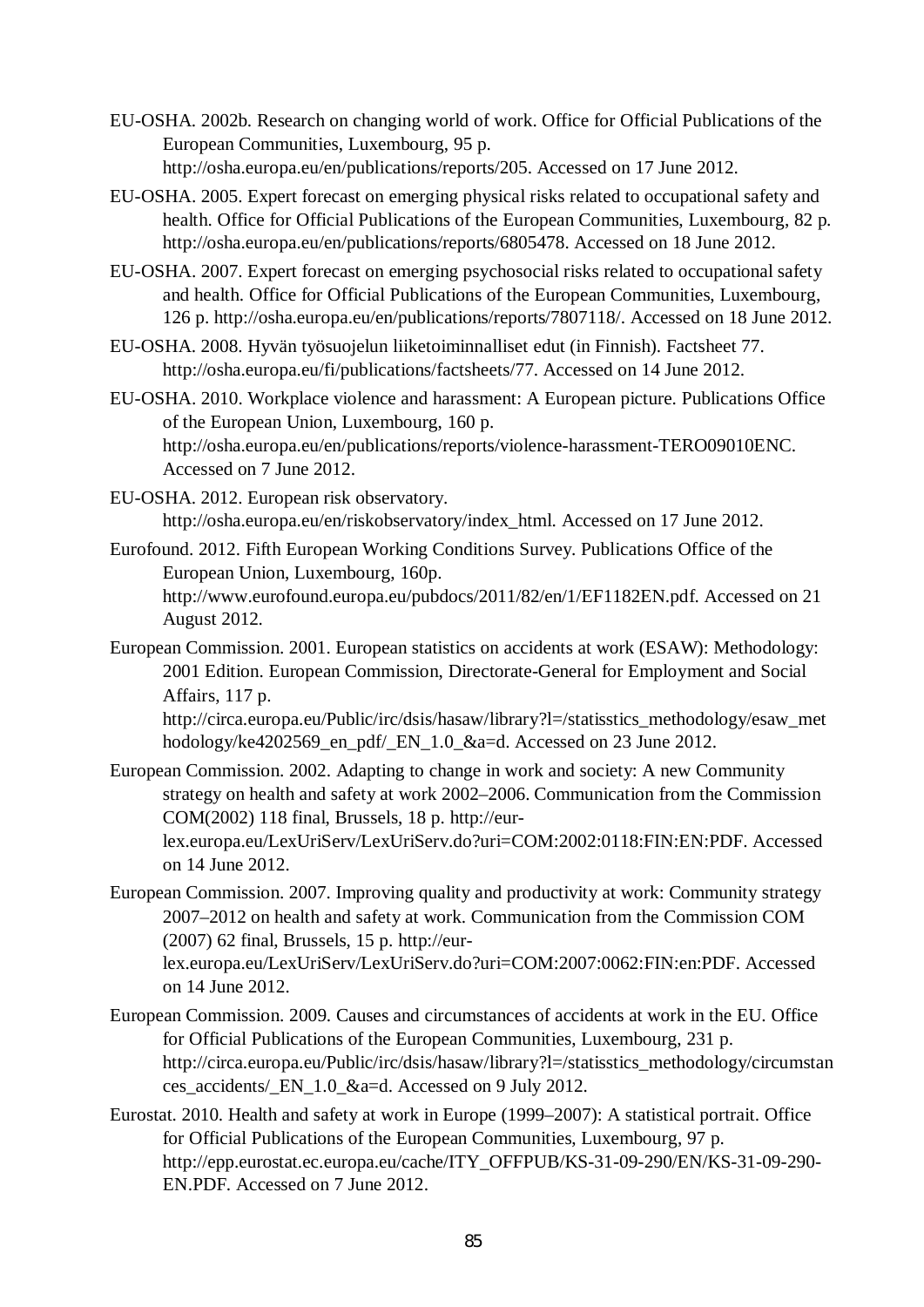EU-OSHA. 2002b. Research on changing world of work. Office for Official Publications of the European Communities, Luxembourg, 95 p. http://osha.europa.eu/en/publications/reports/205. Accessed on 17 June 2012.

EU-OSHA. 2005. Expert forecast on emerging physical risks related to occupational safety and health. Office for Official Publications of the European Communities, Luxembourg, 82 p. http://osha.europa.eu/en/publications/reports/6805478. Accessed on 18 June 2012.

EU-OSHA. 2007. Expert forecast on emerging psychosocial risks related to occupational safety and health. Office for Official Publications of the European Communities, Luxembourg, 126 p. http://osha.europa.eu/en/publications/reports/7807118/. Accessed on 18 June 2012.

EU-OSHA. 2008. Hyvän työsuojelun liiketoiminnalliset edut (in Finnish). Factsheet 77. http://osha.europa.eu/fi/publications/factsheets/77. Accessed on 14 June 2012.

EU-OSHA. 2010. Workplace violence and harassment: A European picture. Publications Office of the European Union, Luxembourg, 160 p. http://osha.europa.eu/en/publications/reports/violence-harassment-TERO09010ENC. Accessed on 7 June 2012.

EU-OSHA. 2012. European risk observatory. http://osha.europa.eu/en/riskobservatory/index_html. Accessed on 17 June 2012.

Eurofound. 2012. Fifth European Working Conditions Survey. Publications Office of the European Union, Luxembourg, 160p. http://www.eurofound.europa.eu/pubdocs/2011/82/en/1/EF1182EN.pdf. Accessed on 21 August 2012.

European Commission. 2001. European statistics on accidents at work (ESAW): Methodology: 2001 Edition. European Commission, Directorate-General for Employment and Social Affairs, 117 p. http://circa.europa.eu/Public/irc/dsis/hasaw/library?l=/statisstics_methodology/esaw_methodology/ke4202569_en_pdf/_EN_1.0_&a=d. Accessed on 23 June 2012.

European Commission. 2002. Adapting to change in work and society: A new Community strategy on health and safety at work 2002–2006. Communication from the Commission COM(2002) 118 final, Brussels, 18 p. http://eur-lex.europa.eu/LexUriServ/LexUriServ.do?uri=COM:2002:0118:FIN:EN:PDF. Accessed on 14 June 2012.

European Commission. 2007. Improving quality and productivity at work: Community strategy 2007–2012 on health and safety at work. Communication from the Commission COM (2007) 62 final, Brussels, 15 p. http://eur-lex.europa.eu/LexUriServ/LexUriServ.do?uri=COM:2007:0062:FIN:en:PDF. Accessed on 14 June 2012.

European Commission. 2009. Causes and circumstances of accidents at work in the EU. Office for Official Publications of the European Communities, Luxembourg, 231 p. http://circa.europa.eu/Public/irc/dsis/hasaw/library?l=/statisstics_methodology/circumstances_accidents/_EN_1.0_&a=d. Accessed on 9 July 2012.

Eurostat. 2010. Health and safety at work in Europe (1999–2007): A statistical portrait. Office for Official Publications of the European Communities, Luxembourg, 97 p. http://epp.eurostat.ec.europa.eu/cache/ITY_OFFPUB/KS-31-09-290/EN/KS-31-09-290-EN.PDF. Accessed on 7 June 2012.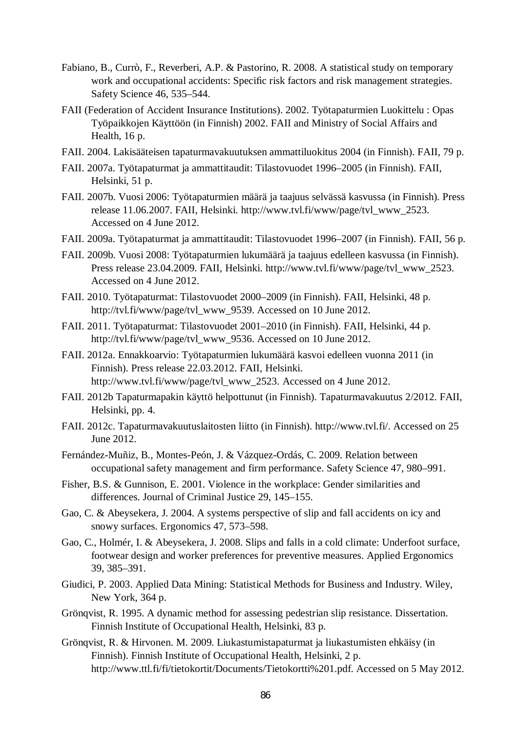Fabiano, B., Currò, F., Reverberi, A.P. & Pastorino, R. 2008. A statistical study on temporary work and occupational accidents: Specific risk factors and risk management strategies. Safety Science 46, 535–544.

FAII (Federation of Accident Insurance Institutions). 2002. Työtapaturmien Luokittelu : Opas Työpaikkojen Käyttöön (in Finnish) 2002. FAII and Ministry of Social Affairs and Health, 16 p.

FAII. 2004. Lakisääteisen tapaturmavakuutuksen ammattiluokitus 2004 (in Finnish). FAII, 79 p.

FAII. 2007a. Työtapaturmat ja ammattitaudit: Tilastovuodet 1996–2005 (in Finnish). FAII, Helsinki, 51 p.

FAII. 2007b. Vuosi 2006: Työtapaturmien määrä ja taajuus selvässä kasvussa (in Finnish). Press release 11.06.2007. FAII, Helsinki. http://www.tvl.fi/www/page/tvl_www_2523. Accessed on 4 June 2012.

FAII. 2009a. Työtapaturmat ja ammattitaudit: Tilastovuodet 1996–2007 (in Finnish). FAII, 56 p.

FAII. 2009b. Vuosi 2008: Työtapaturmien lukumäärä ja taajuus edelleen kasvussa (in Finnish). Press release 23.04.2009. FAII, Helsinki. http://www.tvl.fi/www/page/tvl_www_2523. Accessed on 4 June 2012.

FAII. 2010. Työtapaturmat: Tilastovuodet 2000–2009 (in Finnish). FAII, Helsinki, 48 p. http://tvl.fi/www/page/tvl_www_9539. Accessed on 10 June 2012.

FAII. 2011. Työtapaturmat: Tilastovuodet 2001–2010 (in Finnish). FAII, Helsinki, 44 p. http://tvl.fi/www/page/tvl_www_9536. Accessed on 10 June 2012.

FAII. 2012a. Ennakkoarvio: Työtapaturmien lukumäärä kasvoi edelleen vuonna 2011 (in Finnish). Press release 22.03.2012. FAII, Helsinki. http://www.tvl.fi/www/page/tvl_www_2523. Accessed on 4 June 2012.

FAII. 2012b Tapaturmapakin käyttö helpottunut (in Finnish). Tapaturmavakuutus 2/2012. FAII, Helsinki, pp. 4.

FAII. 2012c. Tapaturmavakuutuslaitosten liitto (in Finnish). http://www.tvl.fi/. Accessed on 25 June 2012.

Fernández-Muñiz, B., Montes-Peón, J. & Vázquez-Ordás, C. 2009. Relation between occupational safety management and firm performance. Safety Science 47, 980–991.

Fisher, B.S. & Gunnison, E. 2001. Violence in the workplace: Gender similarities and differences. Journal of Criminal Justice 29, 145–155.

Gao, C. & Abeysekera, J. 2004. A systems perspective of slip and fall accidents on icy and snowy surfaces. Ergonomics 47, 573–598.

Gao, C., Holmér, I. & Abeysekera, J. 2008. Slips and falls in a cold climate: Underfoot surface, footwear design and worker preferences for preventive measures. Applied Ergonomics 39, 385–391.

Giudici, P. 2003. Applied Data Mining: Statistical Methods for Business and Industry. Wiley, New York, 364 p.

Grönqvist, R. 1995. A dynamic method for assessing pedestrian slip resistance. Dissertation. Finnish Institute of Occupational Health, Helsinki, 83 p.

Grönqvist, R. & Hirvonen. M. 2009. Liukastumistapaturmat ja liukastumisten ehkäisy (in Finnish). Finnish Institute of Occupational Health, Helsinki, 2 p. http://www.ttl.fi/fi/tietokortit/Documents/Tietokortti%201.pdf. Accessed on 5 May 2012.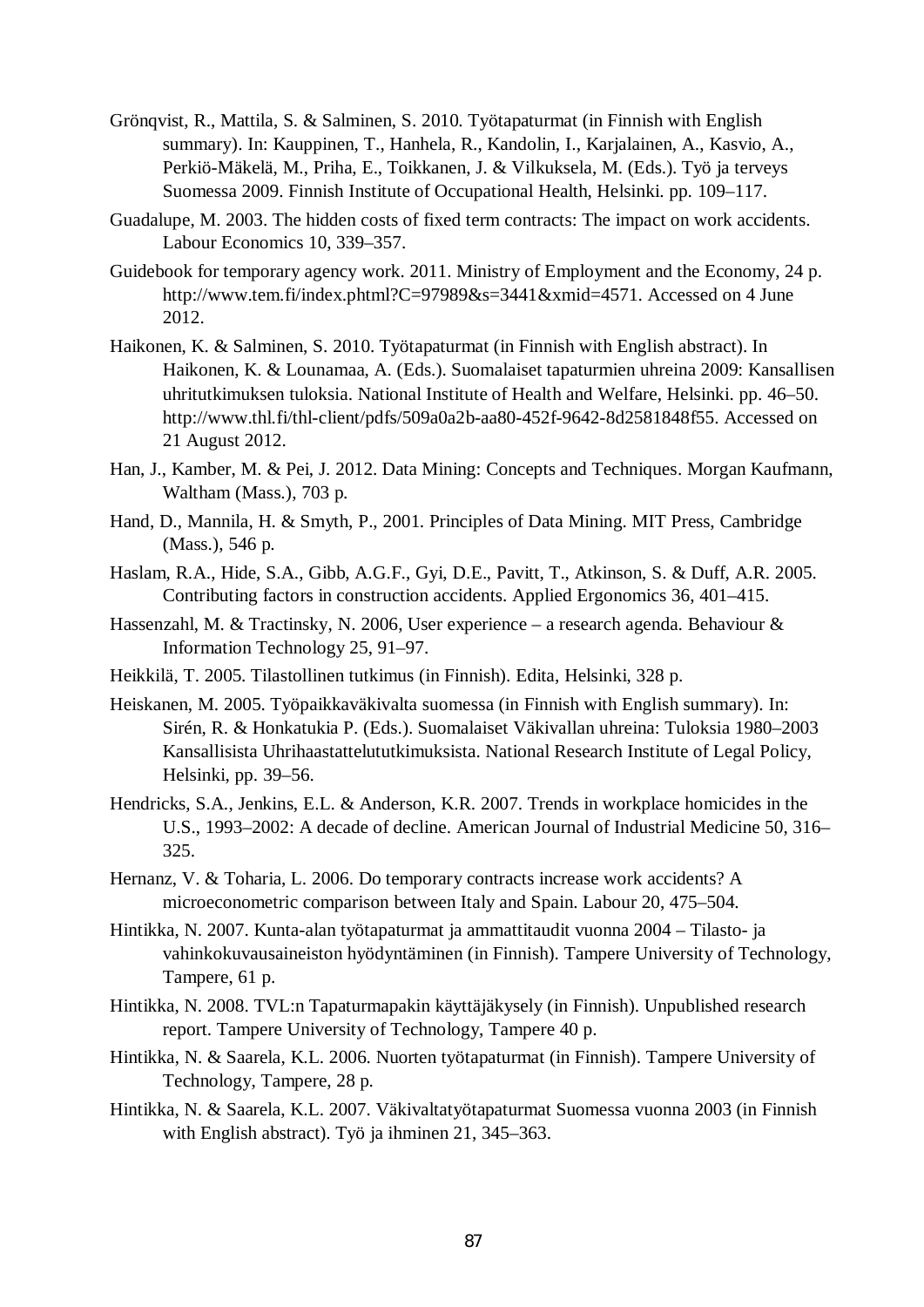Grönqvist, R., Mattila, S. & Salminen, S. 2010. Työtapaturmat (in Finnish with English summary). In: Kauppinen, T., Hanhela, R., Kandolin, I., Karjalainen, A., Kasvio, A., Perkiö-Mäkelä, M., Priha, E., Toikkanen, J. & Vilkuksela, M. (Eds.). Työ ja terveys Suomessa 2009. Finnish Institute of Occupational Health, Helsinki. pp. 109–117.

Guadalupe, M. 2003. The hidden costs of fixed term contracts: The impact on work accidents. Labour Economics 10, 339–357.

Guidebook for temporary agency work. 2011. Ministry of Employment and the Economy, 24 p. http://www.tem.fi/index.phtml?C=97989&s=3441&xmid=4571. Accessed on 4 June 2012.

Haikonen, K. & Salminen, S. 2010. Työtapaturmat (in Finnish with English abstract). In Haikonen, K. & Lounamaa, A. (Eds.). Suomalaiset tapaturmien uhreina 2009: Kansallisen uhritutkimuksen tuloksia. National Institute of Health and Welfare, Helsinki. pp. 46–50. http://www.thl.fi/thl-client/pdfs/509a0a2b-aa80-452f-9642-8d2581848f55. Accessed on 21 August 2012.

Han, J., Kamber, M. & Pei, J. 2012. Data Mining: Concepts and Techniques. Morgan Kaufmann, Waltham (Mass.), 703 p.

Hand, D., Mannila, H. & Smyth, P., 2001. Principles of Data Mining. MIT Press, Cambridge (Mass.), 546 p.

Haslam, R.A., Hide, S.A., Gibb, A.G.F., Gyi, D.E., Pavitt, T., Atkinson, S. & Duff, A.R. 2005. Contributing factors in construction accidents. Applied Ergonomics 36, 401–415.

Hassenzahl, M. & Tractinsky, N. 2006, User experience – a research agenda. Behaviour & Information Technology 25, 91–97.

Heikkilä, T. 2005. Tilastollinen tutkimus (in Finnish). Edita, Helsinki, 328 p.

Heiskanen, M. 2005. Työpaikkaväkivalta suomessa (in Finnish with English summary). In: Sirén, R. & Honkatukia P. (Eds.). Suomalaiset Väkivallan uhreina: Tuloksia 1980–2003 Kansallisista Uhrihaastattelututkimuksista. National Research Institute of Legal Policy, Helsinki, pp. 39–56.

Hendricks, S.A., Jenkins, E.L. & Anderson, K.R. 2007. Trends in workplace homicides in the U.S., 1993–2002: A decade of decline. American Journal of Industrial Medicine 50, 316–325.

Hernanz, V. & Toharia, L. 2006. Do temporary contracts increase work accidents? A microeconometric comparison between Italy and Spain. Labour 20, 475–504.

Hintikka, N. 2007. Kunta-alan työtapaturmat ja ammattitaudit vuonna 2004 – Tilasto- ja vahinkokuvausaineiston hyödyntäminen (in Finnish). Tampere University of Technology, Tampere, 61 p.

Hintikka, N. 2008. TVL:n Tapaturmapakin käyttäjäkysely (in Finnish). Unpublished research report. Tampere University of Technology, Tampere 40 p.

Hintikka, N. & Saarela, K.L. 2006. Nuorten työtapaturmat (in Finnish). Tampere University of Technology, Tampere, 28 p.

Hintikka, N. & Saarela, K.L. 2007. Väkivaltatyötapaturmat Suomessa vuonna 2003 (in Finnish with English abstract). Työ ja ihminen 21, 345–363.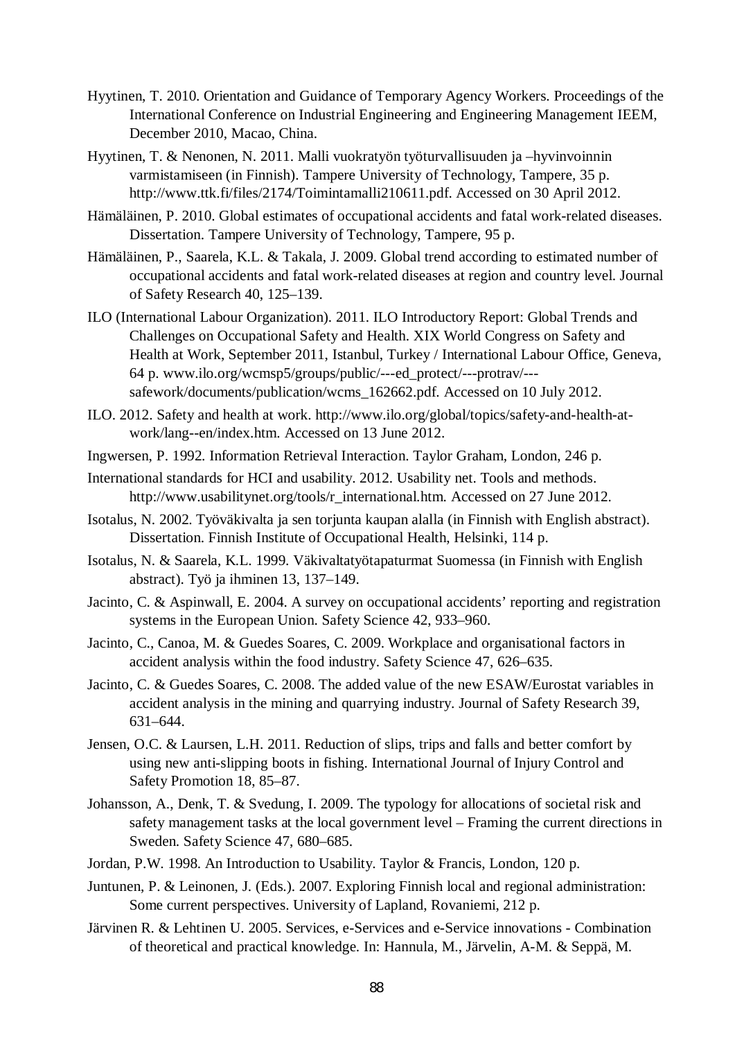Hyytinen, T. 2010. Orientation and Guidance of Temporary Agency Workers. Proceedings of the International Conference on Industrial Engineering and Engineering Management IEEM, December 2010, Macao, China.

Hyytinen, T. & Nenonen, N. 2011. Malli vuokratyön työturvallisuuden ja –hyvinvoinnin varmistamiseen (in Finnish). Tampere University of Technology, Tampere, 35 p. http://www.ttk.fi/files/2174/Toimintamalli210611.pdf. Accessed on 30 April 2012.

Hämäläinen, P. 2010. Global estimates of occupational accidents and fatal work-related diseases. Dissertation. Tampere University of Technology, Tampere, 95 p.

Hämäläinen, P., Saarela, K.L. & Takala, J. 2009. Global trend according to estimated number of occupational accidents and fatal work-related diseases at region and country level. Journal of Safety Research 40, 125–139.

ILO (International Labour Organization). 2011. ILO Introductory Report: Global Trends and Challenges on Occupational Safety and Health. XIX World Congress on Safety and Health at Work, September 2011, Istanbul, Turkey / International Labour Office, Geneva, 64 p. www.ilo.org/wcmsp5/groups/public/---ed_protect/---protrav/---safework/documents/publication/wcms_162662.pdf. Accessed on 10 July 2012.

ILO. 2012. Safety and health at work. http://www.ilo.org/global/topics/safety-and-health-at-work/lang--en/index.htm. Accessed on 13 June 2012.

Ingwersen, P. 1992. Information Retrieval Interaction. Taylor Graham, London, 246 p.

International standards for HCI and usability. 2012. Usability net. Tools and methods. http://www.usabilitynet.org/tools/r_international.htm. Accessed on 27 June 2012.

Isotalus, N. 2002. Työväkivalta ja sen torjunta kaupan alalla (in Finnish with English abstract). Dissertation. Finnish Institute of Occupational Health, Helsinki, 114 p.

Isotalus, N. & Saarela, K.L. 1999. Väkivaltatyötapaturmat Suomessa (in Finnish with English abstract). Työ ja ihminen 13, 137–149.

Jacinto, C. & Aspinwall, E. 2004. A survey on occupational accidents' reporting and registration systems in the European Union. Safety Science 42, 933–960.

Jacinto, C., Canoa, M. & Guedes Soares, C. 2009. Workplace and organisational factors in accident analysis within the food industry. Safety Science 47, 626–635.

Jacinto, C. & Guedes Soares, C. 2008. The added value of the new ESAW/Eurostat variables in accident analysis in the mining and quarrying industry. Journal of Safety Research 39, 631–644.

Jensen, O.C. & Laursen, L.H. 2011. Reduction of slips, trips and falls and better comfort by using new anti-slipping boots in fishing. International Journal of Injury Control and Safety Promotion 18, 85–87.

Johansson, A., Denk, T. & Svedung, I. 2009. The typology for allocations of societal risk and safety management tasks at the local government level – Framing the current directions in Sweden. Safety Science 47, 680–685.

Jordan, P.W. 1998. An Introduction to Usability. Taylor & Francis, London, 120 p.

Juntunen, P. & Leinonen, J. (Eds.). 2007. Exploring Finnish local and regional administration: Some current perspectives. University of Lapland, Rovaniemi, 212 p.

Järvinen R. & Lehtinen U. 2005. Services, e-Services and e-Service innovations - Combination of theoretical and practical knowledge. In: Hannula, M., Järvelin, A-M. & Seppä, M.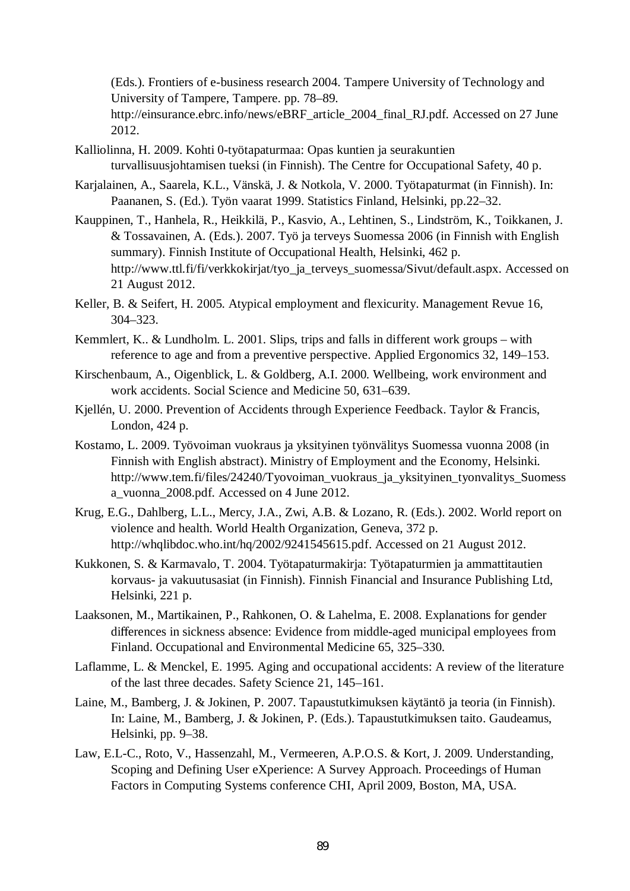(Eds.). Frontiers of e-business research 2004. Tampere University of Technology and University of Tampere, Tampere. pp. 78–89. http://einsurance.ebrc.info/news/eBRF_article_2004_final_RJ.pdf. Accessed on 27 June 2012.

Kalliolinna, H. 2009. Kohti 0-työtapaturmaa: Opas kuntien ja seurakuntien turvallisuusjohtamisen tueksi (in Finnish). The Centre for Occupational Safety, 40 p.

Karjalainen, A., Saarela, K.L., Vänskä, J. & Notkola, V. 2000. Työtapaturmat (in Finnish). In: Paananen, S. (Ed.). Työn vaarat 1999. Statistics Finland, Helsinki, pp.22–32.

Kauppinen, T., Hanhela, R., Heikkilä, P., Kasvio, A., Lehtinen, S., Lindström, K., Toikkanen, J. & Tossavainen, A. (Eds.). 2007. Työ ja terveys Suomessa 2006 (in Finnish with English summary). Finnish Institute of Occupational Health, Helsinki, 462 p. http://www.ttl.fi/fi/verkkokirjat/tyo_ja_terveys_suomessa/Sivut/default.aspx. Accessed on 21 August 2012.

Keller, B. & Seifert, H. 2005. Atypical employment and flexicurity. Management Revue 16, 304–323.

Kemmlert, K.. & Lundholm. L. 2001. Slips, trips and falls in different work groups – with reference to age and from a preventive perspective. Applied Ergonomics 32, 149–153.

Kirschenbaum, A., Oigenblick, L. & Goldberg, A.I. 2000. Wellbeing, work environment and work accidents. Social Science and Medicine 50, 631–639.

Kjellén, U. 2000. Prevention of Accidents through Experience Feedback. Taylor & Francis, London, 424 p.

Kostamo, L. 2009. Työvoiman vuokraus ja yksityinen työnvälitys Suomessa vuonna 2008 (in Finnish with English abstract). Ministry of Employment and the Economy, Helsinki. http://www.tem.fi/files/24240/Tyovoiman_vuokraus_ja_yksityinen_tyonvalitys_Suomessa_vuonna_2008.pdf. Accessed on 4 June 2012.

Krug, E.G., Dahlberg, L.L., Mercy, J.A., Zwi, A.B. & Lozano, R. (Eds.). 2002. World report on violence and health. World Health Organization, Geneva, 372 p. http://whqlibdoc.who.int/hq/2002/9241545615.pdf. Accessed on 21 August 2012.

Kukkonen, S. & Karmavalo, T. 2004. Työtapaturmakirja: Työtapaturmien ja ammattitautien korvaus- ja vakuutusasiat (in Finnish). Finnish Financial and Insurance Publishing Ltd, Helsinki, 221 p.

Laaksonen, M., Martikainen, P., Rahkonen, O. & Lahelma, E. 2008. Explanations for gender differences in sickness absence: Evidence from middle-aged municipal employees from Finland. Occupational and Environmental Medicine 65, 325–330.

Laflamme, L. & Menckel, E. 1995. Aging and occupational accidents: A review of the literature of the last three decades. Safety Science 21, 145–161.

Laine, M., Bamberg, J. & Jokinen, P. 2007. Tapaustutkimuksen käytäntö ja teoria (in Finnish). In: Laine, M., Bamberg, J. & Jokinen, P. (Eds.). Tapaustutkimuksen taito. Gaudeamus, Helsinki, pp. 9–38.

Law, E.L-C., Roto, V., Hassenzahl, M., Vermeeren, A.P.O.S. & Kort, J. 2009. Understanding, Scoping and Defining User eXperience: A Survey Approach. Proceedings of Human Factors in Computing Systems conference CHI, April 2009, Boston, MA, USA.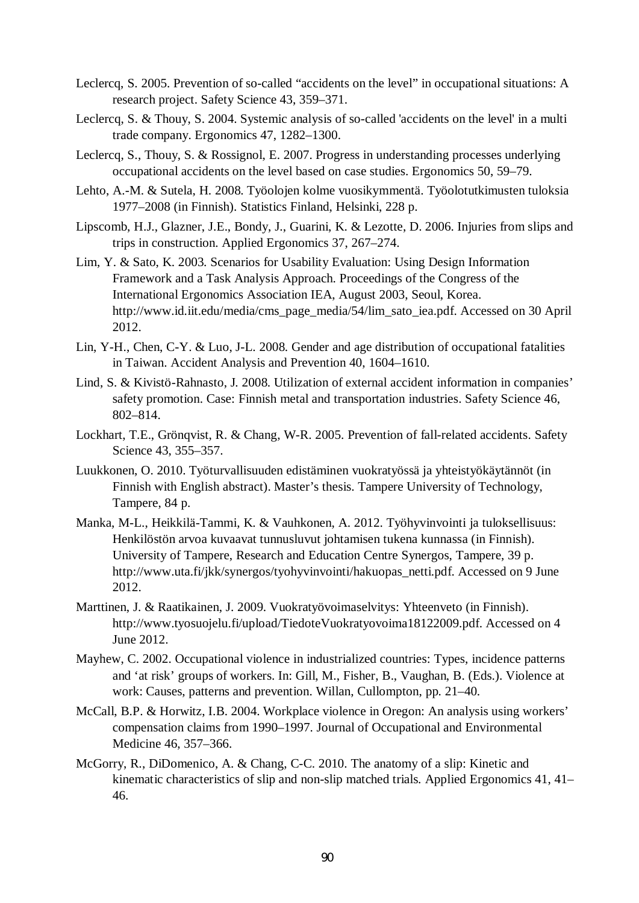Leclercq, S. 2005. Prevention of so-called “accidents on the level” in occupational situations: A research project. Safety Science 43, 359–371.

Leclercq, S. & Thouy, S. 2004. Systemic analysis of so-called 'accidents on the level' in a multi trade company. Ergonomics 47, 1282–1300.

Leclercq, S., Thouy, S. & Rossignol, E. 2007. Progress in understanding processes underlying occupational accidents on the level based on case studies. Ergonomics 50, 59–79.

Lehto, A.-M. & Sutela, H. 2008. Työolojen kolme vuosikymmentä. Työolotutkimusten tuloksia 1977–2008 (in Finnish). Statistics Finland, Helsinki, 228 p.

Lipscomb, H.J., Glazner, J.E., Bondy, J., Guarini, K. & Lezotte, D. 2006. Injuries from slips and trips in construction. Applied Ergonomics 37, 267–274.

Lim, Y. & Sato, K. 2003. Scenarios for Usability Evaluation: Using Design Information Framework and a Task Analysis Approach. Proceedings of the Congress of the International Ergonomics Association IEA, August 2003, Seoul, Korea. http://www.id.iit.edu/media/cms_page_media/54/lim_sato_iea.pdf. Accessed on 30 April 2012.

Lin, Y-H., Chen, C-Y. & Luo, J-L. 2008. Gender and age distribution of occupational fatalities in Taiwan. Accident Analysis and Prevention 40, 1604–1610.

Lind, S. & Kivistö-Rahnasto, J. 2008. Utilization of external accident information in companies' safety promotion. Case: Finnish metal and transportation industries. Safety Science 46, 802–814.

Lockhart, T.E., Grönqvist, R. & Chang, W-R. 2005. Prevention of fall-related accidents. Safety Science 43, 355–357.

Luukkonen, O. 2010. Työturvallisuuden edistäminen vuokratyössä ja yhteistyökäytännöt (in Finnish with English abstract). Master's thesis. Tampere University of Technology, Tampere, 84 p.

Manka, M-L., Heikkilä-Tammi, K. & Vauhkonen, A. 2012. Työhyvinvointi ja tuloksellisuus: Henkilöstön arvoa kuvaavat tunnusluvut johtamisen tukena kunnassa (in Finnish). University of Tampere, Research and Education Centre Synergos, Tampere, 39 p. http://www.uta.fi/jkk/synergos/tyohyvinvointi/hakuopas_netti.pdf. Accessed on 9 June 2012.

Marttinen, J. & Raatikainen, J. 2009. Vuokratyövoimaselvitys: Yhteenveto (in Finnish). http://www.tyosuojelu.fi/upload/TiedoteVuokratyovoima18122009.pdf. Accessed on 4 June 2012.

Mayhew, C. 2002. Occupational violence in industrialized countries: Types, incidence patterns and 'at risk' groups of workers. In: Gill, M., Fisher, B., Vaughan, B. (Eds.). Violence at work: Causes, patterns and prevention. Willan, Cullompton, pp. 21–40.

McCall, B.P. & Horwitz, I.B. 2004. Workplace violence in Oregon: An analysis using workers' compensation claims from 1990–1997. Journal of Occupational and Environmental Medicine 46, 357–366.

McGorry, R., DiDomenico, A. & Chang, C-C. 2010. The anatomy of a slip: Kinetic and kinematic characteristics of slip and non-slip matched trials. Applied Ergonomics 41, 41–46.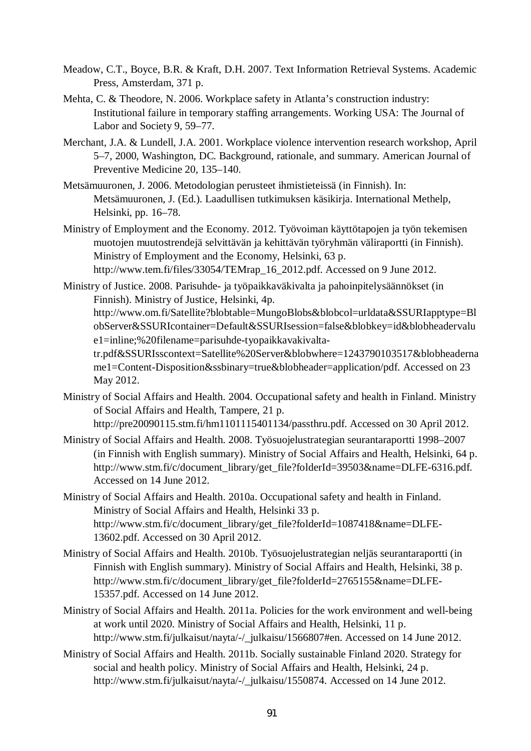Meadow, C.T., Boyce, B.R. & Kraft, D.H. 2007. Text Information Retrieval Systems. Academic Press, Amsterdam, 371 p.

Mehta, C. & Theodore, N. 2006. Workplace safety in Atlanta's construction industry: Institutional failure in temporary staffing arrangements. Working USA: The Journal of Labor and Society 9, 59–77.

Merchant, J.A. & Lundell, J.A. 2001. Workplace violence intervention research workshop, April 5–7, 2000, Washington, DC. Background, rationale, and summary. American Journal of Preventive Medicine 20, 135–140.

Metsämuuronen, J. 2006. Metodologian perusteet ihmistieteissä (in Finnish). In: Metsämuuronen, J. (Ed.). Laadullisen tutkimuksen käsikirja. International Methelp, Helsinki, pp. 16–78.

Ministry of Employment and the Economy. 2012. Työvoiman käyttötapojen ja työn tekemisen muotojen muutostrendejä selvittävän ja kehittävän työryhmän väliraportti (in Finnish). Ministry of Employment and the Economy, Helsinki, 63 p. http://www.tem.fi/files/33054/TEMrap_16_2012.pdf. Accessed on 9 June 2012.

Ministry of Justice. 2008. Parisuhde- ja työpaikkaväkivalta ja pahoinpitelysäännökset (in Finnish). Ministry of Justice, Helsinki, 4p. http://www.om.fi/Satellite?blobtable=MungoBlobs&blobcol=urldata&SSURIapptype=BlobServer&SSURIcontainer=Default&SSURIsession=false&blobkey=id&blobheadervalue1=inline;%20filename=parisuhde-tyopaikkavakivalta-tr.pdf&SSURIsscontext=Satellite%20Server&blobwhere=1243790103517&blobheadername1=Content-Disposition&ssbinary=true&blobheader=application/pdf. Accessed on 23 May 2012.

Ministry of Social Affairs and Health. 2004. Occupational safety and health in Finland. Ministry of Social Affairs and Health, Tampere, 21 p. http://pre20090115.stm.fi/hm1101115401134/passthru.pdf. Accessed on 30 April 2012.

Ministry of Social Affairs and Health. 2008. Työsuojelustrategian seurantaraportti 1998–2007 (in Finnish with English summary). Ministry of Social Affairs and Health, Helsinki, 64 p. http://www.stm.fi/c/document_library/get_file?folderId=39503&name=DLFE-6316.pdf. Accessed on 14 June 2012.

Ministry of Social Affairs and Health. 2010a. Occupational safety and health in Finland. Ministry of Social Affairs and Health, Helsinki 33 p. http://www.stm.fi/c/document_library/get_file?folderId=1087418&name=DLFE-13602.pdf. Accessed on 30 April 2012.

Ministry of Social Affairs and Health. 2010b. Työsuojelustrategian neljäs seurantaraportti (in Finnish with English summary). Ministry of Social Affairs and Health, Helsinki, 38 p. http://www.stm.fi/c/document_library/get_file?folderId=2765155&name=DLFE-15357.pdf. Accessed on 14 June 2012.

Ministry of Social Affairs and Health. 2011a. Policies for the work environment and well-being at work until 2020. Ministry of Social Affairs and Health, Helsinki, 11 p. http://www.stm.fi/julkaisut/nayta/-/_julkaisu/1566807#en. Accessed on 14 June 2012.

Ministry of Social Affairs and Health. 2011b. Socially sustainable Finland 2020. Strategy for social and health policy. Ministry of Social Affairs and Health, Helsinki, 24 p. http://www.stm.fi/julkaisut/nayta/-/_julkaisu/1550874. Accessed on 14 June 2012.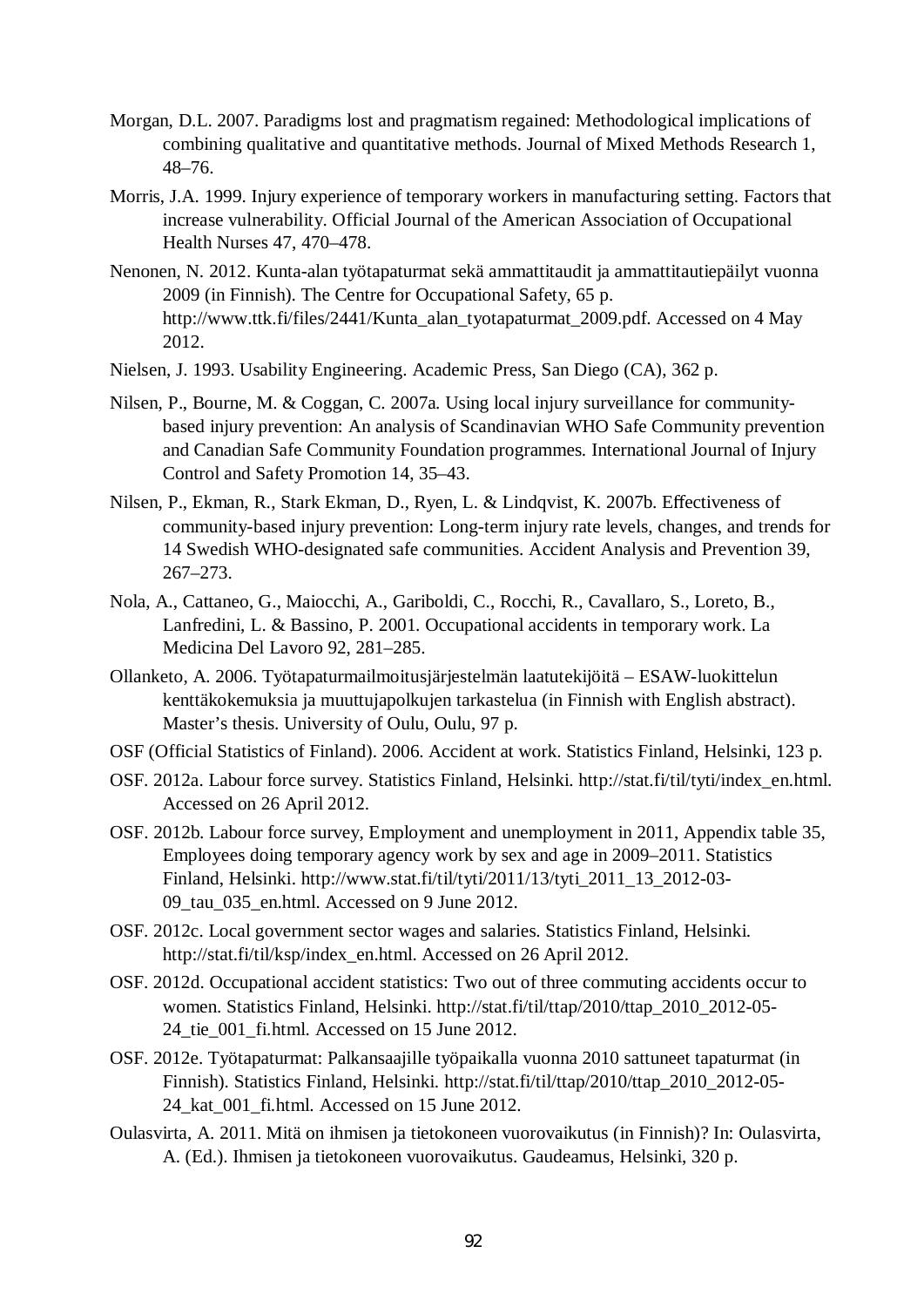Morgan, D.L. 2007. Paradigms lost and pragmatism regained: Methodological implications of combining qualitative and quantitative methods. Journal of Mixed Methods Research 1, 48–76.

Morris, J.A. 1999. Injury experience of temporary workers in manufacturing setting. Factors that increase vulnerability. Official Journal of the American Association of Occupational Health Nurses 47, 470–478.

Nenonen, N. 2012. Kunta-alan työtapaturmat sekä ammattitaudit ja ammattitautiepäilyt vuonna 2009 (in Finnish). The Centre for Occupational Safety, 65 p. http://www.ttk.fi/files/2441/Kunta_alan_tyotapaturmat_2009.pdf. Accessed on 4 May 2012.

Nielsen, J. 1993. Usability Engineering. Academic Press, San Diego (CA), 362 p.

Nilsen, P., Bourne, M. & Coggan, C. 2007a. Using local injury surveillance for community-based injury prevention: An analysis of Scandinavian WHO Safe Community prevention and Canadian Safe Community Foundation programmes. International Journal of Injury Control and Safety Promotion 14, 35–43.

Nilsen, P., Ekman, R., Stark Ekman, D., Ryen, L. & Lindqvist, K. 2007b. Effectiveness of community-based injury prevention: Long-term injury rate levels, changes, and trends for 14 Swedish WHO-designated safe communities. Accident Analysis and Prevention 39, 267–273.

Nola, A., Cattaneo, G., Maiocchi, A., Gariboldi, C., Rocchi, R., Cavallaro, S., Loreto, B., Lanfredini, L. & Bassino, P. 2001. Occupational accidents in temporary work. La Medicina Del Lavoro 92, 281–285.

Ollanketo, A. 2006. Työtapaturmailmoitusjärjestelmän laatutekijöitä – ESAW-luokittelun kenttäkokemuksia ja muuttujapolkujen tarkastelua (in Finnish with English abstract). Master's thesis. University of Oulu, Oulu, 97 p.

OSF (Official Statistics of Finland). 2006. Accident at work. Statistics Finland, Helsinki, 123 p.

OSF. 2012a. Labour force survey. Statistics Finland, Helsinki. http://stat.fi/til/tyti/index_en.html. Accessed on 26 April 2012.

OSF. 2012b. Labour force survey, Employment and unemployment in 2011, Appendix table 35, Employees doing temporary agency work by sex and age in 2009–2011. Statistics Finland, Helsinki. http://www.stat.fi/til/tyti/2011/13/tyti_2011_13_2012-03-09_tau_035_en.html. Accessed on 9 June 2012.

OSF. 2012c. Local government sector wages and salaries. Statistics Finland, Helsinki. http://stat.fi/til/ksp/index_en.html. Accessed on 26 April 2012.

OSF. 2012d. Occupational accident statistics: Two out of three commuting accidents occur to women. Statistics Finland, Helsinki. http://stat.fi/til/ttap/2010/ttap_2010_2012-05-24_tie_001_fi.html. Accessed on 15 June 2012.

OSF. 2012e. Työtapaturmat: Palkansaajille työpaikalla vuonna 2010 sattuneet tapaturmat (in Finnish). Statistics Finland, Helsinki. http://stat.fi/til/ttap/2010/ttap_2010_2012-05-24_kat_001_fi.html. Accessed on 15 June 2012.

Oulasvirta, A. 2011. Mitä on ihmisen ja tietokoneen vuorovaikutus (in Finnish)? In: Oulasvirta, A. (Ed.). Ihmisen ja tietokoneen vuorovaikutus. Gaudeamus, Helsinki, 320 p.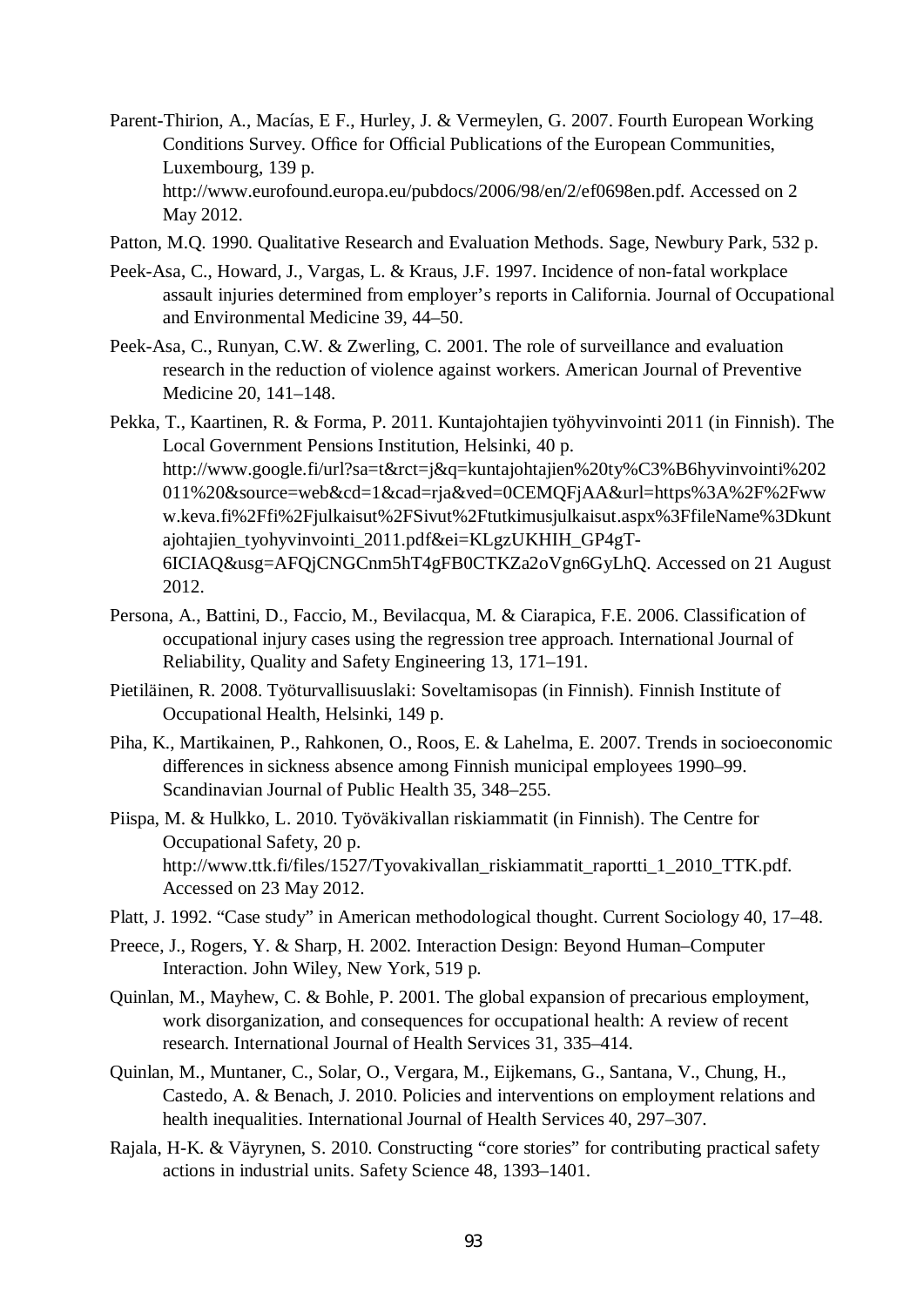Parent-Thirion, A., Macías, E F., Hurley, J. & Vermeylen, G. 2007. Fourth European Working Conditions Survey. Office for Official Publications of the European Communities, Luxembourg, 139 p. http://www.eurofound.europa.eu/pubdocs/2006/98/en/2/ef0698en.pdf. Accessed on 2 May 2012.

Patton, M.Q. 1990. Qualitative Research and Evaluation Methods. Sage, Newbury Park, 532 p.

Peek-Asa, C., Howard, J., Vargas, L. & Kraus, J.F. 1997. Incidence of non-fatal workplace assault injuries determined from employer's reports in California. Journal of Occupational and Environmental Medicine 39, 44–50.

Peek-Asa, C., Runyan, C.W. & Zwerling, C. 2001. The role of surveillance and evaluation research in the reduction of violence against workers. American Journal of Preventive Medicine 20, 141–148.

Pekka, T., Kaartinen, R. & Forma, P. 2011. Kuntajohtajien työhyvinvointi 2011 (in Finnish). The Local Government Pensions Institution, Helsinki, 40 p. http://www.google.fi/url?sa=t&rct=j&q=kuntajohtajien%20ty%C3%B6hyvinvointi%202011%20&source=web&cd=1&cad=rja&ved=0CEMQFjAA&url=https%3A%2F%2Fwww.keva.fi%2Ffi%2Fjulkaisut%2FSivut%2Ftutkimusjulkaisut.aspx%3FfileName%3Dkuntajohtajien_tyohyvinvointi_2011.pdf&ei=KLgzUKHIH_GP4gT-6ICIAQ&usg=AFQjCNGCnm5hT4gFB0CTKZa2oVgn6GyLhQ. Accessed on 21 August 2012.

Persona, A., Battini, D., Faccio, M., Bevilacqua, M. & Ciarapica, F.E. 2006. Classification of occupational injury cases using the regression tree approach. International Journal of Reliability, Quality and Safety Engineering 13, 171–191.

Pietiläinen, R. 2008. Työturvallisuuslaki: Soveltamisopas (in Finnish). Finnish Institute of Occupational Health, Helsinki, 149 p.

Piha, K., Martikainen, P., Rahkonen, O., Roos, E. & Lahelma, E. 2007. Trends in socioeconomic differences in sickness absence among Finnish municipal employees 1990–99. Scandinavian Journal of Public Health 35, 348–255.

Piispa, M. & Hulkko, L. 2010. Työväkivallan riskiammatit (in Finnish). The Centre for Occupational Safety, 20 p. http://www.ttk.fi/files/1527/Tyovakivallan_riskiammatit_raportti_1_2010_TTK.pdf. Accessed on 23 May 2012.

Platt, J. 1992. "Case study" in American methodological thought. Current Sociology 40, 17–48.

Preece, J., Rogers, Y. & Sharp, H. 2002. Interaction Design: Beyond Human–Computer Interaction. John Wiley, New York, 519 p.

Quinlan, M., Mayhew, C. & Bohle, P. 2001. The global expansion of precarious employment, work disorganization, and consequences for occupational health: A review of recent research. International Journal of Health Services 31, 335–414.

Quinlan, M., Muntaner, C., Solar, O., Vergara, M., Eijkemans, G., Santana, V., Chung, H., Castedo, A. & Benach, J. 2010. Policies and interventions on employment relations and health inequalities. International Journal of Health Services 40, 297–307.

Rajala, H-K. & Väyrynen, S. 2010. Constructing "core stories" for contributing practical safety actions in industrial units. Safety Science 48, 1393–1401.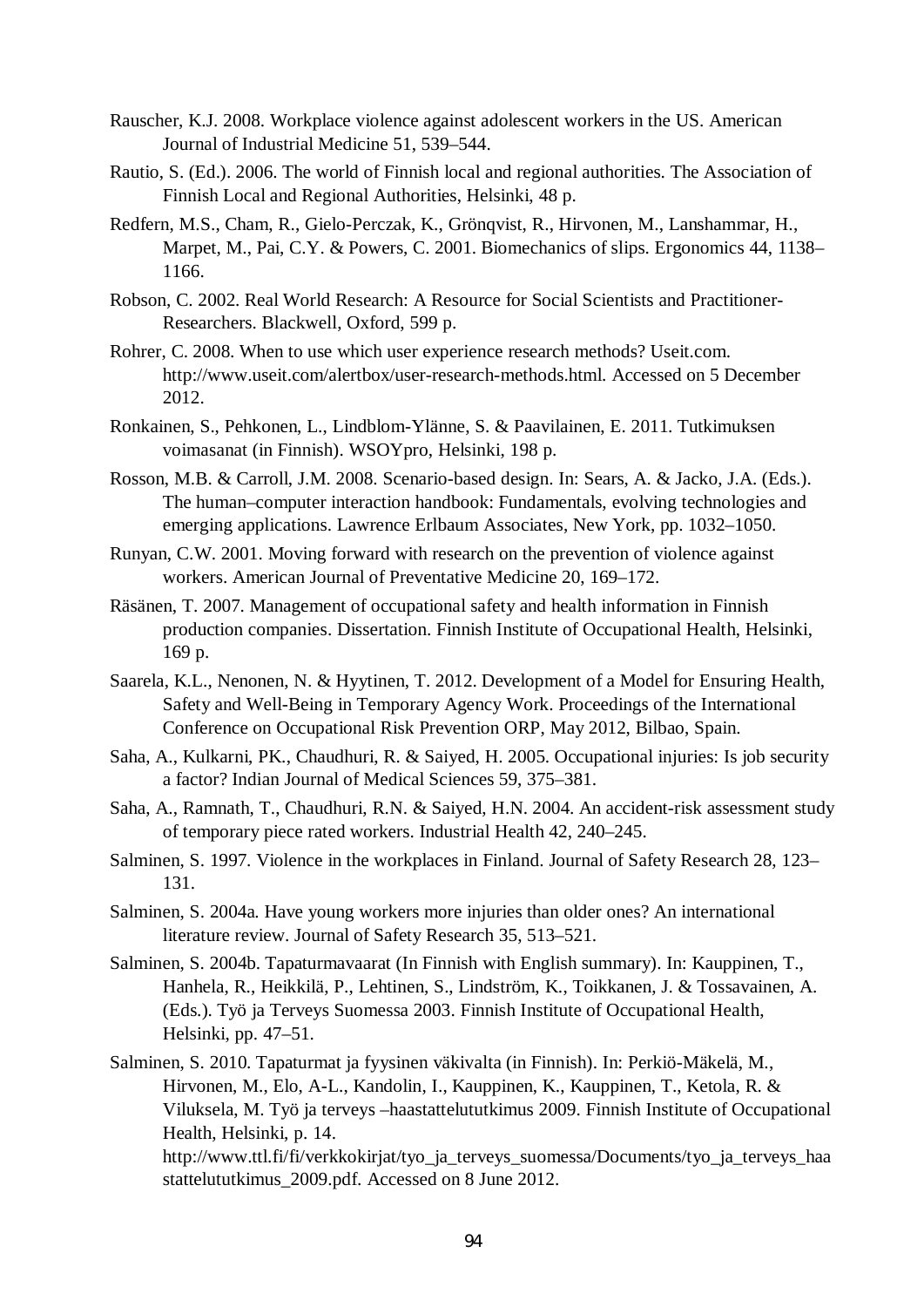Rauscher, K.J. 2008. Workplace violence against adolescent workers in the US. American Journal of Industrial Medicine 51, 539–544.

Rautio, S. (Ed.). 2006. The world of Finnish local and regional authorities. The Association of Finnish Local and Regional Authorities, Helsinki, 48 p.

Redfern, M.S., Cham, R., Gielo-Perczak, K., Grönqvist, R., Hirvonen, M., Lanshammar, H., Marpet, M., Pai, C.Y. & Powers, C. 2001. Biomechanics of slips. Ergonomics 44, 1138–1166.

Robson, C. 2002. Real World Research: A Resource for Social Scientists and Practitioner-Researchers. Blackwell, Oxford, 599 p.

Rohrer, C. 2008. When to use which user experience research methods? Useit.com. http://www.useit.com/alertbox/user-research-methods.html. Accessed on 5 December 2012.

Ronkainen, S., Pehkonen, L., Lindblom-Ylänne, S. & Paavilainen, E. 2011. Tutkimuksen voimasanat (in Finnish). WSOYpro, Helsinki, 198 p.

Rosson, M.B. & Carroll, J.M. 2008. Scenario-based design. In: Sears, A. & Jacko, J.A. (Eds.). The human–computer interaction handbook: Fundamentals, evolving technologies and emerging applications. Lawrence Erlbaum Associates, New York, pp. 1032–1050.

Runyan, C.W. 2001. Moving forward with research on the prevention of violence against workers. American Journal of Preventative Medicine 20, 169–172.

Räsänen, T. 2007. Management of occupational safety and health information in Finnish production companies. Dissertation. Finnish Institute of Occupational Health, Helsinki, 169 p.

Saarela, K.L., Nenonen, N. & Hyytinen, T. 2012. Development of a Model for Ensuring Health, Safety and Well-Being in Temporary Agency Work. Proceedings of the International Conference on Occupational Risk Prevention ORP, May 2012, Bilbao, Spain.

Saha, A., Kulkarni, PK., Chaudhuri, R. & Saiyed, H. 2005. Occupational injuries: Is job security a factor? Indian Journal of Medical Sciences 59, 375–381.

Saha, A., Ramnath, T., Chaudhuri, R.N. & Saiyed, H.N. 2004. An accident-risk assessment study of temporary piece rated workers. Industrial Health 42, 240–245.

Salminen, S. 1997. Violence in the workplaces in Finland. Journal of Safety Research 28, 123–131.

Salminen, S. 2004a. Have young workers more injuries than older ones? An international literature review. Journal of Safety Research 35, 513–521.

Salminen, S. 2004b. Tapaturmavaarat (In Finnish with English summary). In: Kauppinen, T., Hanhela, R., Heikkilä, P., Lehtinen, S., Lindström, K., Toikkanen, J. & Tossavainen, A. (Eds.). Työ ja Terveys Suomessa 2003. Finnish Institute of Occupational Health, Helsinki, pp. 47–51.

Salminen, S. 2010. Tapaturmat ja fyysinen väkivalta (in Finnish). In: Perkiö-Mäkelä, M., Hirvonen, M., Elo, A-L., Kandolin, I., Kauppinen, K., Kauppinen, T., Ketola, R. & Viluksela, M. Työ ja terveys –haastattelututkimus 2009. Finnish Institute of Occupational Health, Helsinki, p. 14. http://www.ttl.fi/fi/verkkokirjat/tyo_ja_terveys_suomessa/Documents/tyo_ja_terveys_haastattelututkimus_2009.pdf. Accessed on 8 June 2012.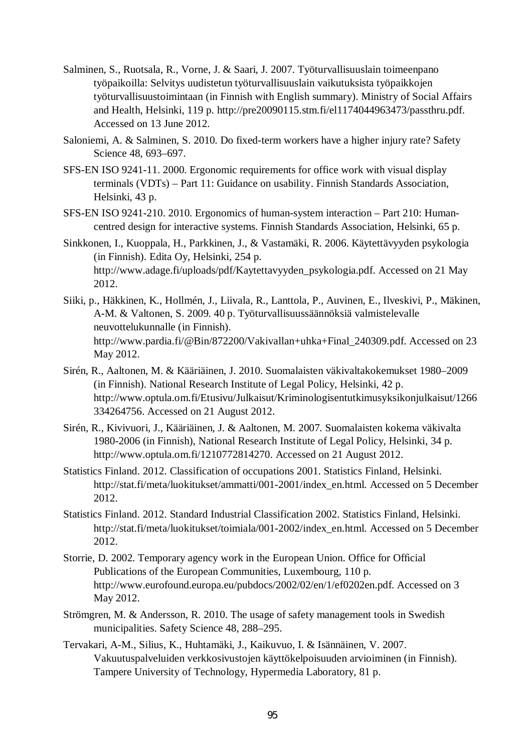Salminen, S., Ruotsala, R., Vorne, J. & Saari, J. 2007. Työturvallisuuslain toimeenpano työpaikoilla: Selvitys uudistetun työturvallisuuslain vaikutuksista työpaikkojen työturvallisuustoimintaan (in Finnish with English summary). Ministry of Social Affairs and Health, Helsinki, 119 p. http://pre20090115.stm.fi/el1174044963473/passthru.pdf. Accessed on 13 June 2012.

Saloniemi, A. & Salminen, S. 2010. Do fixed-term workers have a higher injury rate? Safety Science 48, 693–697.

SFS-EN ISO 9241-11. 2000. Ergonomic requirements for office work with visual display terminals (VDTs) – Part 11: Guidance on usability. Finnish Standards Association, Helsinki, 43 p.

SFS-EN ISO 9241-210. 2010. Ergonomics of human-system interaction – Part 210: Human-centred design for interactive systems. Finnish Standards Association, Helsinki, 65 p.

Sinkkonen, I., Kuoppala, H., Parkkinen, J., & Vastamäki, R. 2006. Käytettävyyden psykologia (in Finnish). Edita Oy, Helsinki, 254 p. http://www.adage.fi/uploads/pdf/Kaytettavyyden_psykologia.pdf. Accessed on 21 May 2012.

Siiki, p., Häkkinen, K., Hollmén, J., Liivala, R., Lanttola, P., Auvinen, E., Ilveskivi, P., Mäkinen, A-M. & Valtonen, S. 2009. 40 p. Työturvallisuussäännöksiä valmistelevalle neuvottelukunnalle (in Finnish). http://www.pardia.fi/@Bin/872200/Vakivallan+uhka+Final_240309.pdf. Accessed on 23 May 2012.

Sirén, R., Aaltonen, M. & Kääriäinen, J. 2010. Suomalaisten väkivaltakokemukset 1980–2009 (in Finnish). National Research Institute of Legal Policy, Helsinki, 42 p. http://www.optula.om.fi/Etusivu/Julkaisut/Kriminologisentutkimusyksikonjulkaisut/1266334264756. Accessed on 21 August 2012.

Sirén, R., Kivivuori, J., Kääriäinen, J. & Aaltonen, M. 2007. Suomalaisten kokema väkivalta 1980-2006 (in Finnish), National Research Institute of Legal Policy, Helsinki, 34 p. http://www.optula.om.fi/1210772814270. Accessed on 21 August 2012.

Statistics Finland. 2012. Classification of occupations 2001. Statistics Finland, Helsinki. http://stat.fi/meta/luokitukset/ammatti/001-2001/index_en.html. Accessed on 5 December 2012.

Statistics Finland. 2012. Standard Industrial Classification 2002. Statistics Finland, Helsinki. http://stat.fi/meta/luokitukset/toimiala/001-2002/index_en.html. Accessed on 5 December 2012.

Storrie, D. 2002. Temporary agency work in the European Union. Office for Official Publications of the European Communities, Luxembourg, 110 p. http://www.eurofound.europa.eu/pubdocs/2002/02/en/1/ef0202en.pdf. Accessed on 3 May 2012.

Strömgren, M. & Andersson, R. 2010. The usage of safety management tools in Swedish municipalities. Safety Science 48, 288–295.

Tervakari, A-M., Silius, K., Huhtamäki, J., Kaikuvuo, I. & Isännäinen, V. 2007. Vakuutuspalveluiden verkkosivustojen käyttökelpoisuuden arvioiminen (in Finnish). Tampere University of Technology, Hypermedia Laboratory, 81 p.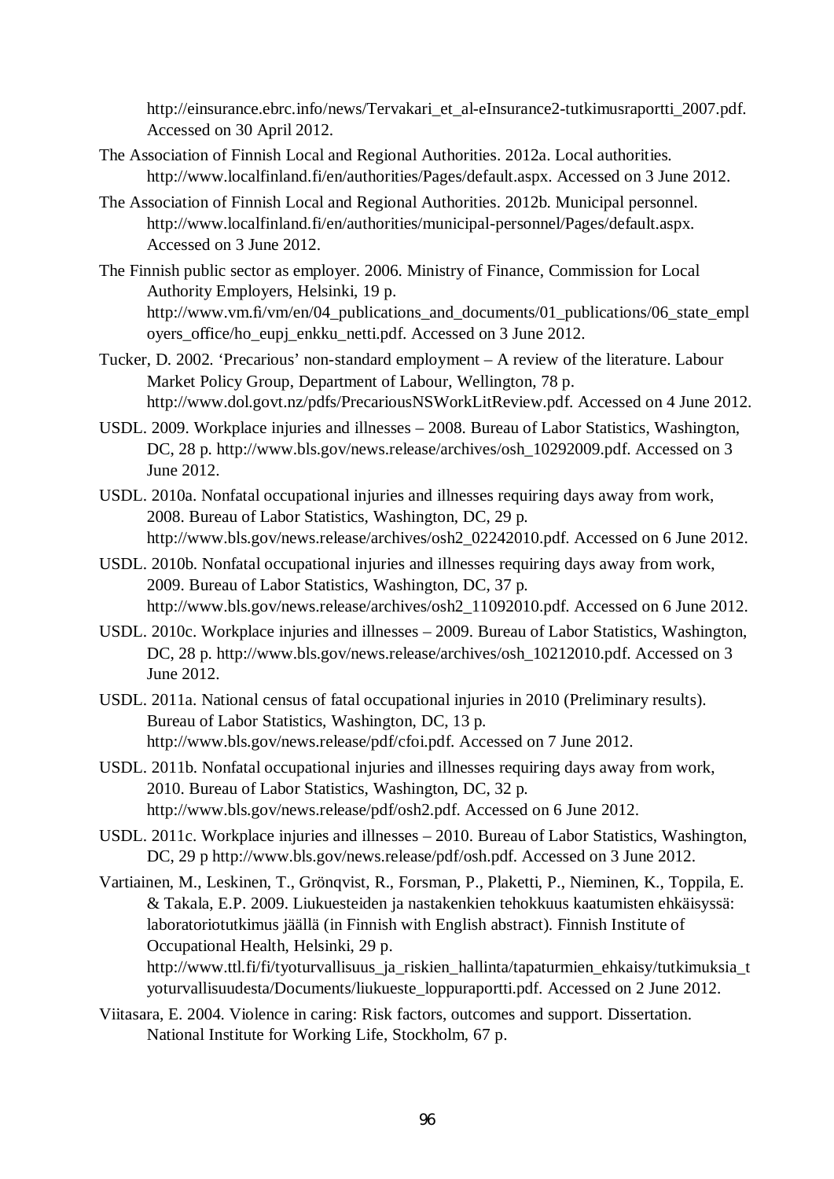http://einsurance.ebrc.info/news/Tervakari_et_al-eInsurance2-tutkimusraportti_2007.pdf. Accessed on 30 April 2012.

The Association of Finnish Local and Regional Authorities. 2012a. Local authorities. http://www.localfinland.fi/en/authorities/Pages/default.aspx. Accessed on 3 June 2012.

The Association of Finnish Local and Regional Authorities. 2012b. Municipal personnel. http://www.localfinland.fi/en/authorities/municipal-personnel/Pages/default.aspx. Accessed on 3 June 2012.

The Finnish public sector as employer. 2006. Ministry of Finance, Commission for Local Authority Employers, Helsinki, 19 p. http://www.vm.fi/vm/en/04_publications_and_documents/01_publications/06_state_employers_office/ho_eupj_enkku_netti.pdf. Accessed on 3 June 2012.

Tucker, D. 2002. 'Precarious' non-standard employment – A review of the literature. Labour Market Policy Group, Department of Labour, Wellington, 78 p. http://www.dol.govt.nz/pdfs/PrecariousNSWorkLitReview.pdf. Accessed on 4 June 2012.

USDL. 2009. Workplace injuries and illnesses – 2008. Bureau of Labor Statistics, Washington, DC, 28 p. http://www.bls.gov/news.release/archives/osh_10292009.pdf. Accessed on 3 June 2012.

USDL. 2010a. Nonfatal occupational injuries and illnesses requiring days away from work, 2008. Bureau of Labor Statistics, Washington, DC, 29 p. http://www.bls.gov/news.release/archives/osh2_02242010.pdf. Accessed on 6 June 2012.

USDL. 2010b. Nonfatal occupational injuries and illnesses requiring days away from work, 2009. Bureau of Labor Statistics, Washington, DC, 37 p. http://www.bls.gov/news.release/archives/osh2_11092010.pdf. Accessed on 6 June 2012.

USDL. 2010c. Workplace injuries and illnesses – 2009. Bureau of Labor Statistics, Washington, DC, 28 p. http://www.bls.gov/news.release/archives/osh_10212010.pdf. Accessed on 3 June 2012.

USDL. 2011a. National census of fatal occupational injuries in 2010 (Preliminary results). Bureau of Labor Statistics, Washington, DC, 13 p. http://www.bls.gov/news.release/pdf/cfoi.pdf. Accessed on 7 June 2012.

USDL. 2011b. Nonfatal occupational injuries and illnesses requiring days away from work, 2010. Bureau of Labor Statistics, Washington, DC, 32 p. http://www.bls.gov/news.release/pdf/osh2.pdf. Accessed on 6 June 2012.

USDL. 2011c. Workplace injuries and illnesses – 2010. Bureau of Labor Statistics, Washington, DC, 29 p http://www.bls.gov/news.release/pdf/osh.pdf. Accessed on 3 June 2012.

Vartiainen, M., Leskinen, T., Grönqvist, R., Forsman, P., Plaketti, P., Nieminen, K., Toppila, E. & Takala, E.P. 2009. Liukuesteiden ja nastakenkien tehokkuus kaatumisten ehkäisyssä: laboratoriotutkimus jäällä (in Finnish with English abstract). Finnish Institute of Occupational Health, Helsinki, 29 p. http://www.ttl.fi/fi/tyoturvallisuus_ja_riskien_hallinta/tapaturmien_ehkaisy/tutkimuksia_tyoturvallisuudesta/Documents/liukueste_loppuraportti.pdf. Accessed on 2 June 2012.

Viitasara, E. 2004. Violence in caring: Risk factors, outcomes and support. Dissertation. National Institute for Working Life, Stockholm, 67 p.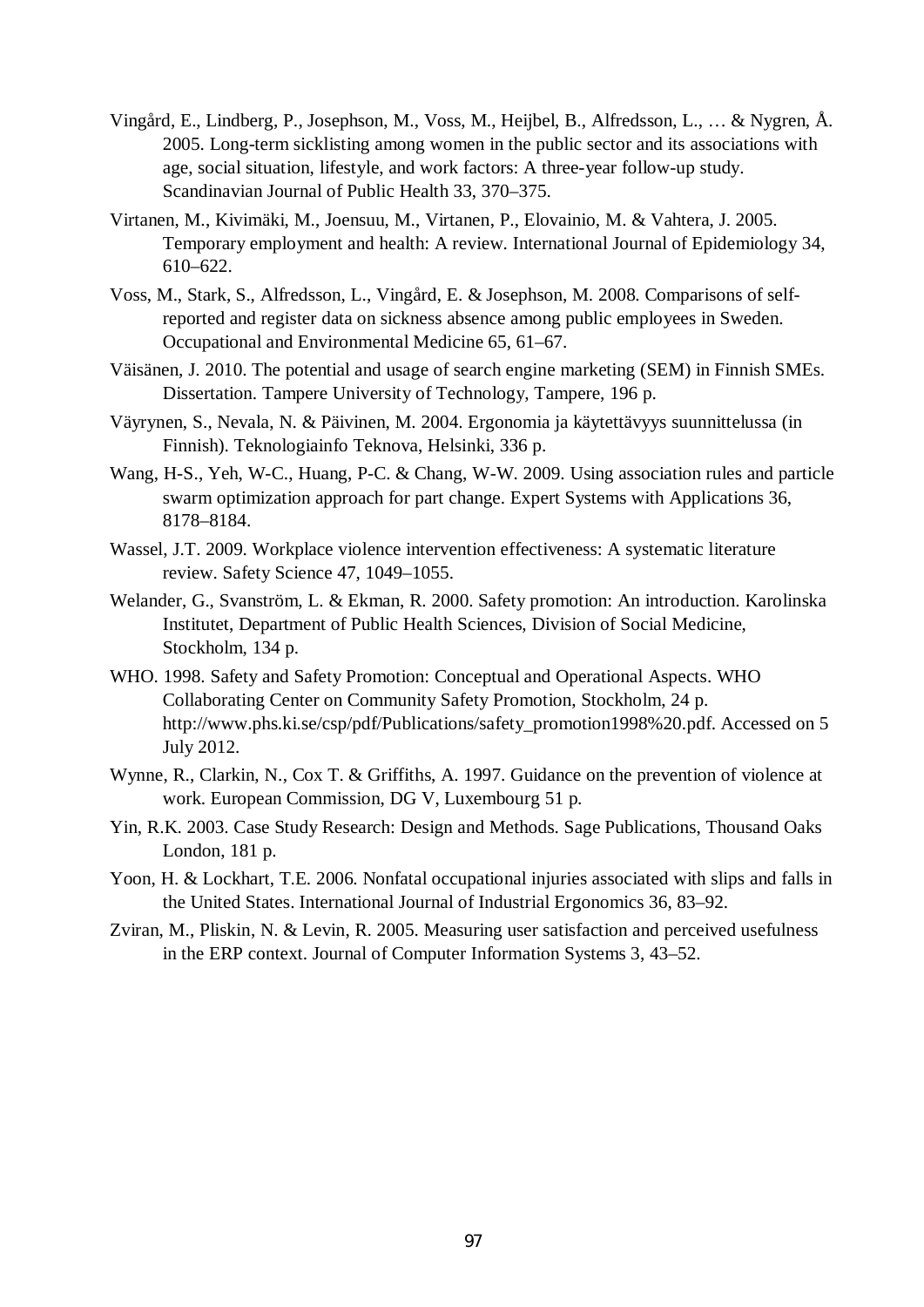Vingård, E., Lindberg, P., Josephson, M., Voss, M., Heijbel, B., Alfredsson, L., … & Nygren, Å. 2005. Long-term sicklisting among women in the public sector and its associations with age, social situation, lifestyle, and work factors: A three-year follow-up study. Scandinavian Journal of Public Health 33, 370–375.

Virtanen, M., Kivimäki, M., Joensuu, M., Virtanen, P., Elovainio, M. & Vahtera, J. 2005. Temporary employment and health: A review. International Journal of Epidemiology 34, 610–622.

Voss, M., Stark, S., Alfredsson, L., Vingård, E. & Josephson, M. 2008. Comparisons of self-reported and register data on sickness absence among public employees in Sweden. Occupational and Environmental Medicine 65, 61–67.

Väisänen, J. 2010. The potential and usage of search engine marketing (SEM) in Finnish SMEs. Dissertation. Tampere University of Technology, Tampere, 196 p.

Väyrynen, S., Nevala, N. & Päivinen, M. 2004. Ergonomia ja käytettävyys suunnittelussa (in Finnish). Teknologiainfo Teknova, Helsinki, 336 p.

Wang, H-S., Yeh, W-C., Huang, P-C. & Chang, W-W. 2009. Using association rules and particle swarm optimization approach for part change. Expert Systems with Applications 36, 8178–8184.

Wassel, J.T. 2009. Workplace violence intervention effectiveness: A systematic literature review. Safety Science 47, 1049–1055.

Welander, G., Svanström, L. & Ekman, R. 2000. Safety promotion: An introduction. Karolinska Institutet, Department of Public Health Sciences, Division of Social Medicine, Stockholm, 134 p.

WHO. 1998. Safety and Safety Promotion: Conceptual and Operational Aspects. WHO Collaborating Center on Community Safety Promotion, Stockholm, 24 p. http://www.phs.ki.se/csp/pdf/Publications/safety_promotion1998%20.pdf. Accessed on 5 July 2012.

Wynne, R., Clarkin, N., Cox T. & Griffiths, A. 1997. Guidance on the prevention of violence at work. European Commission, DG V, Luxembourg 51 p.

Yin, R.K. 2003. Case Study Research: Design and Methods. Sage Publications, Thousand Oaks London, 181 p.

Yoon, H. & Lockhart, T.E. 2006. Nonfatal occupational injuries associated with slips and falls in the United States. International Journal of Industrial Ergonomics 36, 83–92.

Zviran, M., Pliskin, N. & Levin, R. 2005. Measuring user satisfaction and perceived usefulness in the ERP context. Journal of Computer Information Systems 3, 43–52.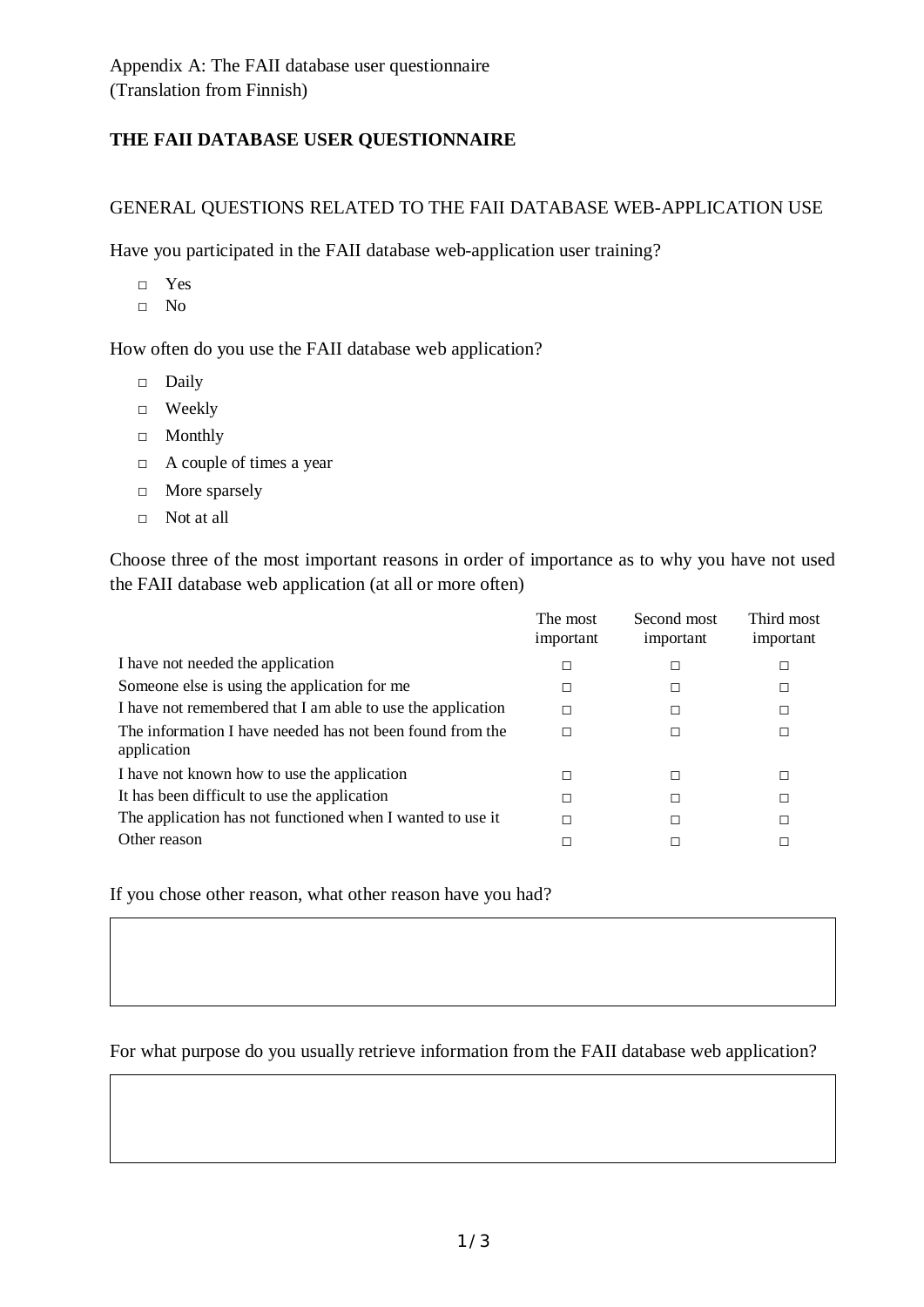Appendix A: The FAII database user questionnaire
(Translation from Finnish)

**THE FAII DATABASE USER QUESTIONNAIRE**

GENERAL QUESTIONS RELATED TO THE FAII DATABASE WEB-APPLICATION USE

Have you participated in the FAII database web-application user training?

- □ Yes
- □ No

How often do you use the FAII database web application?

- □ Daily
- □ Weekly
- □ Monthly
- □ A couple of times a year
- □ More sparsely
- □ Not at all

Choose three of the most important reasons in order of importance as to why you have not used the FAII database web application (at all or more often)

| | The most important | Second most important | Third most important |
|---|---|---|---|
| I have not needed the application | □ | □ | □ |
| Someone else is using the application for me | □ | □ | □ |
| I have not remembered that I am able to use the application | □ | □ | □ |
| The information I have needed has not been found from the application | □ | □ | □ |
| I have not known how to use the application | □ | □ | □ |
| It has been difficult to use the application | □ | □ | □ |
| The application has not functioned when I wanted to use it | □ | □ | □ |
| Other reason | □ | □ | □ |

If you chose other reason, what other reason have you had?

For what purpose do you usually retrieve information from the FAII database web application?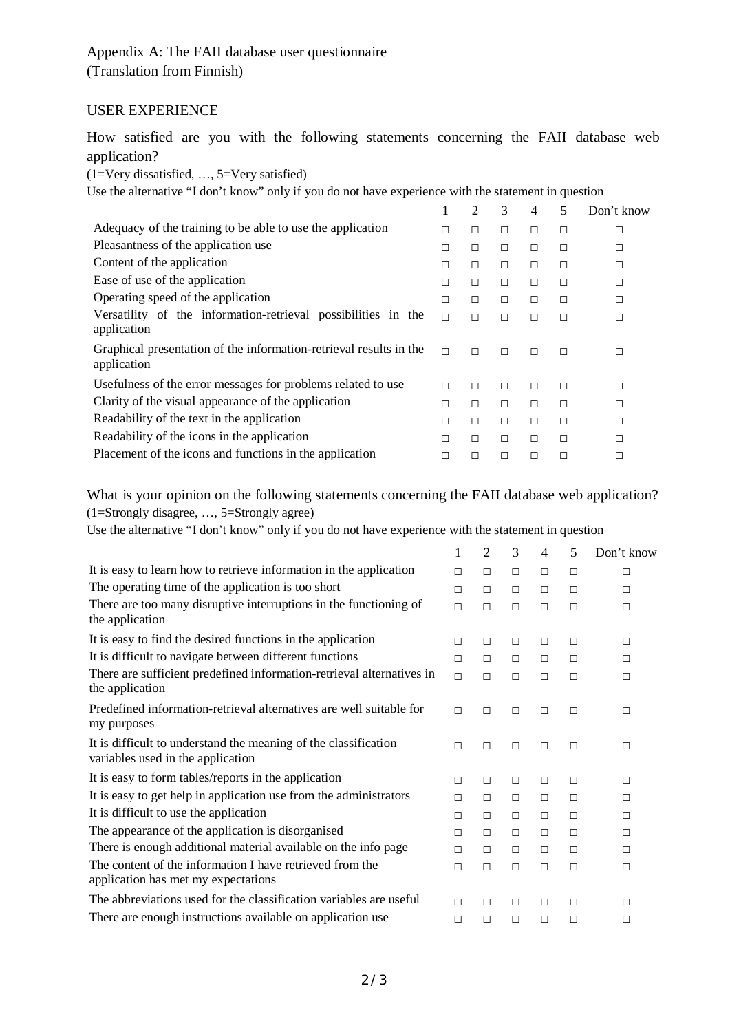Appendix A: The FAII database user questionnaire
(Translation from Finnish)

## USER EXPERIENCE

How satisfied are you with the following statements concerning the FAII database web application?

(1=Very dissatisfied, …, 5=Very satisfied)

Use the alternative "I don't know" only if you do not have experience with the statement in question

| | 1 | 2 | 3 | 4 | 5 | Don't know |
|---|---|---|---|---|---|---|
| Adequacy of the training to be able to use the application | □ | □ | □ | □ | □ | □ |
| Pleasantness of the application use | □ | □ | □ | □ | □ | □ |
| Content of the application | □ | □ | □ | □ | □ | □ |
| Ease of use of the application | □ | □ | □ | □ | □ | □ |
| Operating speed of the application | □ | □ | □ | □ | □ | □ |
| Versatility of the information-retrieval possibilities in the application | □ | □ | □ | □ | □ | □ |
| Graphical presentation of the information-retrieval results in the application | □ | □ | □ | □ | □ | □ |
| Usefulness of the error messages for problems related to use | □ | □ | □ | □ | □ | □ |
| Clarity of the visual appearance of the application | □ | □ | □ | □ | □ | □ |
| Readability of the text in the application | □ | □ | □ | □ | □ | □ |
| Readability of the icons in the application | □ | □ | □ | □ | □ | □ |
| Placement of the icons and functions in the application | □ | □ | □ | □ | □ | □ |

What is your opinion on the following statements concerning the FAII database web application?

(1=Strongly disagree, …, 5=Strongly agree)

Use the alternative "I don't know" only if you do not have experience with the statement in question

| | 1 | 2 | 3 | 4 | 5 | Don't know |
|---|---|---|---|---|---|---|
| It is easy to learn how to retrieve information in the application | □ | □ | □ | □ | □ | □ |
| The operating time of the application is too short | □ | □ | □ | □ | □ | □ |
| There are too many disruptive interruptions in the functioning of the application | □ | □ | □ | □ | □ | □ |
| It is easy to find the desired functions in the application | □ | □ | □ | □ | □ | □ |
| It is difficult to navigate between different functions | □ | □ | □ | □ | □ | □ |
| There are sufficient predefined information-retrieval alternatives in the application | □ | □ | □ | □ | □ | □ |
| Predefined information-retrieval alternatives are well suitable for my purposes | □ | □ | □ | □ | □ | □ |
| It is difficult to understand the meaning of the classification variables used in the application | □ | □ | □ | □ | □ | □ |
| It is easy to form tables/reports in the application | □ | □ | □ | □ | □ | □ |
| It is easy to get help in application use from the administrators | □ | □ | □ | □ | □ | □ |
| It is difficult to use the application | □ | □ | □ | □ | □ | □ |
| The appearance of the application is disorganised | □ | □ | □ | □ | □ | □ |
| There is enough additional material available on the info page | □ | □ | □ | □ | □ | □ |
| The content of the information I have retrieved from the application has met my expectations | □ | □ | □ | □ | □ | □ |
| The abbreviations used for the classification variables are useful | □ | □ | □ | □ | □ | □ |
| There are enough instructions available on application use | □ | □ | □ | □ | □ | □ |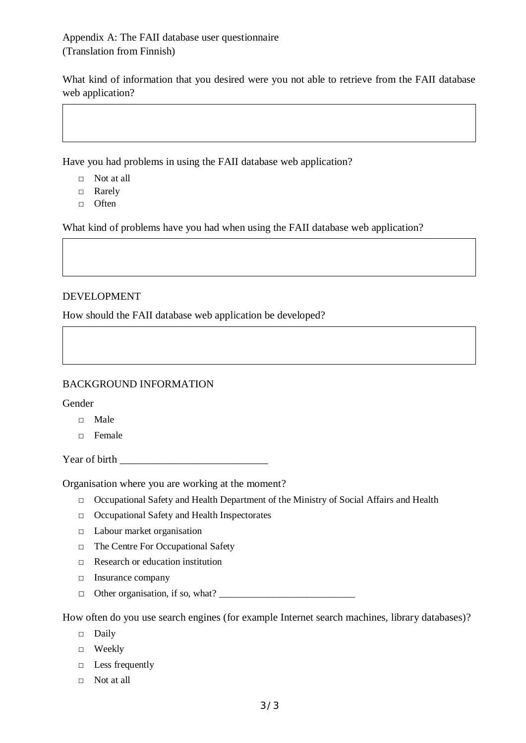Appendix A: The FAII database user questionnaire
(Translation from Finnish)

What kind of information that you desired were you not able to retrieve from the FAII database web application?

Have you had problems in using the FAII database web application?

- □ Not at all
- □ Rarely
- □ Often

What kind of problems have you had when using the FAII database web application?

DEVELOPMENT

How should the FAII database web application be developed?

BACKGROUND INFORMATION

Gender

- □ Male
- □ Female

Year of birth ___________________________

Organisation where you are working at the moment?

- □ Occupational Safety and Health Department of the Ministry of Social Affairs and Health
- □ Occupational Safety and Health Inspectorates
- □ Labour market organisation
- □ The Centre For Occupational Safety
- □ Research or education institution
- □ Insurance company
- □ Other organisation, if so, what? ___________________________

How often do you use search engines (for example Internet search machines, library databases)?

- □ Daily
- □ Weekly
- □ Less frequently
- □ Not at all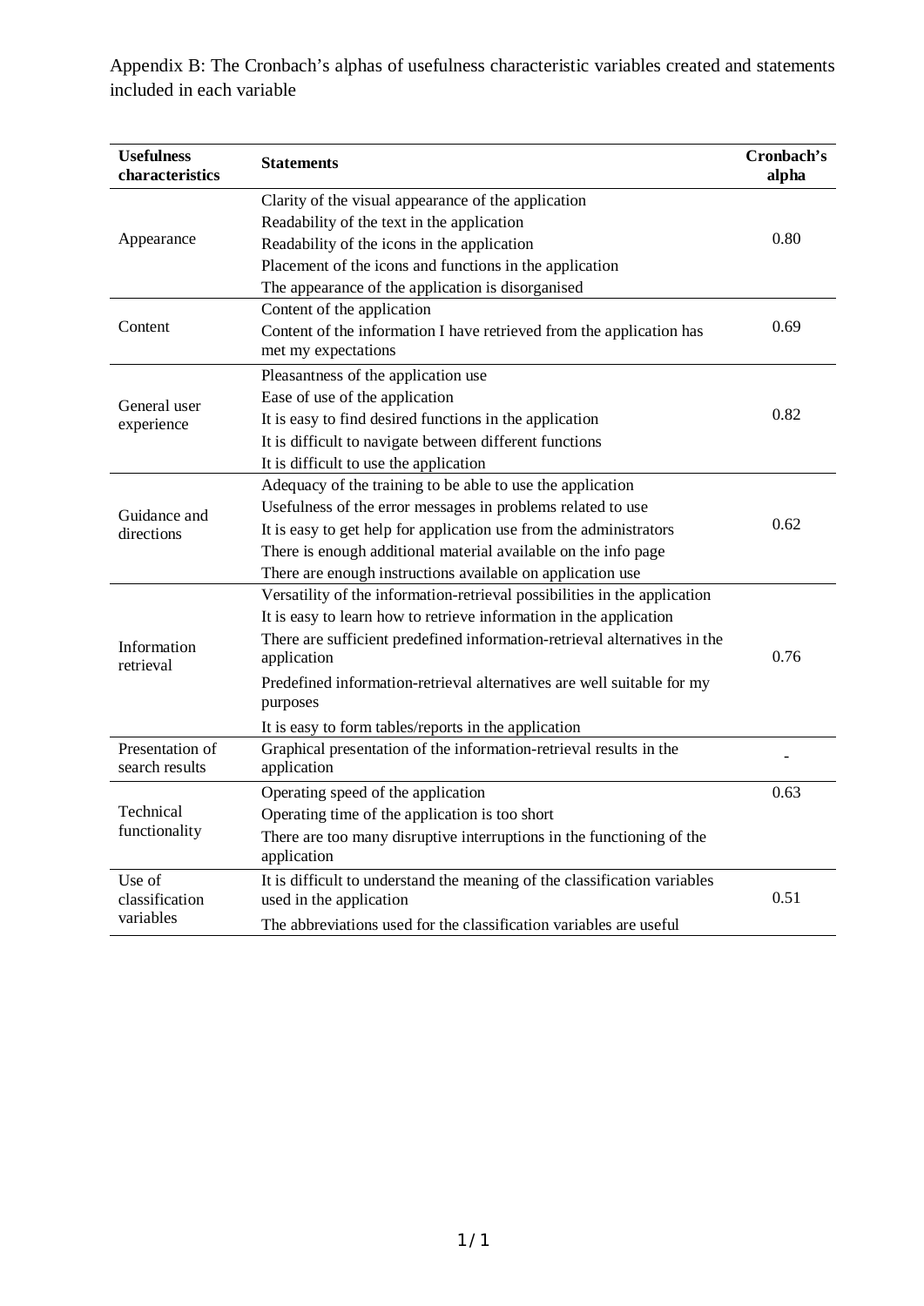Appendix B: The Cronbach's alphas of usefulness characteristic variables created and statements included in each variable

| Usefulness characteristics | Statements | Cronbach's alpha |
|---|---|---|
| Appearance | Clarity of the visual appearance of the application<br>Readability of the text in the application<br>Readability of the icons in the application<br>Placement of the icons and functions in the application<br>The appearance of the application is disorganised | 0.80 |
| Content | Content of the application<br>Content of the information I have retrieved from the application has met my expectations | 0.69 |
| General user experience | Pleasantness of the application use<br>Ease of use of the application<br>It is easy to find desired functions in the application<br>It is difficult to navigate between different functions<br>It is difficult to use the application | 0.82 |
| Guidance and directions | Adequacy of the training to be able to use the application<br>Usefulness of the error messages in problems related to use<br>It is easy to get help for application use from the administrators<br>There is enough additional material available on the info page<br>There are enough instructions available on application use | 0.62 |
| Information retrieval | Versatility of the information-retrieval possibilities in the application<br>It is easy to learn how to retrieve information in the application<br>There are sufficient predefined information-retrieval alternatives in the application<br>Predefined information-retrieval alternatives are well suitable for my purposes<br>It is easy to form tables/reports in the application | 0.76 |
| Presentation of search results | Graphical presentation of the information-retrieval results in the application | - |
| Technical functionality | Operating speed of the application<br>Operating time of the application is too short<br>There are too many disruptive interruptions in the functioning of the application | 0.63 |
| Use of classification variables | It is difficult to understand the meaning of the classification variables used in the application<br>The abbreviations used for the classification variables are useful | 0.51 |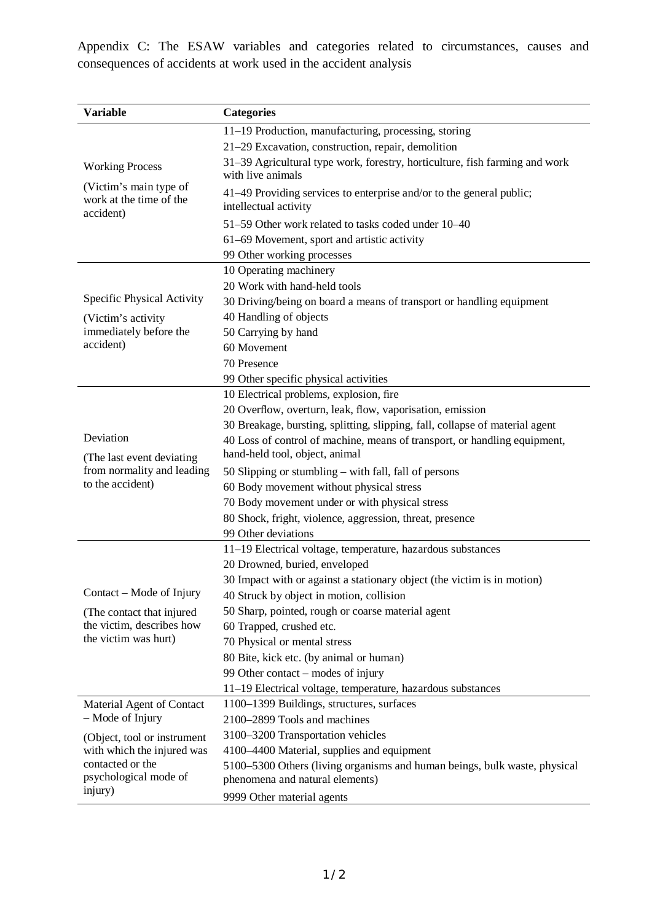Appendix C: The ESAW variables and categories related to circumstances, causes and consequences of accidents at work used in the accident analysis

| Variable | Categories |
|---|---|
| Working Process<br>(Victim's main type of work at the time of the accident) | 11–19 Production, manufacturing, processing, storing |
| | 21–29 Excavation, construction, repair, demolition |
| | 31–39 Agricultural type work, forestry, horticulture, fish farming and work with live animals |
| | 41–49 Providing services to enterprise and/or to the general public; intellectual activity |
| | 51–59 Other work related to tasks coded under 10–40 |
| | 61–69 Movement, sport and artistic activity |
| | 99 Other working processes |
| Specific Physical Activity<br>(Victim's activity immediately before the accident) | 10 Operating machinery |
| | 20 Work with hand-held tools |
| | 30 Driving/being on board a means of transport or handling equipment |
| | 40 Handling of objects |
| | 50 Carrying by hand |
| | 60 Movement |
| | 70 Presence |
| | 99 Other specific physical activities |
| Deviation<br>(The last event deviating from normality and leading to the accident) | 10 Electrical problems, explosion, fire |
| | 20 Overflow, overturn, leak, flow, vaporisation, emission |
| | 30 Breakage, bursting, splitting, slipping, fall, collapse of material agent |
| | 40 Loss of control of machine, means of transport, or handling equipment, hand-held tool, object, animal |
| | 50 Slipping or stumbling – with fall, fall of persons |
| | 60 Body movement without physical stress |
| | 70 Body movement under or with physical stress |
| | 80 Shock, fright, violence, aggression, threat, presence |
| | 99 Other deviations |
| Contact – Mode of Injury<br>(The contact that injured the victim, describes how the victim was hurt) | 11–19 Electrical voltage, temperature, hazardous substances |
| | 20 Drowned, buried, enveloped |
| | 30 Impact with or against a stationary object (the victim is in motion) |
| | 40 Struck by object in motion, collision |
| | 50 Sharp, pointed, rough or coarse material agent |
| | 60 Trapped, crushed etc. |
| | 70 Physical or mental stress |
| | 80 Bite, kick etc. (by animal or human) |
| | 99 Other contact – modes of injury |
| | 11–19 Electrical voltage, temperature, hazardous substances |
| Material Agent of Contact – Mode of Injury<br>(Object, tool or instrument with which the injured was contacted or the psychological mode of injury) | 1100–1399 Buildings, structures, surfaces |
| | 2100–2899 Tools and machines |
| | 3100–3200 Transportation vehicles |
| | 4100–4400 Material, supplies and equipment |
| | 5100–5300 Others (living organisms and human beings, bulk waste, physical phenomena and natural elements) |
| | 9999 Other material agents |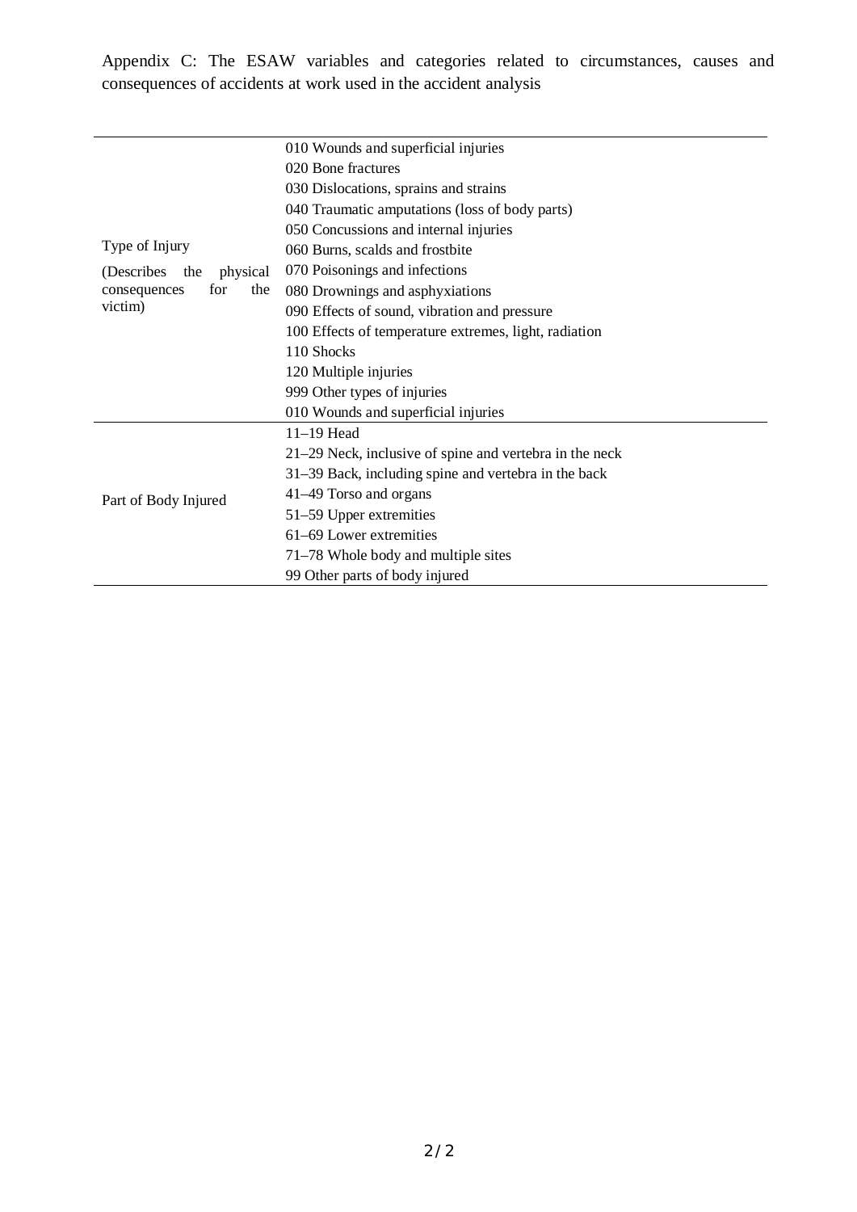Appendix C: The ESAW variables and categories related to circumstances, causes and consequences of accidents at work used in the accident analysis

| | |
|---|---|
| Type of Injury (Describes the physical consequences for the victim) | 010 Wounds and superficial injuries |
| | 020 Bone fractures |
| | 030 Dislocations, sprains and strains |
| | 040 Traumatic amputations (loss of body parts) |
| | 050 Concussions and internal injuries |
| | 060 Burns, scalds and frostbite |
| | 070 Poisonings and infections |
| | 080 Drownings and asphyxiations |
| | 090 Effects of sound, vibration and pressure |
| | 100 Effects of temperature extremes, light, radiation |
| | 110 Shocks |
| | 120 Multiple injuries |
| | 999 Other types of injuries |
| | 010 Wounds and superficial injuries |
| Part of Body Injured | 11–19 Head |
| | 21–29 Neck, inclusive of spine and vertebra in the neck |
| | 31–39 Back, including spine and vertebra in the back |
| | 41–49 Torso and organs |
| | 51–59 Upper extremities |
| | 61–69 Lower extremities |
| | 71–78 Whole body and multiple sites |
| | 99 Other parts of body injured |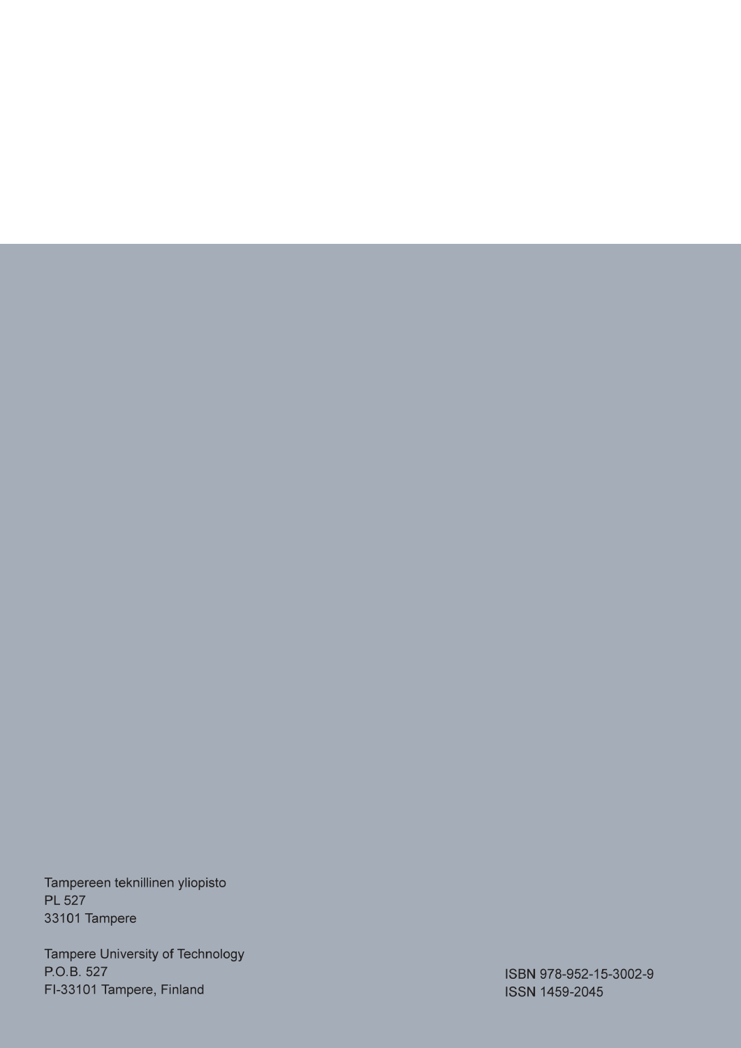Tampereen teknillinen yliopisto
PL 527
33101 Tampere

Tampere University of Technology
P.O.B. 527
FI-33101 Tampere, Finland

ISBN 978-952-15-3002-9
ISSN 1459-2045